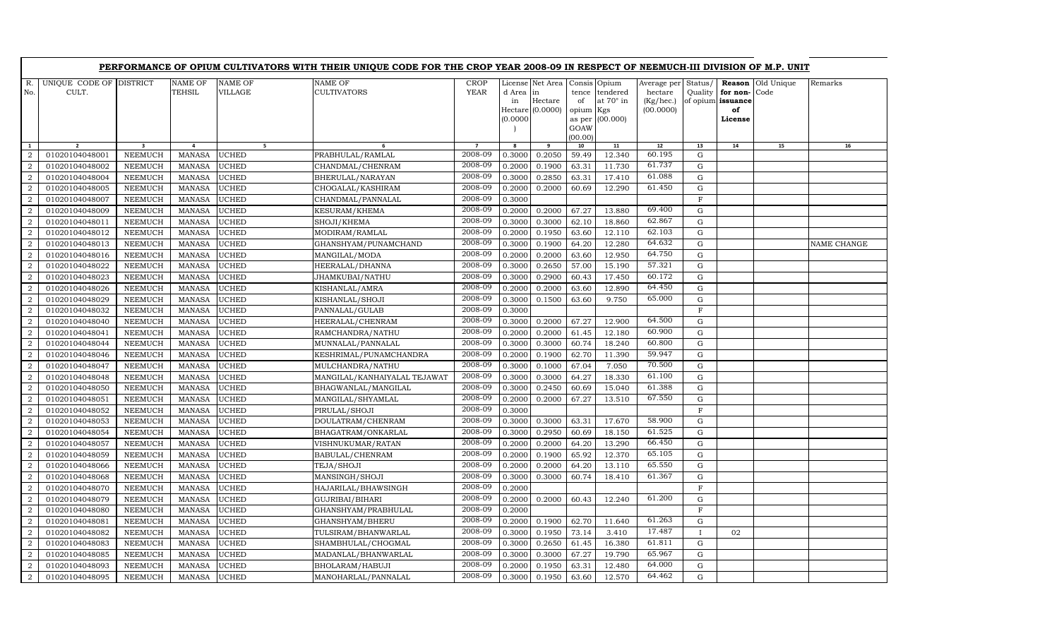# PERFORMANCE OF OPIUM CULTIVATORS WITH THEIR UNIQUE CODE FOR THE CROP YEAR 2008-09 IN RESPECT OF NEEMUCH-III DIVISION OF M.P. UNIT

| R. No. | UNIQUE CODE OF CULT. | DISTRICT | NAME OF TEHSIL | NAME OF VILLAGE | NAME OF CULTIVATORS | CROP YEAR | License d Area in Hectare (0.0000) | Net Area in Hectare (0.0000) | Consis tence of opium as per GOAW (00.00) | Opium tendered at 70° in Kgs (00.000) | Average per hectare (Kg/hec.) (00.0000) | Status/ Quality of opium | Reason for non-issuance of License | Old Unique Code | Remarks |
|---|---|---|---|---|---|---|---|---|---|---|---|---|---|---|---|
| 1 | 2 | 3 | 4 | 5 | 6 | 7 | 8 | 9 | 10 | 11 | 12 | 13 | 14 | 15 | 16 |
| 2 | 01020104048001 | NEEMUCH | MANASA | UCHED | PRABHULAL/RAMLAL | 2008-09 | 0.3000 | 0.2050 | 59.49 | 12.340 | 60.195 | G | | | |
| 2 | 01020104048002 | NEEMUCH | MANASA | UCHED | CHANDMAL/CHENRAM | 2008-09 | 0.2000 | 0.1900 | 63.31 | 11.730 | 61.737 | G | | | |
| 2 | 01020104048004 | NEEMUCH | MANASA | UCHED | BHERULAL/NARAYAN | 2008-09 | 0.3000 | 0.2850 | 63.31 | 17.410 | 61.088 | G | | | |
| 2 | 01020104048005 | NEEMUCH | MANASA | UCHED | CHOGALAL/KASHIRAM | 2008-09 | 0.2000 | 0.2000 | 60.69 | 12.290 | 61.450 | G | | | |
| 2 | 01020104048007 | NEEMUCH | MANASA | UCHED | CHANDMAL/PANNALAL | 2008-09 | 0.3000 | | | | | F | | | |
| 2 | 01020104048009 | NEEMUCH | MANASA | UCHED | KESURAM/KHEMA | 2008-09 | 0.2000 | 0.2000 | 67.27 | 13.880 | 69.400 | G | | | |
| 2 | 01020104048011 | NEEMUCH | MANASA | UCHED | SHOJI/KHEMA | 2008-09 | 0.3000 | 0.3000 | 62.10 | 18.860 | 62.867 | G | | | |
| 2 | 01020104048012 | NEEMUCH | MANASA | UCHED | MODIRAM/RAMLAL | 2008-09 | 0.2000 | 0.1950 | 63.60 | 12.110 | 62.103 | G | | | |
| 2 | 01020104048013 | NEEMUCH | MANASA | UCHED | GHANSHYAM/PUNAMCHAND | 2008-09 | 0.3000 | 0.1900 | 64.20 | 12.280 | 64.632 | G | | | NAME CHANGE |
| 2 | 01020104048016 | NEEMUCH | MANASA | UCHED | MANGILAL/MODA | 2008-09 | 0.2000 | 0.2000 | 63.60 | 12.950 | 64.750 | G | | | |
| 2 | 01020104048022 | NEEMUCH | MANASA | UCHED | HEERALAL/DHANNA | 2008-09 | 0.3000 | 0.2650 | 57.00 | 15.190 | 57.321 | G | | | |
| 2 | 01020104048023 | NEEMUCH | MANASA | UCHED | JHAMKUBAI/NATHU | 2008-09 | 0.3000 | 0.2900 | 60.43 | 17.450 | 60.172 | G | | | |
| 2 | 01020104048026 | NEEMUCH | MANASA | UCHED | KISHANLAL/AMRA | 2008-09 | 0.2000 | 0.2000 | 63.60 | 12.890 | 64.450 | G | | | |
| 2 | 01020104048029 | NEEMUCH | MANASA | UCHED | KISHANLAL/SHOJI | 2008-09 | 0.3000 | 0.1500 | 63.60 | 9.750 | 65.000 | G | | | |
| 2 | 01020104048032 | NEEMUCH | MANASA | UCHED | PANNALAL/GULAB | 2008-09 | 0.3000 | | | | | F | | | |
| 2 | 01020104048040 | NEEMUCH | MANASA | UCHED | HEERALAL/CHENRAM | 2008-09 | 0.3000 | 0.2000 | 67.27 | 12.900 | 64.500 | G | | | |
| 2 | 01020104048041 | NEEMUCH | MANASA | UCHED | RAMCHANDRA/NATHU | 2008-09 | 0.2000 | 0.2000 | 61.45 | 12.180 | 60.900 | G | | | |
| 2 | 01020104048044 | NEEMUCH | MANASA | UCHED | MUNNALAL/PANNALAL | 2008-09 | 0.3000 | 0.3000 | 60.74 | 18.240 | 60.800 | G | | | |
| 2 | 01020104048046 | NEEMUCH | MANASA | UCHED | KESHRIMAL/PUNAMCHANDRA | 2008-09 | 0.2000 | 0.1900 | 62.70 | 11.390 | 59.947 | G | | | |
| 2 | 01020104048047 | NEEMUCH | MANASA | UCHED | MULCHANDRA/NATHU | 2008-09 | 0.3000 | 0.1000 | 67.04 | 7.050 | 70.500 | G | | | |
| 2 | 01020104048048 | NEEMUCH | MANASA | UCHED | MANGILAL/KANHAIYALAL TEJAWAT | 2008-09 | 0.3000 | 0.3000 | 64.27 | 18.330 | 61.100 | G | | | |
| 2 | 01020104048050 | NEEMUCH | MANASA | UCHED | BHAGWANLAL/MANGILAL | 2008-09 | 0.3000 | 0.2450 | 60.69 | 15.040 | 61.388 | G | | | |
| 2 | 01020104048051 | NEEMUCH | MANASA | UCHED | MANGILAL/SHYAMLAL | 2008-09 | 0.2000 | 0.2000 | 67.27 | 13.510 | 67.550 | G | | | |
| 2 | 01020104048052 | NEEMUCH | MANASA | UCHED | PIRULAL/SHOJI | 2008-09 | 0.3000 | | | | | F | | | |
| 2 | 01020104048053 | NEEMUCH | MANASA | UCHED | DOULATRAM/CHENRAM | 2008-09 | 0.3000 | 0.3000 | 63.31 | 17.670 | 58.900 | G | | | |
| 2 | 01020104048054 | NEEMUCH | MANASA | UCHED | BHAGATRAM/ONKARLAL | 2008-09 | 0.3000 | 0.2950 | 60.69 | 18.150 | 61.525 | G | | | |
| 2 | 01020104048057 | NEEMUCH | MANASA | UCHED | VISHNUKUMAR/RATAN | 2008-09 | 0.2000 | 0.2000 | 64.20 | 13.290 | 66.450 | G | | | |
| 2 | 01020104048059 | NEEMUCH | MANASA | UCHED | BABULAL/CHENRAM | 2008-09 | 0.2000 | 0.1900 | 65.92 | 12.370 | 65.105 | G | | | |
| 2 | 01020104048066 | NEEMUCH | MANASA | UCHED | TEJA/SHOJI | 2008-09 | 0.2000 | 0.2000 | 64.20 | 13.110 | 65.550 | G | | | |
| 2 | 01020104048068 | NEEMUCH | MANASA | UCHED | MANSINGH/SHOJI | 2008-09 | 0.3000 | 0.3000 | 60.74 | 18.410 | 61.367 | G | | | |
| 2 | 01020104048070 | NEEMUCH | MANASA | UCHED | HAJARILAL/BHAWSINGH | 2008-09 | 0.2000 | | | | | F | | | |
| 2 | 01020104048079 | NEEMUCH | MANASA | UCHED | GUJRIBAI/BIHARI | 2008-09 | 0.2000 | 0.2000 | 60.43 | 12.240 | 61.200 | G | | | |
| 2 | 01020104048080 | NEEMUCH | MANASA | UCHED | GHANSHYAM/PRABHULAL | 2008-09 | 0.2000 | | | | | F | | | |
| 2 | 01020104048081 | NEEMUCH | MANASA | UCHED | GHANSHYAM/BHERU | 2008-09 | 0.2000 | 0.1900 | 62.70 | 11.640 | 61.263 | G | | | |
| 2 | 01020104048082 | NEEMUCH | MANASA | UCHED | TULSIRAM/BHANWARLAL | 2008-09 | 0.3000 | 0.1950 | 73.14 | 3.410 | 17.487 | I | 02 | | |
| 2 | 01020104048083 | NEEMUCH | MANASA | UCHED | SHAMBHULAL/CHOGMAL | 2008-09 | 0.3000 | 0.2650 | 61.45 | 16.380 | 61.811 | G | | | |
| 2 | 01020104048085 | NEEMUCH | MANASA | UCHED | MADANLAL/BHANWARLAL | 2008-09 | 0.3000 | 0.3000 | 67.27 | 19.790 | 65.967 | G | | | |
| 2 | 01020104048093 | NEEMUCH | MANASA | UCHED | BHOLARAM/HABUJI | 2008-09 | 0.2000 | 0.1950 | 63.31 | 12.480 | 64.000 | G | | | |
| 2 | 01020104048095 | NEEMUCH | MANASA | UCHED | MANOHARLAL/PANNALAL | 2008-09 | 0.3000 | 0.1950 | 63.60 | 12.570 | 64.462 | G | | | |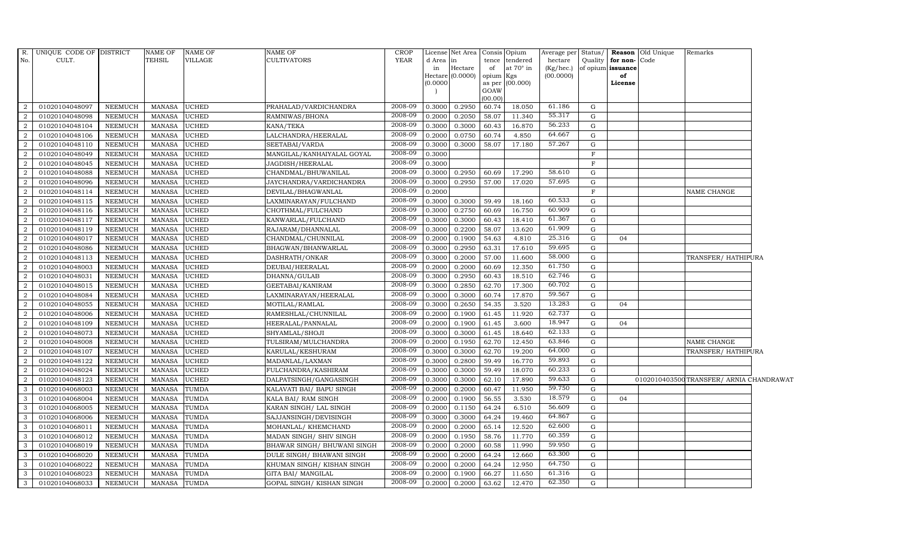| R. No. | UNIQUE CODE OF CULT. | DISTRICT | NAME OF TEHSIL | NAME OF VILLAGE | NAME OF CULTIVATORS | CROP YEAR | License d Area in Hectare (0.0000) | Net Area in Hectare (0.0000) | Consis tence of opium as per GOAW (00.00) | Opium tendered at 70° in Kgs (00.000) | Average per hectare (Kg/hec.) (00.0000) | Status/ Quality of opium | Reason for non-issuance of License | Old Unique Code | Remarks |
|---|---|---|---|---|---|---|---|---|---|---|---|---|---|---|---|
| 2 | 01020104048097 | NEEMUCH | MANASA | UCHED | PRAHALAD/VARDICHANDRA | 2008-09 | 0.3000 | 0.2950 | 60.74 | 18.050 | 61.186 | G | | | |
| 2 | 01020104048098 | NEEMUCH | MANASA | UCHED | RAMNIWAS/BHONA | 2008-09 | 0.2000 | 0.2050 | 58.07 | 11.340 | 55.317 | G | | | |
| 2 | 01020104048104 | NEEMUCH | MANASA | UCHED | KANA/TEKA | 2008-09 | 0.3000 | 0.3000 | 60.43 | 16.870 | 56.233 | G | | | |
| 2 | 01020104048106 | NEEMUCH | MANASA | UCHED | LALCHANDRA/HEERALAL | 2008-09 | 0.2000 | 0.0750 | 60.74 | 4.850 | 64.667 | G | | | |
| 2 | 01020104048110 | NEEMUCH | MANASA | UCHED | SEETABAI/VARDA | 2008-09 | 0.3000 | 0.3000 | 58.07 | 17.180 | 57.267 | G | | | |
| 2 | 01020104048049 | NEEMUCH | MANASA | UCHED | MANGILAL/KANHAIYALAL GOYAL | 2008-09 | 0.3000 | | | | | F | | | |
| 2 | 01020104048045 | NEEMUCH | MANASA | UCHED | JAGDISH/HEERALAL | 2008-09 | 0.3000 | | | | | F | | | |
| 2 | 01020104048088 | NEEMUCH | MANASA | UCHED | CHANDMAL/BHUWANILAL | 2008-09 | 0.3000 | 0.2950 | 60.69 | 17.290 | 58.610 | G | | | |
| 2 | 01020104048096 | NEEMUCH | MANASA | UCHED | JAYCHANDRA/VARDICHANDRA | 2008-09 | 0.3000 | 0.2950 | 57.00 | 17.020 | 57.695 | G | | | |
| 2 | 01020104048114 | NEEMUCH | MANASA | UCHED | DEVILAL/BHAGWANLAL | 2008-09 | 0.2000 | | | | | F | | | NAME CHANGE |
| 2 | 01020104048115 | NEEMUCH | MANASA | UCHED | LAXMINARAYAN/FULCHAND | 2008-09 | 0.3000 | 0.3000 | 59.49 | 18.160 | 60.533 | G | | | |
| 2 | 01020104048116 | NEEMUCH | MANASA | UCHED | CHOTHMAL/FULCHAND | 2008-09 | 0.3000 | 0.2750 | 60.69 | 16.750 | 60.909 | G | | | |
| 2 | 01020104048117 | NEEMUCH | MANASA | UCHED | KANWARLAL/FULCHAND | 2008-09 | 0.3000 | 0.3000 | 60.43 | 18.410 | 61.367 | G | | | |
| 2 | 01020104048119 | NEEMUCH | MANASA | UCHED | RAJARAM/DHANNALAL | 2008-09 | 0.3000 | 0.2200 | 58.07 | 13.620 | 61.909 | G | | | |
| 2 | 01020104048017 | NEEMUCH | MANASA | UCHED | CHANDMAL/CHUNNILAL | 2008-09 | 0.2000 | 0.1900 | 54.63 | 4.810 | 25.316 | G | 04 | | |
| 2 | 01020104048086 | NEEMUCH | MANASA | UCHED | BHAGWAN/BHANWARLAL | 2008-09 | 0.3000 | 0.2950 | 63.31 | 17.610 | 59.695 | G | | | |
| 2 | 01020104048113 | NEEMUCH | MANASA | UCHED | DASHRATH/ONKAR | 2008-09 | 0.3000 | 0.2000 | 57.00 | 11.600 | 58.000 | G | | | TRANSFER/ HATHIPURA |
| 2 | 01020104048003 | NEEMUCH | MANASA | UCHED | DEUBAI/HEERALAL | 2008-09 | 0.2000 | 0.2000 | 60.69 | 12.350 | 61.750 | G | | | |
| 2 | 01020104048031 | NEEMUCH | MANASA | UCHED | DHANNA/GULAB | 2008-09 | 0.3000 | 0.2950 | 60.43 | 18.510 | 62.746 | G | | | |
| 2 | 01020104048015 | NEEMUCH | MANASA | UCHED | GEETABAI/KANIRAM | 2008-09 | 0.3000 | 0.2850 | 62.70 | 17.300 | 60.702 | G | | | |
| 2 | 01020104048084 | NEEMUCH | MANASA | UCHED | LAXMINARAYAN/HEERALAL | 2008-09 | 0.3000 | 0.3000 | 60.74 | 17.870 | 59.567 | G | | | |
| 2 | 01020104048055 | NEEMUCH | MANASA | UCHED | MOTILAL/RAMLAL | 2008-09 | 0.3000 | 0.2650 | 54.35 | 3.520 | 13.283 | G | 04 | | |
| 2 | 01020104048006 | NEEMUCH | MANASA | UCHED | RAMESHLAL/CHUNNILAL | 2008-09 | 0.2000 | 0.1900 | 61.45 | 11.920 | 62.737 | G | | | |
| 2 | 01020104048109 | NEEMUCH | MANASA | UCHED | HEERALAL/PANNALAL | 2008-09 | 0.2000 | 0.1900 | 61.45 | 3.600 | 18.947 | G | 04 | | |
| 2 | 01020104048073 | NEEMUCH | MANASA | UCHED | SHYAMLAL/SHOJI | 2008-09 | 0.3000 | 0.3000 | 61.45 | 18.640 | 62.133 | G | | | |
| 2 | 01020104048008 | NEEMUCH | MANASA | UCHED | TULSIRAM/MULCHANDRA | 2008-09 | 0.2000 | 0.1950 | 62.70 | 12.450 | 63.846 | G | | | NAME CHANGE |
| 2 | 01020104048107 | NEEMUCH | MANASA | UCHED | KARULAL/KESHURAM | 2008-09 | 0.3000 | 0.3000 | 62.70 | 19.200 | 64.000 | G | | | TRANSFER/ HATHIPURA |
| 2 | 01020104048122 | NEEMUCH | MANASA | UCHED | MADANLAL/LAXMAN | 2008-09 | 0.3000 | 0.2800 | 59.49 | 16.770 | 59.893 | G | | | |
| 2 | 01020104048024 | NEEMUCH | MANASA | UCHED | FULCHANDRA/KASHIRAM | 2008-09 | 0.3000 | 0.3000 | 59.49 | 18.070 | 60.233 | G | | | |
| 2 | 01020104048123 | NEEMUCH | MANASA | UCHED | DALPATSINGH/GANGASINGH | 2008-09 | 0.3000 | 0.3000 | 62.10 | 17.890 | 59.633 | G | | 01020104035000 | TRANSFER/ ARNIA CHANDRAWAT |
| 3 | 01020104068003 | NEEMUCH | MANASA | TUMDA | KALAVATI BAI/ BAPU SINGH | 2008-09 | 0.2000 | 0.2000 | 60.47 | 11.950 | 59.750 | G | | | |
| 3 | 01020104068004 | NEEMUCH | MANASA | TUMDA | KALA BAI/ RAM SINGH | 2008-09 | 0.2000 | 0.1900 | 56.55 | 3.530 | 18.579 | G | 04 | | |
| 3 | 01020104068005 | NEEMUCH | MANASA | TUMDA | KARAN SINGH/ LAL SINGH | 2008-09 | 0.2000 | 0.1150 | 64.24 | 6.510 | 56.609 | G | | | |
| 3 | 01020104068006 | NEEMUCH | MANASA | TUMDA | SAJJANSINGH/DEVISINGH | 2008-09 | 0.3000 | 0.3000 | 64.24 | 19.460 | 64.867 | G | | | |
| 3 | 01020104068011 | NEEMUCH | MANASA | TUMDA | MOHANLAL/ KHEMCHAND | 2008-09 | 0.2000 | 0.2000 | 65.14 | 12.520 | 62.600 | G | | | |
| 3 | 01020104068012 | NEEMUCH | MANASA | TUMDA | MADAN SINGH/ SHIV SINGH | 2008-09 | 0.2000 | 0.1950 | 58.76 | 11.770 | 60.359 | G | | | |
| 3 | 01020104068019 | NEEMUCH | MANASA | TUMDA | BHAWAR SINGH/ BHUWANI SINGH | 2008-09 | 0.2000 | 0.2000 | 60.58 | 11.990 | 59.950 | G | | | |
| 3 | 01020104068020 | NEEMUCH | MANASA | TUMDA | DULE SINGH/ BHAWANI SINGH | 2008-09 | 0.2000 | 0.2000 | 64.24 | 12.660 | 63.300 | G | | | |
| 3 | 01020104068022 | NEEMUCH | MANASA | TUMDA | KHUMAN SINGH/ KISHAN SINGH | 2008-09 | 0.2000 | 0.2000 | 64.24 | 12.950 | 64.750 | G | | | |
| 3 | 01020104068023 | NEEMUCH | MANASA | TUMDA | GITA BAI/ MANGILAL | 2008-09 | 0.2000 | 0.1900 | 66.27 | 11.650 | 61.316 | G | | | |
| 3 | 01020104068033 | NEEMUCH | MANASA | TUMDA | GOPAL SINGH/ KISHAN SINGH | 2008-09 | 0.2000 | 0.2000 | 63.62 | 12.470 | 62.350 | G | | | |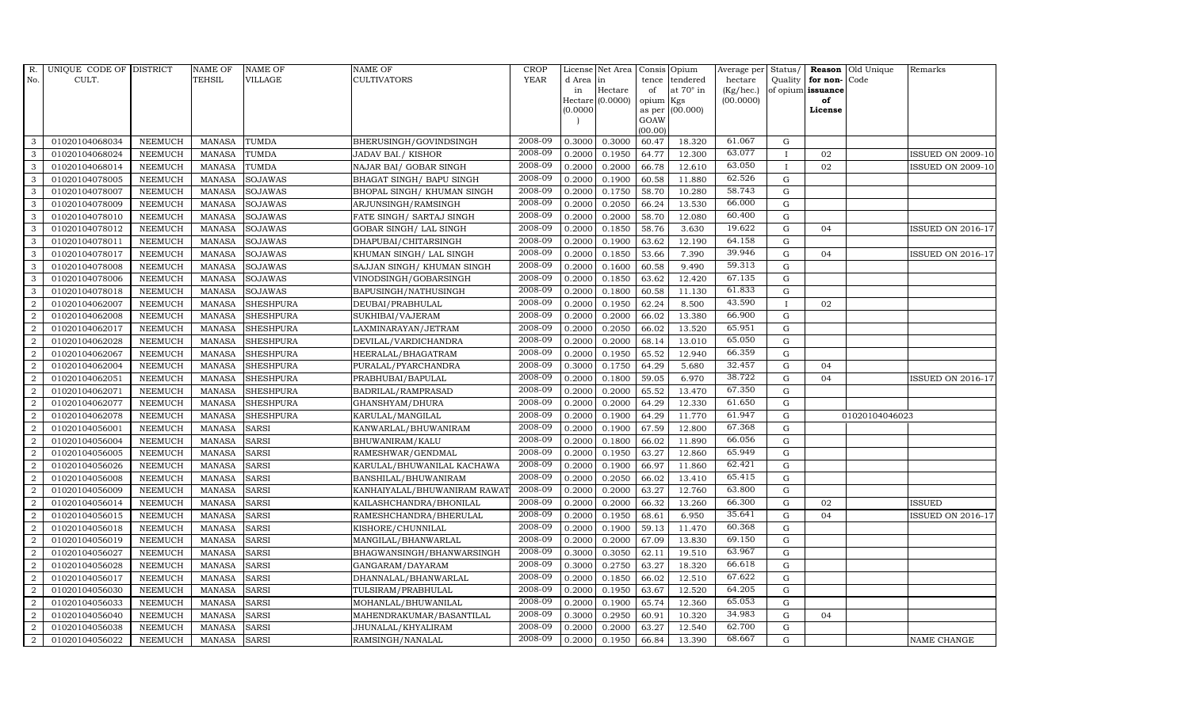| R. No. | UNIQUE CODE OF CULT. | DISTRICT | NAME OF TEHSIL | NAME OF VILLAGE | NAME OF CULTIVATORS | CROP YEAR | License d Area in Hectare (0.0000) | Net Area in Hectare (0.0000) | Consis tence of opium as per GOAW (00.00) | Opium tendered at 70° in Kgs (00.000) | Average per hectare (Kg/hec.) (00.0000) | Status/ Quality of opium | Reason for non-issuance of License | Old Unique Code | Remarks |
|---|---|---|---|---|---|---|---|---|---|---|---|---|---|---|---|
| 3 | 01020104068034 | NEEMUCH | MANASA | TUMDA | BHERUSINGH/GOVINDSINGH | 2008-09 | 0.3000 | 0.3000 | 60.47 | 18.320 | 61.067 | G | | | |
| 3 | 01020104068024 | NEEMUCH | MANASA | TUMDA | JADAV BAI./ KISHOR | 2008-09 | 0.2000 | 0.1950 | 64.77 | 12.300 | 63.077 | I | 02 | | ISSUED ON 2009-10 |
| 3 | 01020104068014 | NEEMUCH | MANASA | TUMDA | NAJAR BAI/ GOBAR SINGH | 2008-09 | 0.2000 | 0.2000 | 66.78 | 12.610 | 63.050 | I | 02 | | ISSUED ON 2009-10 |
| 3 | 01020104078005 | NEEMUCH | MANASA | SOJAWAS | BHAGAT SINGH/ BAPU SINGH | 2008-09 | 0.2000 | 0.1900 | 60.58 | 11.880 | 62.526 | G | | | |
| 3 | 01020104078007 | NEEMUCH | MANASA | SOJAWAS | BHOPAL SINGH/ KHUMAN SINGH | 2008-09 | 0.2000 | 0.1750 | 58.70 | 10.280 | 58.743 | G | | | |
| 3 | 01020104078009 | NEEMUCH | MANASA | SOJAWAS | ARJUNSINGH/RAMSINGH | 2008-09 | 0.2000 | 0.2050 | 66.24 | 13.530 | 66.000 | G | | | |
| 3 | 01020104078010 | NEEMUCH | MANASA | SOJAWAS | FATE SINGH/ SARTAJ SINGH | 2008-09 | 0.2000 | 0.2000 | 58.70 | 12.080 | 60.400 | G | | | |
| 3 | 01020104078012 | NEEMUCH | MANASA | SOJAWAS | GOBAR SINGH/ LAL SINGH | 2008-09 | 0.2000 | 0.1850 | 58.76 | 3.630 | 19.622 | G | 04 | | ISSUED ON 2016-17 |
| 3 | 01020104078011 | NEEMUCH | MANASA | SOJAWAS | DHAPUBAI/CHITARSINGH | 2008-09 | 0.2000 | 0.1900 | 63.62 | 12.190 | 64.158 | G | | | |
| 3 | 01020104078017 | NEEMUCH | MANASA | SOJAWAS | KHUMAN SINGH/ LAL SINGH | 2008-09 | 0.2000 | 0.1850 | 53.66 | 7.390 | 39.946 | G | 04 | | ISSUED ON 2016-17 |
| 3 | 01020104078008 | NEEMUCH | MANASA | SOJAWAS | SAJJAN SINGH/ KHUMAN SINGH | 2008-09 | 0.2000 | 0.1600 | 60.58 | 9.490 | 59.313 | G | | | |
| 3 | 01020104078006 | NEEMUCH | MANASA | SOJAWAS | VINODSINGH/GOBARSINGH | 2008-09 | 0.2000 | 0.1850 | 63.62 | 12.420 | 67.135 | G | | | |
| 3 | 01020104078018 | NEEMUCH | MANASA | SOJAWAS | BAPUSINGH/NATHUSINGH | 2008-09 | 0.2000 | 0.1800 | 60.58 | 11.130 | 61.833 | G | | | |
| 2 | 01020104062007 | NEEMUCH | MANASA | SHESHPURA | DEUBAI/PRABHULAL | 2008-09 | 0.2000 | 0.1950 | 62.24 | 8.500 | 43.590 | I | 02 | | |
| 2 | 01020104062008 | NEEMUCH | MANASA | SHESHPURA | SUKHIBAI/VAJERAM | 2008-09 | 0.2000 | 0.2000 | 66.02 | 13.380 | 66.900 | G | | | |
| 2 | 01020104062017 | NEEMUCH | MANASA | SHESHPURA | LAXMINARAYAN/JETRAM | 2008-09 | 0.2000 | 0.2050 | 66.02 | 13.520 | 65.951 | G | | | |
| 2 | 01020104062028 | NEEMUCH | MANASA | SHESHPURA | DEVILAL/VARDICHANDRA | 2008-09 | 0.2000 | 0.2000 | 68.14 | 13.010 | 65.050 | G | | | |
| 2 | 01020104062067 | NEEMUCH | MANASA | SHESHPURA | HEERALAL/BHAGATRAM | 2008-09 | 0.2000 | 0.1950 | 65.52 | 12.940 | 66.359 | G | | | |
| 2 | 01020104062004 | NEEMUCH | MANASA | SHESHPURA | PURALAL/PYARCHANDRA | 2008-09 | 0.3000 | 0.1750 | 64.29 | 5.680 | 32.457 | G | 04 | | |
| 2 | 01020104062051 | NEEMUCH | MANASA | SHESHPURA | PRABHUBAI/BAPULAL | 2008-09 | 0.2000 | 0.1800 | 59.05 | 6.970 | 38.722 | G | 04 | | ISSUED ON 2016-17 |
| 2 | 01020104062071 | NEEMUCH | MANASA | SHESHPURA | BADRILAL/RAMPRASAD | 2008-09 | 0.2000 | 0.2000 | 65.52 | 13.470 | 67.350 | G | | | |
| 2 | 01020104062077 | NEEMUCH | MANASA | SHESHPURA | GHANSHYAM/DHURA | 2008-09 | 0.2000 | 0.2000 | 64.29 | 12.330 | 61.650 | G | | | |
| 2 | 01020104062078 | NEEMUCH | MANASA | SHESHPURA | KARULAL/MANGILAL | 2008-09 | 0.2000 | 0.1900 | 64.29 | 11.770 | 61.947 | G | | 01020104046023 | |
| 2 | 01020104056001 | NEEMUCH | MANASA | SARSI | KANWARLAL/BHUWANIRAM | 2008-09 | 0.2000 | 0.1900 | 67.59 | 12.800 | 67.368 | G | | | |
| 2 | 01020104056004 | NEEMUCH | MANASA | SARSI | BHUWANIRAM/KALU | 2008-09 | 0.2000 | 0.1800 | 66.02 | 11.890 | 66.056 | G | | | |
| 2 | 01020104056005 | NEEMUCH | MANASA | SARSI | RAMESHWAR/GENDMAL | 2008-09 | 0.2000 | 0.1950 | 63.27 | 12.860 | 65.949 | G | | | |
| 2 | 01020104056026 | NEEMUCH | MANASA | SARSI | KARULAL/BHUWANILAL KACHAWA | 2008-09 | 0.2000 | 0.1900 | 66.97 | 11.860 | 62.421 | G | | | |
| 2 | 01020104056008 | NEEMUCH | MANASA | SARSI | BANSHILAL/BHUWANIRAM | 2008-09 | 0.2000 | 0.2050 | 66.02 | 13.410 | 65.415 | G | | | |
| 2 | 01020104056009 | NEEMUCH | MANASA | SARSI | KANHAIYALAL/BHUWANIRAM RAWAT | 2008-09 | 0.2000 | 0.2000 | 63.27 | 12.760 | 63.800 | G | | | |
| 2 | 01020104056014 | NEEMUCH | MANASA | SARSI | KAILASHCHANDRA/BHONILAL | 2008-09 | 0.2000 | 0.2000 | 66.32 | 13.260 | 66.300 | G | 02 | | ISSUED |
| 2 | 01020104056015 | NEEMUCH | MANASA | SARSI | RAMESHCHANDRA/BHERULAL | 2008-09 | 0.2000 | 0.1950 | 68.61 | 6.950 | 35.641 | G | 04 | | ISSUED ON 2016-17 |
| 2 | 01020104056018 | NEEMUCH | MANASA | SARSI | KISHORE/CHUNNILAL | 2008-09 | 0.2000 | 0.1900 | 59.13 | 11.470 | 60.368 | G | | | |
| 2 | 01020104056019 | NEEMUCH | MANASA | SARSI | MANGILAL/BHANWARLAL | 2008-09 | 0.2000 | 0.2000 | 67.09 | 13.830 | 69.150 | G | | | |
| 2 | 01020104056027 | NEEMUCH | MANASA | SARSI | BHAGWANSINGH/BHANWARSINGH | 2008-09 | 0.3000 | 0.3050 | 62.11 | 19.510 | 63.967 | G | | | |
| 2 | 01020104056028 | NEEMUCH | MANASA | SARSI | GANGARAM/DAYARAM | 2008-09 | 0.3000 | 0.2750 | 63.27 | 18.320 | 66.618 | G | | | |
| 2 | 01020104056017 | NEEMUCH | MANASA | SARSI | DHANNALAL/BHANWARLAL | 2008-09 | 0.2000 | 0.1850 | 66.02 | 12.510 | 67.622 | G | | | |
| 2 | 01020104056030 | NEEMUCH | MANASA | SARSI | TULSIRAM/PRABHULAL | 2008-09 | 0.2000 | 0.1950 | 63.67 | 12.520 | 64.205 | G | | | |
| 2 | 01020104056033 | NEEMUCH | MANASA | SARSI | MOHANLAL/BHUWANILAL | 2008-09 | 0.2000 | 0.1900 | 65.74 | 12.360 | 65.053 | G | | | |
| 2 | 01020104056040 | NEEMUCH | MANASA | SARSI | MAHENDRAKUMAR/BASANTILAL | 2008-09 | 0.3000 | 0.2950 | 60.91 | 10.320 | 34.983 | G | 04 | | |
| 2 | 01020104056038 | NEEMUCH | MANASA | SARSI | JHUNALAL/KHYALIRAM | 2008-09 | 0.2000 | 0.2000 | 63.27 | 12.540 | 62.700 | G | | | |
| 2 | 01020104056022 | NEEMUCH | MANASA | SARSI | RAMSINGH/NANALAL | 2008-09 | 0.2000 | 0.1950 | 66.84 | 13.390 | 68.667 | G | | | NAME CHANGE |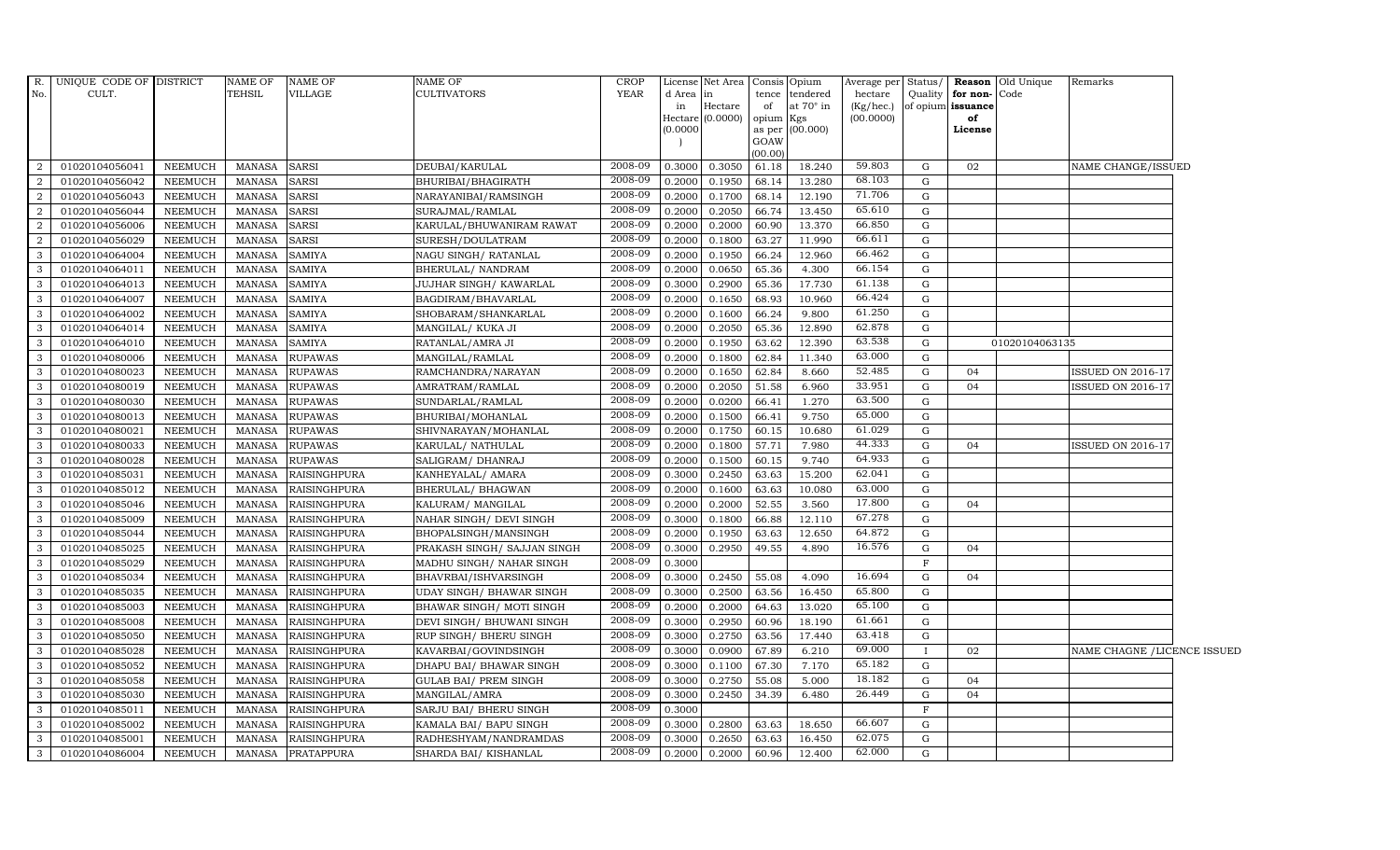| R. No. | UNIQUE CODE OF CULT. | DISTRICT | NAME OF TEHSIL | NAME OF VILLAGE | NAME OF CULTIVATORS | CROP YEAR | License d Area in Hectare (0.0000) | Net Area in Hectare (0.0000) | Consis tence of opium as per GOAW (00.00) | Opium tendered at 70° in Kgs (00.000) | Average per hectare (Kg/hec.) (00.0000) | Status/ Quality of opium | Reason for non-issuance of License | Old Unique Code | Remarks |
|---|---|---|---|---|---|---|---|---|---|---|---|---|---|---|---|
| 2 | 01020104056041 | NEEMUCH | MANASA | SARSI | DEUBAI/KARULAL | 2008-09 | 0.3000 | 0.3050 | 61.18 | 18.240 | 59.803 | G | 02 | | NAME CHANGE/ISSUED |
| 2 | 01020104056042 | NEEMUCH | MANASA | SARSI | BHURIBAI/BHAGIRATH | 2008-09 | 0.2000 | 0.1950 | 68.14 | 13.280 | 68.103 | G | | | |
| 2 | 01020104056043 | NEEMUCH | MANASA | SARSI | NARAYANIBAI/RAMSINGH | 2008-09 | 0.2000 | 0.1700 | 68.14 | 12.190 | 71.706 | G | | | |
| 2 | 01020104056044 | NEEMUCH | MANASA | SARSI | SURAJMAL/RAMLAL | 2008-09 | 0.2000 | 0.2050 | 66.74 | 13.450 | 65.610 | G | | | |
| 2 | 01020104056006 | NEEMUCH | MANASA | SARSI | KARULAL/BHUWANIRAM RAWAT | 2008-09 | 0.2000 | 0.2000 | 60.90 | 13.370 | 66.850 | G | | | |
| 2 | 01020104056029 | NEEMUCH | MANASA | SARSI | SURESH/DOULATRAM | 2008-09 | 0.2000 | 0.1800 | 63.27 | 11.990 | 66.611 | G | | | |
| 3 | 01020104064004 | NEEMUCH | MANASA | SAMIYA | NAGU SINGH/ RATANLAL | 2008-09 | 0.2000 | 0.1950 | 66.24 | 12.960 | 66.462 | G | | | |
| 3 | 01020104064011 | NEEMUCH | MANASA | SAMIYA | BHERULAL/ NANDRAM | 2008-09 | 0.2000 | 0.0650 | 65.36 | 4.300 | 66.154 | G | | | |
| 3 | 01020104064013 | NEEMUCH | MANASA | SAMIYA | JUJHAR SINGH/ KAWARLAL | 2008-09 | 0.3000 | 0.2900 | 65.36 | 17.730 | 61.138 | G | | | |
| 3 | 01020104064007 | NEEMUCH | MANASA | SAMIYA | BAGDIRAM/BHAVARLAL | 2008-09 | 0.2000 | 0.1650 | 68.93 | 10.960 | 66.424 | G | | | |
| 3 | 01020104064002 | NEEMUCH | MANASA | SAMIYA | SHOBARAM/SHANKARLAL | 2008-09 | 0.2000 | 0.1600 | 66.24 | 9.800 | 61.250 | G | | | |
| 3 | 01020104064014 | NEEMUCH | MANASA | SAMIYA | MANGILAL/ KUKA JI | 2008-09 | 0.2000 | 0.2050 | 65.36 | 12.890 | 62.878 | G | | | |
| 3 | 01020104064010 | NEEMUCH | MANASA | SAMIYA | RATANLAL/AMRA JI | 2008-09 | 0.2000 | 0.1950 | 63.62 | 12.390 | 63.538 | G | | 01020104063135 | |
| 3 | 01020104080006 | NEEMUCH | MANASA | RUPAWAS | MANGILAL/RAMLAL | 2008-09 | 0.2000 | 0.1800 | 62.84 | 11.340 | 63.000 | G | | | |
| 3 | 01020104080023 | NEEMUCH | MANASA | RUPAWAS | RAMCHANDRA/NARAYAN | 2008-09 | 0.2000 | 0.1650 | 62.84 | 8.660 | 52.485 | G | 04 | | ISSUED ON 2016-17 |
| 3 | 01020104080019 | NEEMUCH | MANASA | RUPAWAS | AMRATRAM/RAMLAL | 2008-09 | 0.2000 | 0.2050 | 51.58 | 6.960 | 33.951 | G | 04 | | ISSUED ON 2016-17 |
| 3 | 01020104080030 | NEEMUCH | MANASA | RUPAWAS | SUNDARLAL/RAMLAL | 2008-09 | 0.2000 | 0.0200 | 66.41 | 1.270 | 63.500 | G | | | |
| 3 | 01020104080013 | NEEMUCH | MANASA | RUPAWAS | BHURIBAI/MOHANLAL | 2008-09 | 0.2000 | 0.1500 | 66.41 | 9.750 | 65.000 | G | | | |
| 3 | 01020104080021 | NEEMUCH | MANASA | RUPAWAS | SHIVNARAYAN/MOHANLAL | 2008-09 | 0.2000 | 0.1750 | 60.15 | 10.680 | 61.029 | G | | | |
| 3 | 01020104080033 | NEEMUCH | MANASA | RUPAWAS | KARULAL/ NATHULAL | 2008-09 | 0.2000 | 0.1800 | 57.71 | 7.980 | 44.333 | G | 04 | | ISSUED ON 2016-17 |
| 3 | 01020104080028 | NEEMUCH | MANASA | RUPAWAS | SALIGRAM/ DHANRAJ | 2008-09 | 0.2000 | 0.1500 | 60.15 | 9.740 | 64.933 | G | | | |
| 3 | 01020104085031 | NEEMUCH | MANASA | RAISINGHPURA | KANHEYALAL/ AMARA | 2008-09 | 0.3000 | 0.2450 | 63.63 | 15.200 | 62.041 | G | | | |
| 3 | 01020104085012 | NEEMUCH | MANASA | RAISINGHPURA | BHERULAL/ BHAGWAN | 2008-09 | 0.2000 | 0.1600 | 63.63 | 10.080 | 63.000 | G | | | |
| 3 | 01020104085046 | NEEMUCH | MANASA | RAISINGHPURA | KALURAM/ MANGILAL | 2008-09 | 0.2000 | 0.2000 | 52.55 | 3.560 | 17.800 | G | 04 | | |
| 3 | 01020104085009 | NEEMUCH | MANASA | RAISINGHPURA | NAHAR SINGH/ DEVI SINGH | 2008-09 | 0.3000 | 0.1800 | 66.88 | 12.110 | 67.278 | G | | | |
| 3 | 01020104085044 | NEEMUCH | MANASA | RAISINGHPURA | BHOPALSINGH/MANSINGH | 2008-09 | 0.2000 | 0.1950 | 63.63 | 12.650 | 64.872 | G | | | |
| 3 | 01020104085025 | NEEMUCH | MANASA | RAISINGHPURA | PRAKASH SINGH/ SAJJAN SINGH | 2008-09 | 0.3000 | 0.2950 | 49.55 | 4.890 | 16.576 | G | 04 | | |
| 3 | 01020104085029 | NEEMUCH | MANASA | RAISINGHPURA | MADHU SINGH/ NAHAR SINGH | 2008-09 | 0.3000 | | | | | F | | | |
| 3 | 01020104085034 | NEEMUCH | MANASA | RAISINGHPURA | BHAVRBAI/ISHVARSINGH | 2008-09 | 0.3000 | 0.2450 | 55.08 | 4.090 | 16.694 | G | 04 | | |
| 3 | 01020104085035 | NEEMUCH | MANASA | RAISINGHPURA | UDAY SINGH/ BHAWAR SINGH | 2008-09 | 0.3000 | 0.2500 | 63.56 | 16.450 | 65.800 | G | | | |
| 3 | 01020104085003 | NEEMUCH | MANASA | RAISINGHPURA | BHAWAR SINGH/ MOTI SINGH | 2008-09 | 0.2000 | 0.2000 | 64.63 | 13.020 | 65.100 | G | | | |
| 3 | 01020104085008 | NEEMUCH | MANASA | RAISINGHPURA | DEVI SINGH/ BHUWANI SINGH | 2008-09 | 0.3000 | 0.2950 | 60.96 | 18.190 | 61.661 | G | | | |
| 3 | 01020104085050 | NEEMUCH | MANASA | RAISINGHPURA | RUP SINGH/ BHERU SINGH | 2008-09 | 0.3000 | 0.2750 | 63.56 | 17.440 | 63.418 | G | | | |
| 3 | 01020104085028 | NEEMUCH | MANASA | RAISINGHPURA | KAVARBAI/GOVINDSINGH | 2008-09 | 0.3000 | 0.0900 | 67.89 | 6.210 | 69.000 | I | 02 | | NAME CHAGNE /LICENCE ISSUED |
| 3 | 01020104085052 | NEEMUCH | MANASA | RAISINGHPURA | DHAPU BAI/ BHAWAR SINGH | 2008-09 | 0.3000 | 0.1100 | 67.30 | 7.170 | 65.182 | G | | | |
| 3 | 01020104085058 | NEEMUCH | MANASA | RAISINGHPURA | GULAB BAI/ PREM SINGH | 2008-09 | 0.3000 | 0.2750 | 55.08 | 5.000 | 18.182 | G | 04 | | |
| 3 | 01020104085030 | NEEMUCH | MANASA | RAISINGHPURA | MANGILAL/AMRA | 2008-09 | 0.3000 | 0.2450 | 34.39 | 6.480 | 26.449 | G | 04 | | |
| 3 | 01020104085011 | NEEMUCH | MANASA | RAISINGHPURA | SARJU BAI/ BHERU SINGH | 2008-09 | 0.3000 | | | | | F | | | |
| 3 | 01020104085002 | NEEMUCH | MANASA | RAISINGHPURA | KAMALA BAI/ BAPU SINGH | 2008-09 | 0.3000 | 0.2800 | 63.63 | 18.650 | 66.607 | G | | | |
| 3 | 01020104085001 | NEEMUCH | MANASA | RAISINGHPURA | RADHESHYAM/NANDRAMDAS | 2008-09 | 0.3000 | 0.2650 | 63.63 | 16.450 | 62.075 | G | | | |
| 3 | 01020104086004 | NEEMUCH | MANASA | PRATAPPURA | SHARDA BAI/ KISHANLAL | 2008-09 | 0.2000 | 0.2000 | 60.96 | 12.400 | 62.000 | G | | | |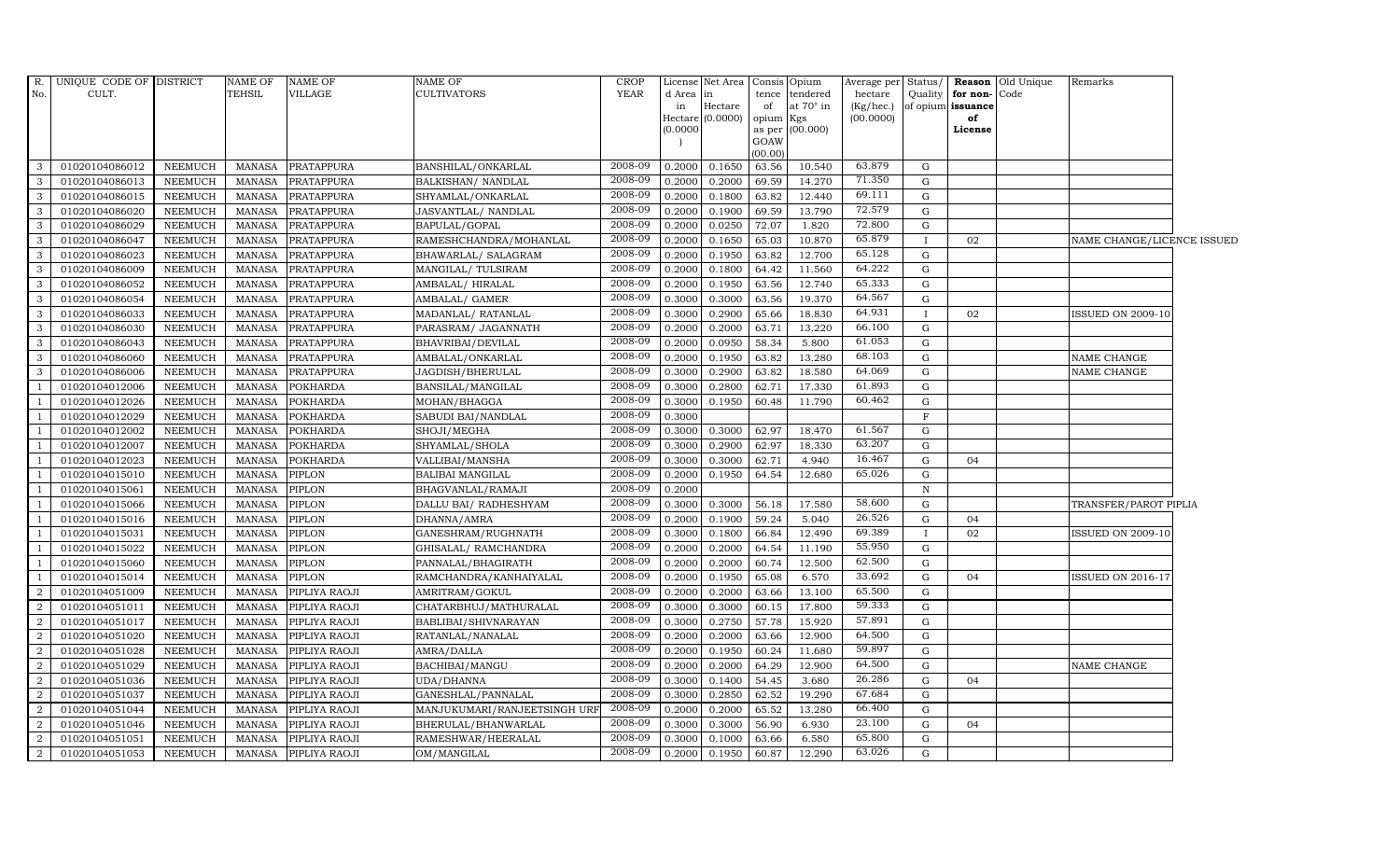| R. No. | UNIQUE CODE OF CULT. | DISTRICT | NAME OF TEHSIL | NAME OF VILLAGE | NAME OF CULTIVATORS | CROP YEAR | License d Area in Hectare (0.0000) | Net Area in Hectare (0.0000) | Consis tence of opium as per GOAW (00.00) | Opium tendered at 70° in Kgs (00.000) | Average per hectare (Kg/hec.) (00.0000) | Status/ Quality of opium | Reason for non-issuance of License | Old Unique Code | Remarks |
|---|---|---|---|---|---|---|---|---|---|---|---|---|---|---|---|
| 3 | 01020104086012 | NEEMUCH | MANASA | PRATAPPURA | BANSHILAL/ONKARLAL | 2008-09 | 0.2000 | 0.1650 | 63.56 | 10.540 | 63.879 | G | | | |
| 3 | 01020104086013 | NEEMUCH | MANASA | PRATAPPURA | BALKISHAN/ NANDLAL | 2008-09 | 0.2000 | 0.2000 | 69.59 | 14.270 | 71.350 | G | | | |
| 3 | 01020104086015 | NEEMUCH | MANASA | PRATAPPURA | SHYAMLAL/ONKARLAL | 2008-09 | 0.2000 | 0.1800 | 63.82 | 12.440 | 69.111 | G | | | |
| 3 | 01020104086020 | NEEMUCH | MANASA | PRATAPPURA | JASVANTLAL/ NANDLAL | 2008-09 | 0.2000 | 0.1900 | 69.59 | 13.790 | 72.579 | G | | | |
| 3 | 01020104086029 | NEEMUCH | MANASA | PRATAPPURA | BAPULAL/GOPAL | 2008-09 | 0.2000 | 0.0250 | 72.07 | 1.820 | 72.800 | G | | | |
| 3 | 01020104086047 | NEEMUCH | MANASA | PRATAPPURA | RAMESHCHANDRA/MOHANLAL | 2008-09 | 0.2000 | 0.1650 | 65.03 | 10.870 | 65.879 | I | 02 | | NAME CHANGE/LICENCE ISSUED |
| 3 | 01020104086023 | NEEMUCH | MANASA | PRATAPPURA | BHAWARLAL/ SALAGRAM | 2008-09 | 0.2000 | 0.1950 | 63.82 | 12.700 | 65.128 | G | | | |
| 3 | 01020104086009 | NEEMUCH | MANASA | PRATAPPURA | MANGILAL/ TULSIRAM | 2008-09 | 0.2000 | 0.1800 | 64.42 | 11.560 | 64.222 | G | | | |
| 3 | 01020104086052 | NEEMUCH | MANASA | PRATAPPURA | AMBALAL/ HIRALAL | 2008-09 | 0.2000 | 0.1950 | 63.56 | 12.740 | 65.333 | G | | | |
| 3 | 01020104086054 | NEEMUCH | MANASA | PRATAPPURA | AMBALAL/ GAMER | 2008-09 | 0.3000 | 0.3000 | 63.56 | 19.370 | 64.567 | G | | | |
| 3 | 01020104086033 | NEEMUCH | MANASA | PRATAPPURA | MADANLAL/ RATANLAL | 2008-09 | 0.3000 | 0.2900 | 65.66 | 18.830 | 64.931 | I | 02 | | ISSUED ON 2009-10 |
| 3 | 01020104086030 | NEEMUCH | MANASA | PRATAPPURA | PARASRAM/ JAGANNATH | 2008-09 | 0.2000 | 0.2000 | 63.71 | 13.220 | 66.100 | G | | | |
| 3 | 01020104086043 | NEEMUCH | MANASA | PRATAPPURA | BHAVRIBAI/DEVILAL | 2008-09 | 0.2000 | 0.0950 | 58.34 | 5.800 | 61.053 | G | | | |
| 3 | 01020104086060 | NEEMUCH | MANASA | PRATAPPURA | AMBALAL/ONKARLAL | 2008-09 | 0.2000 | 0.1950 | 63.82 | 13.280 | 68.103 | G | | | NAME CHANGE |
| 3 | 01020104086006 | NEEMUCH | MANASA | PRATAPPURA | JAGDISH/BHERULAL | 2008-09 | 0.3000 | 0.2900 | 63.82 | 18.580 | 64.069 | G | | | NAME CHANGE |
| 1 | 01020104012006 | NEEMUCH | MANASA | POKHARDA | BANSILAL/MANGILAL | 2008-09 | 0.3000 | 0.2800 | 62.71 | 17.330 | 61.893 | G | | | |
| 1 | 01020104012026 | NEEMUCH | MANASA | POKHARDA | MOHAN/BHAGGA | 2008-09 | 0.3000 | 0.1950 | 60.48 | 11.790 | 60.462 | G | | | |
| 1 | 01020104012029 | NEEMUCH | MANASA | POKHARDA | SABUDI BAI/NANDLAL | 2008-09 | 0.3000 | | | | | F | | | |
| 1 | 01020104012002 | NEEMUCH | MANASA | POKHARDA | SHOJI/MEGHA | 2008-09 | 0.3000 | 0.3000 | 62.97 | 18.470 | 61.567 | G | | | |
| 1 | 01020104012007 | NEEMUCH | MANASA | POKHARDA | SHYAMLAL/SHOLA | 2008-09 | 0.3000 | 0.2900 | 62.97 | 18.330 | 63.207 | G | | | |
| 1 | 01020104012023 | NEEMUCH | MANASA | POKHARDA | VALLIBAI/MANSHA | 2008-09 | 0.3000 | 0.3000 | 62.71 | 4.940 | 16.467 | G | 04 | | |
| 1 | 01020104015010 | NEEMUCH | MANASA | PIPLON | BALIBAI MANGILAL | 2008-09 | 0.2000 | 0.1950 | 64.54 | 12.680 | 65.026 | G | | | |
| 1 | 01020104015061 | NEEMUCH | MANASA | PIPLON | BHAGVANLAL/RAMAJI | 2008-09 | 0.2000 | | | | | N | | | |
| 1 | 01020104015066 | NEEMUCH | MANASA | PIPLON | DALLU BAI/ RADHESHYAM | 2008-09 | 0.3000 | 0.3000 | 56.18 | 17.580 | 58.600 | G | | | TRANSFER/PAROT PIPLIA |
| 1 | 01020104015016 | NEEMUCH | MANASA | PIPLON | DHANNA/AMRA | 2008-09 | 0.2000 | 0.1900 | 59.24 | 5.040 | 26.526 | G | 04 | | |
| 1 | 01020104015031 | NEEMUCH | MANASA | PIPLON | GANESHRAM/RUGHNATH | 2008-09 | 0.3000 | 0.1800 | 66.84 | 12.490 | 69.389 | I | 02 | | ISSUED ON 2009-10 |
| 1 | 01020104015022 | NEEMUCH | MANASA | PIPLON | GHISALAL/ RAMCHANDRA | 2008-09 | 0.2000 | 0.2000 | 64.54 | 11.190 | 55.950 | G | | | |
| 1 | 01020104015060 | NEEMUCH | MANASA | PIPLON | PANNALAL/BHAGIRATH | 2008-09 | 0.2000 | 0.2000 | 60.74 | 12.500 | 62.500 | G | | | |
| 1 | 01020104015014 | NEEMUCH | MANASA | PIPLON | RAMCHANDRA/KANHAIYALAL | 2008-09 | 0.2000 | 0.1950 | 65.08 | 6.570 | 33.692 | G | 04 | | ISSUED ON 2016-17 |
| 2 | 01020104051009 | NEEMUCH | MANASA | PIPLIYA RAOJI | AMRITRAM/GOKUL | 2008-09 | 0.2000 | 0.2000 | 63.66 | 13.100 | 65.500 | G | | | |
| 2 | 01020104051011 | NEEMUCH | MANASA | PIPLIYA RAOJI | CHATARBHUJ/MATHURALAL | 2008-09 | 0.3000 | 0.3000 | 60.15 | 17.800 | 59.333 | G | | | |
| 2 | 01020104051017 | NEEMUCH | MANASA | PIPLIYA RAOJI | BABLIBAI/SHIVNARAYAN | 2008-09 | 0.3000 | 0.2750 | 57.78 | 15.920 | 57.891 | G | | | |
| 2 | 01020104051020 | NEEMUCH | MANASA | PIPLIYA RAOJI | RATANLAL/NANALAL | 2008-09 | 0.2000 | 0.2000 | 63.66 | 12.900 | 64.500 | G | | | |
| 2 | 01020104051028 | NEEMUCH | MANASA | PIPLIYA RAOJI | AMRA/DALLA | 2008-09 | 0.2000 | 0.1950 | 60.24 | 11.680 | 59.897 | G | | | |
| 2 | 01020104051029 | NEEMUCH | MANASA | PIPLIYA RAOJI | BACHIBAI/MANGU | 2008-09 | 0.2000 | 0.2000 | 64.29 | 12.900 | 64.500 | G | | | NAME CHANGE |
| 2 | 01020104051036 | NEEMUCH | MANASA | PIPLIYA RAOJI | UDA/DHANNA | 2008-09 | 0.3000 | 0.1400 | 54.45 | 3.680 | 26.286 | G | 04 | | |
| 2 | 01020104051037 | NEEMUCH | MANASA | PIPLIYA RAOJI | GANESHLAL/PANNALAL | 2008-09 | 0.3000 | 0.2850 | 62.52 | 19.290 | 67.684 | G | | | |
| 2 | 01020104051044 | NEEMUCH | MANASA | PIPLIYA RAOJI | MANJUKUMARI/RANJEETSINGH URF | 2008-09 | 0.2000 | 0.2000 | 65.52 | 13.280 | 66.400 | G | | | |
| 2 | 01020104051046 | NEEMUCH | MANASA | PIPLIYA RAOJI | BHERULAL/BHANWARLAL | 2008-09 | 0.3000 | 0.3000 | 56.90 | 6.930 | 23.100 | G | 04 | | |
| 2 | 01020104051051 | NEEMUCH | MANASA | PIPLIYA RAOJI | RAMESHWAR/HEERALAL | 2008-09 | 0.3000 | 0.1000 | 63.66 | 6.580 | 65.800 | G | | | |
| 2 | 01020104051053 | NEEMUCH | MANASA | PIPLIYA RAOJI | OM/MANGILAL | 2008-09 | 0.2000 | 0.1950 | 60.87 | 12.290 | 63.026 | G | | | |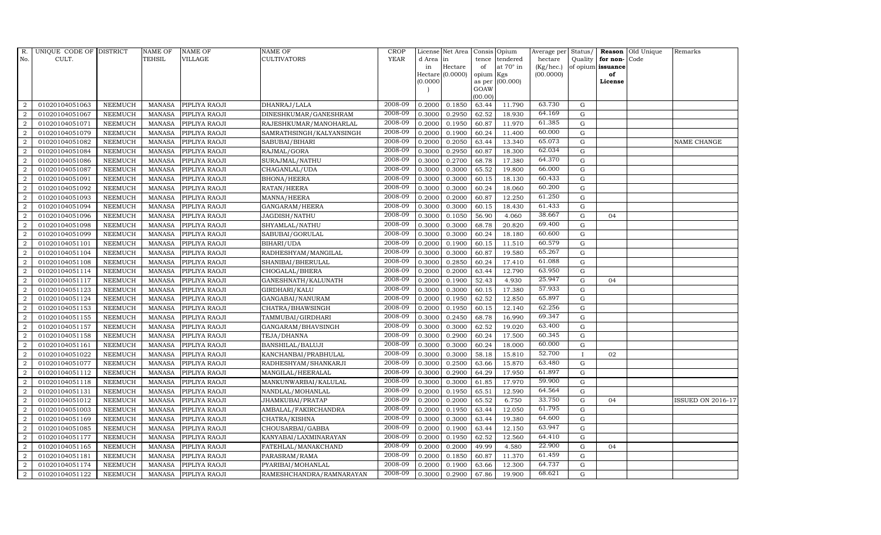| R. No. | UNIQUE CODE OF CULT. | DISTRICT | NAME OF TEHSIL | NAME OF VILLAGE | NAME OF CULTIVATORS | CROP YEAR | License d Area in Hectare (0.0000) | Net Area in Hectare (0.0000) | Consis tence of opium as per GOAW (00.00) | Opium tendered at 70° in Kgs (00.000) | Average per hectare (Kg/hec.) (00.0000) | Status/ Quality of opium | Reason for non-issuance of License | Old Unique Code | Remarks |
|---|---|---|---|---|---|---|---|---|---|---|---|---|---|---|---|
| 2 | 01020104051063 | NEEMUCH | MANASA | PIPLIYA RAOJI | DHANRAJ/LALA | 2008-09 | 0.2000 | 0.1850 | 63.44 | 11.790 | 63.730 | G | | | |
| 2 | 01020104051067 | NEEMUCH | MANASA | PIPLIYA RAOJI | DINESHKUMAR/GANESHRAM | 2008-09 | 0.3000 | 0.2950 | 62.52 | 18.930 | 64.169 | G | | | |
| 2 | 01020104051071 | NEEMUCH | MANASA | PIPLIYA RAOJI | RAJESHKUMAR/MANOHARLAL | 2008-09 | 0.2000 | 0.1950 | 60.87 | 11.970 | 61.385 | G | | | |
| 2 | 01020104051079 | NEEMUCH | MANASA | PIPLIYA RAOJI | SAMRATHSINGH/KALYANSINGH | 2008-09 | 0.2000 | 0.1900 | 60.24 | 11.400 | 60.000 | G | | | |
| 2 | 01020104051082 | NEEMUCH | MANASA | PIPLIYA RAOJI | SABUBAI/BIHARI | 2008-09 | 0.2000 | 0.2050 | 63.44 | 13.340 | 65.073 | G | | | NAME CHANGE |
| 2 | 01020104051084 | NEEMUCH | MANASA | PIPLIYA RAOJI | RAJMAL/GORA | 2008-09 | 0.3000 | 0.2950 | 60.87 | 18.300 | 62.034 | G | | | |
| 2 | 01020104051086 | NEEMUCH | MANASA | PIPLIYA RAOJI | SURAJMAL/NATHU | 2008-09 | 0.3000 | 0.2700 | 68.78 | 17.380 | 64.370 | G | | | |
| 2 | 01020104051087 | NEEMUCH | MANASA | PIPLIYA RAOJI | CHAGANLAL/UDA | 2008-09 | 0.3000 | 0.3000 | 65.52 | 19.800 | 66.000 | G | | | |
| 2 | 01020104051091 | NEEMUCH | MANASA | PIPLIYA RAOJI | BHONA/HEERA | 2008-09 | 0.3000 | 0.3000 | 60.15 | 18.130 | 60.433 | G | | | |
| 2 | 01020104051092 | NEEMUCH | MANASA | PIPLIYA RAOJI | RATAN/HEERA | 2008-09 | 0.3000 | 0.3000 | 60.24 | 18.060 | 60.200 | G | | | |
| 2 | 01020104051093 | NEEMUCH | MANASA | PIPLIYA RAOJI | MANNA/HEERA | 2008-09 | 0.2000 | 0.2000 | 60.87 | 12.250 | 61.250 | G | | | |
| 2 | 01020104051094 | NEEMUCH | MANASA | PIPLIYA RAOJI | GANGARAM/HEERA | 2008-09 | 0.3000 | 0.3000 | 60.15 | 18.430 | 61.433 | G | | | |
| 2 | 01020104051096 | NEEMUCH | MANASA | PIPLIYA RAOJI | JAGDISH/NATHU | 2008-09 | 0.3000 | 0.1050 | 56.90 | 4.060 | 38.667 | G | 04 | | |
| 2 | 01020104051098 | NEEMUCH | MANASA | PIPLIYA RAOJI | SHYAMLAL/NATHU | 2008-09 | 0.3000 | 0.3000 | 68.78 | 20.820 | 69.400 | G | | | |
| 2 | 01020104051099 | NEEMUCH | MANASA | PIPLIYA RAOJI | SABUBAI/GORULAL | 2008-09 | 0.3000 | 0.3000 | 60.24 | 18.180 | 60.600 | G | | | |
| 2 | 01020104051101 | NEEMUCH | MANASA | PIPLIYA RAOJI | BIHARI/UDA | 2008-09 | 0.2000 | 0.1900 | 60.15 | 11.510 | 60.579 | G | | | |
| 2 | 01020104051104 | NEEMUCH | MANASA | PIPLIYA RAOJI | RADHESHYAM/MANGILAL | 2008-09 | 0.3000 | 0.3000 | 60.87 | 19.580 | 65.267 | G | | | |
| 2 | 01020104051108 | NEEMUCH | MANASA | PIPLIYA RAOJI | SHANIBAI/BHERULAL | 2008-09 | 0.3000 | 0.2850 | 60.24 | 17.410 | 61.088 | G | | | |
| 2 | 01020104051114 | NEEMUCH | MANASA | PIPLIYA RAOJI | CHOGALAL/BHERA | 2008-09 | 0.2000 | 0.2000 | 63.44 | 12.790 | 63.950 | G | | | |
| 2 | 01020104051117 | NEEMUCH | MANASA | PIPLIYA RAOJI | GANESHNATH/KALUNATH | 2008-09 | 0.2000 | 0.1900 | 52.43 | 4.930 | 25.947 | G | 04 | | |
| 2 | 01020104051123 | NEEMUCH | MANASA | PIPLIYA RAOJI | GIRDHARI/KALU | 2008-09 | 0.3000 | 0.3000 | 60.15 | 17.380 | 57.933 | G | | | |
| 2 | 01020104051124 | NEEMUCH | MANASA | PIPLIYA RAOJI | GANGABAI/NANURAM | 2008-09 | 0.2000 | 0.1950 | 62.52 | 12.850 | 65.897 | G | | | |
| 2 | 01020104051153 | NEEMUCH | MANASA | PIPLIYA RAOJI | CHATRA/BHAWSINGH | 2008-09 | 0.2000 | 0.1950 | 60.15 | 12.140 | 62.256 | G | | | |
| 2 | 01020104051155 | NEEMUCH | MANASA | PIPLIYA RAOJI | TAMMUBAI/GIRDHARI | 2008-09 | 0.3000 | 0.2450 | 68.78 | 16.990 | 69.347 | G | | | |
| 2 | 01020104051157 | NEEMUCH | MANASA | PIPLIYA RAOJI | GANGARAM/BHAVSINGH | 2008-09 | 0.3000 | 0.3000 | 62.52 | 19.020 | 63.400 | G | | | |
| 2 | 01020104051158 | NEEMUCH | MANASA | PIPLIYA RAOJI | TEJA/DHANNA | 2008-09 | 0.3000 | 0.2900 | 60.24 | 17.500 | 60.345 | G | | | |
| 2 | 01020104051161 | NEEMUCH | MANASA | PIPLIYA RAOJI | BANSHILAL/BALUJI | 2008-09 | 0.3000 | 0.3000 | 60.24 | 18.000 | 60.000 | G | | | |
| 2 | 01020104051022 | NEEMUCH | MANASA | PIPLIYA RAOJI | KANCHANBAI/PRABHULAL | 2008-09 | 0.3000 | 0.3000 | 58.18 | 15.810 | 52.700 | I | 02 | | |
| 2 | 01020104051077 | NEEMUCH | MANASA | PIPLIYA RAOJI | RADHESHYAM/SHANKARJI | 2008-09 | 0.3000 | 0.2500 | 63.66 | 15.870 | 63.480 | G | | | |
| 2 | 01020104051112 | NEEMUCH | MANASA | PIPLIYA RAOJI | MANGILAL/HEERALAL | 2008-09 | 0.3000 | 0.2900 | 64.29 | 17.950 | 61.897 | G | | | |
| 2 | 01020104051118 | NEEMUCH | MANASA | PIPLIYA RAOJI | MANKUNWARBAI/KALULAL | 2008-09 | 0.3000 | 0.3000 | 61.85 | 17.970 | 59.900 | G | | | |
| 2 | 01020104051131 | NEEMUCH | MANASA | PIPLIYA RAOJI | NANDLAL/MOHANLAL | 2008-09 | 0.2000 | 0.1950 | 65.51 | 12.590 | 64.564 | G | | | |
| 2 | 01020104051012 | NEEMUCH | MANASA | PIPLIYA RAOJI | JHAMKUBAI/PRATAP | 2008-09 | 0.2000 | 0.2000 | 65.52 | 6.750 | 33.750 | G | 04 | | ISSUED ON 2016-17 |
| 2 | 01020104051003 | NEEMUCH | MANASA | PIPLIYA RAOJI | AMBALAL/FAKIRCHANDRA | 2008-09 | 0.2000 | 0.1950 | 63.44 | 12.050 | 61.795 | G | | | |
| 2 | 01020104051169 | NEEMUCH | MANASA | PIPLIYA RAOJI | CHATRA/KISHNA | 2008-09 | 0.3000 | 0.3000 | 63.44 | 19.380 | 64.600 | G | | | |
| 2 | 01020104051085 | NEEMUCH | MANASA | PIPLIYA RAOJI | CHOUSARBAI/GABBA | 2008-09 | 0.2000 | 0.1900 | 63.44 | 12.150 | 63.947 | G | | | |
| 2 | 01020104051177 | NEEMUCH | MANASA | PIPLIYA RAOJI | KANYABAI/LAXMINARAYAN | 2008-09 | 0.2000 | 0.1950 | 62.52 | 12.560 | 64.410 | G | | | |
| 2 | 01020104051165 | NEEMUCH | MANASA | PIPLIYA RAOJI | FATEHLAL/MANAKCHAND | 2008-09 | 0.2000 | 0.2000 | 49.99 | 4.580 | 22.900 | G | 04 | | |
| 2 | 01020104051181 | NEEMUCH | MANASA | PIPLIYA RAOJI | PARASRAM/RAMA | 2008-09 | 0.2000 | 0.1850 | 60.87 | 11.370 | 61.459 | G | | | |
| 2 | 01020104051174 | NEEMUCH | MANASA | PIPLIYA RAOJI | PYARIBAI/MOHANLAL | 2008-09 | 0.2000 | 0.1900 | 63.66 | 12.300 | 64.737 | G | | | |
| 2 | 01020104051122 | NEEMUCH | MANASA | PIPLIYA RAOJI | RAMESHCHANDRA/RAMNARAYAN | 2008-09 | 0.3000 | 0.2900 | 67.86 | 19.900 | 68.621 | G | | | |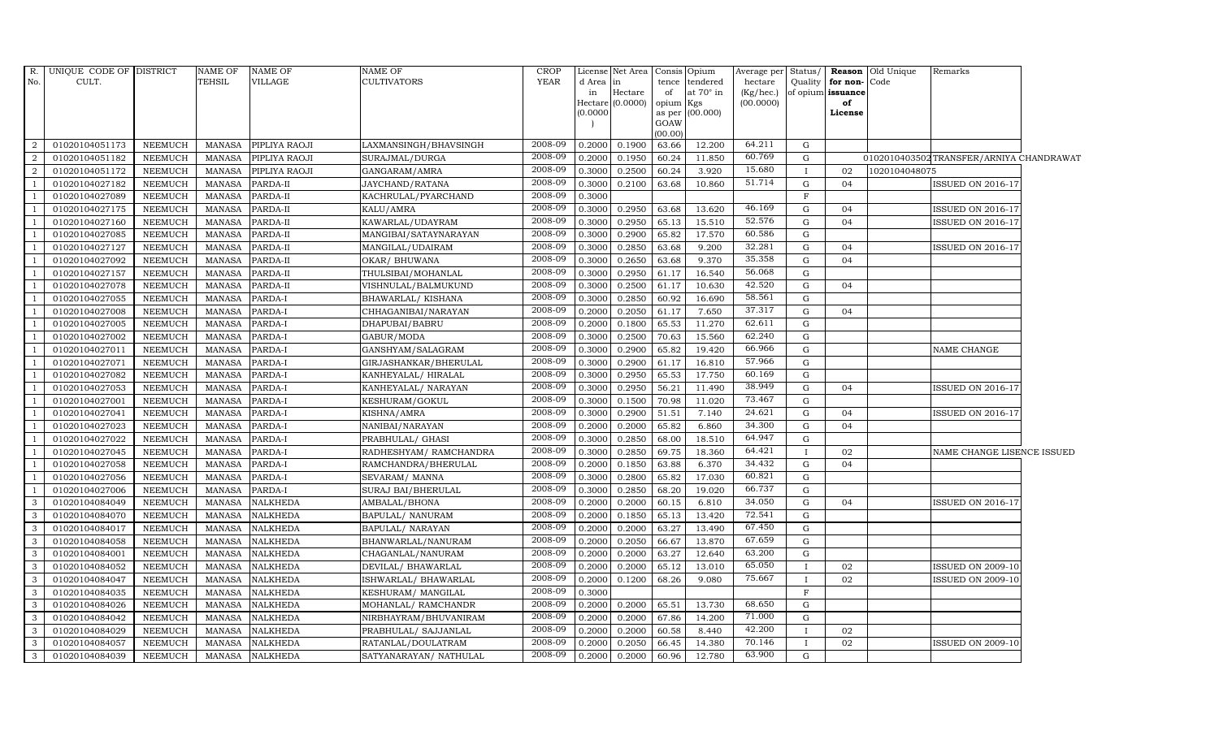| R. No. | UNIQUE CODE OF CULT. | DISTRICT | NAME OF TEHSIL | NAME OF VILLAGE | NAME OF CULTIVATORS | CROP YEAR | License d Area in Hectare (0.0000) | Net Area in Hectare (0.0000) | Consis tence of opium as per GOAW (00.00) | Opium tendered at 70° in Kgs (00.000) | Average per hectare (Kg/hec.) (00.0000) | Status/ Quality of opium | Reason for non-issuance of License | Old Unique Code | Remarks |
|---|---|---|---|---|---|---|---|---|---|---|---|---|---|---|---|
| 2 | 01020104051173 | NEEMUCH | MANASA | PIPLIYA RAOJI | LAXMANSINGH/BHAVSINGH | 2008-09 | 0.2000 | 0.1900 | 63.66 | 12.200 | 64.211 | G | | | |
| 2 | 01020104051182 | NEEMUCH | MANASA | PIPLIYA RAOJI | SURAJMAL/DURGA | 2008-09 | 0.2000 | 0.1950 | 60.24 | 11.850 | 60.769 | G | | 01020104035​02 | TRANSFER/ARNIYA CHANDRAWAT |
| 2 | 01020104051172 | NEEMUCH | MANASA | PIPLIYA RAOJI | GANGARAM/AMRA | 2008-09 | 0.3000 | 0.2500 | 60.24 | 3.920 | 15.680 | I | 02 | 1020104048075 | |
| 1 | 01020104027182 | NEEMUCH | MANASA | PARDA-II | JAYCHAND/RATANA | 2008-09 | 0.3000 | 0.2100 | 63.68 | 10.860 | 51.714 | G | 04 | | ISSUED ON 2016-17 |
| 1 | 01020104027089 | NEEMUCH | MANASA | PARDA-II | KACHRULAL/PYARCHAND | 2008-09 | 0.3000 | | | | | F | | | |
| 1 | 01020104027175 | NEEMUCH | MANASA | PARDA-II | KALU/AMRA | 2008-09 | 0.3000 | 0.2950 | 63.68 | 13.620 | 46.169 | G | 04 | | ISSUED ON 2016-17 |
| 1 | 01020104027160 | NEEMUCH | MANASA | PARDA-II | KAWARLAL/UDAYRAM | 2008-09 | 0.3000 | 0.2950 | 65.13 | 15.510 | 52.576 | G | 04 | | ISSUED ON 2016-17 |
| 1 | 01020104027085 | NEEMUCH | MANASA | PARDA-II | MANGIBAI/SATAYNARAYAN | 2008-09 | 0.3000 | 0.2900 | 65.82 | 17.570 | 60.586 | G | | | |
| 1 | 01020104027127 | NEEMUCH | MANASA | PARDA-II | MANGILAL/UDAIRAM | 2008-09 | 0.3000 | 0.2850 | 63.68 | 9.200 | 32.281 | G | 04 | | ISSUED ON 2016-17 |
| 1 | 01020104027092 | NEEMUCH | MANASA | PARDA-II | OKAR/ BHUWANA | 2008-09 | 0.3000 | 0.2650 | 63.68 | 9.370 | 35.358 | G | 04 | | |
| 1 | 01020104027157 | NEEMUCH | MANASA | PARDA-II | THULSIBAI/MOHANLAL | 2008-09 | 0.3000 | 0.2950 | 61.17 | 16.540 | 56.068 | G | | | |
| 1 | 01020104027078 | NEEMUCH | MANASA | PARDA-II | VISHNULAL/BALMUKUND | 2008-09 | 0.3000 | 0.2500 | 61.17 | 10.630 | 42.520 | G | 04 | | |
| 1 | 01020104027055 | NEEMUCH | MANASA | PARDA-I | BHAWARLAL/ KISHANA | 2008-09 | 0.3000 | 0.2850 | 60.92 | 16.690 | 58.561 | G | | | |
| 1 | 01020104027008 | NEEMUCH | MANASA | PARDA-I | CHHAGANIBAI/NARAYAN | 2008-09 | 0.2000 | 0.2050 | 61.17 | 7.650 | 37.317 | G | 04 | | |
| 1 | 01020104027005 | NEEMUCH | MANASA | PARDA-I | DHAPUBAI/BABRU | 2008-09 | 0.2000 | 0.1800 | 65.53 | 11.270 | 62.611 | G | | | |
| 1 | 01020104027002 | NEEMUCH | MANASA | PARDA-I | GABUR/MODA | 2008-09 | 0.3000 | 0.2500 | 70.63 | 15.560 | 62.240 | G | | | |
| 1 | 01020104027011 | NEEMUCH | MANASA | PARDA-I | GANSHYAM/SALAGRAM | 2008-09 | 0.3000 | 0.2900 | 65.82 | 19.420 | 66.966 | G | | | NAME CHANGE |
| 1 | 01020104027071 | NEEMUCH | MANASA | PARDA-I | GIRJASHANKAR/BHERULAL | 2008-09 | 0.3000 | 0.2900 | 61.17 | 16.810 | 57.966 | G | | | |
| 1 | 01020104027082 | NEEMUCH | MANASA | PARDA-I | KANHEYALAL/ HIRALAL | 2008-09 | 0.3000 | 0.2950 | 65.53 | 17.750 | 60.169 | G | | | |
| 1 | 01020104027053 | NEEMUCH | MANASA | PARDA-I | KANHEYALAL/ NARAYAN | 2008-09 | 0.3000 | 0.2950 | 56.21 | 11.490 | 38.949 | G | 04 | | ISSUED ON 2016-17 |
| 1 | 01020104027001 | NEEMUCH | MANASA | PARDA-I | KESHURAM/GOKUL | 2008-09 | 0.3000 | 0.1500 | 70.98 | 11.020 | 73.467 | G | | | |
| 1 | 01020104027041 | NEEMUCH | MANASA | PARDA-I | KISHNA/AMRA | 2008-09 | 0.3000 | 0.2900 | 51.51 | 7.140 | 24.621 | G | 04 | | ISSUED ON 2016-17 |
| 1 | 01020104027023 | NEEMUCH | MANASA | PARDA-I | NANIBAI/NARAYAN | 2008-09 | 0.2000 | 0.2000 | 65.82 | 6.860 | 34.300 | G | 04 | | |
| 1 | 01020104027022 | NEEMUCH | MANASA | PARDA-I | PRABHULAL/ GHASI | 2008-09 | 0.3000 | 0.2850 | 68.00 | 18.510 | 64.947 | G | | | |
| 1 | 01020104027045 | NEEMUCH | MANASA | PARDA-I | RADHESHYAM/ RAMCHANDRA | 2008-09 | 0.3000 | 0.2850 | 69.75 | 18.360 | 64.421 | I | 02 | | NAME CHANGE LISENCE ISSUED |
| 1 | 01020104027058 | NEEMUCH | MANASA | PARDA-I | RAMCHANDRA/BHERULAL | 2008-09 | 0.2000 | 0.1850 | 63.88 | 6.370 | 34.432 | G | 04 | | |
| 1 | 01020104027056 | NEEMUCH | MANASA | PARDA-I | SEVARAM/ MANNA | 2008-09 | 0.3000 | 0.2800 | 65.82 | 17.030 | 60.821 | G | | | |
| 1 | 01020104027006 | NEEMUCH | MANASA | PARDA-I | SURAJ BAI/BHERULAL | 2008-09 | 0.3000 | 0.2850 | 68.20 | 19.020 | 66.737 | G | | | |
| 3 | 01020104084049 | NEEMUCH | MANASA | NALKHEDA | AMBALAL/BHONA | 2008-09 | 0.2000 | 0.2000 | 60.15 | 6.810 | 34.050 | G | 04 | | ISSUED ON 2016-17 |
| 3 | 01020104084070 | NEEMUCH | MANASA | NALKHEDA | BAPULAL/ NANURAM | 2008-09 | 0.2000 | 0.1850 | 65.13 | 13.420 | 72.541 | G | | | |
| 3 | 01020104084017 | NEEMUCH | MANASA | NALKHEDA | BAPULAL/ NARAYAN | 2008-09 | 0.2000 | 0.2000 | 63.27 | 13.490 | 67.450 | G | | | |
| 3 | 01020104084058 | NEEMUCH | MANASA | NALKHEDA | BHANWARLAL/NANURAM | 2008-09 | 0.2000 | 0.2050 | 66.67 | 13.870 | 67.659 | G | | | |
| 3 | 01020104084001 | NEEMUCH | MANASA | NALKHEDA | CHAGANLAL/NANURAM | 2008-09 | 0.2000 | 0.2000 | 63.27 | 12.640 | 63.200 | G | | | |
| 3 | 01020104084052 | NEEMUCH | MANASA | NALKHEDA | DEVILAL/ BHAWARLAL | 2008-09 | 0.2000 | 0.2000 | 65.12 | 13.010 | 65.050 | I | 02 | | ISSUED ON 2009-10 |
| 3 | 01020104084047 | NEEMUCH | MANASA | NALKHEDA | ISHWARLAL/ BHAWARLAL | 2008-09 | 0.2000 | 0.1200 | 68.26 | 9.080 | 75.667 | I | 02 | | ISSUED ON 2009-10 |
| 3 | 01020104084035 | NEEMUCH | MANASA | NALKHEDA | KESHURAM/ MANGILAL | 2008-09 | 0.3000 | | | | | F | | | |
| 3 | 01020104084026 | NEEMUCH | MANASA | NALKHEDA | MOHANLAL/ RAMCHANDR | 2008-09 | 0.2000 | 0.2000 | 65.51 | 13.730 | 68.650 | G | | | |
| 3 | 01020104084042 | NEEMUCH | MANASA | NALKHEDA | NIRBHAYRAM/BHUVANIRAM | 2008-09 | 0.2000 | 0.2000 | 67.86 | 14.200 | 71.000 | G | | | |
| 3 | 01020104084029 | NEEMUCH | MANASA | NALKHEDA | PRABHULAL/ SAJJANLAL | 2008-09 | 0.2000 | 0.2000 | 60.58 | 8.440 | 42.200 | I | 02 | | |
| 3 | 01020104084057 | NEEMUCH | MANASA | NALKHEDA | RATANLAL/DOULATRAM | 2008-09 | 0.2000 | 0.2050 | 66.45 | 14.380 | 70.146 | I | 02 | | ISSUED ON 2009-10 |
| 3 | 01020104084039 | NEEMUCH | MANASA | NALKHEDA | SATYANARAYAN/ NATHULAL | 2008-09 | 0.2000 | 0.2000 | 60.96 | 12.780 | 63.900 | G | | | |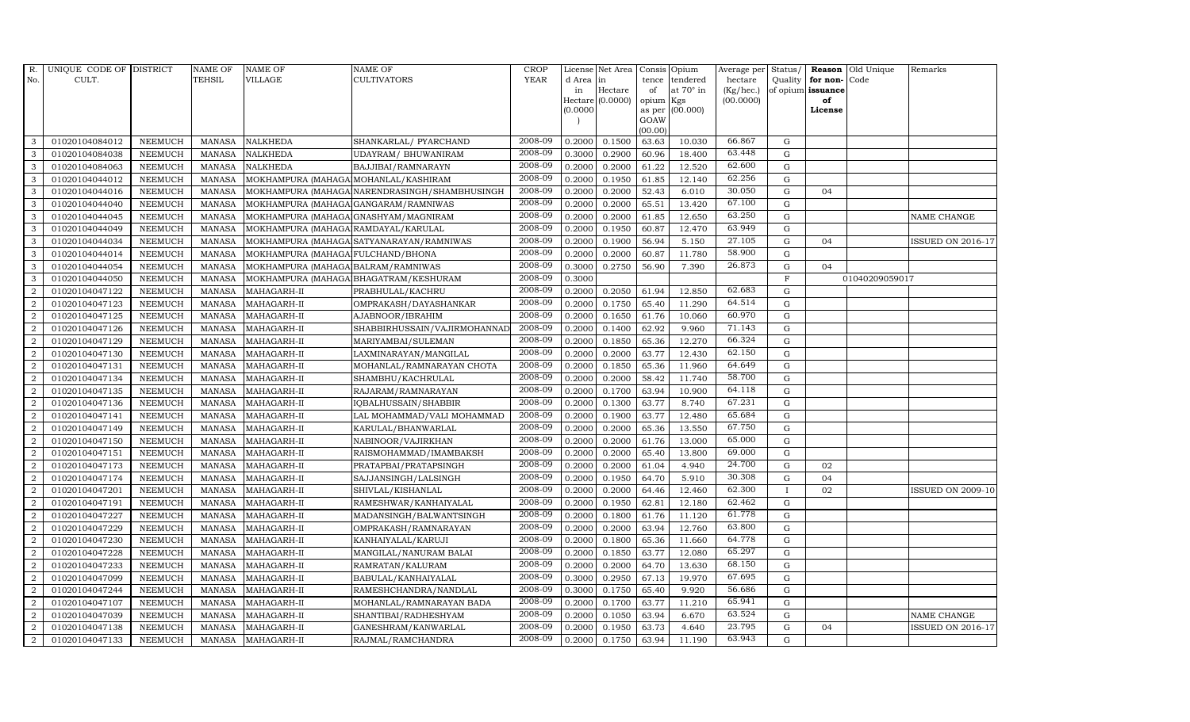| R. No. | UNIQUE CODE OF CULT. | DISTRICT | NAME OF TEHSIL | NAME OF VILLAGE | NAME OF CULTIVATORS | CROP YEAR | License d Area in Hectare (0.0000) | Net Area in Hectare (0.0000) | Consis tence of opium as per GOAW (00.00) | Opium tendered at 70° in Kgs (00.000) | Average per hectare (Kg/hec.) (00.0000) | Status/ Quality of opium | Reason for non-issuance of License | Old Unique Code | Remarks |
|---|---|---|---|---|---|---|---|---|---|---|---|---|---|---|---|
| 3 | 01020104084012 | NEEMUCH | MANASA | NALKHEDA | SHANKARLAL/ PYARCHAND | 2008-09 | 0.2000 | 0.1500 | 63.63 | 10.030 | 66.867 | G | | | |
| 3 | 01020104084038 | NEEMUCH | MANASA | NALKHEDA | UDAYRAM/ BHUWANIRAM | 2008-09 | 0.3000 | 0.2900 | 60.96 | 18.400 | 63.448 | G | | | |
| 3 | 01020104084063 | NEEMUCH | MANASA | NALKHEDA | BAJJIBAI/RAMNARAYN | 2008-09 | 0.2000 | 0.2000 | 61.22 | 12.520 | 62.600 | G | | | |
| 3 | 01020104044012 | NEEMUCH | MANASA | MOKHAMPURA (MAHAGA | MOHANLAL/KASHIRAM | 2008-09 | 0.2000 | 0.1950 | 61.85 | 12.140 | 62.256 | G | | | |
| 3 | 01020104044016 | NEEMUCH | MANASA | MOKHAMPURA (MAHAGA | NARENDRASINGH/SHAMBHUSINGH | 2008-09 | 0.2000 | 0.2000 | 52.43 | 6.010 | 30.050 | G | 04 | | |
| 3 | 01020104044040 | NEEMUCH | MANASA | MOKHAMPURA (MAHAGA | GANGARAM/RAMNIWAS | 2008-09 | 0.2000 | 0.2000 | 65.51 | 13.420 | 67.100 | G | | | |
| 3 | 01020104044045 | NEEMUCH | MANASA | MOKHAMPURA (MAHAGA | GNASHYAM/MAGNIRAM | 2008-09 | 0.2000 | 0.2000 | 61.85 | 12.650 | 63.250 | G | | | NAME CHANGE |
| 3 | 01020104044049 | NEEMUCH | MANASA | MOKHAMPURA (MAHAGA | RAMDAYAL/KARULAL | 2008-09 | 0.2000 | 0.1950 | 60.87 | 12.470 | 63.949 | G | | | |
| 3 | 01020104044034 | NEEMUCH | MANASA | MOKHAMPURA (MAHAGA | SATYANARAYAN/RAMNIWAS | 2008-09 | 0.2000 | 0.1900 | 56.94 | 5.150 | 27.105 | G | 04 | | ISSUED ON 2016-17 |
| 3 | 01020104044014 | NEEMUCH | MANASA | MOKHAMPURA (MAHAGA | FULCHAND/BHONA | 2008-09 | 0.2000 | 0.2000 | 60.87 | 11.780 | 58.900 | G | | | |
| 3 | 01020104044054 | NEEMUCH | MANASA | MOKHAMPURA (MAHAGA | BALRAM/RAMNIWAS | 2008-09 | 0.3000 | 0.2750 | 56.90 | 7.390 | 26.873 | G | 04 | | |
| 3 | 01020104044050 | NEEMUCH | MANASA | MOKHAMPURA (MAHAGA | BHAGATRAM/KESHURAM | 2008-09 | 0.3000 | | | | | F | | 01040209059017 | |
| 2 | 01020104047122 | NEEMUCH | MANASA | MAHAGARH-II | PRABHULAL/KACHRU | 2008-09 | 0.2000 | 0.2050 | 61.94 | 12.850 | 62.683 | G | | | |
| 2 | 01020104047123 | NEEMUCH | MANASA | MAHAGARH-II | OMPRAKASH/DAYASHANKAR | 2008-09 | 0.2000 | 0.1750 | 65.40 | 11.290 | 64.514 | G | | | |
| 2 | 01020104047125 | NEEMUCH | MANASA | MAHAGARH-II | AJABNOOR/IBRAHIM | 2008-09 | 0.2000 | 0.1650 | 61.76 | 10.060 | 60.970 | G | | | |
| 2 | 01020104047126 | NEEMUCH | MANASA | MAHAGARH-II | SHABBIRHUSSAIN/VAJIRMOHANNAD | 2008-09 | 0.2000 | 0.1400 | 62.92 | 9.960 | 71.143 | G | | | |
| 2 | 01020104047129 | NEEMUCH | MANASA | MAHAGARH-II | MARIYAMBAI/SULEMAN | 2008-09 | 0.2000 | 0.1850 | 65.36 | 12.270 | 66.324 | G | | | |
| 2 | 01020104047130 | NEEMUCH | MANASA | MAHAGARH-II | LAXMINARAYAN/MANGILAL | 2008-09 | 0.2000 | 0.2000 | 63.77 | 12.430 | 62.150 | G | | | |
| 2 | 01020104047131 | NEEMUCH | MANASA | MAHAGARH-II | MOHANLAL/RAMNARAYAN CHOTA | 2008-09 | 0.2000 | 0.1850 | 65.36 | 11.960 | 64.649 | G | | | |
| 2 | 01020104047134 | NEEMUCH | MANASA | MAHAGARH-II | SHAMBHU/KACHRULAL | 2008-09 | 0.2000 | 0.2000 | 58.42 | 11.740 | 58.700 | G | | | |
| 2 | 01020104047135 | NEEMUCH | MANASA | MAHAGARH-II | RAJARAM/RAMNARAYAN | 2008-09 | 0.2000 | 0.1700 | 63.94 | 10.900 | 64.118 | G | | | |
| 2 | 01020104047136 | NEEMUCH | MANASA | MAHAGARH-II | IQBALHUSSAIN/SHABBIR | 2008-09 | 0.2000 | 0.1300 | 63.77 | 8.740 | 67.231 | G | | | |
| 2 | 01020104047141 | NEEMUCH | MANASA | MAHAGARH-II | LAL MOHAMMAD/VALI MOHAMMAD | 2008-09 | 0.2000 | 0.1900 | 63.77 | 12.480 | 65.684 | G | | | |
| 2 | 01020104047149 | NEEMUCH | MANASA | MAHAGARH-II | KARULAL/BHANWARLAL | 2008-09 | 0.2000 | 0.2000 | 65.36 | 13.550 | 67.750 | G | | | |
| 2 | 01020104047150 | NEEMUCH | MANASA | MAHAGARH-II | NABINOOR/VAJIRKHAN | 2008-09 | 0.2000 | 0.2000 | 61.76 | 13.000 | 65.000 | G | | | |
| 2 | 01020104047151 | NEEMUCH | MANASA | MAHAGARH-II | RAISMOHAMMAD/IMAMBAKSH | 2008-09 | 0.2000 | 0.2000 | 65.40 | 13.800 | 69.000 | G | | | |
| 2 | 01020104047173 | NEEMUCH | MANASA | MAHAGARH-II | PRATAPBAI/PRATAPSINGH | 2008-09 | 0.2000 | 0.2000 | 61.04 | 4.940 | 24.700 | G | 02 | | |
| 2 | 01020104047174 | NEEMUCH | MANASA | MAHAGARH-II | SAJJANSINGH/LALSINGH | 2008-09 | 0.2000 | 0.1950 | 64.70 | 5.910 | 30.308 | G | 04 | | |
| 2 | 01020104047201 | NEEMUCH | MANASA | MAHAGARH-II | SHIVLAL/KISHANLAL | 2008-09 | 0.2000 | 0.2000 | 64.46 | 12.460 | 62.300 | I | 02 | | ISSUED ON 2009-10 |
| 2 | 01020104047191 | NEEMUCH | MANASA | MAHAGARH-II | RAMESHWAR/KANHAIYALAL | 2008-09 | 0.2000 | 0.1950 | 62.81 | 12.180 | 62.462 | G | | | |
| 2 | 01020104047227 | NEEMUCH | MANASA | MAHAGARH-II | MADANSINGH/BALWANTSINGH | 2008-09 | 0.2000 | 0.1800 | 61.76 | 11.120 | 61.778 | G | | | |
| 2 | 01020104047229 | NEEMUCH | MANASA | MAHAGARH-II | OMPRAKASH/RAMNARAYAN | 2008-09 | 0.2000 | 0.2000 | 63.94 | 12.760 | 63.800 | G | | | |
| 2 | 01020104047230 | NEEMUCH | MANASA | MAHAGARH-II | KANHAIYALAL/KARUJI | 2008-09 | 0.2000 | 0.1800 | 65.36 | 11.660 | 64.778 | G | | | |
| 2 | 01020104047228 | NEEMUCH | MANASA | MAHAGARH-II | MANGILAL/NANURAM BALAI | 2008-09 | 0.2000 | 0.1850 | 63.77 | 12.080 | 65.297 | G | | | |
| 2 | 01020104047233 | NEEMUCH | MANASA | MAHAGARH-II | RAMRATAN/KALURAM | 2008-09 | 0.2000 | 0.2000 | 64.70 | 13.630 | 68.150 | G | | | |
| 2 | 01020104047099 | NEEMUCH | MANASA | MAHAGARH-II | BABULAL/KANHAIYALAL | 2008-09 | 0.3000 | 0.2950 | 67.13 | 19.970 | 67.695 | G | | | |
| 2 | 01020104047244 | NEEMUCH | MANASA | MAHAGARH-II | RAMESHCHANDRA/NANDLAL | 2008-09 | 0.3000 | 0.1750 | 65.40 | 9.920 | 56.686 | G | | | |
| 2 | 01020104047107 | NEEMUCH | MANASA | MAHAGARH-II | MOHANLAL/RAMNARAYAN BADA | 2008-09 | 0.2000 | 0.1700 | 63.77 | 11.210 | 65.941 | G | | | |
| 2 | 01020104047039 | NEEMUCH | MANASA | MAHAGARH-II | SHANTIBAI/RADHESHYAM | 2008-09 | 0.2000 | 0.1050 | 63.94 | 6.670 | 63.524 | G | | | NAME CHANGE |
| 2 | 01020104047138 | NEEMUCH | MANASA | MAHAGARH-II | GANESHRAM/KANWARLAL | 2008-09 | 0.2000 | 0.1950 | 63.73 | 4.640 | 23.795 | G | 04 | | ISSUED ON 2016-17 |
| 2 | 01020104047133 | NEEMUCH | MANASA | MAHAGARH-II | RAJMAL/RAMCHANDRA | 2008-09 | 0.2000 | 0.1750 | 63.94 | 11.190 | 63.943 | G | | | |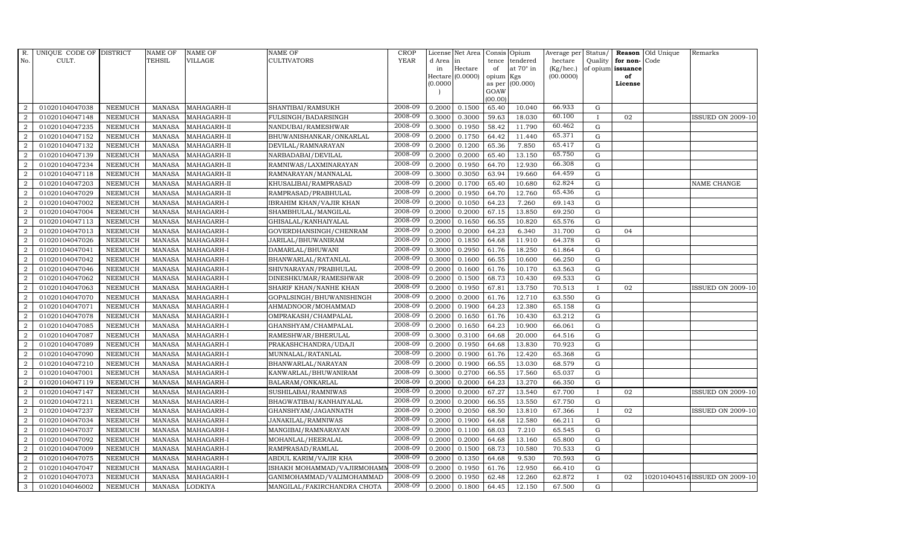| R. No. | UNIQUE CODE OF CULT. | DISTRICT | NAME OF TEHSIL | NAME OF VILLAGE | NAME OF CULTIVATORS | CROP YEAR | License d Area in Hectare (0.0000) | Net Area in Hectare (0.0000) | Consis tence of opium as per GOAW (00.00) | Opium tendered at 70° in Kgs (00.000) | Average per hectare (Kg/hec.) (00.0000) | Status/ Quality of opium | Reason for non-issuance of License | Old Unique Code | Remarks |
|---|---|---|---|---|---|---|---|---|---|---|---|---|---|---|---|
| 2 | 01020104047038 | NEEMUCH | MANASA | MAHAGARH-II | SHANTIBAI/RAMSUKH | 2008-09 | 0.2000 | 0.1500 | 65.40 | 10.040 | 66.933 | G | | | |
| 2 | 01020104047148 | NEEMUCH | MANASA | MAHAGARH-II | FULSINGH/BADARSINGH | 2008-09 | 0.3000 | 0.3000 | 59.63 | 18.030 | 60.100 | I | 02 | | ISSUED ON 2009-10 |
| 2 | 01020104047235 | NEEMUCH | MANASA | MAHAGARH-II | NANDUBAI/RAMESHWAR | 2008-09 | 0.3000 | 0.1950 | 58.42 | 11.790 | 60.462 | G | | | |
| 2 | 01020104047152 | NEEMUCH | MANASA | MAHAGARH-II | BHUWANISHANKAR/ONKARLAL | 2008-09 | 0.2000 | 0.1750 | 64.42 | 11.440 | 65.371 | G | | | |
| 2 | 01020104047132 | NEEMUCH | MANASA | MAHAGARH-II | DEVILAL/RAMNARAYAN | 2008-09 | 0.2000 | 0.1200 | 65.36 | 7.850 | 65.417 | G | | | |
| 2 | 01020104047139 | NEEMUCH | MANASA | MAHAGARH-II | NARBADABAI/DEVILAL | 2008-09 | 0.2000 | 0.2000 | 65.40 | 13.150 | 65.750 | G | | | |
| 2 | 01020104047234 | NEEMUCH | MANASA | MAHAGARH-II | RAMNIWAS/LAXMINARAYAN | 2008-09 | 0.2000 | 0.1950 | 64.70 | 12.930 | 66.308 | G | | | |
| 2 | 01020104047118 | NEEMUCH | MANASA | MAHAGARH-II | RAMNARAYAN/MANNALAL | 2008-09 | 0.3000 | 0.3050 | 63.94 | 19.660 | 64.459 | G | | | |
| 2 | 01020104047203 | NEEMUCH | MANASA | MAHAGARH-II | KHUSALIBAI/RAMPRASAD | 2008-09 | 0.2000 | 0.1700 | 65.40 | 10.680 | 62.824 | G | | | NAME CHANGE |
| 2 | 01020104047029 | NEEMUCH | MANASA | MAHAGARH-II | RAMPRASAD/PRABHULAL | 2008-09 | 0.2000 | 0.1950 | 64.70 | 12.760 | 65.436 | G | | | |
| 2 | 01020104047002 | NEEMUCH | MANASA | MAHAGARH-I | IBRAHIM KHAN/VAJIR KHAN | 2008-09 | 0.2000 | 0.1050 | 64.23 | 7.260 | 69.143 | G | | | |
| 2 | 01020104047004 | NEEMUCH | MANASA | MAHAGARH-I | SHAMBHULAL/MANGILAL | 2008-09 | 0.2000 | 0.2000 | 67.15 | 13.850 | 69.250 | G | | | |
| 2 | 01020104047113 | NEEMUCH | MANASA | MAHAGARH-I | GHISALAL/KANHAIYALAL | 2008-09 | 0.2000 | 0.1650 | 66.55 | 10.820 | 65.576 | G | | | |
| 2 | 01020104047013 | NEEMUCH | MANASA | MAHAGARH-I | GOVERDHANSINGH/CHENRAM | 2008-09 | 0.2000 | 0.2000 | 64.23 | 6.340 | 31.700 | G | 04 | | |
| 2 | 01020104047026 | NEEMUCH | MANASA | MAHAGARH-I | JARILAL/BHUWANIRAM | 2008-09 | 0.2000 | 0.1850 | 64.68 | 11.910 | 64.378 | G | | | |
| 2 | 01020104047041 | NEEMUCH | MANASA | MAHAGARH-I | DAMARLAL/BHUWANI | 2008-09 | 0.3000 | 0.2950 | 61.76 | 18.250 | 61.864 | G | | | |
| 2 | 01020104047042 | NEEMUCH | MANASA | MAHAGARH-I | BHANWARLAL/RATANLAL | 2008-09 | 0.3000 | 0.1600 | 66.55 | 10.600 | 66.250 | G | | | |
| 2 | 01020104047046 | NEEMUCH | MANASA | MAHAGARH-I | SHIVNARAYAN/PRABHULAL | 2008-09 | 0.2000 | 0.1600 | 61.76 | 10.170 | 63.563 | G | | | |
| 2 | 01020104047062 | NEEMUCH | MANASA | MAHAGARH-I | DINESHKUMAR/RAMESHWAR | 2008-09 | 0.2000 | 0.1500 | 68.73 | 10.430 | 69.533 | G | | | |
| 2 | 01020104047063 | NEEMUCH | MANASA | MAHAGARH-I | SHARIF KHAN/NANHE KHAN | 2008-09 | 0.2000 | 0.1950 | 67.81 | 13.750 | 70.513 | I | 02 | | ISSUED ON 2009-10 |
| 2 | 01020104047070 | NEEMUCH | MANASA | MAHAGARH-I | GOPALSINGH/BHUWANISHINGH | 2008-09 | 0.2000 | 0.2000 | 61.76 | 12.710 | 63.550 | G | | | |
| 2 | 01020104047071 | NEEMUCH | MANASA | MAHAGARH-I | AHMADNOOR/MOHAMMAD | 2008-09 | 0.2000 | 0.1900 | 64.23 | 12.380 | 65.158 | G | | | |
| 2 | 01020104047078 | NEEMUCH | MANASA | MAHAGARH-I | OMPRAKASH/CHAMPALAL | 2008-09 | 0.2000 | 0.1650 | 61.76 | 10.430 | 63.212 | G | | | |
| 2 | 01020104047085 | NEEMUCH | MANASA | MAHAGARH-I | GHANSHYAM/CHAMPALAL | 2008-09 | 0.2000 | 0.1650 | 64.23 | 10.900 | 66.061 | G | | | |
| 2 | 01020104047087 | NEEMUCH | MANASA | MAHAGARH-I | RAMESHWAR/BHERULAL | 2008-09 | 0.3000 | 0.3100 | 64.68 | 20.000 | 64.516 | G | | | |
| 2 | 01020104047089 | NEEMUCH | MANASA | MAHAGARH-I | PRAKASHCHANDRA/UDAJI | 2008-09 | 0.2000 | 0.1950 | 64.68 | 13.830 | 70.923 | G | | | |
| 2 | 01020104047090 | NEEMUCH | MANASA | MAHAGARH-I | MUNNALAL/RATANLAL | 2008-09 | 0.2000 | 0.1900 | 61.76 | 12.420 | 65.368 | G | | | |
| 2 | 01020104047210 | NEEMUCH | MANASA | MAHAGARH-I | BHANWARLAL/NARAYAN | 2008-09 | 0.2000 | 0.1900 | 66.55 | 13.030 | 68.579 | G | | | |
| 2 | 01020104047001 | NEEMUCH | MANASA | MAHAGARH-I | KANWARLAL/BHUWANIRAM | 2008-09 | 0.3000 | 0.2700 | 66.55 | 17.560 | 65.037 | G | | | |
| 2 | 01020104047119 | NEEMUCH | MANASA | MAHAGARH-I | BALARAM/ONKARLAL | 2008-09 | 0.2000 | 0.2000 | 64.23 | 13.270 | 66.350 | G | | | |
| 2 | 01020104047147 | NEEMUCH | MANASA | MAHAGARH-I | SUSHILABAI/RAMNIWAS | 2008-09 | 0.2000 | 0.2000 | 67.27 | 13.540 | 67.700 | I | 02 | | ISSUED ON 2009-10 |
| 2 | 01020104047211 | NEEMUCH | MANASA | MAHAGARH-I | BHAGWATIBAI/KANHAIYALAL | 2008-09 | 0.2000 | 0.2000 | 66.55 | 13.550 | 67.750 | G | | | |
| 2 | 01020104047237 | NEEMUCH | MANASA | MAHAGARH-I | GHANSHYAM/JAGANNATH | 2008-09 | 0.2000 | 0.2050 | 68.50 | 13.810 | 67.366 | I | 02 | | ISSUED ON 2009-10 |
| 2 | 01020104047034 | NEEMUCH | MANASA | MAHAGARH-I | JANAKILAL/RAMNIWAS | 2008-09 | 0.2000 | 0.1900 | 64.68 | 12.580 | 66.211 | G | | | |
| 2 | 01020104047037 | NEEMUCH | MANASA | MAHAGARH-I | MANGIBAI/RAMNARAYAN | 2008-09 | 0.2000 | 0.1100 | 68.03 | 7.210 | 65.545 | G | | | |
| 2 | 01020104047092 | NEEMUCH | MANASA | MAHAGARH-I | MOHANLAL/HEERALAL | 2008-09 | 0.2000 | 0.2000 | 64.68 | 13.160 | 65.800 | G | | | |
| 2 | 01020104047009 | NEEMUCH | MANASA | MAHAGARH-I | RAMPRASAD/RAMLAL | 2008-09 | 0.2000 | 0.1500 | 68.73 | 10.580 | 70.533 | G | | | |
| 2 | 01020104047075 | NEEMUCH | MANASA | MAHAGARH-I | ABDUL KARIM/VAJIR KHA | 2008-09 | 0.2000 | 0.1350 | 64.68 | 9.530 | 70.593 | G | | | |
| 2 | 01020104047047 | NEEMUCH | MANASA | MAHAGARH-I | ISHAKH MOHAMMAD/VAJIRMOHAMM | 2008-09 | 0.2000 | 0.1950 | 61.76 | 12.950 | 66.410 | G | | | |
| 2 | 01020104047073 | NEEMUCH | MANASA | MAHAGARH-I | GANIMOHAMMAD/VALIMOHAMMAD | 2008-09 | 0.2000 | 0.1950 | 62.48 | 12.260 | 62.872 | I | 02 | 1020104045 16 | ISSUED ON 2009-10 |
| 3 | 01020104046002 | NEEMUCH | MANASA | LODKIYA | MANGILAL/FAKIRCHANDRA CHOTA | 2008-09 | 0.2000 | 0.1800 | 64.45 | 12.150 | 67.500 | G | | | |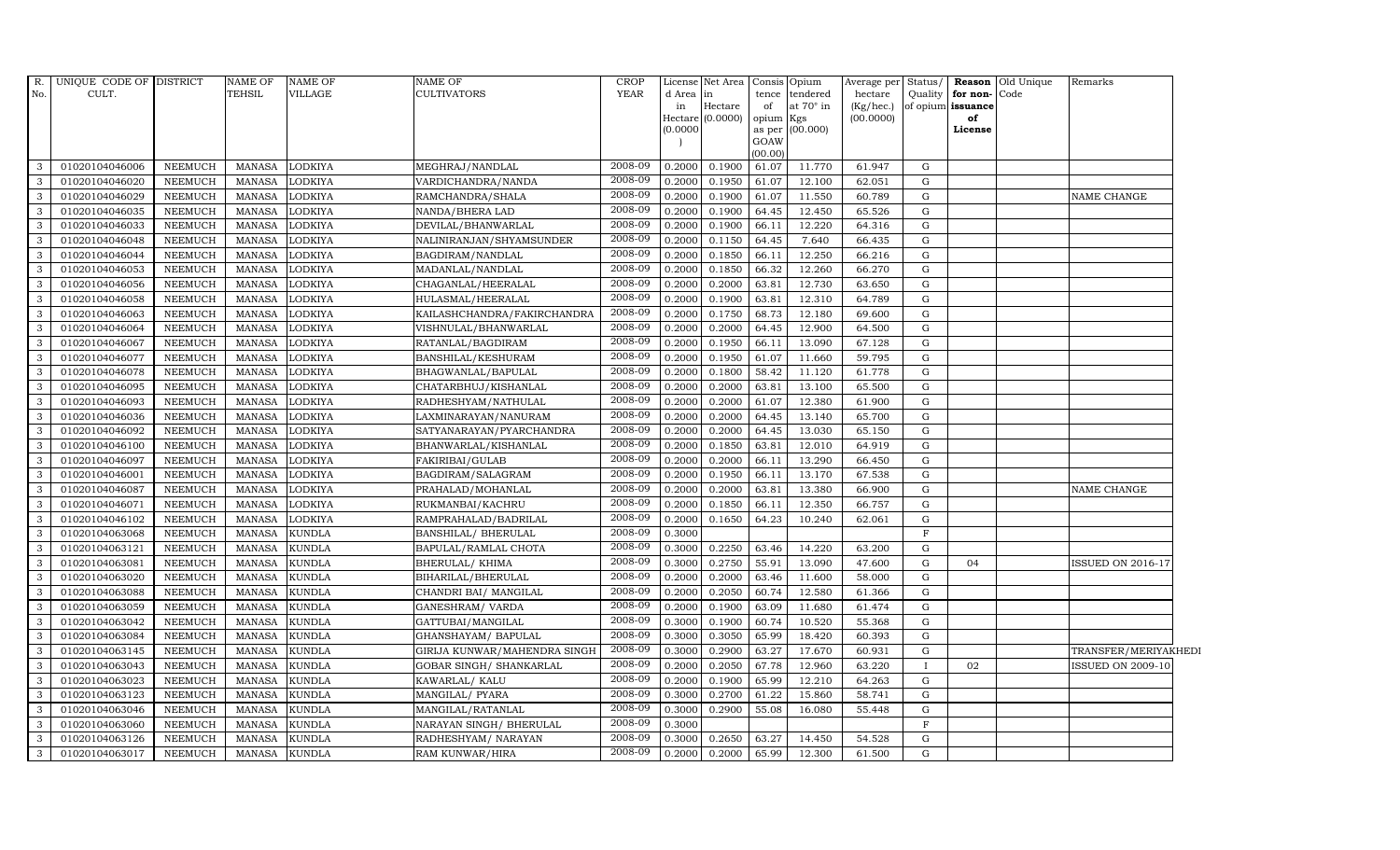| R. No. | UNIQUE CODE OF CULT. | DISTRICT | NAME OF TEHSIL | NAME OF VILLAGE | NAME OF CULTIVATORS | CROP YEAR | License d Area in Hectare (0.0000) | Net Area in Hectare (0.0000) | Consis tence of opium as per GOAW (00.00) | Opium tendered at 70° in Kgs (00.000) | Average per hectare (Kg/hec.) (00.0000) | Status/ Quality of opium | Reason for non-issuance of License | Old Unique Code | Remarks |
|---|---|---|---|---|---|---|---|---|---|---|---|---|---|---|---|
| 3 | 01020104046006 | NEEMUCH | MANASA | LODKIYA | MEGHRAJ/NANDLAL | 2008-09 | 0.2000 | 0.1900 | 61.07 | 11.770 | 61.947 | G | | | |
| 3 | 01020104046020 | NEEMUCH | MANASA | LODKIYA | VARDICHANDRA/NANDA | 2008-09 | 0.2000 | 0.1950 | 61.07 | 12.100 | 62.051 | G | | | |
| 3 | 01020104046029 | NEEMUCH | MANASA | LODKIYA | RAMCHANDRA/SHALA | 2008-09 | 0.2000 | 0.1900 | 61.07 | 11.550 | 60.789 | G | | | NAME CHANGE |
| 3 | 01020104046035 | NEEMUCH | MANASA | LODKIYA | NANDA/BHERA LAD | 2008-09 | 0.2000 | 0.1900 | 64.45 | 12.450 | 65.526 | G | | | |
| 3 | 01020104046033 | NEEMUCH | MANASA | LODKIYA | DEVILAL/BHANWARLAL | 2008-09 | 0.2000 | 0.1900 | 66.11 | 12.220 | 64.316 | G | | | |
| 3 | 01020104046048 | NEEMUCH | MANASA | LODKIYA | NALINIRANJAN/SHYAMSUNDER | 2008-09 | 0.2000 | 0.1150 | 64.45 | 7.640 | 66.435 | G | | | |
| 3 | 01020104046044 | NEEMUCH | MANASA | LODKIYA | BAGDIRAM/NANDLAL | 2008-09 | 0.2000 | 0.1850 | 66.11 | 12.250 | 66.216 | G | | | |
| 3 | 01020104046053 | NEEMUCH | MANASA | LODKIYA | MADANLAL/NANDLAL | 2008-09 | 0.2000 | 0.1850 | 66.32 | 12.260 | 66.270 | G | | | |
| 3 | 01020104046056 | NEEMUCH | MANASA | LODKIYA | CHAGANLAL/HEERALAL | 2008-09 | 0.2000 | 0.2000 | 63.81 | 12.730 | 63.650 | G | | | |
| 3 | 01020104046058 | NEEMUCH | MANASA | LODKIYA | HULASMAL/HEERALAL | 2008-09 | 0.2000 | 0.1900 | 63.81 | 12.310 | 64.789 | G | | | |
| 3 | 01020104046063 | NEEMUCH | MANASA | LODKIYA | KAILASHCHANDRA/FAKIRCHANDRA | 2008-09 | 0.2000 | 0.1750 | 68.73 | 12.180 | 69.600 | G | | | |
| 3 | 01020104046064 | NEEMUCH | MANASA | LODKIYA | VISHNULAL/BHANWARLAL | 2008-09 | 0.2000 | 0.2000 | 64.45 | 12.900 | 64.500 | G | | | |
| 3 | 01020104046067 | NEEMUCH | MANASA | LODKIYA | RATANLAL/BAGDIRAM | 2008-09 | 0.2000 | 0.1950 | 66.11 | 13.090 | 67.128 | G | | | |
| 3 | 01020104046077 | NEEMUCH | MANASA | LODKIYA | BANSHILAL/KESHURAM | 2008-09 | 0.2000 | 0.1950 | 61.07 | 11.660 | 59.795 | G | | | |
| 3 | 01020104046078 | NEEMUCH | MANASA | LODKIYA | BHAGWANLAL/BAPULAL | 2008-09 | 0.2000 | 0.1800 | 58.42 | 11.120 | 61.778 | G | | | |
| 3 | 01020104046095 | NEEMUCH | MANASA | LODKIYA | CHATARBHUJ/KISHANLAL | 2008-09 | 0.2000 | 0.2000 | 63.81 | 13.100 | 65.500 | G | | | |
| 3 | 01020104046093 | NEEMUCH | MANASA | LODKIYA | RADHESHYAM/NATHULAL | 2008-09 | 0.2000 | 0.2000 | 61.07 | 12.380 | 61.900 | G | | | |
| 3 | 01020104046036 | NEEMUCH | MANASA | LODKIYA | LAXMINARAYAN/NANURAM | 2008-09 | 0.2000 | 0.2000 | 64.45 | 13.140 | 65.700 | G | | | |
| 3 | 01020104046092 | NEEMUCH | MANASA | LODKIYA | SATYANARAYAN/PYARCHANDRA | 2008-09 | 0.2000 | 0.2000 | 64.45 | 13.030 | 65.150 | G | | | |
| 3 | 01020104046100 | NEEMUCH | MANASA | LODKIYA | BHANWARLAL/KISHANLAL | 2008-09 | 0.2000 | 0.1850 | 63.81 | 12.010 | 64.919 | G | | | |
| 3 | 01020104046097 | NEEMUCH | MANASA | LODKIYA | FAKIRIBAI/GULAB | 2008-09 | 0.2000 | 0.2000 | 66.11 | 13.290 | 66.450 | G | | | |
| 3 | 01020104046001 | NEEMUCH | MANASA | LODKIYA | BAGDIRAM/SALAGRAM | 2008-09 | 0.2000 | 0.1950 | 66.11 | 13.170 | 67.538 | G | | | |
| 3 | 01020104046087 | NEEMUCH | MANASA | LODKIYA | PRAHALAD/MOHANLAL | 2008-09 | 0.2000 | 0.2000 | 63.81 | 13.380 | 66.900 | G | | | NAME CHANGE |
| 3 | 01020104046071 | NEEMUCH | MANASA | LODKIYA | RUKMANBAI/KACHRU | 2008-09 | 0.2000 | 0.1850 | 66.11 | 12.350 | 66.757 | G | | | |
| 3 | 01020104046102 | NEEMUCH | MANASA | LODKIYA | RAMPRAHALAD/BADRILAL | 2008-09 | 0.2000 | 0.1650 | 64.23 | 10.240 | 62.061 | G | | | |
| 3 | 01020104063068 | NEEMUCH | MANASA | KUNDLA | BANSHILAL/ BHERULAL | 2008-09 | 0.3000 | | | | | F | | | |
| 3 | 01020104063121 | NEEMUCH | MANASA | KUNDLA | BAPULAL/RAMLAL CHOTA | 2008-09 | 0.3000 | 0.2250 | 63.46 | 14.220 | 63.200 | G | | | |
| 3 | 01020104063081 | NEEMUCH | MANASA | KUNDLA | BHERULAL/ KHIMA | 2008-09 | 0.3000 | 0.2750 | 55.91 | 13.090 | 47.600 | G | 04 | | ISSUED ON 2016-17 |
| 3 | 01020104063020 | NEEMUCH | MANASA | KUNDLA | BIHARILAL/BHERULAL | 2008-09 | 0.2000 | 0.2000 | 63.46 | 11.600 | 58.000 | G | | | |
| 3 | 01020104063088 | NEEMUCH | MANASA | KUNDLA | CHANDRI BAI/ MANGILAL | 2008-09 | 0.2000 | 0.2050 | 60.74 | 12.580 | 61.366 | G | | | |
| 3 | 01020104063059 | NEEMUCH | MANASA | KUNDLA | GANESHRAM/ VARDA | 2008-09 | 0.2000 | 0.1900 | 63.09 | 11.680 | 61.474 | G | | | |
| 3 | 01020104063042 | NEEMUCH | MANASA | KUNDLA | GATTUBAI/MANGILAL | 2008-09 | 0.3000 | 0.1900 | 60.74 | 10.520 | 55.368 | G | | | |
| 3 | 01020104063084 | NEEMUCH | MANASA | KUNDLA | GHANSHAYAM/ BAPULAL | 2008-09 | 0.3000 | 0.3050 | 65.99 | 18.420 | 60.393 | G | | | |
| 3 | 01020104063145 | NEEMUCH | MANASA | KUNDLA | GIRIJA KUNWAR/MAHENDRA SINGH | 2008-09 | 0.3000 | 0.2900 | 63.27 | 17.670 | 60.931 | G | | | TRANSFER/MERIYAKHEDI |
| 3 | 01020104063043 | NEEMUCH | MANASA | KUNDLA | GOBAR SINGH/ SHANKARLAL | 2008-09 | 0.2000 | 0.2050 | 67.78 | 12.960 | 63.220 | I | 02 | | ISSUED ON 2009-10 |
| 3 | 01020104063023 | NEEMUCH | MANASA | KUNDLA | KAWARLAL/ KALU | 2008-09 | 0.2000 | 0.1900 | 65.99 | 12.210 | 64.263 | G | | | |
| 3 | 01020104063123 | NEEMUCH | MANASA | KUNDLA | MANGILAL/ PYARA | 2008-09 | 0.3000 | 0.2700 | 61.22 | 15.860 | 58.741 | G | | | |
| 3 | 01020104063046 | NEEMUCH | MANASA | KUNDLA | MANGILAL/RATANLAL | 2008-09 | 0.3000 | 0.2900 | 55.08 | 16.080 | 55.448 | G | | | |
| 3 | 01020104063060 | NEEMUCH | MANASA | KUNDLA | NARAYAN SINGH/ BHERULAL | 2008-09 | 0.3000 | | | | | F | | | |
| 3 | 01020104063126 | NEEMUCH | MANASA | KUNDLA | RADHESHYAM/ NARAYAN | 2008-09 | 0.3000 | 0.2650 | 63.27 | 14.450 | 54.528 | G | | | |
| 3 | 01020104063017 | NEEMUCH | MANASA | KUNDLA | RAM KUNWAR/HIRA | 2008-09 | 0.2000 | 0.2000 | 65.99 | 12.300 | 61.500 | G | | | |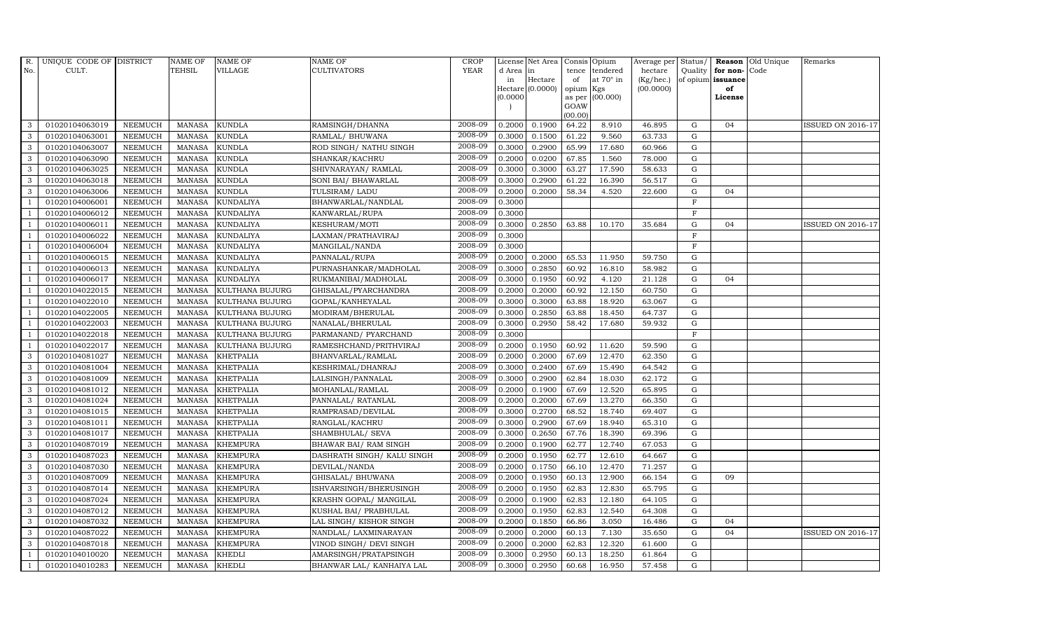| R. No. | UNIQUE CODE OF CULT. | DISTRICT | NAME OF TEHSIL | NAME OF VILLAGE | NAME OF CULTIVATORS | CROP YEAR | License d Area in Hectare (0.0000) | Net Area in Hectare (0.0000) | Consis tence of opium as per GOAW (00.00) | Opium tendered at 70° in Kgs (00.000) | Average per hectare (Kg/hec.) (00.0000) | Status/ Quality of opium | Reason for non-issuance of License | Old Unique Code | Remarks |
|---|---|---|---|---|---|---|---|---|---|---|---|---|---|---|---|
| 3 | 01020104063019 | NEEMUCH | MANASA | KUNDLA | RAMSINGH/DHANNA | 2008-09 | 0.2000 | 0.1900 | 64.22 | 8.910 | 46.895 | G | 04 | | ISSUED ON 2016-17 |
| 3 | 01020104063001 | NEEMUCH | MANASA | KUNDLA | RAMLAL/ BHUWANA | 2008-09 | 0.3000 | 0.1500 | 61.22 | 9.560 | 63.733 | G | | | |
| 3 | 01020104063007 | NEEMUCH | MANASA | KUNDLA | ROD SINGH/ NATHU SINGH | 2008-09 | 0.3000 | 0.2900 | 65.99 | 17.680 | 60.966 | G | | | |
| 3 | 01020104063090 | NEEMUCH | MANASA | KUNDLA | SHANKAR/KACHRU | 2008-09 | 0.2000 | 0.0200 | 67.85 | 1.560 | 78.000 | G | | | |
| 3 | 01020104063025 | NEEMUCH | MANASA | KUNDLA | SHIVNARAYAN/ RAMLAL | 2008-09 | 0.3000 | 0.3000 | 63.27 | 17.590 | 58.633 | G | | | |
| 3 | 01020104063018 | NEEMUCH | MANASA | KUNDLA | SONI BAI/ BHAWARLAL | 2008-09 | 0.3000 | 0.2900 | 61.22 | 16.390 | 56.517 | G | | | |
| 3 | 01020104063006 | NEEMUCH | MANASA | KUNDLA | TULSIRAM/ LADU | 2008-09 | 0.2000 | 0.2000 | 58.34 | 4.520 | 22.600 | G | 04 | | |
| 1 | 01020104006001 | NEEMUCH | MANASA | KUNDALIYA | BHANWARLAL/NANDLAL | 2008-09 | 0.3000 | | | | | F | | | |
| 1 | 01020104006012 | NEEMUCH | MANASA | KUNDALIYA | KANWARLAL/RUPA | 2008-09 | 0.3000 | | | | | F | | | |
| 1 | 01020104006011 | NEEMUCH | MANASA | KUNDALIYA | KESHURAM/MOTI | 2008-09 | 0.3000 | 0.2850 | 63.88 | 10.170 | 35.684 | G | 04 | | ISSUED ON 2016-17 |
| 1 | 01020104006022 | NEEMUCH | MANASA | KUNDALIYA | LAXMAN/PRATHAVIRAJ | 2008-09 | 0.3000 | | | | | F | | | |
| 1 | 01020104006004 | NEEMUCH | MANASA | KUNDALIYA | MANGILAL/NANDA | 2008-09 | 0.3000 | | | | | F | | | |
| 1 | 01020104006015 | NEEMUCH | MANASA | KUNDALIYA | PANNALAL/RUPA | 2008-09 | 0.2000 | 0.2000 | 65.53 | 11.950 | 59.750 | G | | | |
| 1 | 01020104006013 | NEEMUCH | MANASA | KUNDALIYA | PURNASHANKAR/MADHOLAL | 2008-09 | 0.3000 | 0.2850 | 60.92 | 16.810 | 58.982 | G | | | |
| 1 | 01020104006017 | NEEMUCH | MANASA | KUNDALIYA | RUKMANIBAI/MADHOLAL | 2008-09 | 0.3000 | 0.1950 | 60.92 | 4.120 | 21.128 | G | 04 | | |
| 1 | 01020104022015 | NEEMUCH | MANASA | KULTHANA BUJURG | GHISALAL/PYARCHANDRA | 2008-09 | 0.2000 | 0.2000 | 60.92 | 12.150 | 60.750 | G | | | |
| 1 | 01020104022010 | NEEMUCH | MANASA | KULTHANA BUJURG | GOPAL/KANHEYALAL | 2008-09 | 0.3000 | 0.3000 | 63.88 | 18.920 | 63.067 | G | | | |
| 1 | 01020104022005 | NEEMUCH | MANASA | KULTHANA BUJURG | MODIRAM/BHERULAL | 2008-09 | 0.3000 | 0.2850 | 63.88 | 18.450 | 64.737 | G | | | |
| 1 | 01020104022003 | NEEMUCH | MANASA | KULTHANA BUJURG | NANALAL/BHERULAL | 2008-09 | 0.3000 | 0.2950 | 58.42 | 17.680 | 59.932 | G | | | |
| 1 | 01020104022018 | NEEMUCH | MANASA | KULTHANA BUJURG | PARMANAND/ PYARCHAND | 2008-09 | 0.3000 | | | | | F | | | |
| 1 | 01020104022017 | NEEMUCH | MANASA | KULTHANA BUJURG | RAMESHCHAND/PRITHVIRAJ | 2008-09 | 0.2000 | 0.1950 | 60.92 | 11.620 | 59.590 | G | | | |
| 3 | 01020104081027 | NEEMUCH | MANASA | KHETPALIA | BHANVARLAL/RAMLAL | 2008-09 | 0.2000 | 0.2000 | 67.69 | 12.470 | 62.350 | G | | | |
| 3 | 01020104081004 | NEEMUCH | MANASA | KHETPALIA | KESHRIMAL/DHANRAJ | 2008-09 | 0.3000 | 0.2400 | 67.69 | 15.490 | 64.542 | G | | | |
| 3 | 01020104081009 | NEEMUCH | MANASA | KHETPALIA | LALSINGH/PANNALAL | 2008-09 | 0.3000 | 0.2900 | 62.84 | 18.030 | 62.172 | G | | | |
| 3 | 01020104081012 | NEEMUCH | MANASA | KHETPALIA | MOHANLAL/RAMLAL | 2008-09 | 0.2000 | 0.1900 | 67.69 | 12.520 | 65.895 | G | | | |
| 3 | 01020104081024 | NEEMUCH | MANASA | KHETPALIA | PANNALAL/ RATANLAL | 2008-09 | 0.2000 | 0.2000 | 67.69 | 13.270 | 66.350 | G | | | |
| 3 | 01020104081015 | NEEMUCH | MANASA | KHETPALIA | RAMPRASAD/DEVILAL | 2008-09 | 0.3000 | 0.2700 | 68.52 | 18.740 | 69.407 | G | | | |
| 3 | 01020104081011 | NEEMUCH | MANASA | KHETPALIA | RANGLAL/KACHRU | 2008-09 | 0.3000 | 0.2900 | 67.69 | 18.940 | 65.310 | G | | | |
| 3 | 01020104081017 | NEEMUCH | MANASA | KHETPALIA | SHAMBHULAL/ SEVA | 2008-09 | 0.3000 | 0.2650 | 67.76 | 18.390 | 69.396 | G | | | |
| 3 | 01020104087019 | NEEMUCH | MANASA | KHEMPURA | BHAWAR BAI/ RAM SINGH | 2008-09 | 0.2000 | 0.1900 | 62.77 | 12.740 | 67.053 | G | | | |
| 3 | 01020104087023 | NEEMUCH | MANASA | KHEMPURA | DASHRATH SINGH/ KALU SINGH | 2008-09 | 0.2000 | 0.1950 | 62.77 | 12.610 | 64.667 | G | | | |
| 3 | 01020104087030 | NEEMUCH | MANASA | KHEMPURA | DEVILAL/NANDA | 2008-09 | 0.2000 | 0.1750 | 66.10 | 12.470 | 71.257 | G | | | |
| 3 | 01020104087009 | NEEMUCH | MANASA | KHEMPURA | GHISALAL/ BHUWANA | 2008-09 | 0.2000 | 0.1950 | 60.13 | 12.900 | 66.154 | G | 09 | | |
| 3 | 01020104087014 | NEEMUCH | MANASA | KHEMPURA | ISHVARSINGH/BHERUSINGH | 2008-09 | 0.2000 | 0.1950 | 62.83 | 12.830 | 65.795 | G | | | |
| 3 | 01020104087024 | NEEMUCH | MANASA | KHEMPURA | KRASHN GOPAL/ MANGILAL | 2008-09 | 0.2000 | 0.1900 | 62.83 | 12.180 | 64.105 | G | | | |
| 3 | 01020104087012 | NEEMUCH | MANASA | KHEMPURA | KUSHAL BAI/ PRABHULAL | 2008-09 | 0.2000 | 0.1950 | 62.83 | 12.540 | 64.308 | G | | | |
| 3 | 01020104087032 | NEEMUCH | MANASA | KHEMPURA | LAL SINGH/ KISHOR SINGH | 2008-09 | 0.2000 | 0.1850 | 66.86 | 3.050 | 16.486 | G | 04 | | |
| 3 | 01020104087022 | NEEMUCH | MANASA | KHEMPURA | NANDLAL/ LAXMINARAYAN | 2008-09 | 0.2000 | 0.2000 | 60.13 | 7.130 | 35.650 | G | 04 | | ISSUED ON 2016-17 |
| 3 | 01020104087018 | NEEMUCH | MANASA | KHEMPURA | VINOD SINGH/ DEVI SINGH | 2008-09 | 0.2000 | 0.2000 | 62.83 | 12.320 | 61.600 | G | | | |
| 1 | 01020104010020 | NEEMUCH | MANASA | KHEDLI | AMARSINGH/PRATAPSINGH | 2008-09 | 0.3000 | 0.2950 | 60.13 | 18.250 | 61.864 | G | | | |
| 1 | 01020104010283 | NEEMUCH | MANASA | KHEDLI | BHANWAR LAL/ KANHAIYA LAL | 2008-09 | 0.3000 | 0.2950 | 60.68 | 16.950 | 57.458 | G | | | |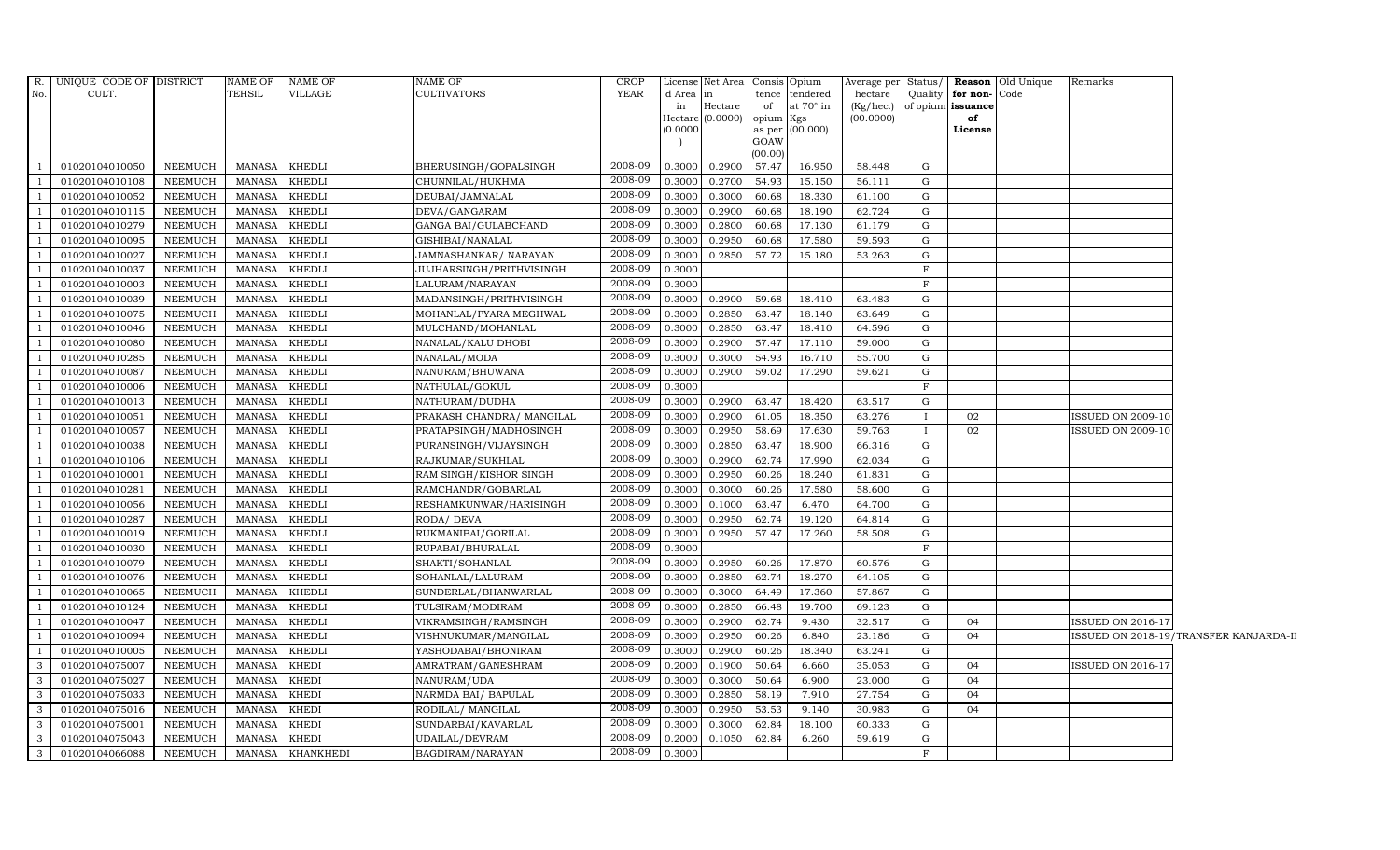| R. No. | UNIQUE CODE OF CULT. | DISTRICT | NAME OF TEHSIL | NAME OF VILLAGE | NAME OF CULTIVATORS | CROP YEAR | License d Area in Hectare (0.0000) | Net Area in Hectare (0.0000) | Consis tence of opium as per GOAW (00.00) | Opium tendered at 70° in Kgs (00.000) | Average per hectare (Kg/hec.) (00.0000) | Status/ Quality of opium | Reason for non-issuance of License | Old Unique Code | Remarks |
|---|---|---|---|---|---|---|---|---|---|---|---|---|---|---|---|
| 1 | 01020104010050 | NEEMUCH | MANASA | KHEDLI | BHERUSINGH/GOPALSINGH | 2008-09 | 0.3000 | 0.2900 | 57.47 | 16.950 | 58.448 | G | | | |
| 1 | 01020104010108 | NEEMUCH | MANASA | KHEDLI | CHUNNILAL/HUKHMA | 2008-09 | 0.3000 | 0.2700 | 54.93 | 15.150 | 56.111 | G | | | |
| 1 | 01020104010052 | NEEMUCH | MANASA | KHEDLI | DEUBAI/JAMNALAL | 2008-09 | 0.3000 | 0.3000 | 60.68 | 18.330 | 61.100 | G | | | |
| 1 | 01020104010115 | NEEMUCH | MANASA | KHEDLI | DEVA/GANGARAM | 2008-09 | 0.3000 | 0.2900 | 60.68 | 18.190 | 62.724 | G | | | |
| 1 | 01020104010279 | NEEMUCH | MANASA | KHEDLI | GANGA BAI/GULABCHAND | 2008-09 | 0.3000 | 0.2800 | 60.68 | 17.130 | 61.179 | G | | | |
| 1 | 01020104010095 | NEEMUCH | MANASA | KHEDLI | GISHIBAI/NANALAL | 2008-09 | 0.3000 | 0.2950 | 60.68 | 17.580 | 59.593 | G | | | |
| 1 | 01020104010027 | NEEMUCH | MANASA | KHEDLI | JAMNASHANKAR/ NARAYAN | 2008-09 | 0.3000 | 0.2850 | 57.72 | 15.180 | 53.263 | G | | | |
| 1 | 01020104010037 | NEEMUCH | MANASA | KHEDLI | JUJHARSINGH/PRITHVISINGH | 2008-09 | 0.3000 | | | | | F | | | |
| 1 | 01020104010003 | NEEMUCH | MANASA | KHEDLI | LALURAM/NARAYAN | 2008-09 | 0.3000 | | | | | F | | | |
| 1 | 01020104010039 | NEEMUCH | MANASA | KHEDLI | MADANSINGH/PRITHVISINGH | 2008-09 | 0.3000 | 0.2900 | 59.68 | 18.410 | 63.483 | G | | | |
| 1 | 01020104010075 | NEEMUCH | MANASA | KHEDLI | MOHANLAL/PYARA MEGHWAL | 2008-09 | 0.3000 | 0.2850 | 63.47 | 18.140 | 63.649 | G | | | |
| 1 | 01020104010046 | NEEMUCH | MANASA | KHEDLI | MULCHAND/MOHANLAL | 2008-09 | 0.3000 | 0.2850 | 63.47 | 18.410 | 64.596 | G | | | |
| 1 | 01020104010080 | NEEMUCH | MANASA | KHEDLI | NANALAL/KALU DHOBI | 2008-09 | 0.3000 | 0.2900 | 57.47 | 17.110 | 59.000 | G | | | |
| 1 | 01020104010285 | NEEMUCH | MANASA | KHEDLI | NANALAL/MODA | 2008-09 | 0.3000 | 0.3000 | 54.93 | 16.710 | 55.700 | G | | | |
| 1 | 01020104010087 | NEEMUCH | MANASA | KHEDLI | NANURAM/BHUWANA | 2008-09 | 0.3000 | 0.2900 | 59.02 | 17.290 | 59.621 | G | | | |
| 1 | 01020104010006 | NEEMUCH | MANASA | KHEDLI | NATHULAL/GOKUL | 2008-09 | 0.3000 | | | | | F | | | |
| 1 | 01020104010013 | NEEMUCH | MANASA | KHEDLI | NATHURAM/DUDHA | 2008-09 | 0.3000 | 0.2900 | 63.47 | 18.420 | 63.517 | G | | | |
| 1 | 01020104010051 | NEEMUCH | MANASA | KHEDLI | PRAKASH CHANDRA/ MANGILAL | 2008-09 | 0.3000 | 0.2900 | 61.05 | 18.350 | 63.276 | I | 02 | | ISSUED ON 2009-10 |
| 1 | 01020104010057 | NEEMUCH | MANASA | KHEDLI | PRATAPSINGH/MADHOSINGH | 2008-09 | 0.3000 | 0.2950 | 58.69 | 17.630 | 59.763 | I | 02 | | ISSUED ON 2009-10 |
| 1 | 01020104010038 | NEEMUCH | MANASA | KHEDLI | PURANSINGH/VIJAYSINGH | 2008-09 | 0.3000 | 0.2850 | 63.47 | 18.900 | 66.316 | G | | | |
| 1 | 01020104010106 | NEEMUCH | MANASA | KHEDLI | RAJKUMAR/SUKHLAL | 2008-09 | 0.3000 | 0.2900 | 62.74 | 17.990 | 62.034 | G | | | |
| 1 | 01020104010001 | NEEMUCH | MANASA | KHEDLI | RAM SINGH/KISHOR SINGH | 2008-09 | 0.3000 | 0.2950 | 60.26 | 18.240 | 61.831 | G | | | |
| 1 | 01020104010281 | NEEMUCH | MANASA | KHEDLI | RAMCHANDR/GOBARLAL | 2008-09 | 0.3000 | 0.3000 | 60.26 | 17.580 | 58.600 | G | | | |
| 1 | 01020104010056 | NEEMUCH | MANASA | KHEDLI | RESHAMKUNWAR/HARISINGH | 2008-09 | 0.3000 | 0.1000 | 63.47 | 6.470 | 64.700 | G | | | |
| 1 | 01020104010287 | NEEMUCH | MANASA | KHEDLI | RODA/ DEVA | 2008-09 | 0.3000 | 0.2950 | 62.74 | 19.120 | 64.814 | G | | | |
| 1 | 01020104010019 | NEEMUCH | MANASA | KHEDLI | RUKMANIBAI/GORILAL | 2008-09 | 0.3000 | 0.2950 | 57.47 | 17.260 | 58.508 | G | | | |
| 1 | 01020104010030 | NEEMUCH | MANASA | KHEDLI | RUPABAI/BHURALAL | 2008-09 | 0.3000 | | | | | F | | | |
| 1 | 01020104010079 | NEEMUCH | MANASA | KHEDLI | SHAKTI/SOHANLAL | 2008-09 | 0.3000 | 0.2950 | 60.26 | 17.870 | 60.576 | G | | | |
| 1 | 01020104010076 | NEEMUCH | MANASA | KHEDLI | SOHANLAL/LALURAM | 2008-09 | 0.3000 | 0.2850 | 62.74 | 18.270 | 64.105 | G | | | |
| 1 | 01020104010065 | NEEMUCH | MANASA | KHEDLI | SUNDERLAL/BHANWARLAL | 2008-09 | 0.3000 | 0.3000 | 64.49 | 17.360 | 57.867 | G | | | |
| 1 | 01020104010124 | NEEMUCH | MANASA | KHEDLI | TULSIRAM/MODIRAM | 2008-09 | 0.3000 | 0.2850 | 66.48 | 19.700 | 69.123 | G | | | |
| 1 | 01020104010047 | NEEMUCH | MANASA | KHEDLI | VIKRAMSINGH/RAMSINGH | 2008-09 | 0.3000 | 0.2900 | 62.74 | 9.430 | 32.517 | G | 04 | | ISSUED ON 2016-17 |
| 1 | 01020104010094 | NEEMUCH | MANASA | KHEDLI | VISHNUKUMAR/MANGILAL | 2008-09 | 0.3000 | 0.2950 | 60.26 | 6.840 | 23.186 | G | 04 | | ISSUED ON 2018-19/TRANSFER KANJARDA-II |
| 1 | 01020104010005 | NEEMUCH | MANASA | KHEDLI | YASHODABAI/BHONIRAM | 2008-09 | 0.3000 | 0.2900 | 60.26 | 18.340 | 63.241 | G | | | |
| 3 | 01020104075007 | NEEMUCH | MANASA | KHEDI | AMRATRAM/GANESHRAM | 2008-09 | 0.2000 | 0.1900 | 50.64 | 6.660 | 35.053 | G | 04 | | ISSUED ON 2016-17 |
| 3 | 01020104075027 | NEEMUCH | MANASA | KHEDI | NANURAM/UDA | 2008-09 | 0.3000 | 0.3000 | 50.64 | 6.900 | 23.000 | G | 04 | | |
| 3 | 01020104075033 | NEEMUCH | MANASA | KHEDI | NARMDA BAI/ BAPULAL | 2008-09 | 0.3000 | 0.2850 | 58.19 | 7.910 | 27.754 | G | 04 | | |
| 3 | 01020104075016 | NEEMUCH | MANASA | KHEDI | RODILAL/ MANGILAL | 2008-09 | 0.3000 | 0.2950 | 53.53 | 9.140 | 30.983 | G | 04 | | |
| 3 | 01020104075001 | NEEMUCH | MANASA | KHEDI | SUNDARBAI/KAVARLAL | 2008-09 | 0.3000 | 0.3000 | 62.84 | 18.100 | 60.333 | G | | | |
| 3 | 01020104075043 | NEEMUCH | MANASA | KHEDI | UDAILAL/DEVRAM | 2008-09 | 0.2000 | 0.1050 | 62.84 | 6.260 | 59.619 | G | | | |
| 3 | 01020104066088 | NEEMUCH | MANASA | KHANKHEDI | BAGDIRAM/NARAYAN | 2008-09 | 0.3000 | | | | | F | | | |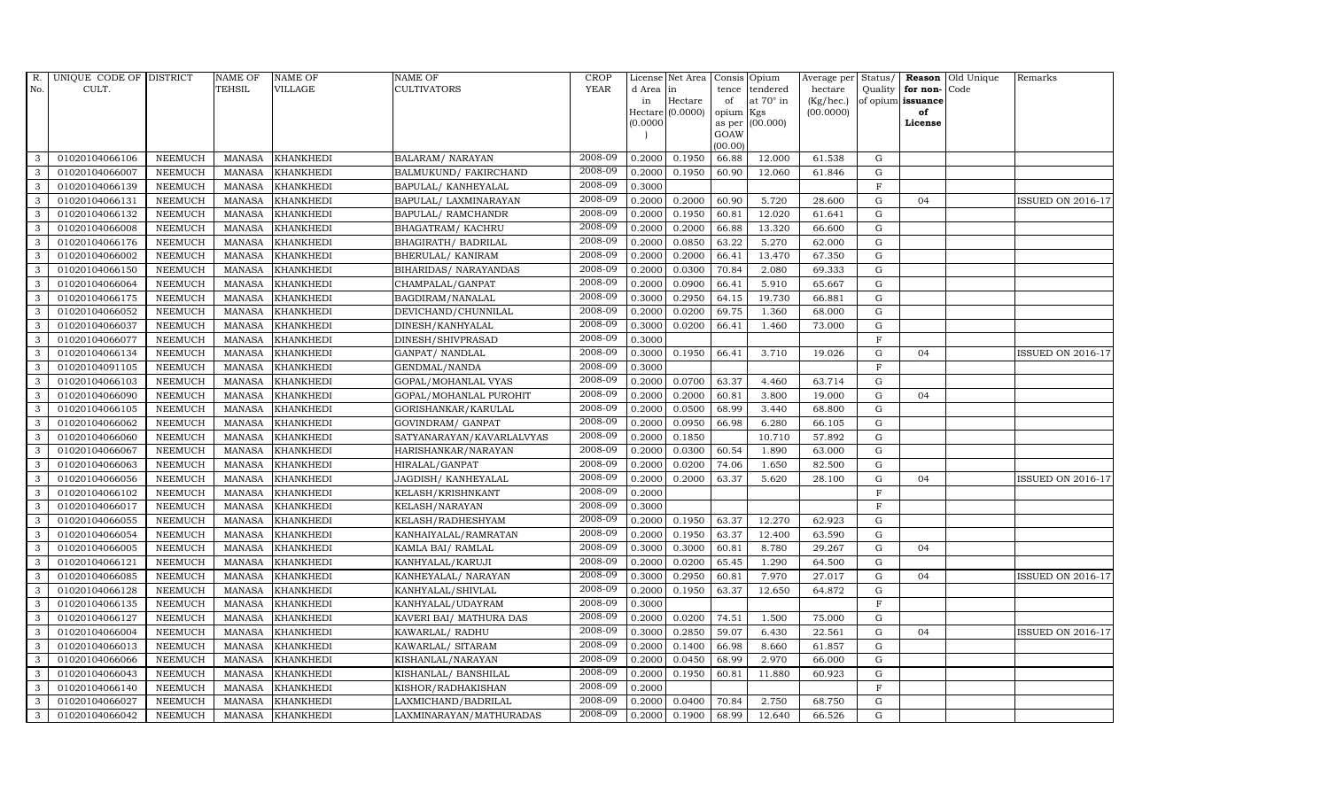| R. No. | UNIQUE CODE OF CULT. | DISTRICT | NAME OF TEHSIL | NAME OF VILLAGE | NAME OF CULTIVATORS | CROP YEAR | License d Area in Hectare (0.0000) | Net Area in Hectare (0.0000) | Consis tence of opium as per GOAW (00.00) | Opium tendered at 70° in Kgs (00.000) | Average per hectare (Kg/hec.) (00.0000) | Status/ Quality of opium | Reason for non-issuance of License | Old Unique Code | Remarks |
|---|---|---|---|---|---|---|---|---|---|---|---|---|---|---|---|
| 3 | 01020104066106 | NEEMUCH | MANASA | KHANKHEDI | BALARAM/ NARAYAN | 2008-09 | 0.2000 | 0.1950 | 66.88 | 12.000 | 61.538 | G | | | |
| 3 | 01020104066007 | NEEMUCH | MANASA | KHANKHEDI | BALMUKUND/ FAKIRCHAND | 2008-09 | 0.2000 | 0.1950 | 60.90 | 12.060 | 61.846 | G | | | |
| 3 | 01020104066139 | NEEMUCH | MANASA | KHANKHEDI | BAPULAL/ KANHEYALAL | 2008-09 | 0.3000 | | | | | F | | | |
| 3 | 01020104066131 | NEEMUCH | MANASA | KHANKHEDI | BAPULAL/ LAXMINARAYAN | 2008-09 | 0.2000 | 0.2000 | 60.90 | 5.720 | 28.600 | G | 04 | | ISSUED ON 2016-17 |
| 3 | 01020104066132 | NEEMUCH | MANASA | KHANKHEDI | BAPULAL/ RAMCHANDR | 2008-09 | 0.2000 | 0.1950 | 60.81 | 12.020 | 61.641 | G | | | |
| 3 | 01020104066008 | NEEMUCH | MANASA | KHANKHEDI | BHAGATRAM/ KACHRU | 2008-09 | 0.2000 | 0.2000 | 66.88 | 13.320 | 66.600 | G | | | |
| 3 | 01020104066176 | NEEMUCH | MANASA | KHANKHEDI | BHAGIRATH/ BADRILAL | 2008-09 | 0.2000 | 0.0850 | 63.22 | 5.270 | 62.000 | G | | | |
| 3 | 01020104066002 | NEEMUCH | MANASA | KHANKHEDI | BHERULAL/ KANIRAM | 2008-09 | 0.2000 | 0.2000 | 66.41 | 13.470 | 67.350 | G | | | |
| 3 | 01020104066150 | NEEMUCH | MANASA | KHANKHEDI | BIHARIDAS/ NARAYANDAS | 2008-09 | 0.2000 | 0.0300 | 70.84 | 2.080 | 69.333 | G | | | |
| 3 | 01020104066064 | NEEMUCH | MANASA | KHANKHEDI | CHAMPALAL/GANPAT | 2008-09 | 0.2000 | 0.0900 | 66.41 | 5.910 | 65.667 | G | | | |
| 3 | 01020104066175 | NEEMUCH | MANASA | KHANKHEDI | BAGDIRAM/NANALAL | 2008-09 | 0.3000 | 0.2950 | 64.15 | 19.730 | 66.881 | G | | | |
| 3 | 01020104066052 | NEEMUCH | MANASA | KHANKHEDI | DEVICHAND/CHUNNILAL | 2008-09 | 0.2000 | 0.0200 | 69.75 | 1.360 | 68.000 | G | | | |
| 3 | 01020104066037 | NEEMUCH | MANASA | KHANKHEDI | DINESH/KANHYALAL | 2008-09 | 0.3000 | 0.0200 | 66.41 | 1.460 | 73.000 | G | | | |
| 3 | 01020104066077 | NEEMUCH | MANASA | KHANKHEDI | DINESH/SHIVPRASAD | 2008-09 | 0.3000 | | | | | F | | | |
| 3 | 01020104066134 | NEEMUCH | MANASA | KHANKHEDI | GANPAT/ NANDLAL | 2008-09 | 0.3000 | 0.1950 | 66.41 | 3.710 | 19.026 | G | 04 | | ISSUED ON 2016-17 |
| 3 | 01020104091105 | NEEMUCH | MANASA | KHANKHEDI | GENDMAL/NANDA | 2008-09 | 0.3000 | | | | | F | | | |
| 3 | 01020104066103 | NEEMUCH | MANASA | KHANKHEDI | GOPAL/MOHANLAL VYAS | 2008-09 | 0.2000 | 0.0700 | 63.37 | 4.460 | 63.714 | G | | | |
| 3 | 01020104066090 | NEEMUCH | MANASA | KHANKHEDI | GOPAL/MOHANLAL PUROHIT | 2008-09 | 0.2000 | 0.2000 | 60.81 | 3.800 | 19.000 | G | 04 | | |
| 3 | 01020104066105 | NEEMUCH | MANASA | KHANKHEDI | GORISHANKAR/KARULAL | 2008-09 | 0.2000 | 0.0500 | 68.99 | 3.440 | 68.800 | G | | | |
| 3 | 01020104066062 | NEEMUCH | MANASA | KHANKHEDI | GOVINDRAM/ GANPAT | 2008-09 | 0.2000 | 0.0950 | 66.98 | 6.280 | 66.105 | G | | | |
| 3 | 01020104066060 | NEEMUCH | MANASA | KHANKHEDI | SATYANARAYAN/KAVARLALVYAS | 2008-09 | 0.2000 | 0.1850 | | 10.710 | 57.892 | G | | | |
| 3 | 01020104066067 | NEEMUCH | MANASA | KHANKHEDI | HARISHANKAR/NARAYAN | 2008-09 | 0.2000 | 0.0300 | 60.54 | 1.890 | 63.000 | G | | | |
| 3 | 01020104066063 | NEEMUCH | MANASA | KHANKHEDI | HIRALAL/GANPAT | 2008-09 | 0.2000 | 0.0200 | 74.06 | 1.650 | 82.500 | G | | | |
| 3 | 01020104066056 | NEEMUCH | MANASA | KHANKHEDI | JAGDISH/ KANHEYALAL | 2008-09 | 0.2000 | 0.2000 | 63.37 | 5.620 | 28.100 | G | 04 | | ISSUED ON 2016-17 |
| 3 | 01020104066102 | NEEMUCH | MANASA | KHANKHEDI | KELASH/KRISHNKANT | 2008-09 | 0.2000 | | | | | F | | | |
| 3 | 01020104066017 | NEEMUCH | MANASA | KHANKHEDI | KELASH/NARAYAN | 2008-09 | 0.3000 | | | | | F | | | |
| 3 | 01020104066055 | NEEMUCH | MANASA | KHANKHEDI | KELASH/RADHESHYAM | 2008-09 | 0.2000 | 0.1950 | 63.37 | 12.270 | 62.923 | G | | | |
| 3 | 01020104066054 | NEEMUCH | MANASA | KHANKHEDI | KANHAIYALAL/RAMRATAN | 2008-09 | 0.2000 | 0.1950 | 63.37 | 12.400 | 63.590 | G | | | |
| 3 | 01020104066005 | NEEMUCH | MANASA | KHANKHEDI | KAMLA BAI/ RAMLAL | 2008-09 | 0.3000 | 0.3000 | 60.81 | 8.780 | 29.267 | G | 04 | | |
| 3 | 01020104066121 | NEEMUCH | MANASA | KHANKHEDI | KANHYALAL/KARUJI | 2008-09 | 0.2000 | 0.0200 | 65.45 | 1.290 | 64.500 | G | | | |
| 3 | 01020104066085 | NEEMUCH | MANASA | KHANKHEDI | KANHEYALAL/ NARAYAN | 2008-09 | 0.3000 | 0.2950 | 60.81 | 7.970 | 27.017 | G | 04 | | ISSUED ON 2016-17 |
| 3 | 01020104066128 | NEEMUCH | MANASA | KHANKHEDI | KANHYALAL/SHIVLAL | 2008-09 | 0.2000 | 0.1950 | 63.37 | 12.650 | 64.872 | G | | | |
| 3 | 01020104066135 | NEEMUCH | MANASA | KHANKHEDI | KANHYALAL/UDAYRAM | 2008-09 | 0.3000 | | | | | F | | | |
| 3 | 01020104066127 | NEEMUCH | MANASA | KHANKHEDI | KAVERI BAI/ MATHURA DAS | 2008-09 | 0.2000 | 0.0200 | 74.51 | 1.500 | 75.000 | G | | | |
| 3 | 01020104066004 | NEEMUCH | MANASA | KHANKHEDI | KAWARLAL/ RADHU | 2008-09 | 0.3000 | 0.2850 | 59.07 | 6.430 | 22.561 | G | 04 | | ISSUED ON 2016-17 |
| 3 | 01020104066013 | NEEMUCH | MANASA | KHANKHEDI | KAWARLAL/ SITARAM | 2008-09 | 0.2000 | 0.1400 | 66.98 | 8.660 | 61.857 | G | | | |
| 3 | 01020104066066 | NEEMUCH | MANASA | KHANKHEDI | KISHANLAL/NARAYAN | 2008-09 | 0.2000 | 0.0450 | 68.99 | 2.970 | 66.000 | G | | | |
| 3 | 01020104066043 | NEEMUCH | MANASA | KHANKHEDI | KISHANLAL/ BANSHILAL | 2008-09 | 0.2000 | 0.1950 | 60.81 | 11.880 | 60.923 | G | | | |
| 3 | 01020104066140 | NEEMUCH | MANASA | KHANKHEDI | KISHOR/RADHAKISHAN | 2008-09 | 0.2000 | | | | | F | | | |
| 3 | 01020104066027 | NEEMUCH | MANASA | KHANKHEDI | LAXMICHAND/BADRILAL | 2008-09 | 0.2000 | 0.0400 | 70.84 | 2.750 | 68.750 | G | | | |
| 3 | 01020104066042 | NEEMUCH | MANASA | KHANKHEDI | LAXMINARAYAN/MATHURADAS | 2008-09 | 0.2000 | 0.1900 | 68.99 | 12.640 | 66.526 | G | | | |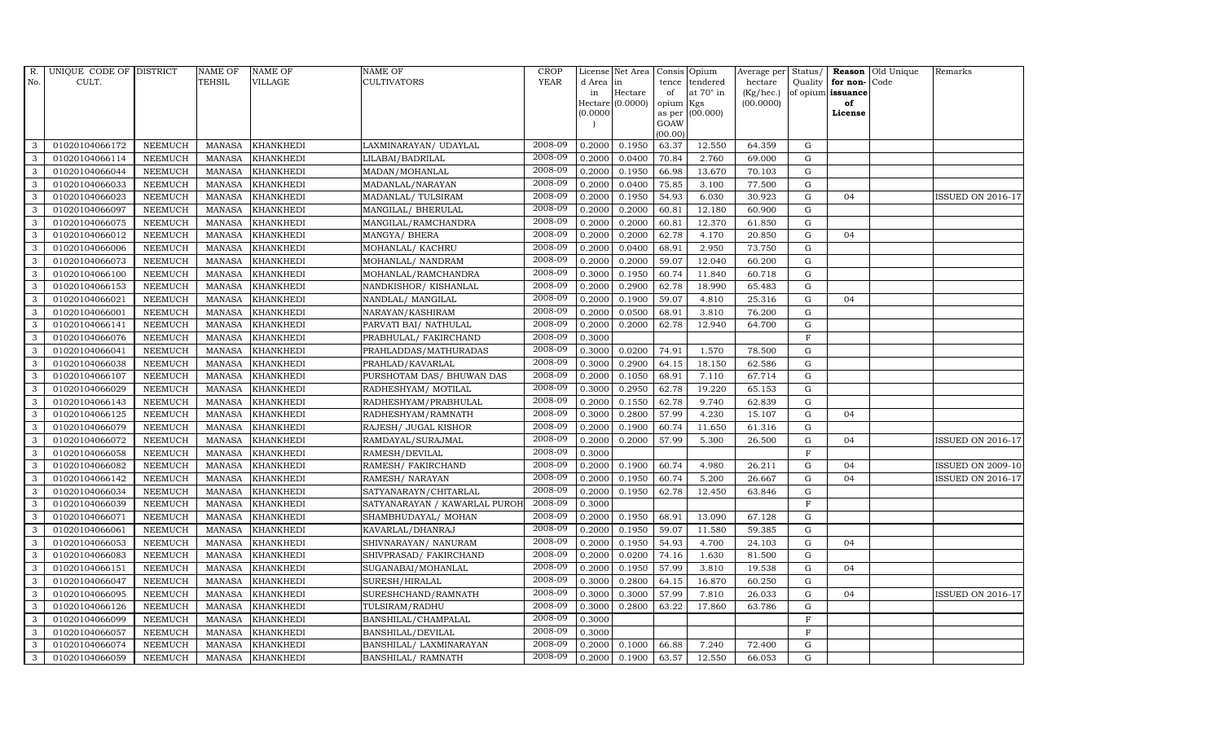| R. No. | UNIQUE CODE OF CULT. | DISTRICT | NAME OF TEHSIL | NAME OF VILLAGE | NAME OF CULTIVATORS | CROP YEAR | License d Area in Hectare (0.0000) | Net Area in Hectare (0.0000) | Consis tence of opium as per GOAW (00.00) | Opium tendered at 70° in Kgs (00.000) | Average per hectare (Kg/hec.) (00.0000) | Status/ Quality of opium | Reason for non-issuance of License | Old Unique Code | Remarks |
|---|---|---|---|---|---|---|---|---|---|---|---|---|---|---|---|
| 3 | 01020104066172 | NEEMUCH | MANASA | KHANKHEDI | LAXMINARAYAN/ UDAYLAL | 2008-09 | 0.2000 | 0.1950 | 63.37 | 12.550 | 64.359 | G | | | |
| 3 | 01020104066114 | NEEMUCH | MANASA | KHANKHEDI | LILABAI/BADRILAL | 2008-09 | 0.2000 | 0.0400 | 70.84 | 2.760 | 69.000 | G | | | |
| 3 | 01020104066044 | NEEMUCH | MANASA | KHANKHEDI | MADAN/MOHANLAL | 2008-09 | 0.2000 | 0.1950 | 66.98 | 13.670 | 70.103 | G | | | |
| 3 | 01020104066033 | NEEMUCH | MANASA | KHANKHEDI | MADANLAL/NARAYAN | 2008-09 | 0.2000 | 0.0400 | 75.85 | 3.100 | 77.500 | G | | | |
| 3 | 01020104066023 | NEEMUCH | MANASA | KHANKHEDI | MADANLAL/ TULSIRAM | 2008-09 | 0.2000 | 0.1950 | 54.93 | 6.030 | 30.923 | G | 04 | | ISSUED ON 2016-17 |
| 3 | 01020104066097 | NEEMUCH | MANASA | KHANKHEDI | MANGILAL/ BHERULAL | 2008-09 | 0.2000 | 0.2000 | 60.81 | 12.180 | 60.900 | G | | | |
| 3 | 01020104066075 | NEEMUCH | MANASA | KHANKHEDI | MANGILAL/RAMCHANDRA | 2008-09 | 0.2000 | 0.2000 | 60.81 | 12.370 | 61.850 | G | | | |
| 3 | 01020104066012 | NEEMUCH | MANASA | KHANKHEDI | MANGYA/ BHERA | 2008-09 | 0.2000 | 0.2000 | 62.78 | 4.170 | 20.850 | G | 04 | | |
| 3 | 01020104066006 | NEEMUCH | MANASA | KHANKHEDI | MOHANLAL/ KACHRU | 2008-09 | 0.2000 | 0.0400 | 68.91 | 2.950 | 73.750 | G | | | |
| 3 | 01020104066073 | NEEMUCH | MANASA | KHANKHEDI | MOHANLAL/ NANDRAM | 2008-09 | 0.2000 | 0.2000 | 59.07 | 12.040 | 60.200 | G | | | |
| 3 | 01020104066100 | NEEMUCH | MANASA | KHANKHEDI | MOHANLAL/RAMCHANDRA | 2008-09 | 0.3000 | 0.1950 | 60.74 | 11.840 | 60.718 | G | | | |
| 3 | 01020104066153 | NEEMUCH | MANASA | KHANKHEDI | NANDKISHOR/ KISHANLAL | 2008-09 | 0.2000 | 0.2900 | 62.78 | 18.990 | 65.483 | G | | | |
| 3 | 01020104066021 | NEEMUCH | MANASA | KHANKHEDI | NANDLAL/ MANGILAL | 2008-09 | 0.2000 | 0.1900 | 59.07 | 4.810 | 25.316 | G | 04 | | |
| 3 | 01020104066001 | NEEMUCH | MANASA | KHANKHEDI | NARAYAN/KASHIRAM | 2008-09 | 0.2000 | 0.0500 | 68.91 | 3.810 | 76.200 | G | | | |
| 3 | 01020104066141 | NEEMUCH | MANASA | KHANKHEDI | PARVATI BAI/ NATHULAL | 2008-09 | 0.2000 | 0.2000 | 62.78 | 12.940 | 64.700 | G | | | |
| 3 | 01020104066076 | NEEMUCH | MANASA | KHANKHEDI | PRABHULAL/ FAKIRCHAND | 2008-09 | 0.3000 | | | | | F | | | |
| 3 | 01020104066041 | NEEMUCH | MANASA | KHANKHEDI | PRAHLADDAS/MATHURADAS | 2008-09 | 0.3000 | 0.0200 | 74.91 | 1.570 | 78.500 | G | | | |
| 3 | 01020104066038 | NEEMUCH | MANASA | KHANKHEDI | PRAHLAD/KAVARLAL | 2008-09 | 0.3000 | 0.2900 | 64.15 | 18.150 | 62.586 | G | | | |
| 3 | 01020104066107 | NEEMUCH | MANASA | KHANKHEDI | PURSHOTAM DAS/ BHUWAN DAS | 2008-09 | 0.2000 | 0.1050 | 68.91 | 7.110 | 67.714 | G | | | |
| 3 | 01020104066029 | NEEMUCH | MANASA | KHANKHEDI | RADHESHYAM/ MOTILAL | 2008-09 | 0.3000 | 0.2950 | 62.78 | 19.220 | 65.153 | G | | | |
| 3 | 01020104066143 | NEEMUCH | MANASA | KHANKHEDI | RADHESHYAM/PRABHULAL | 2008-09 | 0.2000 | 0.1550 | 62.78 | 9.740 | 62.839 | G | | | |
| 3 | 01020104066125 | NEEMUCH | MANASA | KHANKHEDI | RADHESHYAM/RAMNATH | 2008-09 | 0.3000 | 0.2800 | 57.99 | 4.230 | 15.107 | G | 04 | | |
| 3 | 01020104066079 | NEEMUCH | MANASA | KHANKHEDI | RAJESH/ JUGAL KISHOR | 2008-09 | 0.2000 | 0.1900 | 60.74 | 11.650 | 61.316 | G | | | |
| 3 | 01020104066072 | NEEMUCH | MANASA | KHANKHEDI | RAMDAYAL/SURAJMAL | 2008-09 | 0.2000 | 0.2000 | 57.99 | 5.300 | 26.500 | G | 04 | | ISSUED ON 2016-17 |
| 3 | 01020104066058 | NEEMUCH | MANASA | KHANKHEDI | RAMESH/DEVILAL | 2008-09 | 0.3000 | | | | | F | | | |
| 3 | 01020104066082 | NEEMUCH | MANASA | KHANKHEDI | RAMESH/ FAKIRCHAND | 2008-09 | 0.2000 | 0.1900 | 60.74 | 4.980 | 26.211 | G | 04 | | ISSUED ON 2009-10 |
| 3 | 01020104066142 | NEEMUCH | MANASA | KHANKHEDI | RAMESH/ NARAYAN | 2008-09 | 0.2000 | 0.1950 | 60.74 | 5.200 | 26.667 | G | 04 | | ISSUED ON 2016-17 |
| 3 | 01020104066034 | NEEMUCH | MANASA | KHANKHEDI | SATYANARAYN/CHITARLAL | 2008-09 | 0.2000 | 0.1950 | 62.78 | 12.450 | 63.846 | G | | | |
| 3 | 01020104066039 | NEEMUCH | MANASA | KHANKHEDI | SATYANARAYAN / KAWARLAL PUROH | 2008-09 | 0.3000 | | | | | F | | | |
| 3 | 01020104066071 | NEEMUCH | MANASA | KHANKHEDI | SHAMBHUDAYAL/ MOHAN | 2008-09 | 0.2000 | 0.1950 | 68.91 | 13.090 | 67.128 | G | | | |
| 3 | 01020104066061 | NEEMUCH | MANASA | KHANKHEDI | KAVARLAL/DHANRAJ | 2008-09 | 0.2000 | 0.1950 | 59.07 | 11.580 | 59.385 | G | | | |
| 3 | 01020104066053 | NEEMUCH | MANASA | KHANKHEDI | SHIVNARAYAN/ NANURAM | 2008-09 | 0.2000 | 0.1950 | 54.93 | 4.700 | 24.103 | G | 04 | | |
| 3 | 01020104066083 | NEEMUCH | MANASA | KHANKHEDI | SHIVPRASAD/ FAKIRCHAND | 2008-09 | 0.2000 | 0.0200 | 74.16 | 1.630 | 81.500 | G | | | |
| 3 | 01020104066151 | NEEMUCH | MANASA | KHANKHEDI | SUGANABAI/MOHANLAL | 2008-09 | 0.2000 | 0.1950 | 57.99 | 3.810 | 19.538 | G | 04 | | |
| 3 | 01020104066047 | NEEMUCH | MANASA | KHANKHEDI | SURESH/HIRALAL | 2008-09 | 0.3000 | 0.2800 | 64.15 | 16.870 | 60.250 | G | | | |
| 3 | 01020104066095 | NEEMUCH | MANASA | KHANKHEDI | SURESHCHAND/RAMNATH | 2008-09 | 0.3000 | 0.3000 | 57.99 | 7.810 | 26.033 | G | 04 | | ISSUED ON 2016-17 |
| 3 | 01020104066126 | NEEMUCH | MANASA | KHANKHEDI | TULSIRAM/RADHU | 2008-09 | 0.3000 | 0.2800 | 63.22 | 17.860 | 63.786 | G | | | |
| 3 | 01020104066099 | NEEMUCH | MANASA | KHANKHEDI | BANSHILAL/CHAMPALAL | 2008-09 | 0.3000 | | | | | F | | | |
| 3 | 01020104066057 | NEEMUCH | MANASA | KHANKHEDI | BANSHILAL/DEVILAL | 2008-09 | 0.3000 | | | | | F | | | |
| 3 | 01020104066074 | NEEMUCH | MANASA | KHANKHEDI | BANSHILAL/ LAXMINARAYAN | 2008-09 | 0.2000 | 0.1000 | 66.88 | 7.240 | 72.400 | G | | | |
| 3 | 01020104066059 | NEEMUCH | MANASA | KHANKHEDI | BANSHILAL/ RAMNATH | 2008-09 | 0.2000 | 0.1900 | 63.57 | 12.550 | 66.053 | G | | | |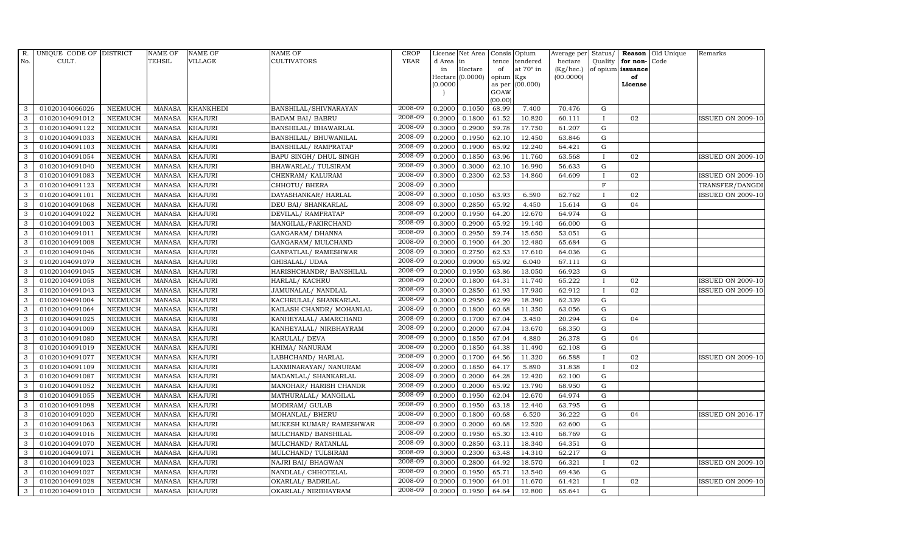| R. No. | UNIQUE CODE OF CULT. | DISTRICT | NAME OF TEHSIL | NAME OF VILLAGE | NAME OF CULTIVATORS | CROP YEAR | License d Area in Hectare (0.0000) | Net Area in Hectare (0.0000) | Consis tence of opium as per GOAW (00.00) | Opium tendered at 70° in Kgs (00.000) | Average per hectare (Kg/hec.) (00.0000) | Status/ Quality of opium | Reason for non-issuance of License | Old Unique Code | Remarks |
|---|---|---|---|---|---|---|---|---|---|---|---|---|---|---|---|
| 3 | 01020104066026 | NEEMUCH | MANASA | KHANKHEDI | BANSHILAL/SHIVNARAYAN | 2008-09 | 0.2000 | 0.1050 | 68.99 | 7.400 | 70.476 | G | | | |
| 3 | 01020104091012 | NEEMUCH | MANASA | KHAJURI | BADAM BAI/ BABRU | 2008-09 | 0.2000 | 0.1800 | 61.52 | 10.820 | 60.111 | I | 02 | | ISSUED ON 2009-10 |
| 3 | 01020104091122 | NEEMUCH | MANASA | KHAJURI | BANSHILAL/ BHAWARLAL | 2008-09 | 0.3000 | 0.2900 | 59.78 | 17.750 | 61.207 | G | | | |
| 3 | 01020104091033 | NEEMUCH | MANASA | KHAJURI | BANSHILAL/ BHUWANILAL | 2008-09 | 0.2000 | 0.1950 | 62.10 | 12.450 | 63.846 | G | | | |
| 3 | 01020104091103 | NEEMUCH | MANASA | KHAJURI | BANSHILAL/ RAMPRATAP | 2008-09 | 0.2000 | 0.1900 | 65.92 | 12.240 | 64.421 | G | | | |
| 3 | 01020104091054 | NEEMUCH | MANASA | KHAJURI | BAPU SINGH/ DHUL SINGH | 2008-09 | 0.2000 | 0.1850 | 63.96 | 11.760 | 63.568 | I | 02 | | ISSUED ON 2009-10 |
| 3 | 01020104091040 | NEEMUCH | MANASA | KHAJURI | BHAWARLAL/ TULSIRAM | 2008-09 | 0.3000 | 0.3000 | 62.10 | 16.990 | 56.633 | G | | | |
| 3 | 01020104091083 | NEEMUCH | MANASA | KHAJURI | CHENRAM/ KALURAM | 2008-09 | 0.3000 | 0.2300 | 62.53 | 14.860 | 64.609 | I | 02 | | ISSUED ON 2009-10 |
| 3 | 01020104091123 | NEEMUCH | MANASA | KHAJURI | CHHOTU/ BHERA | 2008-09 | 0.3000 | | | | | F | | | TRANSFER/DANGDI |
| 3 | 01020104091101 | NEEMUCH | MANASA | KHAJURI | DAYASHANKAR/ HARLAL | 2008-09 | 0.3000 | 0.1050 | 63.93 | 6.590 | 62.762 | I | 02 | | ISSUED ON 2009-10 |
| 3 | 01020104091068 | NEEMUCH | MANASA | KHAJURI | DEU BAI/ SHANKARLAL | 2008-09 | 0.3000 | 0.2850 | 65.92 | 4.450 | 15.614 | G | 04 | | |
| 3 | 01020104091022 | NEEMUCH | MANASA | KHAJURI | DEVILAL/ RAMPRATAP | 2008-09 | 0.2000 | 0.1950 | 64.20 | 12.670 | 64.974 | G | | | |
| 3 | 01020104091003 | NEEMUCH | MANASA | KHAJURI | MANGILAL/FAKIRCHAND | 2008-09 | 0.3000 | 0.2900 | 65.92 | 19.140 | 66.000 | G | | | |
| 3 | 01020104091011 | NEEMUCH | MANASA | KHAJURI | GANGARAM/ DHANNA | 2008-09 | 0.3000 | 0.2950 | 59.74 | 15.650 | 53.051 | G | | | |
| 3 | 01020104091008 | NEEMUCH | MANASA | KHAJURI | GANGARAM/ MULCHAND | 2008-09 | 0.2000 | 0.1900 | 64.20 | 12.480 | 65.684 | G | | | |
| 3 | 01020104091046 | NEEMUCH | MANASA | KHAJURI | GANPATLAL/ RAMESHWAR | 2008-09 | 0.3000 | 0.2750 | 62.53 | 17.610 | 64.036 | G | | | |
| 3 | 01020104091079 | NEEMUCH | MANASA | KHAJURI | GHISALAL/ UDAA | 2008-09 | 0.2000 | 0.0900 | 65.92 | 6.040 | 67.111 | G | | | |
| 3 | 01020104091045 | NEEMUCH | MANASA | KHAJURI | HARISHCHANDR/ BANSHILAL | 2008-09 | 0.2000 | 0.1950 | 63.86 | 13.050 | 66.923 | G | | | |
| 3 | 01020104091058 | NEEMUCH | MANASA | KHAJURI | HARLAL/ KACHRU | 2008-09 | 0.2000 | 0.1800 | 64.31 | 11.740 | 65.222 | I | 02 | | ISSUED ON 2009-10 |
| 3 | 01020104091043 | NEEMUCH | MANASA | KHAJURI | JAMUNALAL/ NANDLAL | 2008-09 | 0.3000 | 0.2850 | 61.93 | 17.930 | 62.912 | I | 02 | | ISSUED ON 2009-10 |
| 3 | 01020104091004 | NEEMUCH | MANASA | KHAJURI | KACHRULAL/ SHANKARLAL | 2008-09 | 0.3000 | 0.2950 | 62.99 | 18.390 | 62.339 | G | | | |
| 3 | 01020104091064 | NEEMUCH | MANASA | KHAJURI | KAILASH CHANDR/ MOHANLAL | 2008-09 | 0.2000 | 0.1800 | 60.68 | 11.350 | 63.056 | G | | | |
| 3 | 01020104091025 | NEEMUCH | MANASA | KHAJURI | KANHEYALAL/ AMARCHAND | 2008-09 | 0.2000 | 0.1700 | 67.04 | 3.450 | 20.294 | G | 04 | | |
| 3 | 01020104091009 | NEEMUCH | MANASA | KHAJURI | KANHEYALAL/ NIRBHAYRAM | 2008-09 | 0.2000 | 0.2000 | 67.04 | 13.670 | 68.350 | G | | | |
| 3 | 01020104091080 | NEEMUCH | MANASA | KHAJURI | KARULAL/ DEVA | 2008-09 | 0.2000 | 0.1850 | 67.04 | 4.880 | 26.378 | G | 04 | | |
| 3 | 01020104091019 | NEEMUCH | MANASA | KHAJURI | KHIMA/ NANURAM | 2008-09 | 0.2000 | 0.1850 | 64.38 | 11.490 | 62.108 | G | | | |
| 3 | 01020104091077 | NEEMUCH | MANASA | KHAJURI | LABHCHAND/ HARLAL | 2008-09 | 0.2000 | 0.1700 | 64.56 | 11.320 | 66.588 | I | 02 | | ISSUED ON 2009-10 |
| 3 | 01020104091109 | NEEMUCH | MANASA | KHAJURI | LAXMINARAYAN/ NANURAM | 2008-09 | 0.2000 | 0.1850 | 64.17 | 5.890 | 31.838 | I | 02 | | |
| 3 | 01020104091087 | NEEMUCH | MANASA | KHAJURI | MADANLAL/ SHANKARLAL | 2008-09 | 0.2000 | 0.2000 | 64.28 | 12.420 | 62.100 | G | | | |
| 3 | 01020104091052 | NEEMUCH | MANASA | KHAJURI | MANOHAR/ HARISH CHANDR | 2008-09 | 0.2000 | 0.2000 | 65.92 | 13.790 | 68.950 | G | | | |
| 3 | 01020104091055 | NEEMUCH | MANASA | KHAJURI | MATHURALAL/ MANGILAL | 2008-09 | 0.2000 | 0.1950 | 62.04 | 12.670 | 64.974 | G | | | |
| 3 | 01020104091098 | NEEMUCH | MANASA | KHAJURI | MODIRAM/ GULAB | 2008-09 | 0.2000 | 0.1950 | 63.18 | 12.440 | 63.795 | G | | | |
| 3 | 01020104091020 | NEEMUCH | MANASA | KHAJURI | MOHANLAL/ BHERU | 2008-09 | 0.2000 | 0.1800 | 60.68 | 6.520 | 36.222 | G | 04 | | ISSUED ON 2016-17 |
| 3 | 01020104091063 | NEEMUCH | MANASA | KHAJURI | MUKESH KUMAR/ RAMESHWAR | 2008-09 | 0.2000 | 0.2000 | 60.68 | 12.520 | 62.600 | G | | | |
| 3 | 01020104091016 | NEEMUCH | MANASA | KHAJURI | MULCHAND/ BANSHILAL | 2008-09 | 0.2000 | 0.1950 | 65.30 | 13.410 | 68.769 | G | | | |
| 3 | 01020104091070 | NEEMUCH | MANASA | KHAJURI | MULCHAND/ RATANLAL | 2008-09 | 0.3000 | 0.2850 | 63.11 | 18.340 | 64.351 | G | | | |
| 3 | 01020104091071 | NEEMUCH | MANASA | KHAJURI | MULCHAND/ TULSIRAM | 2008-09 | 0.3000 | 0.2300 | 63.48 | 14.310 | 62.217 | G | | | |
| 3 | 01020104091023 | NEEMUCH | MANASA | KHAJURI | NAJRI BAI/ BHAGWAN | 2008-09 | 0.3000 | 0.2800 | 64.92 | 18.570 | 66.321 | I | 02 | | ISSUED ON 2009-10 |
| 3 | 01020104091027 | NEEMUCH | MANASA | KHAJURI | NANDLAL/ CHHOTELAL | 2008-09 | 0.2000 | 0.1950 | 65.71 | 13.540 | 69.436 | G | | | |
| 3 | 01020104091028 | NEEMUCH | MANASA | KHAJURI | OKARLAL/ BADRILAL | 2008-09 | 0.2000 | 0.1900 | 64.01 | 11.670 | 61.421 | I | 02 | | ISSUED ON 2009-10 |
| 3 | 01020104091010 | NEEMUCH | MANASA | KHAJURI | OKARLAL/ NIRBHAYRAM | 2008-09 | 0.2000 | 0.1950 | 64.64 | 12.800 | 65.641 | G | | | |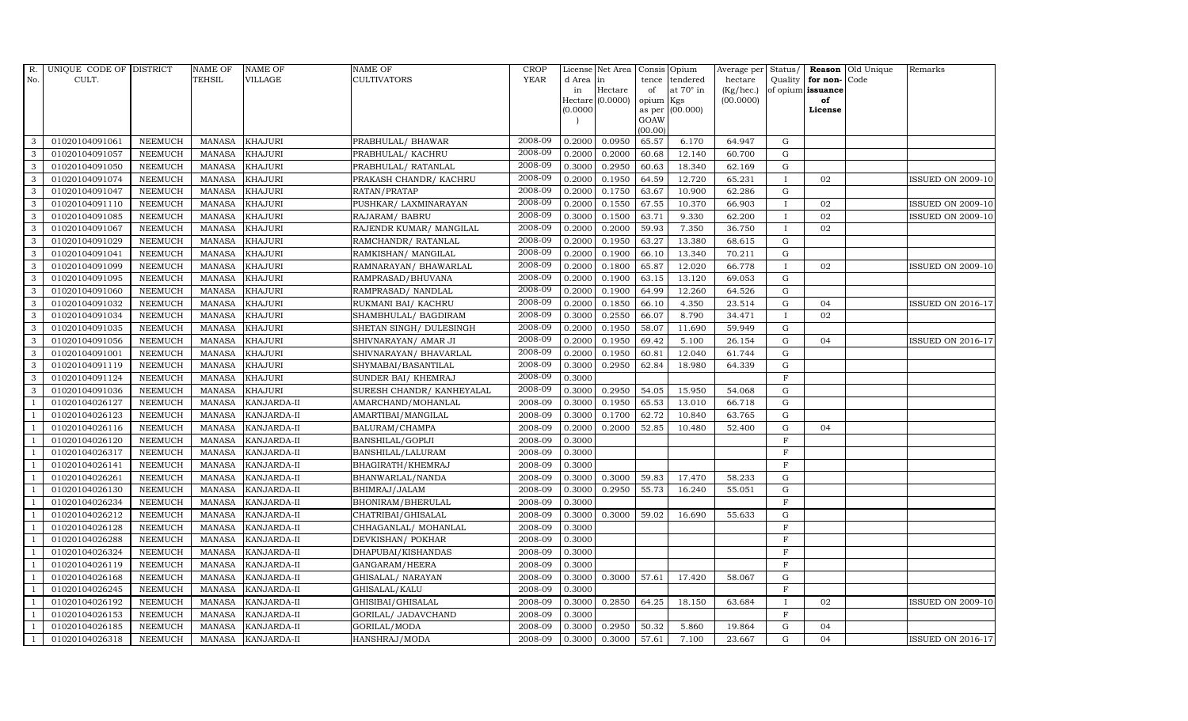| R. No. | UNIQUE CODE OF CULT. | DISTRICT | NAME OF TEHSIL | NAME OF VILLAGE | NAME OF CULTIVATORS | CROP YEAR | License d Area in Hectare (0.0000) | Net Area in Hectare (0.0000) | Consis tence of opium as per GOAW (00.00) | Opium tendered at 70° in Kgs (00.000) | Average per hectare (Kg/hec.) (00.0000) | Status/ Quality of opium | Reason for non-issuance of License | Old Unique Code | Remarks |
|---|---|---|---|---|---|---|---|---|---|---|---|---|---|---|---|
| 3 | 01020104091061 | NEEMUCH | MANASA | KHAJURI | PRABHULAL/ BHAWAR | 2008-09 | 0.2000 | 0.0950 | 65.57 | 6.170 | 64.947 | G | | | |
| 3 | 01020104091057 | NEEMUCH | MANASA | KHAJURI | PRABHULAL/ KACHRU | 2008-09 | 0.2000 | 0.2000 | 60.68 | 12.140 | 60.700 | G | | | |
| 3 | 01020104091050 | NEEMUCH | MANASA | KHAJURI | PRABHULAL/ RATANLAL | 2008-09 | 0.3000 | 0.2950 | 60.63 | 18.340 | 62.169 | G | | | |
| 3 | 01020104091074 | NEEMUCH | MANASA | KHAJURI | PRAKASH CHANDR/ KACHRU | 2008-09 | 0.2000 | 0.1950 | 64.59 | 12.720 | 65.231 | I | 02 | | ISSUED ON 2009-10 |
| 3 | 01020104091047 | NEEMUCH | MANASA | KHAJURI | RATAN/PRATAP | 2008-09 | 0.2000 | 0.1750 | 63.67 | 10.900 | 62.286 | G | | | |
| 3 | 01020104091110 | NEEMUCH | MANASA | KHAJURI | PUSHKAR/ LAXMINARAYAN | 2008-09 | 0.2000 | 0.1550 | 67.55 | 10.370 | 66.903 | I | 02 | | ISSUED ON 2009-10 |
| 3 | 01020104091085 | NEEMUCH | MANASA | KHAJURI | RAJARAM/ BABRU | 2008-09 | 0.3000 | 0.1500 | 63.71 | 9.330 | 62.200 | I | 02 | | ISSUED ON 2009-10 |
| 3 | 01020104091067 | NEEMUCH | MANASA | KHAJURI | RAJENDR KUMAR/ MANGILAL | 2008-09 | 0.2000 | 0.2000 | 59.93 | 7.350 | 36.750 | I | 02 | | |
| 3 | 01020104091029 | NEEMUCH | MANASA | KHAJURI | RAMCHANDR/ RATANLAL | 2008-09 | 0.2000 | 0.1950 | 63.27 | 13.380 | 68.615 | G | | | |
| 3 | 01020104091041 | NEEMUCH | MANASA | KHAJURI | RAMKISHAN/ MANGILAL | 2008-09 | 0.2000 | 0.1900 | 66.10 | 13.340 | 70.211 | G | | | |
| 3 | 01020104091099 | NEEMUCH | MANASA | KHAJURI | RAMNARAYAN/ BHAWARLAL | 2008-09 | 0.2000 | 0.1800 | 65.87 | 12.020 | 66.778 | I | 02 | | ISSUED ON 2009-10 |
| 3 | 01020104091095 | NEEMUCH | MANASA | KHAJURI | RAMPRASAD/BHUVANA | 2008-09 | 0.2000 | 0.1900 | 63.15 | 13.120 | 69.053 | G | | | |
| 3 | 01020104091060 | NEEMUCH | MANASA | KHAJURI | RAMPRASAD/ NANDLAL | 2008-09 | 0.2000 | 0.1900 | 64.99 | 12.260 | 64.526 | G | | | |
| 3 | 01020104091032 | NEEMUCH | MANASA | KHAJURI | RUKMANI BAI/ KACHRU | 2008-09 | 0.2000 | 0.1850 | 66.10 | 4.350 | 23.514 | G | 04 | | ISSUED ON 2016-17 |
| 3 | 01020104091034 | NEEMUCH | MANASA | KHAJURI | SHAMBHULAL/ BAGDIRAM | 2008-09 | 0.3000 | 0.2550 | 66.07 | 8.790 | 34.471 | I | 02 | | |
| 3 | 01020104091035 | NEEMUCH | MANASA | KHAJURI | SHETAN SINGH/ DULESINGH | 2008-09 | 0.2000 | 0.1950 | 58.07 | 11.690 | 59.949 | G | | | |
| 3 | 01020104091056 | NEEMUCH | MANASA | KHAJURI | SHIVNARAYAN/ AMAR JI | 2008-09 | 0.2000 | 0.1950 | 69.42 | 5.100 | 26.154 | G | 04 | | ISSUED ON 2016-17 |
| 3 | 01020104091001 | NEEMUCH | MANASA | KHAJURI | SHIVNARAYAN/ BHAVARLAL | 2008-09 | 0.2000 | 0.1950 | 60.81 | 12.040 | 61.744 | G | | | |
| 3 | 01020104091119 | NEEMUCH | MANASA | KHAJURI | SHYMABAI/BASANTILAL | 2008-09 | 0.3000 | 0.2950 | 62.84 | 18.980 | 64.339 | G | | | |
| 3 | 01020104091124 | NEEMUCH | MANASA | KHAJURI | SUNDER BAI/ KHEMRAJ | 2008-09 | 0.3000 | | | | | F | | | |
| 3 | 01020104091036 | NEEMUCH | MANASA | KHAJURI | SURESH CHANDR/ KANHEYALAL | 2008-09 | 0.3000 | 0.2950 | 54.05 | 15.950 | 54.068 | G | | | |
| 1 | 01020104026127 | NEEMUCH | MANASA | KANJARDA-II | AMARCHAND/MOHANLAL | 2008-09 | 0.3000 | 0.1950 | 65.53 | 13.010 | 66.718 | G | | | |
| 1 | 01020104026123 | NEEMUCH | MANASA | KANJARDA-II | AMARTIBAI/MANGILAL | 2008-09 | 0.3000 | 0.1700 | 62.72 | 10.840 | 63.765 | G | | | |
| 1 | 01020104026116 | NEEMUCH | MANASA | KANJARDA-II | BALURAM/CHAMPA | 2008-09 | 0.2000 | 0.2000 | 52.85 | 10.480 | 52.400 | G | 04 | | |
| 1 | 01020104026120 | NEEMUCH | MANASA | KANJARDA-II | BANSHILAL/GOPIJI | 2008-09 | 0.3000 | | | | | F | | | |
| 1 | 01020104026317 | NEEMUCH | MANASA | KANJARDA-II | BANSHILAL/LALURAM | 2008-09 | 0.3000 | | | | | F | | | |
| 1 | 01020104026141 | NEEMUCH | MANASA | KANJARDA-II | BHAGIRATH/KHEMRAJ | 2008-09 | 0.3000 | | | | | F | | | |
| 1 | 01020104026261 | NEEMUCH | MANASA | KANJARDA-II | BHANWARLAL/NANDA | 2008-09 | 0.3000 | 0.3000 | 59.83 | 17.470 | 58.233 | G | | | |
| 1 | 01020104026130 | NEEMUCH | MANASA | KANJARDA-II | BHIMRAJ/JALAM | 2008-09 | 0.3000 | 0.2950 | 55.73 | 16.240 | 55.051 | G | | | |
| 1 | 01020104026234 | NEEMUCH | MANASA | KANJARDA-II | BHONIRAM/BHERULAL | 2008-09 | 0.3000 | | | | | F | | | |
| 1 | 01020104026212 | NEEMUCH | MANASA | KANJARDA-II | CHATRIBAI/GHISALAL | 2008-09 | 0.3000 | 0.3000 | 59.02 | 16.690 | 55.633 | G | | | |
| 1 | 01020104026128 | NEEMUCH | MANASA | KANJARDA-II | CHHAGANLAL/ MOHANLAL | 2008-09 | 0.3000 | | | | | F | | | |
| 1 | 01020104026288 | NEEMUCH | MANASA | KANJARDA-II | DEVKISHAN/ POKHAR | 2008-09 | 0.3000 | | | | | F | | | |
| 1 | 01020104026324 | NEEMUCH | MANASA | KANJARDA-II | DHAPUBAI/KISHANDAS | 2008-09 | 0.3000 | | | | | F | | | |
| 1 | 01020104026119 | NEEMUCH | MANASA | KANJARDA-II | GANGARAM/HEERA | 2008-09 | 0.3000 | | | | | F | | | |
| 1 | 01020104026168 | NEEMUCH | MANASA | KANJARDA-II | GHISALAL/ NARAYAN | 2008-09 | 0.3000 | 0.3000 | 57.61 | 17.420 | 58.067 | G | | | |
| 1 | 01020104026245 | NEEMUCH | MANASA | KANJARDA-II | GHISALAL/KALU | 2008-09 | 0.3000 | | | | | F | | | |
| 1 | 01020104026192 | NEEMUCH | MANASA | KANJARDA-II | GHISIBAI/GHISALAL | 2008-09 | 0.3000 | 0.2850 | 64.25 | 18.150 | 63.684 | I | 02 | | ISSUED ON 2009-10 |
| 1 | 01020104026153 | NEEMUCH | MANASA | KANJARDA-II | GORILAL/ JADAVCHAND | 2008-09 | 0.3000 | | | | | F | | | |
| 1 | 01020104026185 | NEEMUCH | MANASA | KANJARDA-II | GORILAL/MODA | 2008-09 | 0.3000 | 0.2950 | 50.32 | 5.860 | 19.864 | G | 04 | | |
| 1 | 01020104026318 | NEEMUCH | MANASA | KANJARDA-II | HANSHRAJ/MODA | 2008-09 | 0.3000 | 0.3000 | 57.61 | 7.100 | 23.667 | G | 04 | | ISSUED ON 2016-17 |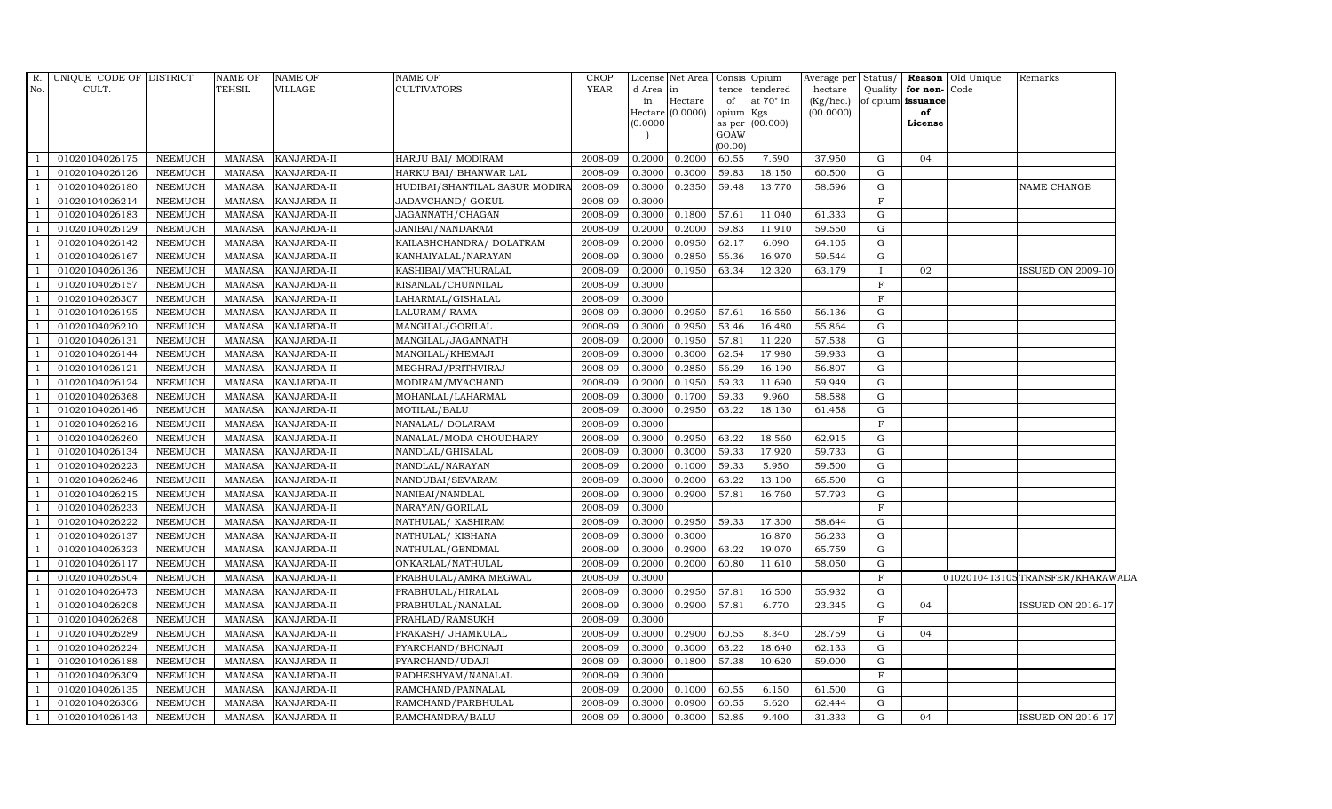| R. No. | UNIQUE CODE OF CULT. | DISTRICT | NAME OF TEHSIL | NAME OF VILLAGE | NAME OF CULTIVATORS | CROP YEAR | License d Area in Hectare (0.0000) | Net Area in Hectare (0.0000) | Consis tence of opium as per GOAW (00.00) | Opium tendered at 70° in Kgs (00.000) | Average per hectare (Kg/hec.) (00.0000) | Status/ Quality of opium | Reason for non-issuance of License | Old Unique Code | Remarks |
|---|---|---|---|---|---|---|---|---|---|---|---|---|---|---|---|
| 1 | 01020104026175 | NEEMUCH | MANASA | KANJARDA-II | HARJU BAI/ MODIRAM | 2008-09 | 0.2000 | 0.2000 | 60.55 | 7.590 | 37.950 | G | 04 | | |
| 1 | 01020104026126 | NEEMUCH | MANASA | KANJARDA-II | HARKU BAI/ BHANWAR LAL | 2008-09 | 0.3000 | 0.3000 | 59.83 | 18.150 | 60.500 | G | | | |
| 1 | 01020104026180 | NEEMUCH | MANASA | KANJARDA-II | HUDIBAI/SHANTILAL SASUR MODIRA | 2008-09 | 0.3000 | 0.2350 | 59.48 | 13.770 | 58.596 | G | | | NAME CHANGE |
| 1 | 01020104026214 | NEEMUCH | MANASA | KANJARDA-II | JADAVCHAND/ GOKUL | 2008-09 | 0.3000 | | | | | F | | | |
| 1 | 01020104026183 | NEEMUCH | MANASA | KANJARDA-II | JAGANNATH/CHAGAN | 2008-09 | 0.3000 | 0.1800 | 57.61 | 11.040 | 61.333 | G | | | |
| 1 | 01020104026129 | NEEMUCH | MANASA | KANJARDA-II | JANIBAI/NANDARAM | 2008-09 | 0.2000 | 0.2000 | 59.83 | 11.910 | 59.550 | G | | | |
| 1 | 01020104026142 | NEEMUCH | MANASA | KANJARDA-II | KAILASHCHANDRA/ DOLATRAM | 2008-09 | 0.2000 | 0.0950 | 62.17 | 6.090 | 64.105 | G | | | |
| 1 | 01020104026167 | NEEMUCH | MANASA | KANJARDA-II | KANHAIYALAL/NARAYAN | 2008-09 | 0.3000 | 0.2850 | 56.36 | 16.970 | 59.544 | G | | | |
| 1 | 01020104026136 | NEEMUCH | MANASA | KANJARDA-II | KASHIBAI/MATHURALAL | 2008-09 | 0.2000 | 0.1950 | 63.34 | 12.320 | 63.179 | I | 02 | | ISSUED ON 2009-10 |
| 1 | 01020104026157 | NEEMUCH | MANASA | KANJARDA-II | KISANLAL/CHUNNILAL | 2008-09 | 0.3000 | | | | | F | | | |
| 1 | 01020104026307 | NEEMUCH | MANASA | KANJARDA-II | LAHARMAL/GISHALAL | 2008-09 | 0.3000 | | | | | F | | | |
| 1 | 01020104026195 | NEEMUCH | MANASA | KANJARDA-II | LALURAM/ RAMA | 2008-09 | 0.3000 | 0.2950 | 57.61 | 16.560 | 56.136 | G | | | |
| 1 | 01020104026210 | NEEMUCH | MANASA | KANJARDA-II | MANGILAL/GORILAL | 2008-09 | 0.3000 | 0.2950 | 53.46 | 16.480 | 55.864 | G | | | |
| 1 | 01020104026131 | NEEMUCH | MANASA | KANJARDA-II | MANGILAL/JAGANNATH | 2008-09 | 0.2000 | 0.1950 | 57.81 | 11.220 | 57.538 | G | | | |
| 1 | 01020104026144 | NEEMUCH | MANASA | KANJARDA-II | MANGILAL/KHEMAJI | 2008-09 | 0.3000 | 0.3000 | 62.54 | 17.980 | 59.933 | G | | | |
| 1 | 01020104026121 | NEEMUCH | MANASA | KANJARDA-II | MEGHRAJ/PRITHVIRAJ | 2008-09 | 0.3000 | 0.2850 | 56.29 | 16.190 | 56.807 | G | | | |
| 1 | 01020104026124 | NEEMUCH | MANASA | KANJARDA-II | MODIRAM/MYACHAND | 2008-09 | 0.2000 | 0.1950 | 59.33 | 11.690 | 59.949 | G | | | |
| 1 | 01020104026368 | NEEMUCH | MANASA | KANJARDA-II | MOHANLAL/LAHARMAL | 2008-09 | 0.3000 | 0.1700 | 59.33 | 9.960 | 58.588 | G | | | |
| 1 | 01020104026146 | NEEMUCH | MANASA | KANJARDA-II | MOTILAL/BALU | 2008-09 | 0.3000 | 0.2950 | 63.22 | 18.130 | 61.458 | G | | | |
| 1 | 01020104026216 | NEEMUCH | MANASA | KANJARDA-II | NANALAL/ DOLARAM | 2008-09 | 0.3000 | | | | | F | | | |
| 1 | 01020104026260 | NEEMUCH | MANASA | KANJARDA-II | NANALAL/MODA CHOUDHARY | 2008-09 | 0.3000 | 0.2950 | 63.22 | 18.560 | 62.915 | G | | | |
| 1 | 01020104026134 | NEEMUCH | MANASA | KANJARDA-II | NANDLAL/GHISALAL | 2008-09 | 0.3000 | 0.3000 | 59.33 | 17.920 | 59.733 | G | | | |
| 1 | 01020104026223 | NEEMUCH | MANASA | KANJARDA-II | NANDLAL/NARAYAN | 2008-09 | 0.2000 | 0.1000 | 59.33 | 5.950 | 59.500 | G | | | |
| 1 | 01020104026246 | NEEMUCH | MANASA | KANJARDA-II | NANDUBAI/SEVARAM | 2008-09 | 0.3000 | 0.2000 | 63.22 | 13.100 | 65.500 | G | | | |
| 1 | 01020104026215 | NEEMUCH | MANASA | KANJARDA-II | NANIBAI/NANDLAL | 2008-09 | 0.3000 | 0.2900 | 57.81 | 16.760 | 57.793 | G | | | |
| 1 | 01020104026233 | NEEMUCH | MANASA | KANJARDA-II | NARAYAN/GORILAL | 2008-09 | 0.3000 | | | | | F | | | |
| 1 | 01020104026222 | NEEMUCH | MANASA | KANJARDA-II | NATHULAL/ KASHIRAM | 2008-09 | 0.3000 | 0.2950 | 59.33 | 17.300 | 58.644 | G | | | |
| 1 | 01020104026137 | NEEMUCH | MANASA | KANJARDA-II | NATHULAL/ KISHANA | 2008-09 | 0.3000 | 0.3000 | | 16.870 | 56.233 | G | | | |
| 1 | 01020104026323 | NEEMUCH | MANASA | KANJARDA-II | NATHULAL/GENDMAL | 2008-09 | 0.3000 | 0.2900 | 63.22 | 19.070 | 65.759 | G | | | |
| 1 | 01020104026117 | NEEMUCH | MANASA | KANJARDA-II | ONKARLAL/NATHULAL | 2008-09 | 0.2000 | 0.2000 | 60.80 | 11.610 | 58.050 | G | | | |
| 1 | 01020104026504 | NEEMUCH | MANASA | KANJARDA-II | PRABHULAL/AMRA MEGWAL | 2008-09 | 0.3000 | | | | | F | | 01020104131051 | TRANSFER/KHARAWADA |
| 1 | 01020104026473 | NEEMUCH | MANASA | KANJARDA-II | PRABHULAL/HIRALAL | 2008-09 | 0.3000 | 0.2950 | 57.81 | 16.500 | 55.932 | G | | | |
| 1 | 01020104026208 | NEEMUCH | MANASA | KANJARDA-II | PRABHULAL/NANALAL | 2008-09 | 0.3000 | 0.2900 | 57.81 | 6.770 | 23.345 | G | 04 | | ISSUED ON 2016-17 |
| 1 | 01020104026268 | NEEMUCH | MANASA | KANJARDA-II | PRAHLAD/RAMSUKH | 2008-09 | 0.3000 | | | | | F | | | |
| 1 | 01020104026289 | NEEMUCH | MANASA | KANJARDA-II | PRAKASH/ JHAMKULAL | 2008-09 | 0.3000 | 0.2900 | 60.55 | 8.340 | 28.759 | G | 04 | | |
| 1 | 01020104026224 | NEEMUCH | MANASA | KANJARDA-II | PYARCHAND/BHONAJI | 2008-09 | 0.3000 | 0.3000 | 63.22 | 18.640 | 62.133 | G | | | |
| 1 | 01020104026188 | NEEMUCH | MANASA | KANJARDA-II | PYARCHAND/UDAJI | 2008-09 | 0.3000 | 0.1800 | 57.38 | 10.620 | 59.000 | G | | | |
| 1 | 01020104026309 | NEEMUCH | MANASA | KANJARDA-II | RADHESHYAM/NANALAL | 2008-09 | 0.3000 | | | | | F | | | |
| 1 | 01020104026135 | NEEMUCH | MANASA | KANJARDA-II | RAMCHAND/PANNALAL | 2008-09 | 0.2000 | 0.1000 | 60.55 | 6.150 | 61.500 | G | | | |
| 1 | 01020104026306 | NEEMUCH | MANASA | KANJARDA-II | RAMCHAND/PARBHULAL | 2008-09 | 0.3000 | 0.0900 | 60.55 | 5.620 | 62.444 | G | | | |
| 1 | 01020104026143 | NEEMUCH | MANASA | KANJARDA-II | RAMCHANDRA/BALU | 2008-09 | 0.3000 | 0.3000 | 52.85 | 9.400 | 31.333 | G | 04 | | ISSUED ON 2016-17 |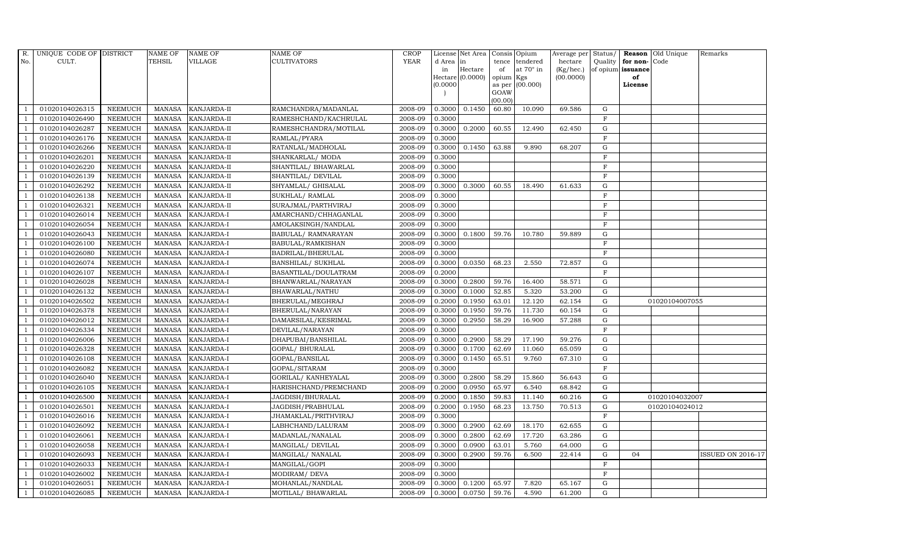| R. No. | UNIQUE CODE OF CULT. | DISTRICT | NAME OF TEHSIL | NAME OF VILLAGE | NAME OF CULTIVATORS | CROP YEAR | License d Area in Hectare (0.0000) | Net Area in Hectare (0.0000) | Consis tence of opium as per GOAW (00.00) | Opium tendered at 70° in Kgs (00.000) | Average per hectare (Kg/hec.) (00.0000) | Status/ Quality of opium | Reason for non-issuance of License | Old Unique Code | Remarks |
|---|---|---|---|---|---|---|---|---|---|---|---|---|---|---|---|
| 1 | 01020104026315 | NEEMUCH | MANASA | KANJARDA-II | RAMCHANDRA/MADANLAL | 2008-09 | 0.3000 | 0.1450 | 60.80 | 10.090 | 69.586 | G | | | |
| 1 | 01020104026490 | NEEMUCH | MANASA | KANJARDA-II | RAMESHCHAND/KACHRULAL | 2008-09 | 0.3000 | | | | | F | | | |
| 1 | 01020104026287 | NEEMUCH | MANASA | KANJARDA-II | RAMESHCHANDRA/MOTILAL | 2008-09 | 0.3000 | 0.2000 | 60.55 | 12.490 | 62.450 | G | | | |
| 1 | 01020104026176 | NEEMUCH | MANASA | KANJARDA-II | RAMLAL/PYARA | 2008-09 | 0.3000 | | | | | F | | | |
| 1 | 01020104026266 | NEEMUCH | MANASA | KANJARDA-II | RATANLAL/MADHOLAL | 2008-09 | 0.3000 | 0.1450 | 63.88 | 9.890 | 68.207 | G | | | |
| 1 | 01020104026201 | NEEMUCH | MANASA | KANJARDA-II | SHANKARLAL/ MODA | 2008-09 | 0.3000 | | | | | F | | | |
| 1 | 01020104026220 | NEEMUCH | MANASA | KANJARDA-II | SHANTILAL/ BHAWARLAL | 2008-09 | 0.3000 | | | | | F | | | |
| 1 | 01020104026139 | NEEMUCH | MANASA | KANJARDA-II | SHANTILAL/ DEVILAL | 2008-09 | 0.3000 | | | | | F | | | |
| 1 | 01020104026292 | NEEMUCH | MANASA | KANJARDA-II | SHYAMLAL/ GHISALAL | 2008-09 | 0.3000 | 0.3000 | 60.55 | 18.490 | 61.633 | G | | | |
| 1 | 01020104026138 | NEEMUCH | MANASA | KANJARDA-II | SUKHLAL/ RAMLAL | 2008-09 | 0.3000 | | | | | F | | | |
| 1 | 01020104026321 | NEEMUCH | MANASA | KANJARDA-II | SURAJMAL/PARTHVIRAJ | 2008-09 | 0.3000 | | | | | F | | | |
| 1 | 01020104026014 | NEEMUCH | MANASA | KANJARDA-I | AMARCHAND/CHHAGANLAL | 2008-09 | 0.3000 | | | | | F | | | |
| 1 | 01020104026054 | NEEMUCH | MANASA | KANJARDA-I | AMOLAKSINGH/NANDLAL | 2008-09 | 0.3000 | | | | | F | | | |
| 1 | 01020104026043 | NEEMUCH | MANASA | KANJARDA-I | BABULAL/ RAMNARAYAN | 2008-09 | 0.3000 | 0.1800 | 59.76 | 10.780 | 59.889 | G | | | |
| 1 | 01020104026100 | NEEMUCH | MANASA | KANJARDA-I | BABULAL/RAMKISHAN | 2008-09 | 0.3000 | | | | | F | | | |
| 1 | 01020104026080 | NEEMUCH | MANASA | KANJARDA-I | BADRILAL/BHERULAL | 2008-09 | 0.3000 | | | | | F | | | |
| 1 | 01020104026074 | NEEMUCH | MANASA | KANJARDA-I | BANSHILAL/ SUKHLAL | 2008-09 | 0.3000 | 0.0350 | 68.23 | 2.550 | 72.857 | G | | | |
| 1 | 01020104026107 | NEEMUCH | MANASA | KANJARDA-I | BASANTILAL/DOULATRAM | 2008-09 | 0.2000 | | | | | F | | | |
| 1 | 01020104026028 | NEEMUCH | MANASA | KANJARDA-I | BHANWARLAL/NARAYAN | 2008-09 | 0.3000 | 0.2800 | 59.76 | 16.400 | 58.571 | G | | | |
| 1 | 01020104026132 | NEEMUCH | MANASA | KANJARDA-I | BHAWARLAL/NATHU | 2008-09 | 0.3000 | 0.1000 | 52.85 | 5.320 | 53.200 | G | | | |
| 1 | 01020104026502 | NEEMUCH | MANASA | KANJARDA-I | BHERULAL/MEGHRAJ | 2008-09 | 0.2000 | 0.1950 | 63.01 | 12.120 | 62.154 | G | | 01020104007055 | |
| 1 | 01020104026378 | NEEMUCH | MANASA | KANJARDA-I | BHERULAL/NARAYAN | 2008-09 | 0.3000 | 0.1950 | 59.76 | 11.730 | 60.154 | G | | | |
| 1 | 01020104026012 | NEEMUCH | MANASA | KANJARDA-I | DAMARSILAL/KESRIMAL | 2008-09 | 0.3000 | 0.2950 | 58.29 | 16.900 | 57.288 | G | | | |
| 1 | 01020104026334 | NEEMUCH | MANASA | KANJARDA-I | DEVILAL/NARAYAN | 2008-09 | 0.3000 | | | | | F | | | |
| 1 | 01020104026006 | NEEMUCH | MANASA | KANJARDA-I | DHAPUBAI/BANSHILAL | 2008-09 | 0.3000 | 0.2900 | 58.29 | 17.190 | 59.276 | G | | | |
| 1 | 01020104026328 | NEEMUCH | MANASA | KANJARDA-I | GOPAL/ BHURALAL | 2008-09 | 0.3000 | 0.1700 | 62.69 | 11.060 | 65.059 | G | | | |
| 1 | 01020104026108 | NEEMUCH | MANASA | KANJARDA-I | GOPAL/BANSILAL | 2008-09 | 0.3000 | 0.1450 | 65.51 | 9.760 | 67.310 | G | | | |
| 1 | 01020104026082 | NEEMUCH | MANASA | KANJARDA-I | GOPAL/SITARAM | 2008-09 | 0.3000 | | | | | F | | | |
| 1 | 01020104026040 | NEEMUCH | MANASA | KANJARDA-I | GORILAL/ KANHEYALAL | 2008-09 | 0.3000 | 0.2800 | 58.29 | 15.860 | 56.643 | G | | | |
| 1 | 01020104026105 | NEEMUCH | MANASA | KANJARDA-I | HARISHCHAND/PREMCHAND | 2008-09 | 0.2000 | 0.0950 | 65.97 | 6.540 | 68.842 | G | | | |
| 1 | 01020104026500 | NEEMUCH | MANASA | KANJARDA-I | JAGDISH/BHURALAL | 2008-09 | 0.2000 | 0.1850 | 59.83 | 11.140 | 60.216 | G | | 01020104032007 | |
| 1 | 01020104026501 | NEEMUCH | MANASA | KANJARDA-I | JAGDISH/PRABHULAL | 2008-09 | 0.2000 | 0.1950 | 68.23 | 13.750 | 70.513 | G | | 01020104024012 | |
| 1 | 01020104026016 | NEEMUCH | MANASA | KANJARDA-I | JHAMAKLAL/PRITHVIRAJ | 2008-09 | 0.3000 | | | | | F | | | |
| 1 | 01020104026092 | NEEMUCH | MANASA | KANJARDA-I | LABHCHAND/LALURAM | 2008-09 | 0.3000 | 0.2900 | 62.69 | 18.170 | 62.655 | G | | | |
| 1 | 01020104026061 | NEEMUCH | MANASA | KANJARDA-I | MADANLAL/NANALAL | 2008-09 | 0.3000 | 0.2800 | 62.69 | 17.720 | 63.286 | G | | | |
| 1 | 01020104026058 | NEEMUCH | MANASA | KANJARDA-I | MANGILAL/ DEVILAL | 2008-09 | 0.3000 | 0.0900 | 63.01 | 5.760 | 64.000 | G | | | |
| 1 | 01020104026093 | NEEMUCH | MANASA | KANJARDA-I | MANGILAL/ NANALAL | 2008-09 | 0.3000 | 0.2900 | 59.76 | 6.500 | 22.414 | G | 04 | | ISSUED ON 2016-17 |
| 1 | 01020104026033 | NEEMUCH | MANASA | KANJARDA-I | MANGILAL/GOPI | 2008-09 | 0.3000 | | | | | F | | | |
| 1 | 01020104026002 | NEEMUCH | MANASA | KANJARDA-I | MODIRAM/ DEVA | 2008-09 | 0.3000 | | | | | F | | | |
| 1 | 01020104026051 | NEEMUCH | MANASA | KANJARDA-I | MOHANLAL/NANDLAL | 2008-09 | 0.3000 | 0.1200 | 65.97 | 7.820 | 65.167 | G | | | |
| 1 | 01020104026085 | NEEMUCH | MANASA | KANJARDA-I | MOTILAL/ BHAWARLAL | 2008-09 | 0.3000 | 0.0750 | 59.76 | 4.590 | 61.200 | G | | | |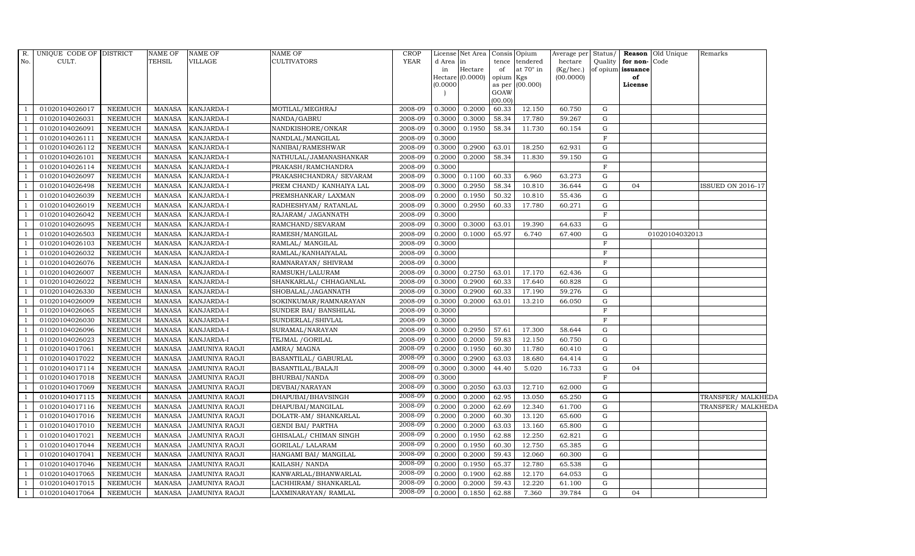| R. No. | UNIQUE CODE OF CULT. | DISTRICT | NAME OF TEHSIL | NAME OF VILLAGE | NAME OF CULTIVATORS | CROP YEAR | License d Area in Hectare (0.0000) | Net Area in Hectare (0.0000) | Consis tence of opium as per GOAW (00.00) | Opium tendered at 70° in Kgs (00.000) | Average per hectare (Kg/hec.) (00.0000) | Status/ Quality of opium | Reason for non-issuance of License | Old Unique Code | Remarks |
|---|---|---|---|---|---|---|---|---|---|---|---|---|---|---|---|
| 1 | 01020104026017 | NEEMUCH | MANASA | KANJARDA-I | MOTILAL/MEGHRAJ | 2008-09 | 0.3000 | 0.2000 | 60.33 | 12.150 | 60.750 | G | | | |
| 1 | 01020104026031 | NEEMUCH | MANASA | KANJARDA-I | NANDA/GABRU | 2008-09 | 0.3000 | 0.3000 | 58.34 | 17.780 | 59.267 | G | | | |
| 1 | 01020104026091 | NEEMUCH | MANASA | KANJARDA-I | NANDKISHORE/ONKAR | 2008-09 | 0.3000 | 0.1950 | 58.34 | 11.730 | 60.154 | G | | | |
| 1 | 01020104026111 | NEEMUCH | MANASA | KANJARDA-I | NANDLAL/MANGILAL | 2008-09 | 0.3000 | | | | | F | | | |
| 1 | 01020104026112 | NEEMUCH | MANASA | KANJARDA-I | NANIBAI/RAMESHWAR | 2008-09 | 0.3000 | 0.2900 | 63.01 | 18.250 | 62.931 | G | | | |
| 1 | 01020104026101 | NEEMUCH | MANASA | KANJARDA-I | NATHULAL/JAMANASHANKAR | 2008-09 | 0.2000 | 0.2000 | 58.34 | 11.830 | 59.150 | G | | | |
| 1 | 01020104026114 | NEEMUCH | MANASA | KANJARDA-I | PRAKASH/RAMCHANDRA | 2008-09 | 0.3000 | | | | | F | | | |
| 1 | 01020104026097 | NEEMUCH | MANASA | KANJARDA-I | PRAKASHCHANDRA/ SEVARAM | 2008-09 | 0.3000 | 0.1100 | 60.33 | 6.960 | 63.273 | G | | | |
| 1 | 01020104026498 | NEEMUCH | MANASA | KANJARDA-I | PREM CHAND/ KANHAIYA LAL | 2008-09 | 0.3000 | 0.2950 | 58.34 | 10.810 | 36.644 | G | 04 | | ISSUED ON 2016-17 |
| 1 | 01020104026039 | NEEMUCH | MANASA | KANJARDA-I | PREMSHANKAR/ LAXMAN | 2008-09 | 0.2000 | 0.1950 | 50.32 | 10.810 | 55.436 | G | | | |
| 1 | 01020104026019 | NEEMUCH | MANASA | KANJARDA-I | RADHESHYAM/ RATANLAL | 2008-09 | 0.3000 | 0.2950 | 60.33 | 17.780 | 60.271 | G | | | |
| 1 | 01020104026042 | NEEMUCH | MANASA | KANJARDA-I | RAJARAM/ JAGANNATH | 2008-09 | 0.3000 | | | | | F | | | |
| 1 | 01020104026095 | NEEMUCH | MANASA | KANJARDA-I | RAMCHAND/SEVARAM | 2008-09 | 0.3000 | 0.3000 | 63.01 | 19.390 | 64.633 | G | | | |
| 1 | 01020104026503 | NEEMUCH | MANASA | KANJARDA-I | RAMESH/MANGILAL | 2008-09 | 0.2000 | 0.1000 | 65.97 | 6.740 | 67.400 | G | | 01020104032013 | |
| 1 | 01020104026103 | NEEMUCH | MANASA | KANJARDA-I | RAMLAL/ MANGILAL | 2008-09 | 0.3000 | | | | | F | | | |
| 1 | 01020104026032 | NEEMUCH | MANASA | KANJARDA-I | RAMLAL/KANHAIYALAL | 2008-09 | 0.3000 | | | | | F | | | |
| 1 | 01020104026076 | NEEMUCH | MANASA | KANJARDA-I | RAMNARAYAN/ SHIVRAM | 2008-09 | 0.3000 | | | | | F | | | |
| 1 | 01020104026007 | NEEMUCH | MANASA | KANJARDA-I | RAMSUKH/LALURAM | 2008-09 | 0.3000 | 0.2750 | 63.01 | 17.170 | 62.436 | G | | | |
| 1 | 01020104026022 | NEEMUCH | MANASA | KANJARDA-I | SHANKARLAL/ CHHAGANLAL | 2008-09 | 0.3000 | 0.2900 | 60.33 | 17.640 | 60.828 | G | | | |
| 1 | 01020104026330 | NEEMUCH | MANASA | KANJARDA-I | SHOBALAL/JAGANNATH | 2008-09 | 0.3000 | 0.2900 | 60.33 | 17.190 | 59.276 | G | | | |
| 1 | 01020104026009 | NEEMUCH | MANASA | KANJARDA-I | SOKINKUMAR/RAMNARAYAN | 2008-09 | 0.3000 | 0.2000 | 63.01 | 13.210 | 66.050 | G | | | |
| 1 | 01020104026065 | NEEMUCH | MANASA | KANJARDA-I | SUNDER BAI/ BANSHILAL | 2008-09 | 0.3000 | | | | | F | | | |
| 1 | 01020104026030 | NEEMUCH | MANASA | KANJARDA-I | SUNDERLAL/SHIVLAL | 2008-09 | 0.3000 | | | | | F | | | |
| 1 | 01020104026096 | NEEMUCH | MANASA | KANJARDA-I | SURAMAL/NARAYAN | 2008-09 | 0.3000 | 0.2950 | 57.61 | 17.300 | 58.644 | G | | | |
| 1 | 01020104026023 | NEEMUCH | MANASA | KANJARDA-I | TEJMAL /GORILAL | 2008-09 | 0.2000 | 0.2000 | 59.83 | 12.150 | 60.750 | G | | | |
| 1 | 01020104017061 | NEEMUCH | MANASA | JAMUNIYA RAOJI | AMRA/ MAGNA | 2008-09 | 0.2000 | 0.1950 | 60.30 | 11.780 | 60.410 | G | | | |
| 1 | 01020104017022 | NEEMUCH | MANASA | JAMUNIYA RAOJI | BASANTILAL/ GABURLAL | 2008-09 | 0.3000 | 0.2900 | 63.03 | 18.680 | 64.414 | G | | | |
| 1 | 01020104017114 | NEEMUCH | MANASA | JAMUNIYA RAOJI | BASANTILAL/BALAJI | 2008-09 | 0.3000 | 0.3000 | 44.40 | 5.020 | 16.733 | G | 04 | | |
| 1 | 01020104017018 | NEEMUCH | MANASA | JAMUNIYA RAOJI | BHURBAI/NANDA | 2008-09 | 0.3000 | | | | | F | | | |
| 1 | 01020104017069 | NEEMUCH | MANASA | JAMUNIYA RAOJI | DEVBAI/NARAYAN | 2008-09 | 0.3000 | 0.2050 | 63.03 | 12.710 | 62.000 | G | | | |
| 1 | 01020104017115 | NEEMUCH | MANASA | JAMUNIYA RAOJI | DHAPUBAI/BHAVSINGH | 2008-09 | 0.2000 | 0.2000 | 62.95 | 13.050 | 65.250 | G | | | TRANSFER/ MALKHEDA |
| 1 | 01020104017116 | NEEMUCH | MANASA | JAMUNIYA RAOJI | DHAPUBAI/MANGILAL | 2008-09 | 0.2000 | 0.2000 | 62.69 | 12.340 | 61.700 | G | | | TRANSFER/ MALKHEDA |
| 1 | 01020104017016 | NEEMUCH | MANASA | JAMUNIYA RAOJI | DOLATR-AM/ SHANKARLAL | 2008-09 | 0.2000 | 0.2000 | 60.30 | 13.120 | 65.600 | G | | | |
| 1 | 01020104017010 | NEEMUCH | MANASA | JAMUNIYA RAOJI | GENDI BAI/ PARTHA | 2008-09 | 0.2000 | 0.2000 | 63.03 | 13.160 | 65.800 | G | | | |
| 1 | 01020104017021 | NEEMUCH | MANASA | JAMUNIYA RAOJI | GHISALAL/ CHIMAN SINGH | 2008-09 | 0.2000 | 0.1950 | 62.88 | 12.250 | 62.821 | G | | | |
| 1 | 01020104017044 | NEEMUCH | MANASA | JAMUNIYA RAOJI | GORILAL/ LALARAM | 2008-09 | 0.2000 | 0.1950 | 60.30 | 12.750 | 65.385 | G | | | |
| 1 | 01020104017041 | NEEMUCH | MANASA | JAMUNIYA RAOJI | HANGAMI BAI/ MANGILAL | 2008-09 | 0.2000 | 0.2000 | 59.43 | 12.060 | 60.300 | G | | | |
| 1 | 01020104017046 | NEEMUCH | MANASA | JAMUNIYA RAOJI | KAILASH/ NANDA | 2008-09 | 0.2000 | 0.1950 | 65.37 | 12.780 | 65.538 | G | | | |
| 1 | 01020104017065 | NEEMUCH | MANASA | JAMUNIYA RAOJI | KANWARLAL/BHANWARLAL | 2008-09 | 0.2000 | 0.1900 | 62.88 | 12.170 | 64.053 | G | | | |
| 1 | 01020104017015 | NEEMUCH | MANASA | JAMUNIYA RAOJI | LACHHIRAM/ SHANKARLAL | 2008-09 | 0.2000 | 0.2000 | 59.43 | 12.220 | 61.100 | G | | | |
| 1 | 01020104017064 | NEEMUCH | MANASA | JAMUNIYA RAOJI | LAXMINARAYAN/ RAMLAL | 2008-09 | 0.2000 | 0.1850 | 62.88 | 7.360 | 39.784 | G | 04 | | |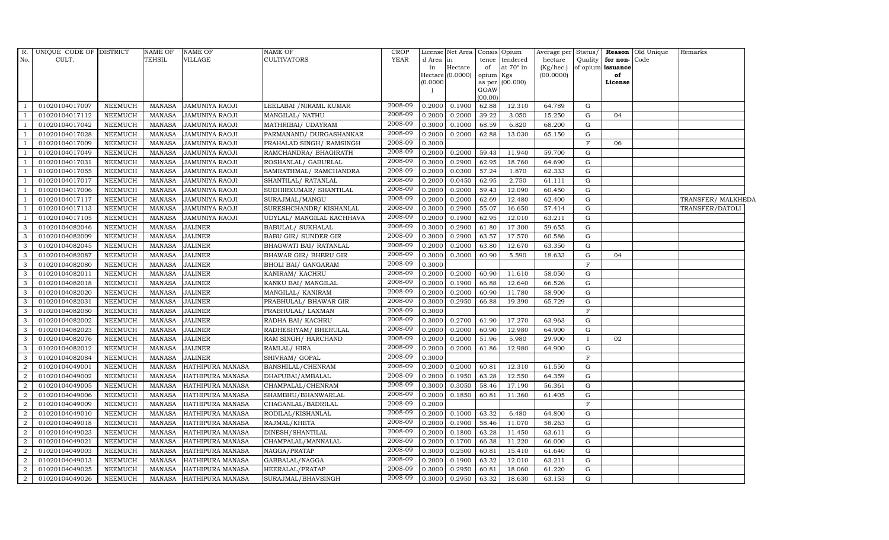| R. No. | UNIQUE CODE OF CULT. | DISTRICT | NAME OF TEHSIL | NAME OF VILLAGE | NAME OF CULTIVATORS | CROP YEAR | License d Area in Hectare (0.0000) | Net Area in Hectare (0.0000) | Consis tence of opium as per GOAW (00.00) | Opium tendered at 70° in Kgs (00.000) | Average per hectare (Kg/hec.) (00.0000) | Status/ Quality of opium | Reason for non-issuance of License | Old Unique Code | Remarks |
|---|---|---|---|---|---|---|---|---|---|---|---|---|---|---|---|
| 1 | 01020104017007 | NEEMUCH | MANASA | JAMUNIYA RAOJI | LEELABAI /NIRAML KUMAR | 2008-09 | 0.2000 | 0.1900 | 62.88 | 12.310 | 64.789 | G | | | |
| 1 | 01020104017112 | NEEMUCH | MANASA | JAMUNIYA RAOJI | MANGILAL/ NATHU | 2008-09 | 0.2000 | 0.2000 | 39.22 | 3.050 | 15.250 | G | 04 | | |
| 1 | 01020104017042 | NEEMUCH | MANASA | JAMUNIYA RAOJI | MATHRIBAI/ UDAYRAM | 2008-09 | 0.3000 | 0.1000 | 68.59 | 6.820 | 68.200 | G | | | |
| 1 | 01020104017028 | NEEMUCH | MANASA | JAMUNIYA RAOJI | PARMANAND/ DURGASHANKAR | 2008-09 | 0.2000 | 0.2000 | 62.88 | 13.030 | 65.150 | G | | | |
| 1 | 01020104017009 | NEEMUCH | MANASA | JAMUNIYA RAOJI | PRAHALAD SINGH/ RAMSINGH | 2008-09 | 0.3000 | | | | | F | 06 | | |
| 1 | 01020104017049 | NEEMUCH | MANASA | JAMUNIYA RAOJI | RAMCHANDRA/ BHAGIRATH | 2008-09 | 0.2000 | 0.2000 | 59.43 | 11.940 | 59.700 | G | | | |
| 1 | 01020104017031 | NEEMUCH | MANASA | JAMUNIYA RAOJI | ROSHANLAL/ GABURLAL | 2008-09 | 0.3000 | 0.2900 | 62.95 | 18.760 | 64.690 | G | | | |
| 1 | 01020104017055 | NEEMUCH | MANASA | JAMUNIYA RAOJI | SAMRATHMAL/ RAMCHANDRA | 2008-09 | 0.2000 | 0.0300 | 57.24 | 1.870 | 62.333 | G | | | |
| 1 | 01020104017017 | NEEMUCH | MANASA | JAMUNIYA RAOJI | SHANTILAL/ RATANLAL | 2008-09 | 0.2000 | 0.0450 | 62.95 | 2.750 | 61.111 | G | | | |
| 1 | 01020104017006 | NEEMUCH | MANASA | JAMUNIYA RAOJI | SUDHIRKUMAR/ SHANTILAL | 2008-09 | 0.2000 | 0.2000 | 59.43 | 12.090 | 60.450 | G | | | |
| 1 | 01020104017117 | NEEMUCH | MANASA | JAMUNIYA RAOJI | SURAJMAL/MANGU | 2008-09 | 0.2000 | 0.2000 | 62.69 | 12.480 | 62.400 | G | | | TRANSFER/ MALKHEDA |
| 1 | 01020104017113 | NEEMUCH | MANASA | JAMUNIYA RAOJI | SURESHCHANDR/ KISHANLAL | 2008-09 | 0.3000 | 0.2900 | 55.07 | 16.650 | 57.414 | G | | | TRANSFER/DATOLI |
| 1 | 01020104017105 | NEEMUCH | MANASA | JAMUNIYA RAOJI | UDYLAL/ MANGILAL KACHHAVA | 2008-09 | 0.2000 | 0.1900 | 62.95 | 12.010 | 63.211 | G | | | |
| 3 | 01020104082046 | NEEMUCH | MANASA | JALINER | BABULAL/ SUKHALAL | 2008-09 | 0.3000 | 0.2900 | 61.80 | 17.300 | 59.655 | G | | | |
| 3 | 01020104082009 | NEEMUCH | MANASA | JALINER | BABU GIR/ SUNDER GIR | 2008-09 | 0.3000 | 0.2900 | 63.57 | 17.570 | 60.586 | G | | | |
| 3 | 01020104082045 | NEEMUCH | MANASA | JALINER | BHAGWATI BAI/ RATANLAL | 2008-09 | 0.2000 | 0.2000 | 63.80 | 12.670 | 63.350 | G | | | |
| 3 | 01020104082087 | NEEMUCH | MANASA | JALINER | BHAWAR GIR/ BHERU GIR | 2008-09 | 0.3000 | 0.3000 | 60.90 | 5.590 | 18.633 | G | 04 | | |
| 3 | 01020104082080 | NEEMUCH | MANASA | JALINER | BHOLI BAI/ GANGARAM | 2008-09 | 0.3000 | | | | | F | | | |
| 3 | 01020104082011 | NEEMUCH | MANASA | JALINER | KANIRAM/ KACHRU | 2008-09 | 0.2000 | 0.2000 | 60.90 | 11.610 | 58.050 | G | | | |
| 3 | 01020104082018 | NEEMUCH | MANASA | JALINER | KANKU BAI/ MANGILAL | 2008-09 | 0.2000 | 0.1900 | 66.88 | 12.640 | 66.526 | G | | | |
| 3 | 01020104082020 | NEEMUCH | MANASA | JALINER | MANGILAL/ KANIRAM | 2008-09 | 0.2000 | 0.2000 | 60.90 | 11.780 | 58.900 | G | | | |
| 3 | 01020104082031 | NEEMUCH | MANASA | JALINER | PRABHULAL/ BHAWAR GIR | 2008-09 | 0.3000 | 0.2950 | 66.88 | 19.390 | 65.729 | G | | | |
| 3 | 01020104082050 | NEEMUCH | MANASA | JALINER | PRABHULAL/ LAXMAN | 2008-09 | 0.3000 | | | | | F | | | |
| 3 | 01020104082002 | NEEMUCH | MANASA | JALINER | RADHA BAI/ KACHRU | 2008-09 | 0.3000 | 0.2700 | 61.90 | 17.270 | 63.963 | G | | | |
| 3 | 01020104082023 | NEEMUCH | MANASA | JALINER | RADHESHYAM/ BHERULAL | 2008-09 | 0.2000 | 0.2000 | 60.90 | 12.980 | 64.900 | G | | | |
| 3 | 01020104082076 | NEEMUCH | MANASA | JALINER | RAM SINGH/ HARCHAND | 2008-09 | 0.2000 | 0.2000 | 51.96 | 5.980 | 29.900 | I | 02 | | |
| 3 | 01020104082012 | NEEMUCH | MANASA | JALINER | RAMLAL/ HIRA | 2008-09 | 0.2000 | 0.2000 | 61.86 | 12.980 | 64.900 | G | | | |
| 3 | 01020104082084 | NEEMUCH | MANASA | JALINER | SHIVRAM/ GOPAL | 2008-09 | 0.3000 | | | | | F | | | |
| 2 | 01020104049001 | NEEMUCH | MANASA | HATHIPURA MANASA | BANSHILAL/CHENRAM | 2008-09 | 0.2000 | 0.2000 | 60.81 | 12.310 | 61.550 | G | | | |
| 2 | 01020104049002 | NEEMUCH | MANASA | HATHIPURA MANASA | DHAPUBAI/AMBALAL | 2008-09 | 0.2000 | 0.1950 | 63.28 | 12.550 | 64.359 | G | | | |
| 2 | 01020104049005 | NEEMUCH | MANASA | HATHIPURA MANASA | CHAMPALAL/CHENRAM | 2008-09 | 0.3000 | 0.3050 | 58.46 | 17.190 | 56.361 | G | | | |
| 2 | 01020104049006 | NEEMUCH | MANASA | HATHIPURA MANASA | SHAMBHU/BHANWARLAL | 2008-09 | 0.2000 | 0.1850 | 60.81 | 11.360 | 61.405 | G | | | |
| 2 | 01020104049009 | NEEMUCH | MANASA | HATHIPURA MANASA | CHAGANLAL/BADRILAL | 2008-09 | 0.2000 | | | | | F | | | |
| 2 | 01020104049010 | NEEMUCH | MANASA | HATHIPURA MANASA | RODILAL/KISHANLAL | 2008-09 | 0.2000 | 0.1000 | 63.32 | 6.480 | 64.800 | G | | | |
| 2 | 01020104049018 | NEEMUCH | MANASA | HATHIPURA MANASA | RAJMAL/KHETA | 2008-09 | 0.2000 | 0.1900 | 58.46 | 11.070 | 58.263 | G | | | |
| 2 | 01020104049023 | NEEMUCH | MANASA | HATHIPURA MANASA | DINESH/SHANTILAL | 2008-09 | 0.2000 | 0.1800 | 63.28 | 11.450 | 63.611 | G | | | |
| 2 | 01020104049021 | NEEMUCH | MANASA | HATHIPURA MANASA | CHAMPALAL/MANNALAL | 2008-09 | 0.2000 | 0.1700 | 66.38 | 11.220 | 66.000 | G | | | |
| 2 | 01020104049003 | NEEMUCH | MANASA | HATHIPURA MANASA | NAGGA/PRATAP | 2008-09 | 0.3000 | 0.2500 | 60.81 | 15.410 | 61.640 | G | | | |
| 2 | 01020104049013 | NEEMUCH | MANASA | HATHIPURA MANASA | GABBALAL/NAGGA | 2008-09 | 0.2000 | 0.1900 | 63.32 | 12.010 | 63.211 | G | | | |
| 2 | 01020104049025 | NEEMUCH | MANASA | HATHIPURA MANASA | HEERALAL/PRATAP | 2008-09 | 0.3000 | 0.2950 | 60.81 | 18.060 | 61.220 | G | | | |
| 2 | 01020104049026 | NEEMUCH | MANASA | HATHIPURA MANASA | SURAJMAL/BHAVSINGH | 2008-09 | 0.3000 | 0.2950 | 63.32 | 18.630 | 63.153 | G | | | |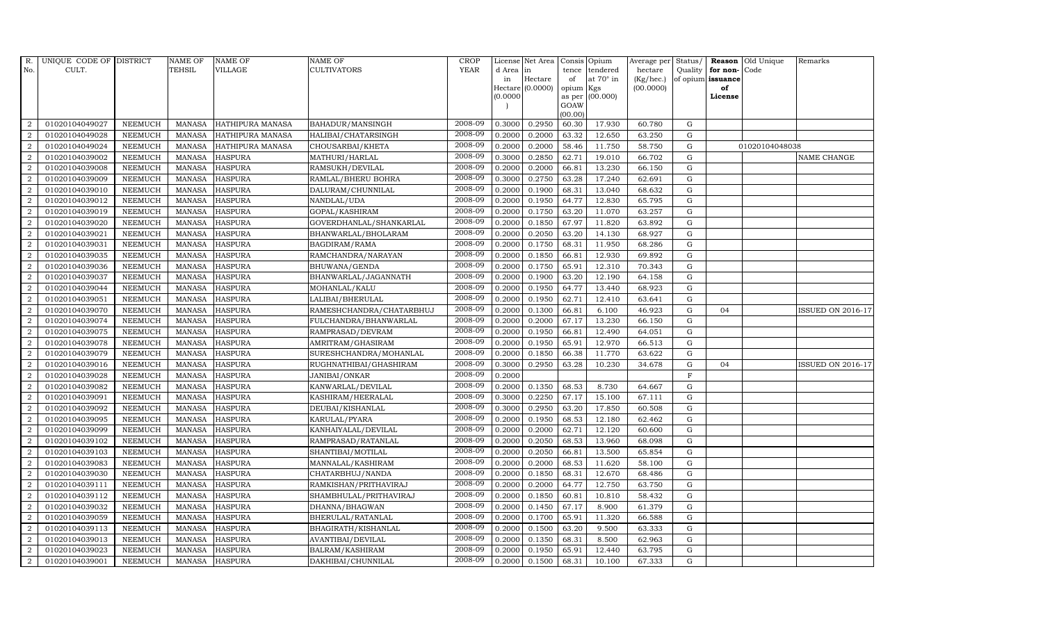| R. No. | UNIQUE CODE OF CULT. | DISTRICT | NAME OF TEHSIL | NAME OF VILLAGE | NAME OF CULTIVATORS | CROP YEAR | License d Area in Hectare (0.0000) | Net Area in Hectare (0.0000) | Consis tence of opium as per GOAW (00.00) | Opium tendered at 70° in Kgs (00.000) | Average per hectare (Kg/hec.) (00.0000) | Status/ Quality of opium | Reason for non-issuance of License | Old Unique Code | Remarks |
|---|---|---|---|---|---|---|---|---|---|---|---|---|---|---|---|
| 2 | 01020104049027 | NEEMUCH | MANASA | HATHIPURA MANASA | BAHADUR/MANSINGH | 2008-09 | 0.3000 | 0.2950 | 60.30 | 17.930 | 60.780 | G | | | |
| 2 | 01020104049028 | NEEMUCH | MANASA | HATHIPURA MANASA | HALIBAI/CHATARSINGH | 2008-09 | 0.2000 | 0.2000 | 63.32 | 12.650 | 63.250 | G | | | |
| 2 | 01020104049024 | NEEMUCH | MANASA | HATHIPURA MANASA | CHOUSARBAI/KHETA | 2008-09 | 0.2000 | 0.2000 | 58.46 | 11.750 | 58.750 | G | | 01020104048038 | |
| 2 | 01020104039002 | NEEMUCH | MANASA | HASPURA | MATHURI/HARLAL | 2008-09 | 0.3000 | 0.2850 | 62.71 | 19.010 | 66.702 | G | | | NAME CHANGE |
| 2 | 01020104039008 | NEEMUCH | MANASA | HASPURA | RAMSUKH/DEVILAL | 2008-09 | 0.2000 | 0.2000 | 66.81 | 13.230 | 66.150 | G | | | |
| 2 | 01020104039009 | NEEMUCH | MANASA | HASPURA | RAMLAL/BHERU BOHRA | 2008-09 | 0.3000 | 0.2750 | 63.28 | 17.240 | 62.691 | G | | | |
| 2 | 01020104039010 | NEEMUCH | MANASA | HASPURA | DALURAM/CHUNNILAL | 2008-09 | 0.2000 | 0.1900 | 68.31 | 13.040 | 68.632 | G | | | |
| 2 | 01020104039012 | NEEMUCH | MANASA | HASPURA | NANDLAL/UDA | 2008-09 | 0.2000 | 0.1950 | 64.77 | 12.830 | 65.795 | G | | | |
| 2 | 01020104039019 | NEEMUCH | MANASA | HASPURA | GOPAL/KASHIRAM | 2008-09 | 0.2000 | 0.1750 | 63.20 | 11.070 | 63.257 | G | | | |
| 2 | 01020104039020 | NEEMUCH | MANASA | HASPURA | GOVERDHANLAL/SHANKARLAL | 2008-09 | 0.2000 | 0.1850 | 67.97 | 11.820 | 63.892 | G | | | |
| 2 | 01020104039021 | NEEMUCH | MANASA | HASPURA | BHANWARLAL/BHOLARAM | 2008-09 | 0.2000 | 0.2050 | 63.20 | 14.130 | 68.927 | G | | | |
| 2 | 01020104039031 | NEEMUCH | MANASA | HASPURA | BAGDIRAM/RAMA | 2008-09 | 0.2000 | 0.1750 | 68.31 | 11.950 | 68.286 | G | | | |
| 2 | 01020104039035 | NEEMUCH | MANASA | HASPURA | RAMCHANDRA/NARAYAN | 2008-09 | 0.2000 | 0.1850 | 66.81 | 12.930 | 69.892 | G | | | |
| 2 | 01020104039036 | NEEMUCH | MANASA | HASPURA | BHUWANA/GENDA | 2008-09 | 0.2000 | 0.1750 | 65.91 | 12.310 | 70.343 | G | | | |
| 2 | 01020104039037 | NEEMUCH | MANASA | HASPURA | BHANWARLAL/JAGANNATH | 2008-09 | 0.2000 | 0.1900 | 63.20 | 12.190 | 64.158 | G | | | |
| 2 | 01020104039044 | NEEMUCH | MANASA | HASPURA | MOHANLAL/KALU | 2008-09 | 0.2000 | 0.1950 | 64.77 | 13.440 | 68.923 | G | | | |
| 2 | 01020104039051 | NEEMUCH | MANASA | HASPURA | LALIBAI/BHERULAL | 2008-09 | 0.2000 | 0.1950 | 62.71 | 12.410 | 63.641 | G | | | |
| 2 | 01020104039070 | NEEMUCH | MANASA | HASPURA | RAMESHCHANDRA/CHATARBHUJ | 2008-09 | 0.2000 | 0.1300 | 66.81 | 6.100 | 46.923 | G | 04 | | ISSUED ON 2016-17 |
| 2 | 01020104039074 | NEEMUCH | MANASA | HASPURA | FULCHANDRA/BHANWARLAL | 2008-09 | 0.2000 | 0.2000 | 67.17 | 13.230 | 66.150 | G | | | |
| 2 | 01020104039075 | NEEMUCH | MANASA | HASPURA | RAMPRASAD/DEVRAM | 2008-09 | 0.2000 | 0.1950 | 66.81 | 12.490 | 64.051 | G | | | |
| 2 | 01020104039078 | NEEMUCH | MANASA | HASPURA | AMRITRAM/GHASIRAM | 2008-09 | 0.2000 | 0.1950 | 65.91 | 12.970 | 66.513 | G | | | |
| 2 | 01020104039079 | NEEMUCH | MANASA | HASPURA | SURESHCHANDRA/MOHANLAL | 2008-09 | 0.2000 | 0.1850 | 66.38 | 11.770 | 63.622 | G | | | |
| 2 | 01020104039016 | NEEMUCH | MANASA | HASPURA | RUGHNATHIBAI/GHASHIRAM | 2008-09 | 0.3000 | 0.2950 | 63.28 | 10.230 | 34.678 | G | 04 | | ISSUED ON 2016-17 |
| 2 | 01020104039028 | NEEMUCH | MANASA | HASPURA | JANIBAI/ONKAR | 2008-09 | 0.2000 | | | | | F | | | |
| 2 | 01020104039082 | NEEMUCH | MANASA | HASPURA | KANWARLAL/DEVILAL | 2008-09 | 0.2000 | 0.1350 | 68.53 | 8.730 | 64.667 | G | | | |
| 2 | 01020104039091 | NEEMUCH | MANASA | HASPURA | KASHIRAM/HEERALAL | 2008-09 | 0.3000 | 0.2250 | 67.17 | 15.100 | 67.111 | G | | | |
| 2 | 01020104039092 | NEEMUCH | MANASA | HASPURA | DEUBAI/KISHANLAL | 2008-09 | 0.3000 | 0.2950 | 63.20 | 17.850 | 60.508 | G | | | |
| 2 | 01020104039095 | NEEMUCH | MANASA | HASPURA | KARULAL/PYARA | 2008-09 | 0.2000 | 0.1950 | 68.53 | 12.180 | 62.462 | G | | | |
| 2 | 01020104039099 | NEEMUCH | MANASA | HASPURA | KANHAIYALAL/DEVILAL | 2008-09 | 0.2000 | 0.2000 | 62.71 | 12.120 | 60.600 | G | | | |
| 2 | 01020104039102 | NEEMUCH | MANASA | HASPURA | RAMPRASAD/RATANLAL | 2008-09 | 0.2000 | 0.2050 | 68.53 | 13.960 | 68.098 | G | | | |
| 2 | 01020104039103 | NEEMUCH | MANASA | HASPURA | SHANTIBAI/MOTILAL | 2008-09 | 0.2000 | 0.2050 | 66.81 | 13.500 | 65.854 | G | | | |
| 2 | 01020104039083 | NEEMUCH | MANASA | HASPURA | MANNALAL/KASHIRAM | 2008-09 | 0.2000 | 0.2000 | 68.53 | 11.620 | 58.100 | G | | | |
| 2 | 01020104039030 | NEEMUCH | MANASA | HASPURA | CHATARBHUJ/NANDA | 2008-09 | 0.2000 | 0.1850 | 68.31 | 12.670 | 68.486 | G | | | |
| 2 | 01020104039111 | NEEMUCH | MANASA | HASPURA | RAMKISHAN/PRITHAVIRAJ | 2008-09 | 0.2000 | 0.2000 | 64.77 | 12.750 | 63.750 | G | | | |
| 2 | 01020104039112 | NEEMUCH | MANASA | HASPURA | SHAMBHULAL/PRITHAVIRAJ | 2008-09 | 0.2000 | 0.1850 | 60.81 | 10.810 | 58.432 | G | | | |
| 2 | 01020104039032 | NEEMUCH | MANASA | HASPURA | DHANNA/BHAGWAN | 2008-09 | 0.2000 | 0.1450 | 67.17 | 8.900 | 61.379 | G | | | |
| 2 | 01020104039059 | NEEMUCH | MANASA | HASPURA | BHERULAL/RATANLAL | 2008-09 | 0.2000 | 0.1700 | 65.91 | 11.320 | 66.588 | G | | | |
| 2 | 01020104039113 | NEEMUCH | MANASA | HASPURA | BHAGIRATH/KISHANLAL | 2008-09 | 0.2000 | 0.1500 | 63.20 | 9.500 | 63.333 | G | | | |
| 2 | 01020104039013 | NEEMUCH | MANASA | HASPURA | AVANTIBAI/DEVILAL | 2008-09 | 0.2000 | 0.1350 | 68.31 | 8.500 | 62.963 | G | | | |
| 2 | 01020104039023 | NEEMUCH | MANASA | HASPURA | BALRAM/KASHIRAM | 2008-09 | 0.2000 | 0.1950 | 65.91 | 12.440 | 63.795 | G | | | |
| 2 | 01020104039001 | NEEMUCH | MANASA | HASPURA | DAKHIBAI/CHUNNILAL | 2008-09 | 0.2000 | 0.1500 | 68.31 | 10.100 | 67.333 | G | | | |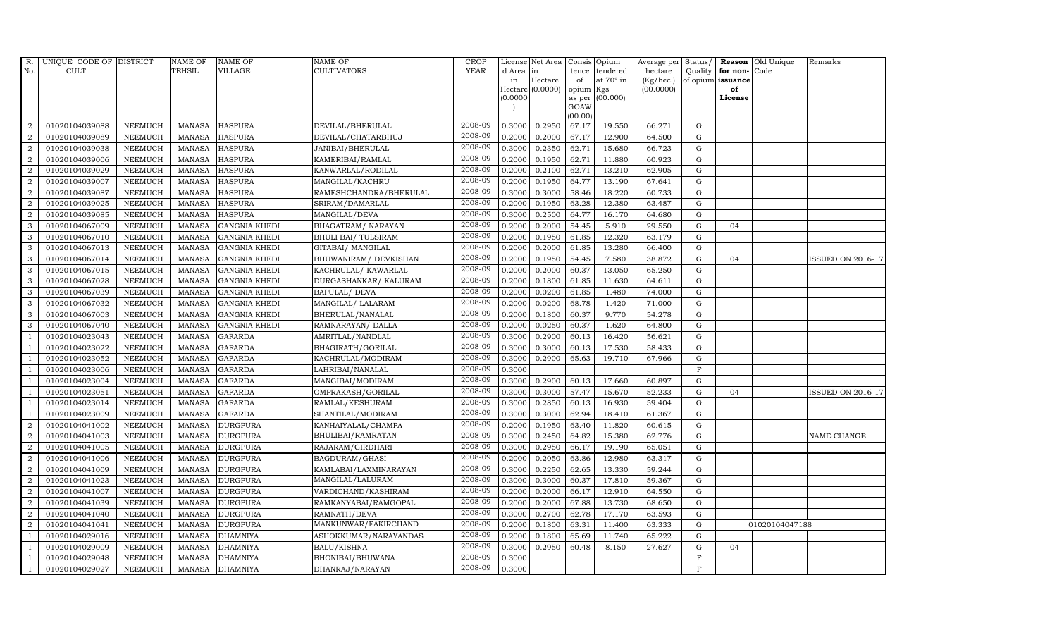| R. No. | UNIQUE CODE OF CULT. | DISTRICT | NAME OF TEHSIL | NAME OF VILLAGE | NAME OF CULTIVATORS | CROP YEAR | License d Area in Hectare (0.0000) | Net Area in Hectare (0.0000) | Consis tence of opium as per GOAW (00.00) | Opium tendered at 70° in Kgs (00.000) | Average per hectare (Kg/hec.) (00.0000) | Status/ Quality of opium | Reason for non-issuance of License | Old Unique Code | Remarks |
|---|---|---|---|---|---|---|---|---|---|---|---|---|---|---|---|
| 2 | 01020104039088 | NEEMUCH | MANASA | HASPURA | DEVILAL/BHERULAL | 2008-09 | 0.3000 | 0.2950 | 67.17 | 19.550 | 66.271 | G | | | |
| 2 | 01020104039089 | NEEMUCH | MANASA | HASPURA | DEVILAL/CHATARBHUJ | 2008-09 | 0.2000 | 0.2000 | 67.17 | 12.900 | 64.500 | G | | | |
| 2 | 01020104039038 | NEEMUCH | MANASA | HASPURA | JANIBAI/BHERULAL | 2008-09 | 0.3000 | 0.2350 | 62.71 | 15.680 | 66.723 | G | | | |
| 2 | 01020104039006 | NEEMUCH | MANASA | HASPURA | KAMERIBAI/RAMLAL | 2008-09 | 0.2000 | 0.1950 | 62.71 | 11.880 | 60.923 | G | | | |
| 2 | 01020104039029 | NEEMUCH | MANASA | HASPURA | KANWARLAL/RODILAL | 2008-09 | 0.2000 | 0.2100 | 62.71 | 13.210 | 62.905 | G | | | |
| 2 | 01020104039007 | NEEMUCH | MANASA | HASPURA | MANGILAL/KACHRU | 2008-09 | 0.2000 | 0.1950 | 64.77 | 13.190 | 67.641 | G | | | |
| 2 | 01020104039087 | NEEMUCH | MANASA | HASPURA | RAMESHCHANDRA/BHERULAL | 2008-09 | 0.3000 | 0.3000 | 58.46 | 18.220 | 60.733 | G | | | |
| 2 | 01020104039025 | NEEMUCH | MANASA | HASPURA | SRIRAM/DAMARLAL | 2008-09 | 0.2000 | 0.1950 | 63.28 | 12.380 | 63.487 | G | | | |
| 2 | 01020104039085 | NEEMUCH | MANASA | HASPURA | MANGILAL/DEVA | 2008-09 | 0.3000 | 0.2500 | 64.77 | 16.170 | 64.680 | G | | | |
| 3 | 01020104067009 | NEEMUCH | MANASA | GANGNIA KHEDI | BHAGATRAM/ NARAYAN | 2008-09 | 0.2000 | 0.2000 | 54.45 | 5.910 | 29.550 | G | 04 | | |
| 3 | 01020104067010 | NEEMUCH | MANASA | GANGNIA KHEDI | BHULI BAI/ TULSIRAM | 2008-09 | 0.2000 | 0.1950 | 61.85 | 12.320 | 63.179 | G | | | |
| 3 | 01020104067013 | NEEMUCH | MANASA | GANGNIA KHEDI | GITABAI/ MANGILAL | 2008-09 | 0.2000 | 0.2000 | 61.85 | 13.280 | 66.400 | G | | | |
| 3 | 01020104067014 | NEEMUCH | MANASA | GANGNIA KHEDI | BHUWANIRAM/ DEVKISHAN | 2008-09 | 0.2000 | 0.1950 | 54.45 | 7.580 | 38.872 | G | 04 | | ISSUED ON 2016-17 |
| 3 | 01020104067015 | NEEMUCH | MANASA | GANGNIA KHEDI | KACHRULAL/ KAWARLAL | 2008-09 | 0.2000 | 0.2000 | 60.37 | 13.050 | 65.250 | G | | | |
| 3 | 01020104067028 | NEEMUCH | MANASA | GANGNIA KHEDI | DURGASHANKAR/ KALURAM | 2008-09 | 0.2000 | 0.1800 | 61.85 | 11.630 | 64.611 | G | | | |
| 3 | 01020104067039 | NEEMUCH | MANASA | GANGNIA KHEDI | BAPULAL/ DEVA | 2008-09 | 0.2000 | 0.0200 | 61.85 | 1.480 | 74.000 | G | | | |
| 3 | 01020104067032 | NEEMUCH | MANASA | GANGNIA KHEDI | MANGILAL/ LALARAM | 2008-09 | 0.2000 | 0.0200 | 68.78 | 1.420 | 71.000 | G | | | |
| 3 | 01020104067003 | NEEMUCH | MANASA | GANGNIA KHEDI | BHERULAL/NANALAL | 2008-09 | 0.2000 | 0.1800 | 60.37 | 9.770 | 54.278 | G | | | |
| 3 | 01020104067040 | NEEMUCH | MANASA | GANGNIA KHEDI | RAMNARAYAN/ DALLA | 2008-09 | 0.2000 | 0.0250 | 60.37 | 1.620 | 64.800 | G | | | |
| 1 | 01020104023043 | NEEMUCH | MANASA | GAFARDA | AMRITLAL/NANDLAL | 2008-09 | 0.3000 | 0.2900 | 60.13 | 16.420 | 56.621 | G | | | |
| 1 | 01020104023022 | NEEMUCH | MANASA | GAFARDA | BHAGIRATH/GORILAL | 2008-09 | 0.3000 | 0.3000 | 60.13 | 17.530 | 58.433 | G | | | |
| 1 | 01020104023052 | NEEMUCH | MANASA | GAFARDA | KACHRULAL/MODIRAM | 2008-09 | 0.3000 | 0.2900 | 65.63 | 19.710 | 67.966 | G | | | |
| 1 | 01020104023006 | NEEMUCH | MANASA | GAFARDA | LAHRIBAI/NANALAL | 2008-09 | 0.3000 | | | | | F | | | |
| 1 | 01020104023004 | NEEMUCH | MANASA | GAFARDA | MANGIBAI/MODIRAM | 2008-09 | 0.3000 | 0.2900 | 60.13 | 17.660 | 60.897 | G | | | |
| 1 | 01020104023051 | NEEMUCH | MANASA | GAFARDA | OMPRAKASH/GORILAL | 2008-09 | 0.3000 | 0.3000 | 57.47 | 15.670 | 52.233 | G | 04 | | ISSUED ON 2016-17 |
| 1 | 01020104023014 | NEEMUCH | MANASA | GAFARDA | RAMLAL/KESHURAM | 2008-09 | 0.3000 | 0.2850 | 60.13 | 16.930 | 59.404 | G | | | |
| 1 | 01020104023009 | NEEMUCH | MANASA | GAFARDA | SHANTILAL/MODIRAM | 2008-09 | 0.3000 | 0.3000 | 62.94 | 18.410 | 61.367 | G | | | |
| 2 | 01020104041002 | NEEMUCH | MANASA | DURGPURA | KANHAIYALAL/CHAMPA | 2008-09 | 0.2000 | 0.1950 | 63.40 | 11.820 | 60.615 | G | | | |
| 2 | 01020104041003 | NEEMUCH | MANASA | DURGPURA | BHULIBAI/RAMRATAN | 2008-09 | 0.3000 | 0.2450 | 64.82 | 15.380 | 62.776 | G | | | NAME CHANGE |
| 2 | 01020104041005 | NEEMUCH | MANASA | DURGPURA | RAJARAM/GIRDHARI | 2008-09 | 0.3000 | 0.2950 | 66.17 | 19.190 | 65.051 | G | | | |
| 2 | 01020104041006 | NEEMUCH | MANASA | DURGPURA | BAGDURAM/GHASI | 2008-09 | 0.2000 | 0.2050 | 63.86 | 12.980 | 63.317 | G | | | |
| 2 | 01020104041009 | NEEMUCH | MANASA | DURGPURA | KAMLABAI/LAXMINARAYAN | 2008-09 | 0.3000 | 0.2250 | 62.65 | 13.330 | 59.244 | G | | | |
| 2 | 01020104041023 | NEEMUCH | MANASA | DURGPURA | MANGILAL/LALURAM | 2008-09 | 0.3000 | 0.3000 | 60.37 | 17.810 | 59.367 | G | | | |
| 2 | 01020104041007 | NEEMUCH | MANASA | DURGPURA | VARDICHAND/KASHIRAM | 2008-09 | 0.2000 | 0.2000 | 66.17 | 12.910 | 64.550 | G | | | |
| 2 | 01020104041039 | NEEMUCH | MANASA | DURGPURA | RAMKANYABAI/RAMGOPAL | 2008-09 | 0.2000 | 0.2000 | 67.88 | 13.730 | 68.650 | G | | | |
| 2 | 01020104041040 | NEEMUCH | MANASA | DURGPURA | RAMNATH/DEVA | 2008-09 | 0.3000 | 0.2700 | 62.78 | 17.170 | 63.593 | G | | | |
| 2 | 01020104041041 | NEEMUCH | MANASA | DURGPURA | MANKUNWAR/FAKIRCHAND | 2008-09 | 0.2000 | 0.1800 | 63.31 | 11.400 | 63.333 | G | | 01020104047188 | |
| 1 | 01020104029016 | NEEMUCH | MANASA | DHAMNIYA | ASHOKKUMAR/NARAYANDAS | 2008-09 | 0.2000 | 0.1800 | 65.69 | 11.740 | 65.222 | G | | | |
| 1 | 01020104029009 | NEEMUCH | MANASA | DHAMNIYA | BALU/KISHNA | 2008-09 | 0.3000 | 0.2950 | 60.48 | 8.150 | 27.627 | G | 04 | | |
| 1 | 01020104029048 | NEEMUCH | MANASA | DHAMNIYA | BHONIBAI/BHUWANA | 2008-09 | 0.3000 | | | | | F | | | |
| 1 | 01020104029027 | NEEMUCH | MANASA | DHAMNIYA | DHANRAJ/NARAYAN | 2008-09 | 0.3000 | | | | | F | | | |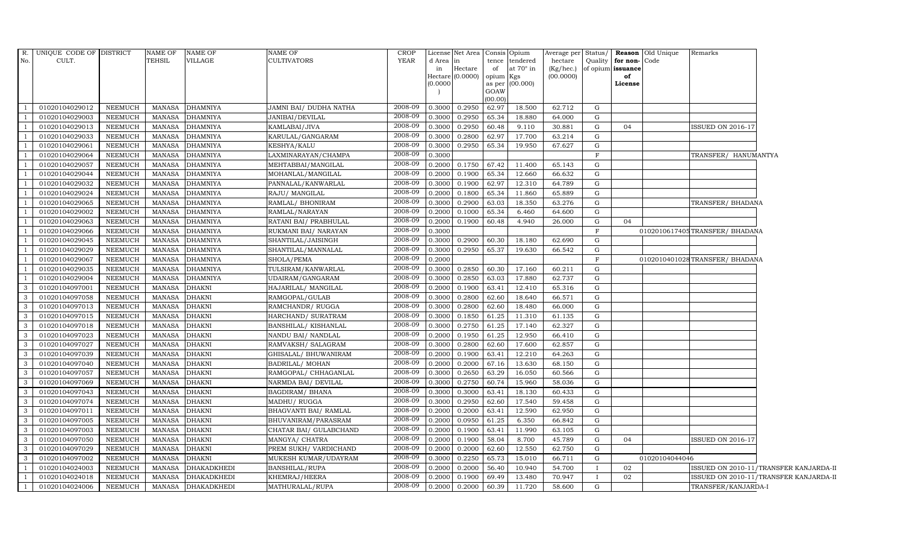| R. No. | UNIQUE CODE OF CULT. | DISTRICT | NAME OF TEHSIL | NAME OF VILLAGE | NAME OF CULTIVATORS | CROP YEAR | License d Area in Hectare (0.0000) | Net Area in Hectare (0.0000) | Consis tence of opium as per GOAW (00.00) | Opium tendered at 70° in Kgs (00.000) | Average per hectare (Kg/hec.) (00.0000) | Status/ Quality of opium | Reason for non-issuance of License | Old Unique Code | Remarks |
|---|---|---|---|---|---|---|---|---|---|---|---|---|---|---|---|
| 1 | 01020104029012 | NEEMUCH | MANASA | DHAMNIYA | JAMNI BAI/ DUDHA NATHA | 2008-09 | 0.3000 | 0.2950 | 62.97 | 18.500 | 62.712 | G | | | |
| 1 | 01020104029003 | NEEMUCH | MANASA | DHAMNIYA | JANIBAI/DEVILAL | 2008-09 | 0.3000 | 0.2950 | 65.34 | 18.880 | 64.000 | G | | | |
| 1 | 01020104029013 | NEEMUCH | MANASA | DHAMNIYA | KAMLABAI/JIVA | 2008-09 | 0.3000 | 0.2950 | 60.48 | 9.110 | 30.881 | G | 04 | | ISSUED ON 2016-17 |
| 1 | 01020104029033 | NEEMUCH | MANASA | DHAMNIYA | KARULAL/GANGARAM | 2008-09 | 0.3000 | 0.2800 | 62.97 | 17.700 | 63.214 | G | | | |
| 1 | 01020104029061 | NEEMUCH | MANASA | DHAMNIYA | KESHYA/KALU | 2008-09 | 0.3000 | 0.2950 | 65.34 | 19.950 | 67.627 | G | | | |
| 1 | 01020104029064 | NEEMUCH | MANASA | DHAMNIYA | LAXMINARAYAN/CHAMPA | 2008-09 | 0.3000 | | | | | F | | | TRANSFER/ HANUMANTYA |
| 1 | 01020104029057 | NEEMUCH | MANASA | DHAMNIYA | MEHTABBAI/MANGILAL | 2008-09 | 0.2000 | 0.1750 | 67.42 | 11.400 | 65.143 | G | | | |
| 1 | 01020104029044 | NEEMUCH | MANASA | DHAMNIYA | MOHANLAL/MANGILAL | 2008-09 | 0.2000 | 0.1900 | 65.34 | 12.660 | 66.632 | G | | | |
| 1 | 01020104029032 | NEEMUCH | MANASA | DHAMNIYA | PANNALAL/KANWARLAL | 2008-09 | 0.3000 | 0.1900 | 62.97 | 12.310 | 64.789 | G | | | |
| 1 | 01020104029024 | NEEMUCH | MANASA | DHAMNIYA | RAJU/ MANGILAL | 2008-09 | 0.2000 | 0.1800 | 65.34 | 11.860 | 65.889 | G | | | |
| 1 | 01020104029065 | NEEMUCH | MANASA | DHAMNIYA | RAMLAL/ BHONIRAM | 2008-09 | 0.3000 | 0.2900 | 63.03 | 18.350 | 63.276 | G | | | TRANSFER/ BHADANA |
| 1 | 01020104029002 | NEEMUCH | MANASA | DHAMNIYA | RAMLAL/NARAYAN | 2008-09 | 0.2000 | 0.1000 | 65.34 | 6.460 | 64.600 | G | | | |
| 1 | 01020104029063 | NEEMUCH | MANASA | DHAMNIYA | RATANI BAI/ PRABHULAL | 2008-09 | 0.2000 | 0.1900 | 60.48 | 4.940 | 26.000 | G | 04 | | |
| 1 | 01020104029066 | NEEMUCH | MANASA | DHAMNIYA | RUKMANI BAI/ NARAYAN | 2008-09 | 0.3000 | | | | | F | | 0102010617405 | TRANSFER/ BHADANA |
| 1 | 01020104029045 | NEEMUCH | MANASA | DHAMNIYA | SHANTILAL/JAISINGH | 2008-09 | 0.3000 | 0.2900 | 60.30 | 18.180 | 62.690 | G | | | |
| 1 | 01020104029029 | NEEMUCH | MANASA | DHAMNIYA | SHANTILAL/MANNALAL | 2008-09 | 0.3000 | 0.2950 | 65.37 | 19.630 | 66.542 | G | | | |
| 1 | 01020104029067 | NEEMUCH | MANASA | DHAMNIYA | SHOLA/PEMA | 2008-09 | 0.2000 | | | | | F | | 0102010401028 | TRANSFER/ BHADANA |
| 1 | 01020104029035 | NEEMUCH | MANASA | DHAMNIYA | TULSIRAM/KANWARLAL | 2008-09 | 0.3000 | 0.2850 | 60.30 | 17.160 | 60.211 | G | | | |
| 1 | 01020104029004 | NEEMUCH | MANASA | DHAMNIYA | UDAIRAM/GANGARAM | 2008-09 | 0.3000 | 0.2850 | 63.03 | 17.880 | 62.737 | G | | | |
| 3 | 01020104097001 | NEEMUCH | MANASA | DHAKNI | HAJARILAL/ MANGILAL | 2008-09 | 0.2000 | 0.1900 | 63.41 | 12.410 | 65.316 | G | | | |
| 3 | 01020104097058 | NEEMUCH | MANASA | DHAKNI | RAMGOPAL/GULAB | 2008-09 | 0.3000 | 0.2800 | 62.60 | 18.640 | 66.571 | G | | | |
| 3 | 01020104097013 | NEEMUCH | MANASA | DHAKNI | RAMCHANDR/ RUGGA | 2008-09 | 0.3000 | 0.2800 | 62.60 | 18.480 | 66.000 | G | | | |
| 3 | 01020104097015 | NEEMUCH | MANASA | DHAKNI | HARCHAND/ SURATRAM | 2008-09 | 0.3000 | 0.1850 | 61.25 | 11.310 | 61.135 | G | | | |
| 3 | 01020104097018 | NEEMUCH | MANASA | DHAKNI | BANSHILAL/ KISHANLAL | 2008-09 | 0.3000 | 0.2750 | 61.25 | 17.140 | 62.327 | G | | | |
| 3 | 01020104097023 | NEEMUCH | MANASA | DHAKNI | NANDU BAI/ NANDLAL | 2008-09 | 0.2000 | 0.1950 | 61.25 | 12.950 | 66.410 | G | | | |
| 3 | 01020104097027 | NEEMUCH | MANASA | DHAKNI | RAMVAKSH/ SALAGRAM | 2008-09 | 0.3000 | 0.2800 | 62.60 | 17.600 | 62.857 | G | | | |
| 3 | 01020104097039 | NEEMUCH | MANASA | DHAKNI | GHISALAL/ BHUWANIRAM | 2008-09 | 0.2000 | 0.1900 | 63.41 | 12.210 | 64.263 | G | | | |
| 3 | 01020104097040 | NEEMUCH | MANASA | DHAKNI | BADRILAL/ MOHAN | 2008-09 | 0.2000 | 0.2000 | 67.16 | 13.630 | 68.150 | G | | | |
| 3 | 01020104097057 | NEEMUCH | MANASA | DHAKNI | RAMGOPAL/ CHHAGANLAL | 2008-09 | 0.3000 | 0.2650 | 63.29 | 16.050 | 60.566 | G | | | |
| 3 | 01020104097069 | NEEMUCH | MANASA | DHAKNI | NARMDA BAI/ DEVILAL | 2008-09 | 0.3000 | 0.2750 | 60.74 | 15.960 | 58.036 | G | | | |
| 3 | 01020104097043 | NEEMUCH | MANASA | DHAKNI | BAGDIRAM/ BHANA | 2008-09 | 0.3000 | 0.3000 | 63.41 | 18.130 | 60.433 | G | | | |
| 3 | 01020104097074 | NEEMUCH | MANASA | DHAKNI | MADHU/ RUGGA | 2008-09 | 0.3000 | 0.2950 | 62.60 | 17.540 | 59.458 | G | | | |
| 3 | 01020104097011 | NEEMUCH | MANASA | DHAKNI | BHAGVANTI BAI/ RAMLAL | 2008-09 | 0.2000 | 0.2000 | 63.41 | 12.590 | 62.950 | G | | | |
| 3 | 01020104097005 | NEEMUCH | MANASA | DHAKNI | BHUVANIRAM/PARASRAM | 2008-09 | 0.2000 | 0.0950 | 61.25 | 6.350 | 66.842 | G | | | |
| 3 | 01020104097003 | NEEMUCH | MANASA | DHAKNI | CHATAR BAI/ GULABCHAND | 2008-09 | 0.2000 | 0.1900 | 63.41 | 11.990 | 63.105 | G | | | |
| 3 | 01020104097050 | NEEMUCH | MANASA | DHAKNI | MANGYA/ CHATRA | 2008-09 | 0.2000 | 0.1900 | 58.04 | 8.700 | 45.789 | G | 04 | | ISSUED ON 2016-17 |
| 3 | 01020104097029 | NEEMUCH | MANASA | DHAKNI | PREM SUKH/ VARDICHAND | 2008-09 | 0.2000 | 0.2000 | 62.60 | 12.550 | 62.750 | G | | | |
| 3 | 01020104097002 | NEEMUCH | MANASA | DHAKNI | MUKESH KUMAR/UDAYRAM | 2008-09 | 0.3000 | 0.2250 | 65.73 | 15.010 | 66.711 | G | | 01020104044046 | |
| 1 | 01020104024003 | NEEMUCH | MANASA | DHAKADKHEDI | BANSHILAL/RUPA | 2008-09 | 0.2000 | 0.2000 | 56.40 | 10.940 | 54.700 | I | 02 | | ISSUED ON 2010-11/TRANSFER KANJARDA-II |
| 1 | 01020104024018 | NEEMUCH | MANASA | DHAKADKHEDI | KHEMRAJ/HEERA | 2008-09 | 0.2000 | 0.1900 | 69.49 | 13.480 | 70.947 | I | 02 | | ISSUED ON 2010-11/TRANSFER KANJARDA-II |
| 1 | 01020104024006 | NEEMUCH | MANASA | DHAKADKHEDI | MATHURALAL/RUPA | 2008-09 | 0.2000 | 0.2000 | 60.39 | 11.720 | 58.600 | G | | | TRANSFER/KANJARDA-I |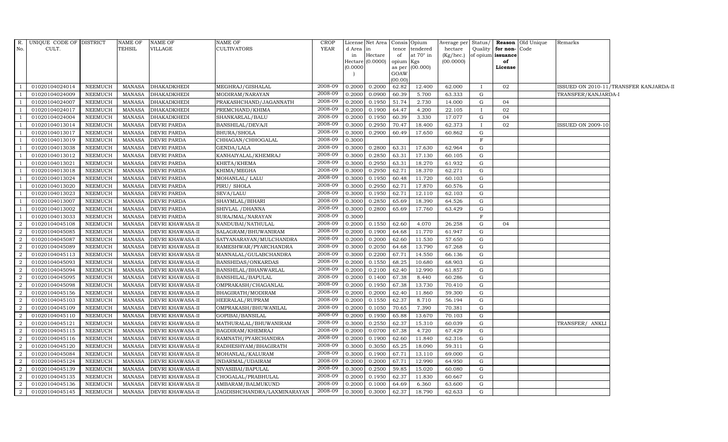| R. No. | UNIQUE CODE OF CULT. | DISTRICT | NAME OF TEHSIL | NAME OF VILLAGE | NAME OF CULTIVATORS | CROP YEAR | License d Area in Hectare (0.0000) | Net Area in Hectare (0.0000) | Consis tence of opium as per GOAW (00.00) | Opium tendered at 70° in Kgs (00.000) | Average per hectare (Kg/hec.) (00.0000) | Status/ Quality of opium | Reason for non-issuance of License | Old Unique Code | Remarks |
|---|---|---|---|---|---|---|---|---|---|---|---|---|---|---|---|
| 1 | 01020104024014 | NEEMUCH | MANASA | DHAKADKHEDI | MEGHRAJ/GISHALAL | 2008-09 | 0.2000 | 0.2000 | 62.82 | 12.400 | 62.000 | I | 02 | | ISSUED ON 2010-11/TRANSFER KANJARDA-II |
| 1 | 01020104024009 | NEEMUCH | MANASA | DHAKADKHEDI | MODIRAM/NARAYAN | 2008-09 | 0.2000 | 0.0900 | 60.39 | 5.700 | 63.333 | G | | | TRANSFER/KANJARDA-I |
| 1 | 01020104024007 | NEEMUCH | MANASA | DHAKADKHEDI | PRAKASHCHAND/JAGANNATH | 2008-09 | 0.2000 | 0.1950 | 51.74 | 2.730 | 14.000 | G | 04 | | |
| 1 | 01020104024017 | NEEMUCH | MANASA | DHAKADKHEDI | PREMCHAND/KHIMA | 2008-09 | 0.2000 | 0.1900 | 64.47 | 4.200 | 22.105 | I | 02 | | |
| 1 | 01020104024004 | NEEMUCH | MANASA | DHAKADKHEDI | SHANKARLAL/BALU | 2008-09 | 0.2000 | 0.1950 | 60.39 | 3.330 | 17.077 | G | 04 | | |
| 1 | 01020104013014 | NEEMUCH | MANASA | DEVRI PARDA | BANSHILAL/DEVAJI | 2008-09 | 0.3000 | 0.2950 | 70.47 | 18.400 | 62.373 | I | 02 | | ISSUED ON 2009-10 |
| 1 | 01020104013017 | NEEMUCH | MANASA | DEVRI PARDA | BHURA/SHOLA | 2008-09 | 0.3000 | 0.2900 | 60.49 | 17.650 | 60.862 | G | | | |
| 1 | 01020104013019 | NEEMUCH | MANASA | DEVRI PARDA | CHHAGAN/CHHOGALAL | 2008-09 | 0.3000 | | | | | F | | | |
| 1 | 01020104013038 | NEEMUCH | MANASA | DEVRI PARDA | GENDA/LALA | 2008-09 | 0.3000 | 0.2800 | 63.31 | 17.630 | 62.964 | G | | | |
| 1 | 01020104013012 | NEEMUCH | MANASA | DEVRI PARDA | KANHAIYALAL/KHEMRAJ | 2008-09 | 0.3000 | 0.2850 | 63.31 | 17.130 | 60.105 | G | | | |
| 1 | 01020104013021 | NEEMUCH | MANASA | DEVRI PARDA | KHETA/KHEMA | 2008-09 | 0.3000 | 0.2950 | 63.31 | 18.270 | 61.932 | G | | | |
| 1 | 01020104013018 | NEEMUCH | MANASA | DEVRI PARDA | KHIMA/MEGHA | 2008-09 | 0.3000 | 0.2950 | 62.71 | 18.370 | 62.271 | G | | | |
| 1 | 01020104013024 | NEEMUCH | MANASA | DEVRI PARDA | MOHANLAL/ LALU | 2008-09 | 0.3000 | 0.1950 | 60.48 | 11.720 | 60.103 | G | | | |
| 1 | 01020104013020 | NEEMUCH | MANASA | DEVRI PARDA | PIRU/ SHOLA | 2008-09 | 0.3000 | 0.2950 | 62.71 | 17.870 | 60.576 | G | | | |
| 1 | 01020104013023 | NEEMUCH | MANASA | DEVRI PARDA | SEVA/LALU | 2008-09 | 0.3000 | 0.1950 | 62.71 | 12.110 | 62.103 | G | | | |
| 1 | 01020104013007 | NEEMUCH | MANASA | DEVRI PARDA | SHAYMLAL/BIHARI | 2008-09 | 0.3000 | 0.2850 | 65.69 | 18.390 | 64.526 | G | | | |
| 1 | 01020104013002 | NEEMUCH | MANASA | DEVRI PARDA | SHIVLAL /DHANNA | 2008-09 | 0.3000 | 0.2800 | 65.69 | 17.760 | 63.429 | G | | | |
| 1 | 01020104013033 | NEEMUCH | MANASA | DEVRI PARDA | SURAJMAL/NARAYAN | 2008-09 | 0.3000 | | | | | F | | | |
| 2 | 01020104045108 | NEEMUCH | MANASA | DEVRI KHAWASA-II | NANDUBAI/NATHULAL | 2008-09 | 0.2000 | 0.1550 | 62.60 | 4.070 | 26.258 | G | 04 | | |
| 2 | 01020104045085 | NEEMUCH | MANASA | DEVRI KHAWASA-II | SALAGRAM/BHUWANIRAM | 2008-09 | 0.2000 | 0.1900 | 64.68 | 11.770 | 61.947 | G | | | |
| 2 | 01020104045087 | NEEMUCH | MANASA | DEVRI KHAWASA-II | SATYANARAYAN/MULCHANDRA | 2008-09 | 0.2000 | 0.2000 | 62.60 | 11.530 | 57.650 | G | | | |
| 2 | 01020104045089 | NEEMUCH | MANASA | DEVRI KHAWASA-II | RAMESHWAR/PYARCHANDRA | 2008-09 | 0.3000 | 0.2050 | 64.68 | 13.790 | 67.268 | G | | | |
| 2 | 01020104045113 | NEEMUCH | MANASA | DEVRI KHAWASA-II | MANNALAL/GULABCHANDRA | 2008-09 | 0.3000 | 0.2200 | 67.71 | 14.550 | 66.136 | G | | | |
| 2 | 01020104045093 | NEEMUCH | MANASA | DEVRI KHAWASA-II | BANSHIDAS/ONKARDAS | 2008-09 | 0.2000 | 0.1550 | 68.25 | 10.680 | 68.903 | G | | | |
| 2 | 01020104045094 | NEEMUCH | MANASA | DEVRI KHAWASA-II | BANSHILAL/BHANWARLAL | 2008-09 | 0.2000 | 0.2100 | 62.40 | 12.990 | 61.857 | G | | | |
| 2 | 01020104045095 | NEEMUCH | MANASA | DEVRI KHAWASA-II | BANSHILAL/BAPULAL | 2008-09 | 0.2000 | 0.1400 | 67.38 | 8.440 | 60.286 | G | | | |
| 2 | 01020104045098 | NEEMUCH | MANASA | DEVRI KHAWASA-II | OMPRAKASH/CHAGANLAL | 2008-09 | 0.2000 | 0.1950 | 67.38 | 13.730 | 70.410 | G | | | |
| 2 | 01020104045156 | NEEMUCH | MANASA | DEVRI KHAWASA-II | BHAGIRATH/MODIRAM | 2008-09 | 0.2000 | 0.2000 | 62.40 | 11.860 | 59.300 | G | | | |
| 2 | 01020104045103 | NEEMUCH | MANASA | DEVRI KHAWASA-II | HEERALAL/RUPRAM | 2008-09 | 0.2000 | 0.1550 | 62.37 | 8.710 | 56.194 | G | | | |
| 2 | 01020104045109 | NEEMUCH | MANASA | DEVRI KHAWASA-II | OMPRAKASH/BHUWANILAL | 2008-09 | 0.2000 | 0.1050 | 70.65 | 7.390 | 70.381 | G | | | |
| 2 | 01020104045110 | NEEMUCH | MANASA | DEVRI KHAWASA-II | GOPIBAI/BANSILAL | 2008-09 | 0.2000 | 0.1950 | 65.88 | 13.670 | 70.103 | G | | | |
| 2 | 01020104045121 | NEEMUCH | MANASA | DEVRI KHAWASA-II | MATHURALAL/BHUWANIRAM | 2008-09 | 0.3000 | 0.2550 | 62.37 | 15.310 | 60.039 | G | | | TRANSFER/ ANKLI |
| 2 | 01020104045115 | NEEMUCH | MANASA | DEVRI KHAWASA-II | BAGDIRAM/KHEMRAJ | 2008-09 | 0.2000 | 0.0700 | 67.38 | 4.720 | 67.429 | G | | | |
| 2 | 01020104045116 | NEEMUCH | MANASA | DEVRI KHAWASA-II | RAMNATH/PYARCHANDRA | 2008-09 | 0.2000 | 0.1900 | 62.60 | 11.840 | 62.316 | G | | | |
| 2 | 01020104045120 | NEEMUCH | MANASA | DEVRI KHAWASA-II | RADHESHYAM/BHAGIRATH | 2008-09 | 0.3000 | 0.3050 | 65.25 | 18.090 | 59.311 | G | | | |
| 2 | 01020104045084 | NEEMUCH | MANASA | DEVRI KHAWASA-II | MOHANLAL/KALURAM | 2008-09 | 0.3000 | 0.1900 | 67.71 | 13.110 | 69.000 | G | | | |
| 2 | 01020104045124 | NEEMUCH | MANASA | DEVRI KHAWASA-II | INDARMAL/UDAIRAM | 2008-09 | 0.2000 | 0.2000 | 67.71 | 12.990 | 64.950 | G | | | |
| 2 | 01020104045139 | NEEMUCH | MANASA | DEVRI KHAWASA-II | NIVASIBAI/BAPULAL | 2008-09 | 0.3000 | 0.2500 | 59.85 | 15.020 | 60.080 | G | | | |
| 2 | 01020104045135 | NEEMUCH | MANASA | DEVRI KHAWASA-II | CHOGALAL/PRABHULAL | 2008-09 | 0.2000 | 0.1950 | 62.37 | 11.830 | 60.667 | G | | | |
| 2 | 01020104045136 | NEEMUCH | MANASA | DEVRI KHAWASA-II | AMBARAM/BALMUKUND | 2008-09 | 0.2000 | 0.1000 | 64.69 | 6.360 | 63.600 | G | | | |
| 2 | 01020104045145 | NEEMUCH | MANASA | DEVRI KHAWASA-II | JAGDISHCHANDRA/LAXMINARAYAN | 2008-09 | 0.3000 | 0.3000 | 62.37 | 18.790 | 62.633 | G | | | |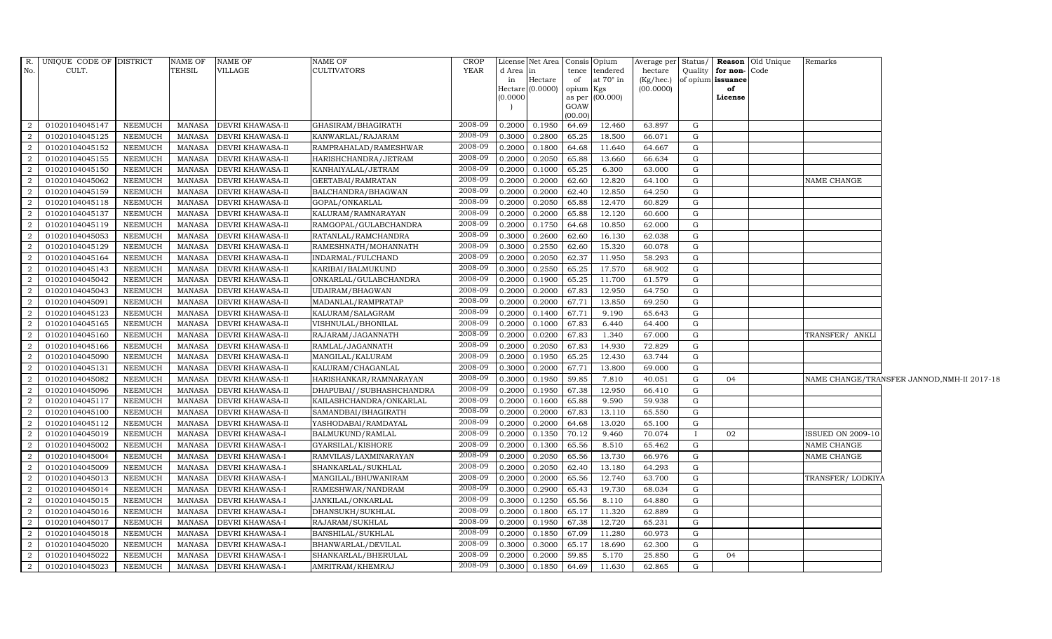| R. No. | UNIQUE CODE OF CULT. | DISTRICT | NAME OF TEHSIL | NAME OF VILLAGE | NAME OF CULTIVATORS | CROP YEAR | License d Area in Hectare (0.0000) | Net Area in Hectare (0.0000) | Consis tence of opium as per GOAW (00.00) | Opium tendered at 70° in Kgs (00.000) | Average per hectare (Kg/hec.) (00.0000) | Status/ Quality of opium | Reason for non-issuance of License | Old Unique Code | Remarks |
|---|---|---|---|---|---|---|---|---|---|---|---|---|---|---|---|
| 2 | 01020104045147 | NEEMUCH | MANASA | DEVRI KHAWASA-II | GHASIRAM/BHAGIRATH | 2008-09 | 0.2000 | 0.1950 | 64.69 | 12.460 | 63.897 | G | | | |
| 2 | 01020104045125 | NEEMUCH | MANASA | DEVRI KHAWASA-II | KANWARLAL/RAJARAM | 2008-09 | 0.3000 | 0.2800 | 65.25 | 18.500 | 66.071 | G | | | |
| 2 | 01020104045152 | NEEMUCH | MANASA | DEVRI KHAWASA-II | RAMPRAHALAD/RAMESHWAR | 2008-09 | 0.2000 | 0.1800 | 64.68 | 11.640 | 64.667 | G | | | |
| 2 | 01020104045155 | NEEMUCH | MANASA | DEVRI KHAWASA-II | HARISHCHANDRA/JETRAM | 2008-09 | 0.2000 | 0.2050 | 65.88 | 13.660 | 66.634 | G | | | |
| 2 | 01020104045150 | NEEMUCH | MANASA | DEVRI KHAWASA-II | KANHAIYALAL/JETRAM | 2008-09 | 0.2000 | 0.1000 | 65.25 | 6.300 | 63.000 | G | | | |
| 2 | 01020104045062 | NEEMUCH | MANASA | DEVRI KHAWASA-II | GEETABAI/RAMRATAN | 2008-09 | 0.2000 | 0.2000 | 62.60 | 12.820 | 64.100 | G | | | NAME CHANGE |
| 2 | 01020104045159 | NEEMUCH | MANASA | DEVRI KHAWASA-II | BALCHANDRA/BHAGWAN | 2008-09 | 0.2000 | 0.2000 | 62.40 | 12.850 | 64.250 | G | | | |
| 2 | 01020104045118 | NEEMUCH | MANASA | DEVRI KHAWASA-II | GOPAL/ONKARLAL | 2008-09 | 0.2000 | 0.2050 | 65.88 | 12.470 | 60.829 | G | | | |
| 2 | 01020104045137 | NEEMUCH | MANASA | DEVRI KHAWASA-II | KALURAM/RAMNARAYAN | 2008-09 | 0.2000 | 0.2000 | 65.88 | 12.120 | 60.600 | G | | | |
| 2 | 01020104045119 | NEEMUCH | MANASA | DEVRI KHAWASA-II | RAMGOPAL/GULABCHANDRA | 2008-09 | 0.2000 | 0.1750 | 64.68 | 10.850 | 62.000 | G | | | |
| 2 | 01020104045053 | NEEMUCH | MANASA | DEVRI KHAWASA-II | RATANLAL/RAMCHANDRA | 2008-09 | 0.3000 | 0.2600 | 62.60 | 16.130 | 62.038 | G | | | |
| 2 | 01020104045129 | NEEMUCH | MANASA | DEVRI KHAWASA-II | RAMESHNATH/MOHANNATH | 2008-09 | 0.3000 | 0.2550 | 62.60 | 15.320 | 60.078 | G | | | |
| 2 | 01020104045164 | NEEMUCH | MANASA | DEVRI KHAWASA-II | INDARMAL/FULCHAND | 2008-09 | 0.2000 | 0.2050 | 62.37 | 11.950 | 58.293 | G | | | |
| 2 | 01020104045143 | NEEMUCH | MANASA | DEVRI KHAWASA-II | KARIBAI/BALMUKUND | 2008-09 | 0.3000 | 0.2550 | 65.25 | 17.570 | 68.902 | G | | | |
| 2 | 01020104045042 | NEEMUCH | MANASA | DEVRI KHAWASA-II | ONKARLAL/GULABCHANDRA | 2008-09 | 0.2000 | 0.1900 | 65.25 | 11.700 | 61.579 | G | | | |
| 2 | 01020104045043 | NEEMUCH | MANASA | DEVRI KHAWASA-II | UDAIRAM/BHAGWAN | 2008-09 | 0.2000 | 0.2000 | 67.83 | 12.950 | 64.750 | G | | | |
| 2 | 01020104045091 | NEEMUCH | MANASA | DEVRI KHAWASA-II | MADANLAL/RAMPRATAP | 2008-09 | 0.2000 | 0.2000 | 67.71 | 13.850 | 69.250 | G | | | |
| 2 | 01020104045123 | NEEMUCH | MANASA | DEVRI KHAWASA-II | KALURAM/SALAGRAM | 2008-09 | 0.2000 | 0.1400 | 67.71 | 9.190 | 65.643 | G | | | |
| 2 | 01020104045165 | NEEMUCH | MANASA | DEVRI KHAWASA-II | VISHNULAL/BHONILAL | 2008-09 | 0.2000 | 0.1000 | 67.83 | 6.440 | 64.400 | G | | | |
| 2 | 01020104045160 | NEEMUCH | MANASA | DEVRI KHAWASA-II | RAJARAM/JAGANNATH | 2008-09 | 0.2000 | 0.0200 | 67.83 | 1.340 | 67.000 | G | | | TRANSFER/ ANKLI |
| 2 | 01020104045166 | NEEMUCH | MANASA | DEVRI KHAWASA-II | RAMLAL/JAGANNATH | 2008-09 | 0.2000 | 0.2050 | 67.83 | 14.930 | 72.829 | G | | | |
| 2 | 01020104045090 | NEEMUCH | MANASA | DEVRI KHAWASA-II | MANGILAL/KALURAM | 2008-09 | 0.2000 | 0.1950 | 65.25 | 12.430 | 63.744 | G | | | |
| 2 | 01020104045131 | NEEMUCH | MANASA | DEVRI KHAWASA-II | KALURAM/CHAGANLAL | 2008-09 | 0.3000 | 0.2000 | 67.71 | 13.800 | 69.000 | G | | | |
| 2 | 01020104045082 | NEEMUCH | MANASA | DEVRI KHAWASA-II | HARISHANKAR/RAMNARAYAN | 2008-09 | 0.3000 | 0.1950 | 59.85 | 7.810 | 40.051 | G | 04 | | NAME CHANGE/TRANSFER JANNOD,NMH-II 2017-18 |
| 2 | 01020104045096 | NEEMUCH | MANASA | DEVRI KHAWASA-II | DHAPUBAI//SUBHASHCHANDRA | 2008-09 | 0.2000 | 0.1950 | 67.38 | 12.950 | 66.410 | G | | | |
| 2 | 01020104045117 | NEEMUCH | MANASA | DEVRI KHAWASA-II | KAILASHCHANDRA/ONKARLAL | 2008-09 | 0.2000 | 0.1600 | 65.88 | 9.590 | 59.938 | G | | | |
| 2 | 01020104045100 | NEEMUCH | MANASA | DEVRI KHAWASA-II | SAMANDBAI/BHAGIRATH | 2008-09 | 0.2000 | 0.2000 | 67.83 | 13.110 | 65.550 | G | | | |
| 2 | 01020104045112 | NEEMUCH | MANASA | DEVRI KHAWASA-II | YASHODABAI/RAMDAYAL | 2008-09 | 0.2000 | 0.2000 | 64.68 | 13.020 | 65.100 | G | | | |
| 2 | 01020104045019 | NEEMUCH | MANASA | DEVRI KHAWASA-I | BALMUKUND/RAMLAL | 2008-09 | 0.2000 | 0.1350 | 70.12 | 9.460 | 70.074 | I | 02 | | ISSUED ON 2009-10 |
| 2 | 01020104045002 | NEEMUCH | MANASA | DEVRI KHAWASA-I | GYARSILAL/KISHORE | 2008-09 | 0.2000 | 0.1300 | 65.56 | 8.510 | 65.462 | G | | | NAME CHANGE |
| 2 | 01020104045004 | NEEMUCH | MANASA | DEVRI KHAWASA-I | RAMVILAS/LAXMINARAYAN | 2008-09 | 0.2000 | 0.2050 | 65.56 | 13.730 | 66.976 | G | | | NAME CHANGE |
| 2 | 01020104045009 | NEEMUCH | MANASA | DEVRI KHAWASA-I | SHANKARLAL/SUKHLAL | 2008-09 | 0.2000 | 0.2050 | 62.40 | 13.180 | 64.293 | G | | | |
| 2 | 01020104045013 | NEEMUCH | MANASA | DEVRI KHAWASA-I | MANGILAL/BHUWANIRAM | 2008-09 | 0.2000 | 0.2000 | 65.56 | 12.740 | 63.700 | G | | | TRANSFER/ LODKIYA |
| 2 | 01020104045014 | NEEMUCH | MANASA | DEVRI KHAWASA-I | RAMESHWAR/NANDRAM | 2008-09 | 0.3000 | 0.2900 | 65.43 | 19.730 | 68.034 | G | | | |
| 2 | 01020104045015 | NEEMUCH | MANASA | DEVRI KHAWASA-I | JANKILAL/ONKARLAL | 2008-09 | 0.3000 | 0.1250 | 65.56 | 8.110 | 64.880 | G | | | |
| 2 | 01020104045016 | NEEMUCH | MANASA | DEVRI KHAWASA-I | DHANSUKH/SUKHLAL | 2008-09 | 0.2000 | 0.1800 | 65.17 | 11.320 | 62.889 | G | | | |
| 2 | 01020104045017 | NEEMUCH | MANASA | DEVRI KHAWASA-I | RAJARAM/SUKHLAL | 2008-09 | 0.2000 | 0.1950 | 67.38 | 12.720 | 65.231 | G | | | |
| 2 | 01020104045018 | NEEMUCH | MANASA | DEVRI KHAWASA-I | BANSHILAL/SUKHLAL | 2008-09 | 0.2000 | 0.1850 | 67.09 | 11.280 | 60.973 | G | | | |
| 2 | 01020104045020 | NEEMUCH | MANASA | DEVRI KHAWASA-I | BHANWARLAL/DEVILAL | 2008-09 | 0.3000 | 0.3000 | 65.17 | 18.690 | 62.300 | G | | | |
| 2 | 01020104045022 | NEEMUCH | MANASA | DEVRI KHAWASA-I | SHANKARLAL/BHERULAL | 2008-09 | 0.2000 | 0.2000 | 59.85 | 5.170 | 25.850 | G | 04 | | |
| 2 | 01020104045023 | NEEMUCH | MANASA | DEVRI KHAWASA-I | AMRITRAM/KHEMRAJ | 2008-09 | 0.3000 | 0.1850 | 64.69 | 11.630 | 62.865 | G | | | |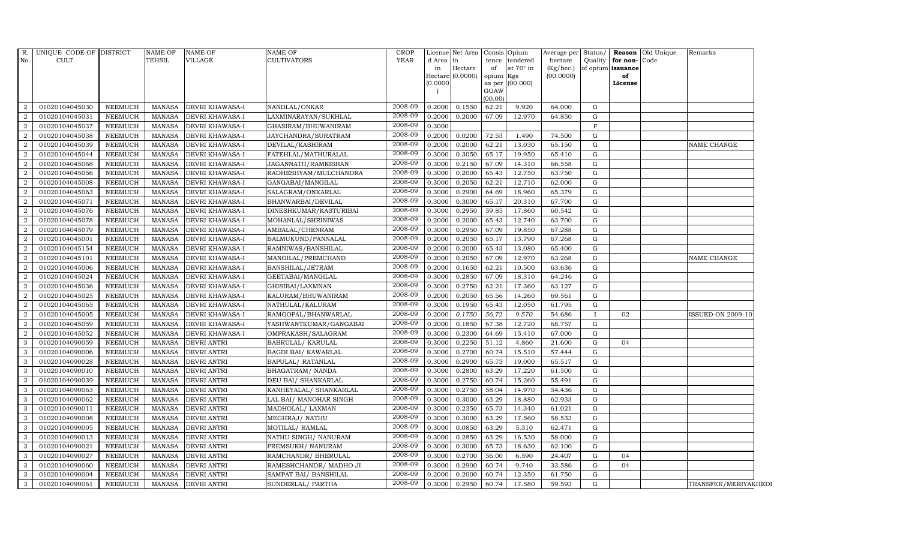| R. No. | UNIQUE CODE OF CULT. | DISTRICT | NAME OF TEHSIL | NAME OF VILLAGE | NAME OF CULTIVATORS | CROP YEAR | License d Area in Hectare (0.0000) | Net Area in Hectare (0.0000) | Consis tence of opium as per GOAW (00.00) | Opium tendered at 70° in Kgs (00.000) | Average per hectare (Kg/hec.) (00.0000) | Status/ Quality of opium | Reason for non- issuance of License | Old Unique Code | Remarks |
|---|---|---|---|---|---|---|---|---|---|---|---|---|---|---|---|
| 2 | 01020104045030 | NEEMUCH | MANASA | DEVRI KHAWASA-I | NANDLAL/ONKAR | 2008-09 | 0.2000 | 0.1550 | 62.21 | 9.920 | 64.000 | G | | | |
| 2 | 01020104045031 | NEEMUCH | MANASA | DEVRI KHAWASA-I | LAXMINARAYAN/SUKHLAL | 2008-09 | 0.2000 | 0.2000 | 67.09 | 12.970 | 64.850 | G | | | |
| 2 | 01020104045037 | NEEMUCH | MANASA | DEVRI KHAWASA-I | GHASIRAM/BHUWANIRAM | 2008-09 | 0.3000 | | | | | F | | | |
| 2 | 01020104045038 | NEEMUCH | MANASA | DEVRI KHAWASA-I | JAYCHANDRA/SURATRAM | 2008-09 | 0.2000 | 0.0200 | 72.53 | 1.490 | 74.500 | G | | | |
| 2 | 01020104045039 | NEEMUCH | MANASA | DEVRI KHAWASA-I | DEVILAL/KASHIRAM | 2008-09 | 0.2000 | 0.2000 | 62.21 | 13.030 | 65.150 | G | | | NAME CHANGE |
| 2 | 01020104045044 | NEEMUCH | MANASA | DEVRI KHAWASA-I | FATEHLAL/MATHURALAL | 2008-09 | 0.3000 | 0.3050 | 65.17 | 19.950 | 65.410 | G | | | |
| 2 | 01020104045068 | NEEMUCH | MANASA | DEVRI KHAWASA-I | JAGANNATH/RAMKISHAN | 2008-09 | 0.3000 | 0.2150 | 67.09 | 14.310 | 66.558 | G | | | |
| 2 | 01020104045056 | NEEMUCH | MANASA | DEVRI KHAWASA-I | RADHESHYAM/MULCHANDRA | 2008-09 | 0.3000 | 0.2000 | 65.43 | 12.750 | 63.750 | G | | | |
| 2 | 01020104045008 | NEEMUCH | MANASA | DEVRI KHAWASA-I | GANGABAI/MANGILAL | 2008-09 | 0.3000 | 0.2050 | 62.21 | 12.710 | 62.000 | G | | | |
| 2 | 01020104045063 | NEEMUCH | MANASA | DEVRI KHAWASA-I | SALAGRAM/ONKARLAL | 2008-09 | 0.3000 | 0.2900 | 64.69 | 18.960 | 65.379 | G | | | |
| 2 | 01020104045071 | NEEMUCH | MANASA | DEVRI KHAWASA-I | BHANWARBAI/DEVILAL | 2008-09 | 0.3000 | 0.3000 | 65.17 | 20.310 | 67.700 | G | | | |
| 2 | 01020104045076 | NEEMUCH | MANASA | DEVRI KHAWASA-I | DINESHKUMAR/KASTURIBAI | 2008-09 | 0.3000 | 0.2950 | 59.85 | 17.860 | 60.542 | G | | | |
| 2 | 01020104045078 | NEEMUCH | MANASA | DEVRI KHAWASA-I | MOHANLAL/SHRINIWAS | 2008-09 | 0.2000 | 0.2000 | 65.43 | 12.740 | 63.700 | G | | | |
| 2 | 01020104045079 | NEEMUCH | MANASA | DEVRI KHAWASA-I | AMBALAL/CHENRAM | 2008-09 | 0.3000 | 0.2950 | 67.09 | 19.850 | 67.288 | G | | | |
| 2 | 01020104045001 | NEEMUCH | MANASA | DEVRI KHAWASA-I | BALMUKUND/PANNALAL | 2008-09 | 0.2000 | 0.2050 | 65.17 | 13.790 | 67.268 | G | | | |
| 2 | 01020104045154 | NEEMUCH | MANASA | DEVRI KHAWASA-I | RAMNIWAS/BANSHILAL | 2008-09 | 0.2000 | 0.2000 | 65.43 | 13.080 | 65.400 | G | | | |
| 2 | 01020104045101 | NEEMUCH | MANASA | DEVRI KHAWASA-I | MANGILAL/PREMCHAND | 2008-09 | 0.2000 | 0.2050 | 67.09 | 12.970 | 63.268 | G | | | NAME CHANGE |
| 2 | 01020104045006 | NEEMUCH | MANASA | DEVRI KHAWASA-I | BANSHILAL/JETRAM | 2008-09 | 0.2000 | 0.1650 | 62.21 | 10.500 | 63.636 | G | | | |
| 2 | 01020104045024 | NEEMUCH | MANASA | DEVRI KHAWASA-I | GEETABAI/MANGILAL | 2008-09 | 0.3000 | 0.2850 | 67.09 | 18.310 | 64.246 | G | | | |
| 2 | 01020104045036 | NEEMUCH | MANASA | DEVRI KHAWASA-I | GHISIBAI/LAXMNAN | 2008-09 | 0.3000 | 0.2750 | 62.21 | 17.360 | 63.127 | G | | | |
| 2 | 01020104045025 | NEEMUCH | MANASA | DEVRI KHAWASA-I | KALURAM/BHUWANIRAM | 2008-09 | 0.2000 | 0.2050 | 65.56 | 14.260 | 69.561 | G | | | |
| 2 | 01020104045065 | NEEMUCH | MANASA | DEVRI KHAWASA-I | NATHULAL/KALURAM | 2008-09 | 0.3000 | 0.1950 | 65.43 | 12.050 | 61.795 | G | | | |
| 2 | 01020104045005 | NEEMUCH | MANASA | DEVRI KHAWASA-I | RAMGOPAL/BHANWARLAL | 2008-09 | 0.2000 | *0.1750* | *56.72* | *9.570* | 54.686 | I | 02 | | ISSUED ON 2009-10 |
| 2 | 01020104045059 | NEEMUCH | MANASA | DEVRI KHAWASA-I | YASHWANTKUMAR/GANGABAI | 2008-09 | 0.2000 | 0.1850 | 67.38 | 12.720 | 68.757 | G | | | |
| 2 | 01020104045052 | NEEMUCH | MANASA | DEVRI KHAWASA-I | OMPRAKASH/SALAGRAM | 2008-09 | 0.3000 | 0.2300 | 64.69 | 15.410 | 67.000 | G | | | |
| 3 | 01020104090059 | NEEMUCH | MANASA | DEVRI ANTRI | BABRULAL/ KARULAL | 2008-09 | 0.3000 | 0.2250 | 51.12 | 4.860 | 21.600 | G | 04 | | |
| 3 | 01020104090006 | NEEMUCH | MANASA | DEVRI ANTRI | BAGDI BAI/ KAWARLAL | 2008-09 | 0.3000 | 0.2700 | 60.74 | 15.510 | 57.444 | G | | | |
| 3 | 01020104090028 | NEEMUCH | MANASA | DEVRI ANTRI | BAPULAL/ RATANLAL | 2008-09 | 0.3000 | 0.2900 | 65.73 | 19.000 | 65.517 | G | | | |
| 3 | 01020104090010 | NEEMUCH | MANASA | DEVRI ANTRI | BHAGATRAM/ NANDA | 2008-09 | 0.3000 | 0.2800 | 63.29 | 17.220 | 61.500 | G | | | |
| 3 | 01020104090039 | NEEMUCH | MANASA | DEVRI ANTRI | DEU BAI/ SHANKARLAL | 2008-09 | 0.3000 | 0.2750 | 60.74 | 15.260 | 55.491 | G | | | |
| 3 | 01020104090063 | NEEMUCH | MANASA | DEVRI ANTRI | KANHEYALAL/ SHANKARLAL | 2008-09 | 0.3000 | 0.2750 | 58.04 | 14.970 | 54.436 | G | | | |
| 3 | 01020104090062 | NEEMUCH | MANASA | DEVRI ANTRI | LAL BAI/ MANOHAR SINGH | 2008-09 | 0.3000 | 0.3000 | 63.29 | 18.880 | 62.933 | G | | | |
| 3 | 01020104090011 | NEEMUCH | MANASA | DEVRI ANTRI | MADHOLAL/ LAXMAN | 2008-09 | 0.3000 | 0.2350 | 65.73 | 14.340 | 61.021 | G | | | |
| 3 | 01020104090008 | NEEMUCH | MANASA | DEVRI ANTRI | MEGHRAJ/ NATHU | 2008-09 | 0.3000 | 0.3000 | 63.29 | 17.560 | 58.533 | G | | | |
| 3 | 01020104090005 | NEEMUCH | MANASA | DEVRI ANTRI | MOTILAL/ RAMLAL | 2008-09 | 0.3000 | 0.0850 | 63.29 | 5.310 | 62.471 | G | | | |
| 3 | 01020104090013 | NEEMUCH | MANASA | DEVRI ANTRI | NATHU SINGH/ NANURAM | 2008-09 | 0.3000 | 0.2850 | 63.29 | 16.530 | 58.000 | G | | | |
| 3 | 01020104090021 | NEEMUCH | MANASA | DEVRI ANTRI | PREMSUKH/ NANURAM | 2008-09 | 0.3000 | 0.3000 | 65.73 | 18.630 | 62.100 | G | | | |
| 3 | 01020104090027 | NEEMUCH | MANASA | DEVRI ANTRI | RAMCHANDR/ BHERULAL | 2008-09 | 0.3000 | 0.2700 | 56.00 | 6.590 | 24.407 | G | 04 | | |
| 3 | 01020104090060 | NEEMUCH | MANASA | DEVRI ANTRI | RAMESHCHANDR/ MADHO JI | 2008-09 | 0.3000 | 0.2900 | 60.74 | 9.740 | 33.586 | G | 04 | | |
| 3 | 01020104090004 | NEEMUCH | MANASA | DEVRI ANTRI | SAMPAT BAI/ BANSHILAL | 2008-09 | 0.2000 | 0.2000 | 60.74 | 12.350 | 61.750 | G | | | |
| 3 | 01020104090061 | NEEMUCH | MANASA | DEVRI ANTRI | SUNDERLAL/ PARTHA | 2008-09 | 0.3000 | 0.2950 | 60.74 | 17.580 | 59.593 | G | | | TRANSFER/MERIYAKHEDI |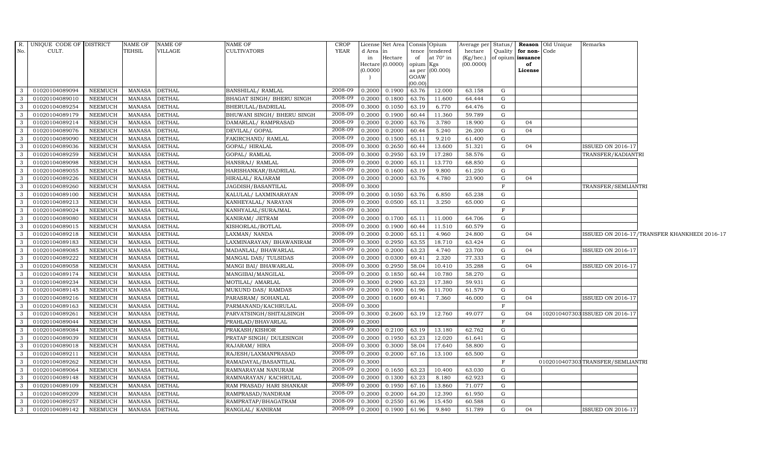| R. No. | UNIQUE CODE OF CULT. | DISTRICT | NAME OF TEHSIL | NAME OF VILLAGE | NAME OF CULTIVATORS | CROP YEAR | License d Area in Hectare (0.0000) | Net Area in Hectare (0.0000) | Consis tence of opium as per GOAW (00.00) | Opium tendered at 70° in Kgs (00.000) | Average per hectare (Kg/hec.) (00.0000) | Status/ Quality of opium | Reason for non-issuance of License | Old Unique Code | Remarks |
|---|---|---|---|---|---|---|---|---|---|---|---|---|---|---|---|
| 3 | 01020104089094 | NEEMUCH | MANASA | DETHAL | BANSHILAL/ RAMLAL | 2008-09 | 0.2000 | 0.1900 | 63.76 | 12.000 | 63.158 | G | | | |
| 3 | 01020104089010 | NEEMUCH | MANASA | DETHAL | BHAGAT SINGH/ BHERU SINGH | 2008-09 | 0.2000 | 0.1800 | 63.76 | 11.600 | 64.444 | G | | | |
| 3 | 01020104089254 | NEEMUCH | MANASA | DETHAL | BHERULAL/BADRILAL | 2008-09 | 0.3000 | 0.1050 | 63.19 | 6.770 | 64.476 | G | | | |
| 3 | 01020104089179 | NEEMUCH | MANASA | DETHAL | BHUWANI SINGH/ BHERU SINGH | 2008-09 | 0.2000 | 0.1900 | 60.44 | 11.360 | 59.789 | G | | | |
| 3 | 01020104089214 | NEEMUCH | MANASA | DETHAL | DAMARLAL/ RAMPRASAD | 2008-09 | 0.2000 | 0.2000 | 63.76 | 3.780 | 18.900 | G | 04 | | |
| 3 | 01020104089076 | NEEMUCH | MANASA | DETHAL | DEVILAL/ GOPAL | 2008-09 | 0.2000 | 0.2000 | 60.44 | 5.240 | 26.200 | G | 04 | | |
| 3 | 01020104089090 | NEEMUCH | MANASA | DETHAL | FAKIRCHAND/ RAMLAL | 2008-09 | 0.2000 | 0.1500 | 65.11 | 9.210 | 61.400 | G | | | |
| 3 | 01020104089036 | NEEMUCH | MANASA | DETHAL | GOPAL/ HIRALAL | 2008-09 | 0.3000 | 0.2650 | 60.44 | 13.600 | 51.321 | G | 04 | | ISSUED ON 2016-17 |
| 3 | 01020104089259 | NEEMUCH | MANASA | DETHAL | GOPAL/ RAMLAL | 2008-09 | 0.3000 | 0.2950 | 63.19 | 17.280 | 58.576 | G | | | TRANSFER/KADIANTRI |
| 3 | 01020104089098 | NEEMUCH | MANASA | DETHAL | HANSRAJ/ RAMLAL | 2008-09 | 0.2000 | 0.2000 | 65.11 | 13.770 | 68.850 | G | | | |
| 3 | 01020104089055 | NEEMUCH | MANASA | DETHAL | HARISHANKAR/BADRILAL | 2008-09 | 0.2000 | 0.1600 | 63.19 | 9.800 | 61.250 | G | | | |
| 3 | 01020104089226 | NEEMUCH | MANASA | DETHAL | HIRALAL/ RAJARAM | 2008-09 | 0.2000 | 0.2000 | 63.76 | 4.780 | 23.900 | G | 04 | | |
| 3 | 01020104089260 | NEEMUCH | MANASA | DETHAL | JAGDISH/BASANTILAL | 2008-09 | 0.3000 | | | | | F | | | TRANSFER/SEMLIANTRI |
| 3 | 01020104089100 | NEEMUCH | MANASA | DETHAL | KALULAL/ LAXMINARAYAN | 2008-09 | 0.2000 | 0.1050 | 63.76 | 6.850 | 65.238 | G | | | |
| 3 | 01020104089213 | NEEMUCH | MANASA | DETHAL | KANHEYALAL/ NARAYAN | 2008-09 | 0.2000 | 0.0500 | 65.11 | 3.250 | 65.000 | G | | | |
| 3 | 01020104089024 | NEEMUCH | MANASA | DETHAL | KANHYALAL/SURAJMAL | 2008-09 | 0.3000 | | | | | F | | | |
| 3 | 01020104089080 | NEEMUCH | MANASA | DETHAL | KANIRAM/ JETRAM | 2008-09 | 0.2000 | 0.1700 | 65.11 | 11.000 | 64.706 | G | | | |
| 3 | 01020104089015 | NEEMUCH | MANASA | DETHAL | KISHORLAL/BOTLAL | 2008-09 | 0.2000 | 0.1900 | 60.44 | 11.510 | 60.579 | G | | | |
| 3 | 01020104089218 | NEEMUCH | MANASA | DETHAL | LAXMAN/ NANDA | 2008-09 | 0.2000 | 0.2000 | 65.11 | 4.960 | 24.800 | G | 04 | | ISSUED ON 2016-17/TRANSFER KHANKHEDI 2016-17 |
| 3 | 01020104089183 | NEEMUCH | MANASA | DETHAL | LAXMINARAYAN/ BHAWANIRAM | 2008-09 | 0.3000 | 0.2950 | 63.55 | 18.710 | 63.424 | G | | | |
| 3 | 01020104089085 | NEEMUCH | MANASA | DETHAL | MADANLAL/ BHAWARLAL | 2008-09 | 0.2000 | 0.2000 | 63.23 | 4.740 | 23.700 | G | 04 | | ISSUED ON 2016-17 |
| 3 | 01020104089222 | NEEMUCH | MANASA | DETHAL | MANGAL DAS/ TULSIDAS | 2008-09 | 0.2000 | 0.0300 | 69.41 | 2.320 | 77.333 | G | | | |
| 3 | 01020104089058 | NEEMUCH | MANASA | DETHAL | MANGI BAI/ BHAWARLAL | 2008-09 | 0.3000 | 0.2950 | 58.04 | 10.410 | 35.288 | G | 04 | | ISSUED ON 2016-17 |
| 3 | 01020104089174 | NEEMUCH | MANASA | DETHAL | MANGIBAI/MANGILAL | 2008-09 | 0.2000 | 0.1850 | 60.44 | 10.780 | 58.270 | G | | | |
| 3 | 01020104089234 | NEEMUCH | MANASA | DETHAL | MOTILAL/ AMARLAL | 2008-09 | 0.3000 | 0.2900 | 63.23 | 17.380 | 59.931 | G | | | |
| 3 | 01020104089145 | NEEMUCH | MANASA | DETHAL | MUKUND DAS/ RAMDAS | 2008-09 | 0.2000 | 0.1900 | 61.96 | 11.700 | 61.579 | G | | | |
| 3 | 01020104089216 | NEEMUCH | MANASA | DETHAL | PARASRAM/ SOHANLAL | 2008-09 | 0.2000 | 0.1600 | 69.41 | 7.360 | 46.000 | G | 04 | | ISSUED ON 2016-17 |
| 3 | 01020104089163 | NEEMUCH | MANASA | DETHAL | PARMANAND/KACHRULAL | 2008-09 | 0.3000 | | | | | F | | | |
| 3 | 01020104089261 | NEEMUCH | MANASA | DETHAL | PARVATSINGH/SHITALSINGH | 2008-09 | 0.3000 | 0.2600 | 63.19 | 12.760 | 49.077 | G | 04 | 1020104073003 | ISSUED ON 2016-17 |
| 3 | 01020104089044 | NEEMUCH | MANASA | DETHAL | PRAHLAD/BHAVARLAL | 2008-09 | 0.2000 | | | | | F | | | |
| 3 | 01020104089084 | NEEMUCH | MANASA | DETHAL | PRAKASH/KISHOR | 2008-09 | 0.3000 | 0.2100 | 63.19 | 13.180 | 62.762 | G | | | |
| 3 | 01020104089039 | NEEMUCH | MANASA | DETHAL | PRATAP SINGH/ DULESINGH | 2008-09 | 0.2000 | 0.1950 | 63.23 | 12.020 | 61.641 | G | | | |
| 3 | 01020104089018 | NEEMUCH | MANASA | DETHAL | RAJARAM/ HIRA | 2008-09 | 0.3000 | 0.3000 | 58.04 | 17.640 | 58.800 | G | | | |
| 3 | 01020104089211 | NEEMUCH | MANASA | DETHAL | RAJESH/LAXMANPRASAD | 2008-09 | 0.2000 | 0.2000 | 67.16 | 13.100 | 65.500 | G | | | |
| 3 | 01020104089262 | NEEMUCH | MANASA | DETHAL | RAMADAYAL/BASANTILAL | 2008-09 | 0.3000 | | | | | F | | 01020104073003 | TRANSFER/SEMLIANTRI |
| 3 | 01020104089064 | NEEMUCH | MANASA | DETHAL | RAMNARAYAM NANURAM | 2008-09 | 0.2000 | 0.1650 | 63.23 | 10.400 | 63.030 | G | | | |
| 3 | 01020104089148 | NEEMUCH | MANASA | DETHAL | RAMNARAYAN/ KACHRULAL | 2008-09 | 0.2000 | 0.1300 | 63.23 | 8.180 | 62.923 | G | | | |
| 3 | 01020104089109 | NEEMUCH | MANASA | DETHAL | RAM PRASAD/ HARI SHANKAR | 2008-09 | 0.2000 | 0.1950 | 67.16 | 13.860 | 71.077 | G | | | |
| 3 | 01020104089209 | NEEMUCH | MANASA | DETHAL | RAMPRASAD/NANDRAM | 2008-09 | 0.2000 | 0.2000 | 64.20 | 12.390 | 61.950 | G | | | |
| 3 | 01020104089257 | NEEMUCH | MANASA | DETHAL | RAMPRATAP/BHAGATRAM | 2008-09 | 0.3000 | 0.2550 | 61.96 | 15.450 | 60.588 | G | | | |
| 3 | 01020104089142 | NEEMUCH | MANASA | DETHAL | RANGLAL/ KANIRAM | 2008-09 | 0.2000 | 0.1900 | 61.96 | 9.840 | 51.789 | G | 04 | | ISSUED ON 2016-17 |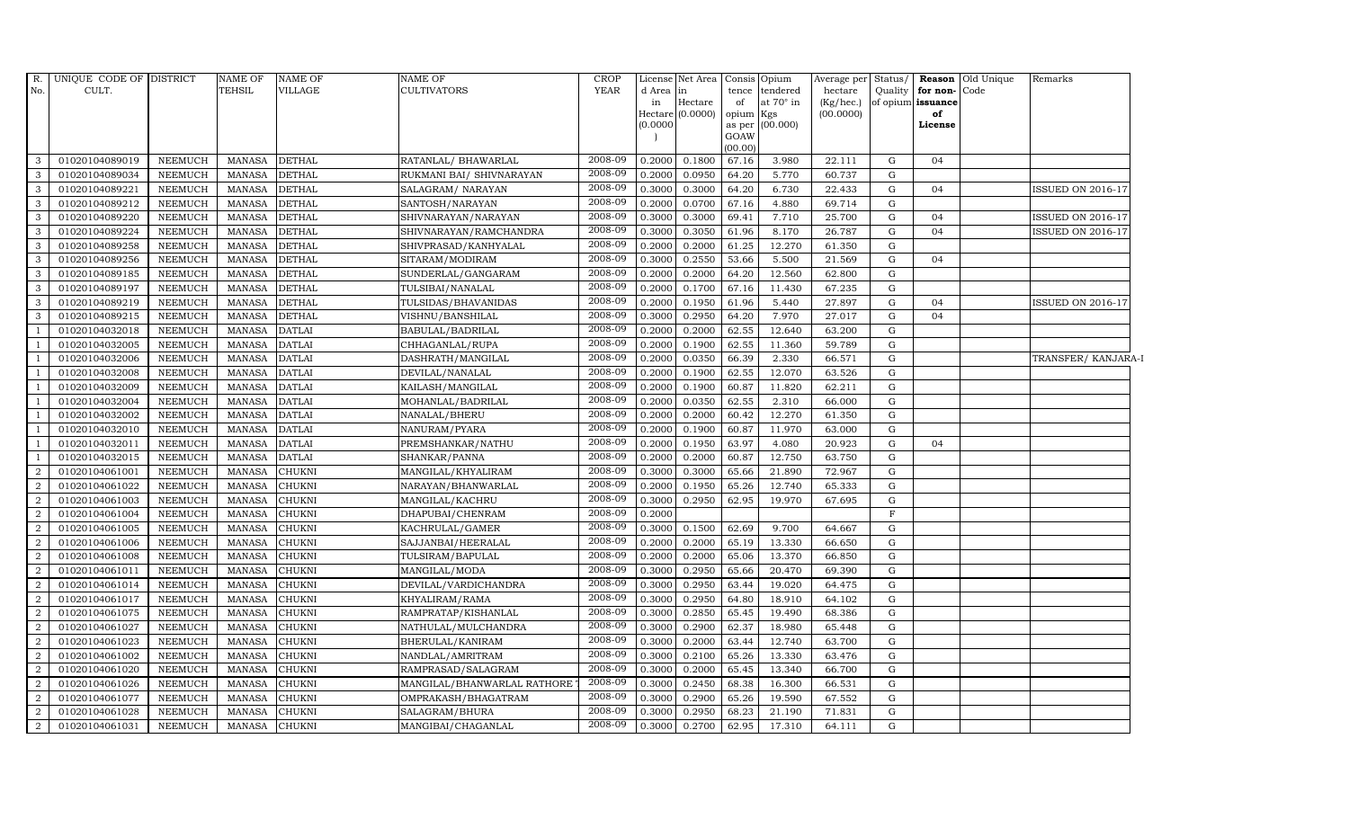| R. No. | UNIQUE CODE OF CULT. | DISTRICT | NAME OF TEHSIL | NAME OF VILLAGE | NAME OF CULTIVATORS | CROP YEAR | License d Area in Hectare (0.0000) | Net Area in Hectare (0.0000) | Consis tence of opium as per GOAW (00.00) | Opium tendered at 70° in Kgs (00.000) | Average per hectare (Kg/hec.) (00.0000) | Status/ Quality of opium | Reason for non- issuance of License | Old Unique Code | Remarks |
|---|---|---|---|---|---|---|---|---|---|---|---|---|---|---|---|
| 3 | 01020104089019 | NEEMUCH | MANASA | DETHAL | RATANLAL/ BHAWARLAL | 2008-09 | 0.2000 | 0.1800 | 67.16 | 3.980 | 22.111 | G | 04 | | |
| 3 | 01020104089034 | NEEMUCH | MANASA | DETHAL | RUKMANI BAI/ SHIVNARAYAN | 2008-09 | 0.2000 | 0.0950 | 64.20 | 5.770 | 60.737 | G | | | |
| 3 | 01020104089221 | NEEMUCH | MANASA | DETHAL | SALAGRAM/ NARAYAN | 2008-09 | 0.3000 | 0.3000 | 64.20 | 6.730 | 22.433 | G | 04 | | ISSUED ON 2016-17 |
| 3 | 01020104089212 | NEEMUCH | MANASA | DETHAL | SANTOSH/NARAYAN | 2008-09 | 0.2000 | 0.0700 | 67.16 | 4.880 | 69.714 | G | | | |
| 3 | 01020104089220 | NEEMUCH | MANASA | DETHAL | SHIVNARAYAN/NARAYAN | 2008-09 | 0.3000 | 0.3000 | 69.41 | 7.710 | 25.700 | G | 04 | | ISSUED ON 2016-17 |
| 3 | 01020104089224 | NEEMUCH | MANASA | DETHAL | SHIVNARAYAN/RAMCHANDRA | 2008-09 | 0.3000 | 0.3050 | 61.96 | 8.170 | 26.787 | G | 04 | | ISSUED ON 2016-17 |
| 3 | 01020104089258 | NEEMUCH | MANASA | DETHAL | SHIVPRASAD/KANHYALAL | 2008-09 | 0.2000 | 0.2000 | 61.25 | 12.270 | 61.350 | G | | | |
| 3 | 01020104089256 | NEEMUCH | MANASA | DETHAL | SITARAM/MODIRAM | 2008-09 | 0.3000 | 0.2550 | 53.66 | 5.500 | 21.569 | G | 04 | | |
| 3 | 01020104089185 | NEEMUCH | MANASA | DETHAL | SUNDERLAL/GANGARAM | 2008-09 | 0.2000 | 0.2000 | 64.20 | 12.560 | 62.800 | G | | | |
| 3 | 01020104089197 | NEEMUCH | MANASA | DETHAL | TULSIBAI/NANALAL | 2008-09 | 0.2000 | 0.1700 | 67.16 | 11.430 | 67.235 | G | | | |
| 3 | 01020104089219 | NEEMUCH | MANASA | DETHAL | TULSIDAS/BHAVANIDAS | 2008-09 | 0.2000 | 0.1950 | 61.96 | 5.440 | 27.897 | G | 04 | | ISSUED ON 2016-17 |
| 3 | 01020104089215 | NEEMUCH | MANASA | DETHAL | VISHNU/BANSHILAL | 2008-09 | 0.3000 | 0.2950 | 64.20 | 7.970 | 27.017 | G | 04 | | |
| 1 | 01020104032018 | NEEMUCH | MANASA | DATLAI | BABULAL/BADRILAL | 2008-09 | 0.2000 | 0.2000 | 62.55 | 12.640 | 63.200 | G | | | |
| 1 | 01020104032005 | NEEMUCH | MANASA | DATLAI | CHHAGANLAL/RUPA | 2008-09 | 0.2000 | 0.1900 | 62.55 | 11.360 | 59.789 | G | | | |
| 1 | 01020104032006 | NEEMUCH | MANASA | DATLAI | DASHRATH/MANGILAL | 2008-09 | 0.2000 | 0.0350 | 66.39 | 2.330 | 66.571 | G | | | TRANSFER/ KANJARA-I |
| 1 | 01020104032008 | NEEMUCH | MANASA | DATLAI | DEVILAL/NANALAL | 2008-09 | 0.2000 | 0.1900 | 62.55 | 12.070 | 63.526 | G | | | |
| 1 | 01020104032009 | NEEMUCH | MANASA | DATLAI | KAILASH/MANGILAL | 2008-09 | 0.2000 | 0.1900 | 60.87 | 11.820 | 62.211 | G | | | |
| 1 | 01020104032004 | NEEMUCH | MANASA | DATLAI | MOHANLAL/BADRILAL | 2008-09 | 0.2000 | 0.0350 | 62.55 | 2.310 | 66.000 | G | | | |
| 1 | 01020104032002 | NEEMUCH | MANASA | DATLAI | NANALAL/BHERU | 2008-09 | 0.2000 | 0.2000 | 60.42 | 12.270 | 61.350 | G | | | |
| 1 | 01020104032010 | NEEMUCH | MANASA | DATLAI | NANURAM/PYARA | 2008-09 | 0.2000 | 0.1900 | 60.87 | 11.970 | 63.000 | G | | | |
| 1 | 01020104032011 | NEEMUCH | MANASA | DATLAI | PREMSHANKAR/NATHU | 2008-09 | 0.2000 | 0.1950 | 63.97 | 4.080 | 20.923 | G | 04 | | |
| 1 | 01020104032015 | NEEMUCH | MANASA | DATLAI | SHANKAR/PANNA | 2008-09 | 0.2000 | 0.2000 | 60.87 | 12.750 | 63.750 | G | | | |
| 2 | 01020104061001 | NEEMUCH | MANASA | CHUKNI | MANGILAL/KHYALIRAM | 2008-09 | 0.3000 | 0.3000 | 65.66 | 21.890 | 72.967 | G | | | |
| 2 | 01020104061022 | NEEMUCH | MANASA | CHUKNI | NARAYAN/BHANWARLAL | 2008-09 | 0.2000 | 0.1950 | 65.26 | 12.740 | 65.333 | G | | | |
| 2 | 01020104061003 | NEEMUCH | MANASA | CHUKNI | MANGILAL/KACHRU | 2008-09 | 0.3000 | 0.2950 | 62.95 | 19.970 | 67.695 | G | | | |
| 2 | 01020104061004 | NEEMUCH | MANASA | CHUKNI | DHAPUBAI/CHENRAM | 2008-09 | 0.2000 | | | | | F | | | |
| 2 | 01020104061005 | NEEMUCH | MANASA | CHUKNI | KACHRULAL/GAMER | 2008-09 | 0.3000 | 0.1500 | 62.69 | 9.700 | 64.667 | G | | | |
| 2 | 01020104061006 | NEEMUCH | MANASA | CHUKNI | SAJJANBAI/HEERALAL | 2008-09 | 0.2000 | 0.2000 | 65.19 | 13.330 | 66.650 | G | | | |
| 2 | 01020104061008 | NEEMUCH | MANASA | CHUKNI | TULSIRAM/BAPULAL | 2008-09 | 0.2000 | 0.2000 | 65.06 | 13.370 | 66.850 | G | | | |
| 2 | 01020104061011 | NEEMUCH | MANASA | CHUKNI | MANGILAL/MODA | 2008-09 | 0.3000 | 0.2950 | 65.66 | 20.470 | 69.390 | G | | | |
| 2 | 01020104061014 | NEEMUCH | MANASA | CHUKNI | DEVILAL/VARDICHANDRA | 2008-09 | 0.3000 | 0.2950 | 63.44 | 19.020 | 64.475 | G | | | |
| 2 | 01020104061017 | NEEMUCH | MANASA | CHUKNI | KHYALIRAM/RAMA | 2008-09 | 0.3000 | 0.2950 | 64.80 | 18.910 | 64.102 | G | | | |
| 2 | 01020104061075 | NEEMUCH | MANASA | CHUKNI | RAMPRATAP/KISHANLAL | 2008-09 | 0.3000 | 0.2850 | 65.45 | 19.490 | 68.386 | G | | | |
| 2 | 01020104061027 | NEEMUCH | MANASA | CHUKNI | NATHULAL/MULCHANDRA | 2008-09 | 0.3000 | 0.2900 | 62.37 | 18.980 | 65.448 | G | | | |
| 2 | 01020104061023 | NEEMUCH | MANASA | CHUKNI | BHERULAL/KANIRAM | 2008-09 | 0.3000 | 0.2000 | 63.44 | 12.740 | 63.700 | G | | | |
| 2 | 01020104061002 | NEEMUCH | MANASA | CHUKNI | NANDLAL/AMRITRAM | 2008-09 | 0.3000 | 0.2100 | 65.26 | 13.330 | 63.476 | G | | | |
| 2 | 01020104061020 | NEEMUCH | MANASA | CHUKNI | RAMPRASAD/SALAGRAM | 2008-09 | 0.3000 | 0.2000 | 65.45 | 13.340 | 66.700 | G | | | |
| 2 | 01020104061026 | NEEMUCH | MANASA | CHUKNI | MANGILAL/BHANWARLAL RATHORE | 2008-09 | 0.3000 | 0.2450 | 68.38 | 16.300 | 66.531 | G | | | |
| 2 | 01020104061077 | NEEMUCH | MANASA | CHUKNI | OMPRAKASH/BHAGATRAM | 2008-09 | 0.3000 | 0.2900 | 65.26 | 19.590 | 67.552 | G | | | |
| 2 | 01020104061028 | NEEMUCH | MANASA | CHUKNI | SALAGRAM/BHURA | 2008-09 | 0.3000 | 0.2950 | 68.23 | 21.190 | 71.831 | G | | | |
| 2 | 01020104061031 | NEEMUCH | MANASA | CHUKNI | MANGIBAI/CHAGANLAL | 2008-09 | 0.3000 | 0.2700 | 62.95 | 17.310 | 64.111 | G | | | |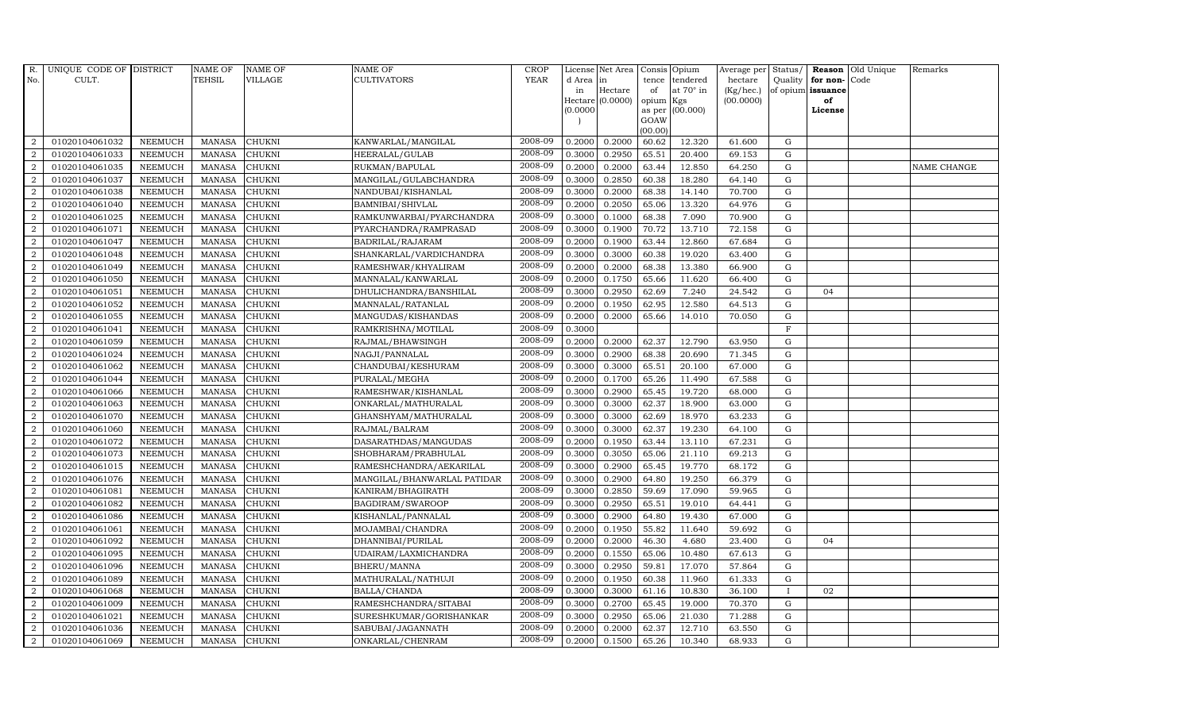| R. No. | UNIQUE CODE OF CULT. | DISTRICT | NAME OF TEHSIL | NAME OF VILLAGE | NAME OF CULTIVATORS | CROP YEAR | License d Area in Hectare (0.0000) | Net Area in Hectare (0.0000) | Consis tence of opium as per GOAW (00.00) | Opium tendered at 70° in Kgs (00.000) | Average per hectare (Kg/hec.) (00.0000) | Status/ Quality of opium | Reason for non-issuance of License | Old Unique Code | Remarks |
|---|---|---|---|---|---|---|---|---|---|---|---|---|---|---|---|
| 2 | 01020104061032 | NEEMUCH | MANASA | CHUKNI | KANWARLAL/MANGILAL | 2008-09 | 0.2000 | 0.2000 | 60.62 | 12.320 | 61.600 | G | | | |
| 2 | 01020104061033 | NEEMUCH | MANASA | CHUKNI | HEERALAL/GULAB | 2008-09 | 0.3000 | 0.2950 | 65.51 | 20.400 | 69.153 | G | | | |
| 2 | 01020104061035 | NEEMUCH | MANASA | CHUKNI | RUKMAN/BAPULAL | 2008-09 | 0.2000 | 0.2000 | 63.44 | 12.850 | 64.250 | G | | | NAME CHANGE |
| 2 | 01020104061037 | NEEMUCH | MANASA | CHUKNI | MANGILAL/GULABCHANDRA | 2008-09 | 0.3000 | 0.2850 | 60.38 | 18.280 | 64.140 | G | | | |
| 2 | 01020104061038 | NEEMUCH | MANASA | CHUKNI | NANDUBAI/KISHANLAL | 2008-09 | 0.3000 | 0.2000 | 68.38 | 14.140 | 70.700 | G | | | |
| 2 | 01020104061040 | NEEMUCH | MANASA | CHUKNI | BAMNIBAI/SHIVLAL | 2008-09 | 0.2000 | 0.2050 | 65.06 | 13.320 | 64.976 | G | | | |
| 2 | 01020104061025 | NEEMUCH | MANASA | CHUKNI | RAMKUNWARBAI/PYARCHANDRA | 2008-09 | 0.3000 | 0.1000 | 68.38 | 7.090 | 70.900 | G | | | |
| 2 | 01020104061071 | NEEMUCH | MANASA | CHUKNI | PYARCHANDRA/RAMPRASAD | 2008-09 | 0.3000 | 0.1900 | 70.72 | 13.710 | 72.158 | G | | | |
| 2 | 01020104061047 | NEEMUCH | MANASA | CHUKNI | BADRILAL/RAJARAM | 2008-09 | 0.2000 | 0.1900 | 63.44 | 12.860 | 67.684 | G | | | |
| 2 | 01020104061048 | NEEMUCH | MANASA | CHUKNI | SHANKARLAL/VARDICHANDRA | 2008-09 | 0.3000 | 0.3000 | 60.38 | 19.020 | 63.400 | G | | | |
| 2 | 01020104061049 | NEEMUCH | MANASA | CHUKNI | RAMESHWAR/KHYALIRAM | 2008-09 | 0.2000 | 0.2000 | 68.38 | 13.380 | 66.900 | G | | | |
| 2 | 01020104061050 | NEEMUCH | MANASA | CHUKNI | MANNALAL/KANWARLAL | 2008-09 | 0.2000 | 0.1750 | 65.66 | 11.620 | 66.400 | G | | | |
| 2 | 01020104061051 | NEEMUCH | MANASA | CHUKNI | DHULICHANDRA/BANSHILAL | 2008-09 | 0.3000 | 0.2950 | 62.69 | 7.240 | 24.542 | G | 04 | | |
| 2 | 01020104061052 | NEEMUCH | MANASA | CHUKNI | MANNALAL/RATANLAL | 2008-09 | 0.2000 | 0.1950 | 62.95 | 12.580 | 64.513 | G | | | |
| 2 | 01020104061055 | NEEMUCH | MANASA | CHUKNI | MANGUDAS/KISHANDAS | 2008-09 | 0.2000 | 0.2000 | 65.66 | 14.010 | 70.050 | G | | | |
| 2 | 01020104061041 | NEEMUCH | MANASA | CHUKNI | RAMKRISHNA/MOTILAL | 2008-09 | 0.3000 | | | | | F | | | |
| 2 | 01020104061059 | NEEMUCH | MANASA | CHUKNI | RAJMAL/BHAWSINGH | 2008-09 | 0.2000 | 0.2000 | 62.37 | 12.790 | 63.950 | G | | | |
| 2 | 01020104061024 | NEEMUCH | MANASA | CHUKNI | NAGJI/PANNALAL | 2008-09 | 0.3000 | 0.2900 | 68.38 | 20.690 | 71.345 | G | | | |
| 2 | 01020104061062 | NEEMUCH | MANASA | CHUKNI | CHANDUBAI/KESHURAM | 2008-09 | 0.3000 | 0.3000 | 65.51 | 20.100 | 67.000 | G | | | |
| 2 | 01020104061044 | NEEMUCH | MANASA | CHUKNI | PURALAL/MEGHA | 2008-09 | 0.2000 | 0.1700 | 65.26 | 11.490 | 67.588 | G | | | |
| 2 | 01020104061066 | NEEMUCH | MANASA | CHUKNI | RAMESHWAR/KISHANLAL | 2008-09 | 0.3000 | 0.2900 | 65.45 | 19.720 | 68.000 | G | | | |
| 2 | 01020104061063 | NEEMUCH | MANASA | CHUKNI | ONKARLAL/MATHURALAL | 2008-09 | 0.3000 | 0.3000 | 62.37 | 18.900 | 63.000 | G | | | |
| 2 | 01020104061070 | NEEMUCH | MANASA | CHUKNI | GHANSHYAM/MATHURALAL | 2008-09 | 0.3000 | 0.3000 | 62.69 | 18.970 | 63.233 | G | | | |
| 2 | 01020104061060 | NEEMUCH | MANASA | CHUKNI | RAJMAL/BALRAM | 2008-09 | 0.3000 | 0.3000 | 62.37 | 19.230 | 64.100 | G | | | |
| 2 | 01020104061072 | NEEMUCH | MANASA | CHUKNI | DASARATHDAS/MANGUDAS | 2008-09 | 0.2000 | 0.1950 | 63.44 | 13.110 | 67.231 | G | | | |
| 2 | 01020104061073 | NEEMUCH | MANASA | CHUKNI | SHOBHARAM/PRABHULAL | 2008-09 | 0.3000 | 0.3050 | 65.06 | 21.110 | 69.213 | G | | | |
| 2 | 01020104061015 | NEEMUCH | MANASA | CHUKNI | RAMESHCHANDRA/AEKARILAL | 2008-09 | 0.3000 | 0.2900 | 65.45 | 19.770 | 68.172 | G | | | |
| 2 | 01020104061076 | NEEMUCH | MANASA | CHUKNI | MANGILAL/BHANWARLAL PATIDAR | 2008-09 | 0.3000 | 0.2900 | 64.80 | 19.250 | 66.379 | G | | | |
| 2 | 01020104061081 | NEEMUCH | MANASA | CHUKNI | KANIRAM/BHAGIRATH | 2008-09 | 0.3000 | 0.2850 | 59.69 | 17.090 | 59.965 | G | | | |
| 2 | 01020104061082 | NEEMUCH | MANASA | CHUKNI | BAGDIRAM/SWAROOP | 2008-09 | 0.3000 | 0.2950 | 65.51 | 19.010 | 64.441 | G | | | |
| 2 | 01020104061086 | NEEMUCH | MANASA | CHUKNI | KISHANLAL/PANNALAL | 2008-09 | 0.3000 | 0.2900 | 64.80 | 19.430 | 67.000 | G | | | |
| 2 | 01020104061061 | NEEMUCH | MANASA | CHUKNI | MOJAMBAI/CHANDRA | 2008-09 | 0.2000 | 0.1950 | 55.82 | 11.640 | 59.692 | G | | | |
| 2 | 01020104061092 | NEEMUCH | MANASA | CHUKNI | DHANNIBAI/PURILAL | 2008-09 | 0.2000 | 0.2000 | 46.30 | 4.680 | 23.400 | G | 04 | | |
| 2 | 01020104061095 | NEEMUCH | MANASA | CHUKNI | UDAIRAM/LAXMICHANDRA | 2008-09 | 0.2000 | 0.1550 | 65.06 | 10.480 | 67.613 | G | | | |
| 2 | 01020104061096 | NEEMUCH | MANASA | CHUKNI | BHERU/MANNA | 2008-09 | 0.3000 | 0.2950 | 59.81 | 17.070 | 57.864 | G | | | |
| 2 | 01020104061089 | NEEMUCH | MANASA | CHUKNI | MATHURALAL/NATHUJI | 2008-09 | 0.2000 | 0.1950 | 60.38 | 11.960 | 61.333 | G | | | |
| 2 | 01020104061068 | NEEMUCH | MANASA | CHUKNI | BALLA/CHANDA | 2008-09 | 0.3000 | 0.3000 | 61.16 | 10.830 | 36.100 | I | 02 | | |
| 2 | 01020104061009 | NEEMUCH | MANASA | CHUKNI | RAMESHCHANDRA/SITABAI | 2008-09 | 0.3000 | 0.2700 | 65.45 | 19.000 | 70.370 | G | | | |
| 2 | 01020104061021 | NEEMUCH | MANASA | CHUKNI | SURESHKUMAR/GORISHANKAR | 2008-09 | 0.3000 | 0.2950 | 65.06 | 21.030 | 71.288 | G | | | |
| 2 | 01020104061036 | NEEMUCH | MANASA | CHUKNI | SABUBAI/JAGANNATH | 2008-09 | 0.2000 | 0.2000 | 62.37 | 12.710 | 63.550 | G | | | |
| 2 | 01020104061069 | NEEMUCH | MANASA | CHUKNI | ONKARLAL/CHENRAM | 2008-09 | 0.2000 | 0.1500 | 65.26 | 10.340 | 68.933 | G | | | |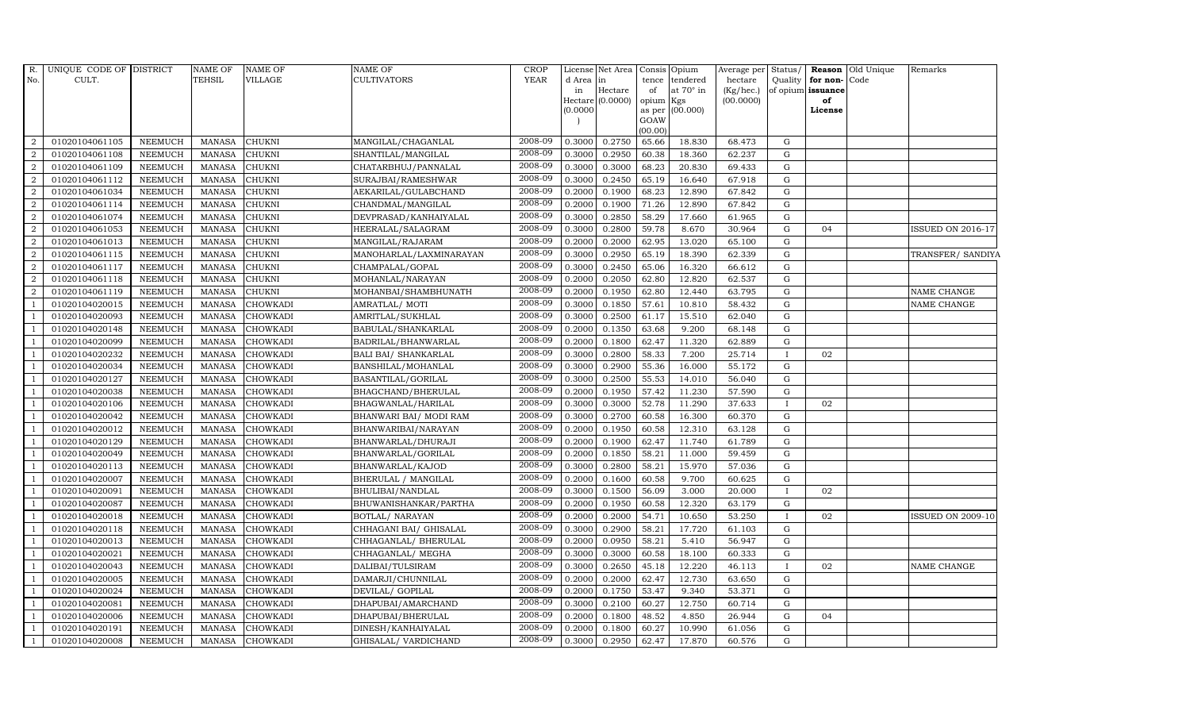| R. No. | UNIQUE CODE OF CULT. | DISTRICT | NAME OF TEHSIL | NAME OF VILLAGE | NAME OF CULTIVATORS | CROP YEAR | License d Area in Hectare (0.0000) | Net Area in Hectare (0.0000) | Consis tence of opium as per GOAW (00.00) | Opium tendered at 70° in Kgs (00.000) | Average per hectare (Kg/hec.) (00.0000) | Status/ Quality of opium | Reason for non-issuance of License | Old Unique Code | Remarks |
|---|---|---|---|---|---|---|---|---|---|---|---|---|---|---|---|
| 2 | 01020104061105 | NEEMUCH | MANASA | CHUKNI | MANGILAL/CHAGANLAL | 2008-09 | 0.3000 | 0.2750 | 65.66 | 18.830 | 68.473 | G | | | |
| 2 | 01020104061108 | NEEMUCH | MANASA | CHUKNI | SHANTILAL/MANGILAL | 2008-09 | 0.3000 | 0.2950 | 60.38 | 18.360 | 62.237 | G | | | |
| 2 | 01020104061109 | NEEMUCH | MANASA | CHUKNI | CHATARBHUJ/PANNALAL | 2008-09 | 0.3000 | 0.3000 | 68.23 | 20.830 | 69.433 | G | | | |
| 2 | 01020104061112 | NEEMUCH | MANASA | CHUKNI | SURAJBAI/RAMESHWAR | 2008-09 | 0.3000 | 0.2450 | 65.19 | 16.640 | 67.918 | G | | | |
| 2 | 01020104061034 | NEEMUCH | MANASA | CHUKNI | AEKARILAL/GULABCHAND | 2008-09 | 0.2000 | 0.1900 | 68.23 | 12.890 | 67.842 | G | | | |
| 2 | 01020104061114 | NEEMUCH | MANASA | CHUKNI | CHANDMAL/MANGILAL | 2008-09 | 0.2000 | 0.1900 | 71.26 | 12.890 | 67.842 | G | | | |
| 2 | 01020104061074 | NEEMUCH | MANASA | CHUKNI | DEVPRASAD/KANHAIYALAL | 2008-09 | 0.3000 | 0.2850 | 58.29 | 17.660 | 61.965 | G | | | |
| 2 | 01020104061053 | NEEMUCH | MANASA | CHUKNI | HEERALAL/SALAGRAM | 2008-09 | 0.3000 | 0.2800 | 59.78 | 8.670 | 30.964 | G | 04 | | ISSUED ON 2016-17 |
| 2 | 01020104061013 | NEEMUCH | MANASA | CHUKNI | MANGILAL/RAJARAM | 2008-09 | 0.2000 | 0.2000 | 62.95 | 13.020 | 65.100 | G | | | |
| 2 | 01020104061115 | NEEMUCH | MANASA | CHUKNI | MANOHARLAL/LAXMINARAYAN | 2008-09 | 0.3000 | 0.2950 | 65.19 | 18.390 | 62.339 | G | | | TRANSFER/ SANDIYA |
| 2 | 01020104061117 | NEEMUCH | MANASA | CHUKNI | CHAMPALAL/GOPAL | 2008-09 | 0.3000 | 0.2450 | 65.06 | 16.320 | 66.612 | G | | | |
| 2 | 01020104061118 | NEEMUCH | MANASA | CHUKNI | MOHANLAL/NARAYAN | 2008-09 | 0.2000 | 0.2050 | 62.80 | 12.820 | 62.537 | G | | | |
| 2 | 01020104061119 | NEEMUCH | MANASA | CHUKNI | MOHANBAI/SHAMBHUNATH | 2008-09 | 0.2000 | 0.1950 | 62.80 | 12.440 | 63.795 | G | | | NAME CHANGE |
| 1 | 01020104020015 | NEEMUCH | MANASA | CHOWKADI | AMRATLAL/ MOTI | 2008-09 | 0.3000 | 0.1850 | 57.61 | 10.810 | 58.432 | G | | | NAME CHANGE |
| 1 | 01020104020093 | NEEMUCH | MANASA | CHOWKADI | AMRITLAL/SUKHLAL | 2008-09 | 0.3000 | 0.2500 | 61.17 | 15.510 | 62.040 | G | | | |
| 1 | 01020104020148 | NEEMUCH | MANASA | CHOWKADI | BABULAL/SHANKARLAL | 2008-09 | 0.2000 | 0.1350 | 63.68 | 9.200 | 68.148 | G | | | |
| 1 | 01020104020099 | NEEMUCH | MANASA | CHOWKADI | BADRILAL/BHANWARLAL | 2008-09 | 0.2000 | 0.1800 | 62.47 | 11.320 | 62.889 | G | | | |
| 1 | 01020104020232 | NEEMUCH | MANASA | CHOWKADI | BALI BAI/ SHANKARLAL | 2008-09 | 0.3000 | 0.2800 | 58.33 | 7.200 | 25.714 | I | 02 | | |
| 1 | 01020104020034 | NEEMUCH | MANASA | CHOWKADI | BANSHILAL/MOHANLAL | 2008-09 | 0.3000 | 0.2900 | 55.36 | 16.000 | 55.172 | G | | | |
| 1 | 01020104020127 | NEEMUCH | MANASA | CHOWKADI | BASANTILAL/GORILAL | 2008-09 | 0.3000 | 0.2500 | 55.53 | 14.010 | 56.040 | G | | | |
| 1 | 01020104020038 | NEEMUCH | MANASA | CHOWKADI | BHAGCHAND/BHERULAL | 2008-09 | 0.2000 | 0.1950 | 57.42 | 11.230 | 57.590 | G | | | |
| 1 | 01020104020106 | NEEMUCH | MANASA | CHOWKADI | BHAGWANLAL/HARILAL | 2008-09 | 0.3000 | 0.3000 | 52.78 | 11.290 | 37.633 | I | 02 | | |
| 1 | 01020104020042 | NEEMUCH | MANASA | CHOWKADI | BHANWARI BAI/ MODI RAM | 2008-09 | 0.3000 | 0.2700 | 60.58 | 16.300 | 60.370 | G | | | |
| 1 | 01020104020012 | NEEMUCH | MANASA | CHOWKADI | BHANWARIBAI/NARAYAN | 2008-09 | 0.2000 | 0.1950 | 60.58 | 12.310 | 63.128 | G | | | |
| 1 | 01020104020129 | NEEMUCH | MANASA | CHOWKADI | BHANWARLAL/DHURAJI | 2008-09 | 0.2000 | 0.1900 | 62.47 | 11.740 | 61.789 | G | | | |
| 1 | 01020104020049 | NEEMUCH | MANASA | CHOWKADI | BHANWARLAL/GORILAL | 2008-09 | 0.2000 | 0.1850 | 58.21 | 11.000 | 59.459 | G | | | |
| 1 | 01020104020113 | NEEMUCH | MANASA | CHOWKADI | BHANWARLAL/KAJOD | 2008-09 | 0.3000 | 0.2800 | 58.21 | 15.970 | 57.036 | G | | | |
| 1 | 01020104020007 | NEEMUCH | MANASA | CHOWKADI | BHERULAL / MANGILAL | 2008-09 | 0.2000 | 0.1600 | 60.58 | 9.700 | 60.625 | G | | | |
| 1 | 01020104020091 | NEEMUCH | MANASA | CHOWKADI | BHULIBAI/NANDLAL | 2008-09 | 0.3000 | 0.1500 | 56.09 | 3.000 | 20.000 | I | 02 | | |
| 1 | 01020104020087 | NEEMUCH | MANASA | CHOWKADI | BHUWANISHANKAR/PARTHA | 2008-09 | 0.2000 | 0.1950 | 60.58 | 12.320 | 63.179 | G | | | |
| 1 | 01020104020018 | NEEMUCH | MANASA | CHOWKADI | BOTLAL/ NARAYAN | 2008-09 | 0.2000 | 0.2000 | 54.71 | 10.650 | 53.250 | I | 02 | | ISSUED ON 2009-10 |
| 1 | 01020104020118 | NEEMUCH | MANASA | CHOWKADI | CHHAGANI BAI/ GHISALAL | 2008-09 | 0.3000 | 0.2900 | 58.21 | 17.720 | 61.103 | G | | | |
| 1 | 01020104020013 | NEEMUCH | MANASA | CHOWKADI | CHHAGANLAL/ BHERULAL | 2008-09 | 0.2000 | 0.0950 | 58.21 | 5.410 | 56.947 | G | | | |
| 1 | 01020104020021 | NEEMUCH | MANASA | CHOWKADI | CHHAGANLAL/ MEGHA | 2008-09 | 0.3000 | 0.3000 | 60.58 | 18.100 | 60.333 | G | | | |
| 1 | 01020104020043 | NEEMUCH | MANASA | CHOWKADI | DALIBAI/TULSIRAM | 2008-09 | 0.3000 | 0.2650 | 45.18 | 12.220 | 46.113 | I | 02 | | NAME CHANGE |
| 1 | 01020104020005 | NEEMUCH | MANASA | CHOWKADI | DAMARJI/CHUNNILAL | 2008-09 | 0.2000 | 0.2000 | 62.47 | 12.730 | 63.650 | G | | | |
| 1 | 01020104020024 | NEEMUCH | MANASA | CHOWKADI | DEVILAL/ GOPILAL | 2008-09 | 0.2000 | 0.1750 | 53.47 | 9.340 | 53.371 | G | | | |
| 1 | 01020104020081 | NEEMUCH | MANASA | CHOWKADI | DHAPUBAI/AMARCHAND | 2008-09 | 0.3000 | 0.2100 | 60.27 | 12.750 | 60.714 | G | | | |
| 1 | 01020104020006 | NEEMUCH | MANASA | CHOWKADI | DHAPUBAI/BHERULAL | 2008-09 | 0.2000 | 0.1800 | 48.52 | 4.850 | 26.944 | G | 04 | | |
| 1 | 01020104020191 | NEEMUCH | MANASA | CHOWKADI | DINESH/KANHAIYALAL | 2008-09 | 0.2000 | 0.1800 | 60.27 | 10.990 | 61.056 | G | | | |
| 1 | 01020104020008 | NEEMUCH | MANASA | CHOWKADI | GHISALAL/ VARDICHAND | 2008-09 | 0.3000 | 0.2950 | 62.47 | 17.870 | 60.576 | G | | | |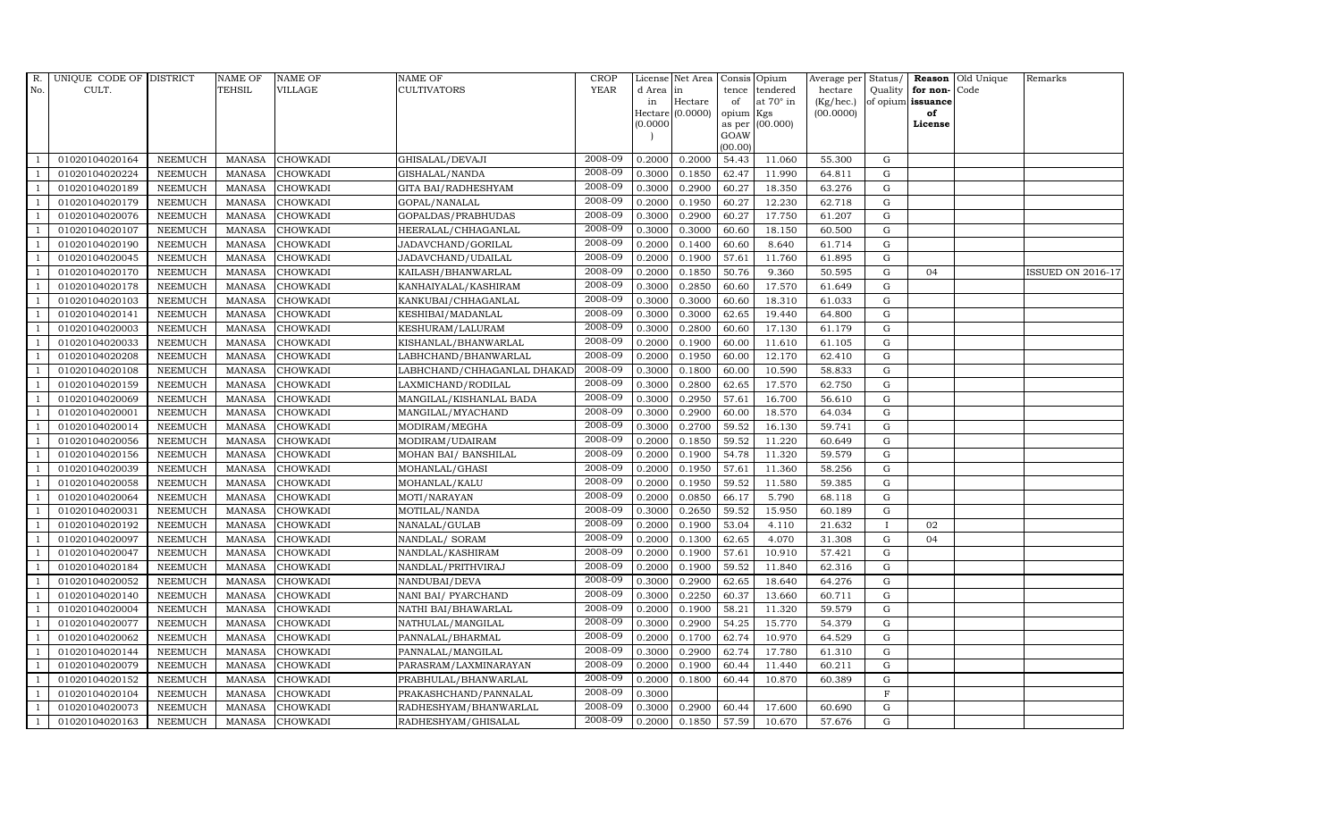| R. No. | UNIQUE CODE OF CULT. | DISTRICT | NAME OF TEHSIL | NAME OF VILLAGE | NAME OF CULTIVATORS | CROP YEAR | License d Area in Hectare (0.0000) | Net Area in Hectare (0.0000) | Consis tence of opium as per GOAW (00.00) | Opium tendered at 70° in Kgs (00.000) | Average per hectare (Kg/hec.) (00.0000) | Status/ Quality of opium | Reason for non-issuance of License | Old Unique Code | Remarks |
|---|---|---|---|---|---|---|---|---|---|---|---|---|---|---|---|
| 1 | 01020104020164 | NEEMUCH | MANASA | CHOWKADI | GHISALAL/DEVAJI | 2008-09 | 0.2000 | 0.2000 | 54.43 | 11.060 | 55.300 | G | | | |
| 1 | 01020104020224 | NEEMUCH | MANASA | CHOWKADI | GISHALAL/NANDA | 2008-09 | 0.3000 | 0.1850 | 62.47 | 11.990 | 64.811 | G | | | |
| 1 | 01020104020189 | NEEMUCH | MANASA | CHOWKADI | GITA BAI/RADHESHYAM | 2008-09 | 0.3000 | 0.2900 | 60.27 | 18.350 | 63.276 | G | | | |
| 1 | 01020104020179 | NEEMUCH | MANASA | CHOWKADI | GOPAL/NANALAL | 2008-09 | 0.2000 | 0.1950 | 60.27 | 12.230 | 62.718 | G | | | |
| 1 | 01020104020076 | NEEMUCH | MANASA | CHOWKADI | GOPALDAS/PRABHUDAS | 2008-09 | 0.3000 | 0.2900 | 60.27 | 17.750 | 61.207 | G | | | |
| 1 | 01020104020107 | NEEMUCH | MANASA | CHOWKADI | HEERALAL/CHHAGANLAL | 2008-09 | 0.3000 | 0.3000 | 60.60 | 18.150 | 60.500 | G | | | |
| 1 | 01020104020190 | NEEMUCH | MANASA | CHOWKADI | JADAVCHAND/GORILAL | 2008-09 | 0.2000 | 0.1400 | 60.60 | 8.640 | 61.714 | G | | | |
| 1 | 01020104020045 | NEEMUCH | MANASA | CHOWKADI | JADAVCHAND/UDAILAL | 2008-09 | 0.2000 | 0.1900 | 57.61 | 11.760 | 61.895 | G | | | |
| 1 | 01020104020170 | NEEMUCH | MANASA | CHOWKADI | KAILASH/BHANWARLAL | 2008-09 | 0.2000 | 0.1850 | 50.76 | 9.360 | 50.595 | G | 04 | | ISSUED ON 2016-17 |
| 1 | 01020104020178 | NEEMUCH | MANASA | CHOWKADI | KANHAIYALAL/KASHIRAM | 2008-09 | 0.3000 | 0.2850 | 60.60 | 17.570 | 61.649 | G | | | |
| 1 | 01020104020103 | NEEMUCH | MANASA | CHOWKADI | KANKUBAI/CHHAGANLAL | 2008-09 | 0.3000 | 0.3000 | 60.60 | 18.310 | 61.033 | G | | | |
| 1 | 01020104020141 | NEEMUCH | MANASA | CHOWKADI | KESHIBAI/MADANLAL | 2008-09 | 0.3000 | 0.3000 | 62.65 | 19.440 | 64.800 | G | | | |
| 1 | 01020104020003 | NEEMUCH | MANASA | CHOWKADI | KESHURAM/LALURAM | 2008-09 | 0.3000 | 0.2800 | 60.60 | 17.130 | 61.179 | G | | | |
| 1 | 01020104020033 | NEEMUCH | MANASA | CHOWKADI | KISHANLAL/BHANWARLAL | 2008-09 | 0.2000 | 0.1900 | 60.00 | 11.610 | 61.105 | G | | | |
| 1 | 01020104020208 | NEEMUCH | MANASA | CHOWKADI | LABHCHAND/BHANWARLAL | 2008-09 | 0.2000 | 0.1950 | 60.00 | 12.170 | 62.410 | G | | | |
| 1 | 01020104020108 | NEEMUCH | MANASA | CHOWKADI | LABHCHAND/CHHAGANLAL DHAKAD | 2008-09 | 0.3000 | 0.1800 | 60.00 | 10.590 | 58.833 | G | | | |
| 1 | 01020104020159 | NEEMUCH | MANASA | CHOWKADI | LAXMICHAND/RODILAL | 2008-09 | 0.3000 | 0.2800 | 62.65 | 17.570 | 62.750 | G | | | |
| 1 | 01020104020069 | NEEMUCH | MANASA | CHOWKADI | MANGILAL/KISHANLAL BADA | 2008-09 | 0.3000 | 0.2950 | 57.61 | 16.700 | 56.610 | G | | | |
| 1 | 01020104020001 | NEEMUCH | MANASA | CHOWKADI | MANGILAL/MYACHAND | 2008-09 | 0.3000 | 0.2900 | 60.00 | 18.570 | 64.034 | G | | | |
| 1 | 01020104020014 | NEEMUCH | MANASA | CHOWKADI | MODIRAM/MEGHA | 2008-09 | 0.3000 | 0.2700 | 59.52 | 16.130 | 59.741 | G | | | |
| 1 | 01020104020056 | NEEMUCH | MANASA | CHOWKADI | MODIRAM/UDAIRAM | 2008-09 | 0.2000 | 0.1850 | 59.52 | 11.220 | 60.649 | G | | | |
| 1 | 01020104020156 | NEEMUCH | MANASA | CHOWKADI | MOHAN BAI/ BANSHILAL | 2008-09 | 0.2000 | 0.1900 | 54.78 | 11.320 | 59.579 | G | | | |
| 1 | 01020104020039 | NEEMUCH | MANASA | CHOWKADI | MOHANLAL/GHASI | 2008-09 | 0.2000 | 0.1950 | 57.61 | 11.360 | 58.256 | G | | | |
| 1 | 01020104020058 | NEEMUCH | MANASA | CHOWKADI | MOHANLAL/KALU | 2008-09 | 0.2000 | 0.1950 | 59.52 | 11.580 | 59.385 | G | | | |
| 1 | 01020104020064 | NEEMUCH | MANASA | CHOWKADI | MOTI/NARAYAN | 2008-09 | 0.2000 | 0.0850 | 66.17 | 5.790 | 68.118 | G | | | |
| 1 | 01020104020031 | NEEMUCH | MANASA | CHOWKADI | MOTILAL/NANDA | 2008-09 | 0.3000 | 0.2650 | 59.52 | 15.950 | 60.189 | G | | | |
| 1 | 01020104020192 | NEEMUCH | MANASA | CHOWKADI | NANALAL/GULAB | 2008-09 | 0.2000 | 0.1900 | 53.04 | 4.110 | 21.632 | I | 02 | | |
| 1 | 01020104020097 | NEEMUCH | MANASA | CHOWKADI | NANDLAL/ SORAM | 2008-09 | 0.2000 | 0.1300 | 62.65 | 4.070 | 31.308 | G | 04 | | |
| 1 | 01020104020047 | NEEMUCH | MANASA | CHOWKADI | NANDLAL/KASHIRAM | 2008-09 | 0.2000 | 0.1900 | 57.61 | 10.910 | 57.421 | G | | | |
| 1 | 01020104020184 | NEEMUCH | MANASA | CHOWKADI | NANDLAL/PRITHVIRAJ | 2008-09 | 0.2000 | 0.1900 | 59.52 | 11.840 | 62.316 | G | | | |
| 1 | 01020104020052 | NEEMUCH | MANASA | CHOWKADI | NANDUBAI/DEVA | 2008-09 | 0.3000 | 0.2900 | 62.65 | 18.640 | 64.276 | G | | | |
| 1 | 01020104020140 | NEEMUCH | MANASA | CHOWKADI | NANI BAI/ PYARCHAND | 2008-09 | 0.3000 | 0.2250 | 60.37 | 13.660 | 60.711 | G | | | |
| 1 | 01020104020004 | NEEMUCH | MANASA | CHOWKADI | NATHI BAI/BHAWARLAL | 2008-09 | 0.2000 | 0.1900 | 58.21 | 11.320 | 59.579 | G | | | |
| 1 | 01020104020077 | NEEMUCH | MANASA | CHOWKADI | NATHULAL/MANGILAL | 2008-09 | 0.3000 | 0.2900 | 54.25 | 15.770 | 54.379 | G | | | |
| 1 | 01020104020062 | NEEMUCH | MANASA | CHOWKADI | PANNALAL/BHARMAL | 2008-09 | 0.2000 | 0.1700 | 62.74 | 10.970 | 64.529 | G | | | |
| 1 | 01020104020144 | NEEMUCH | MANASA | CHOWKADI | PANNALAL/MANGILAL | 2008-09 | 0.3000 | 0.2900 | 62.74 | 17.780 | 61.310 | G | | | |
| 1 | 01020104020079 | NEEMUCH | MANASA | CHOWKADI | PARASRAM/LAXMINARAYAN | 2008-09 | 0.2000 | 0.1900 | 60.44 | 11.440 | 60.211 | G | | | |
| 1 | 01020104020152 | NEEMUCH | MANASA | CHOWKADI | PRABHULAL/BHANWARLAL | 2008-09 | 0.2000 | 0.1800 | 60.44 | 10.870 | 60.389 | G | | | |
| 1 | 01020104020104 | NEEMUCH | MANASA | CHOWKADI | PRAKASHCHAND/PANNALAL | 2008-09 | 0.3000 | | | | | F | | | |
| 1 | 01020104020073 | NEEMUCH | MANASA | CHOWKADI | RADHESHYAM/BHANWARLAL | 2008-09 | 0.3000 | 0.2900 | 60.44 | 17.600 | 60.690 | G | | | |
| 1 | 01020104020163 | NEEMUCH | MANASA | CHOWKADI | RADHESHYAM/GHISALAL | 2008-09 | 0.2000 | 0.1850 | 57.59 | 10.670 | 57.676 | G | | | |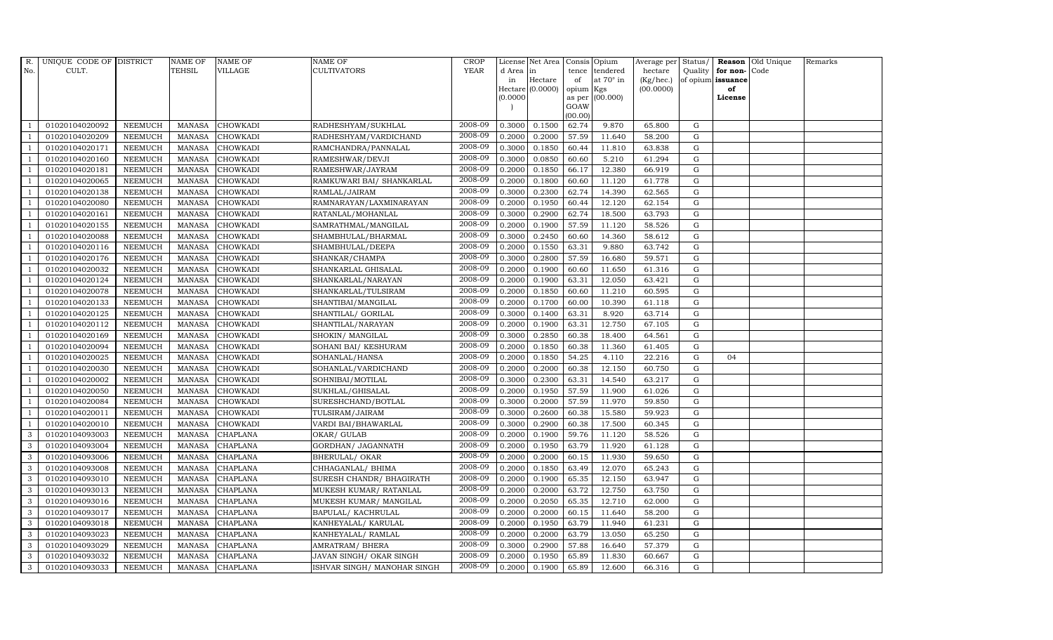| R. No. | UNIQUE CODE OF CULT. | DISTRICT | NAME OF TEHSIL | NAME OF VILLAGE | NAME OF CULTIVATORS | CROP YEAR | License d Area in Hectare (0.0000) | Net Area in Hectare (0.0000) | Consis tence of opium as per GOAW (00.00) | Opium tendered at 70° in Kgs (00.000) | Average per hectare (Kg/hec.) (00.0000) | Status/ Quality of opium | Reason for non-issuance of License | Old Unique Code | Remarks |
|---|---|---|---|---|---|---|---|---|---|---|---|---|---|---|---|
| 1 | 01020104020092 | NEEMUCH | MANASA | CHOWKADI | RADHESHYAM/SUKHLAL | 2008-09 | 0.3000 | 0.1500 | 62.74 | 9.870 | 65.800 | G | | | |
| 1 | 01020104020209 | NEEMUCH | MANASA | CHOWKADI | RADHESHYAM/VARDICHAND | 2008-09 | 0.2000 | 0.2000 | 57.59 | 11.640 | 58.200 | G | | | |
| 1 | 01020104020171 | NEEMUCH | MANASA | CHOWKADI | RAMCHANDRA/PANNALAL | 2008-09 | 0.3000 | 0.1850 | 60.44 | 11.810 | 63.838 | G | | | |
| 1 | 01020104020160 | NEEMUCH | MANASA | CHOWKADI | RAMESHWAR/DEVJI | 2008-09 | 0.3000 | 0.0850 | 60.60 | 5.210 | 61.294 | G | | | |
| 1 | 01020104020181 | NEEMUCH | MANASA | CHOWKADI | RAMESHWAR/JAYRAM | 2008-09 | 0.2000 | 0.1850 | 66.17 | 12.380 | 66.919 | G | | | |
| 1 | 01020104020065 | NEEMUCH | MANASA | CHOWKADI | RAMKUWARI BAI/ SHANKARLAL | 2008-09 | 0.2000 | 0.1800 | 60.60 | 11.120 | 61.778 | G | | | |
| 1 | 01020104020138 | NEEMUCH | MANASA | CHOWKADI | RAMLAL/JAIRAM | 2008-09 | 0.3000 | 0.2300 | 62.74 | 14.390 | 62.565 | G | | | |
| 1 | 01020104020080 | NEEMUCH | MANASA | CHOWKADI | RAMNARAYAN/LAXMINARAYAN | 2008-09 | 0.2000 | 0.1950 | 60.44 | 12.120 | 62.154 | G | | | |
| 1 | 01020104020161 | NEEMUCH | MANASA | CHOWKADI | RATANLAL/MOHANLAL | 2008-09 | 0.3000 | 0.2900 | 62.74 | 18.500 | 63.793 | G | | | |
| 1 | 01020104020155 | NEEMUCH | MANASA | CHOWKADI | SAMRATHMAL/MANGILAL | 2008-09 | 0.2000 | 0.1900 | 57.59 | 11.120 | 58.526 | G | | | |
| 1 | 01020104020088 | NEEMUCH | MANASA | CHOWKADI | SHAMBHULAL/BHARMAL | 2008-09 | 0.3000 | 0.2450 | 60.60 | 14.360 | 58.612 | G | | | |
| 1 | 01020104020116 | NEEMUCH | MANASA | CHOWKADI | SHAMBHULAL/DEEPA | 2008-09 | 0.2000 | 0.1550 | 63.31 | 9.880 | 63.742 | G | | | |
| 1 | 01020104020176 | NEEMUCH | MANASA | CHOWKADI | SHANKAR/CHAMPA | 2008-09 | 0.3000 | 0.2800 | 57.59 | 16.680 | 59.571 | G | | | |
| 1 | 01020104020032 | NEEMUCH | MANASA | CHOWKADI | SHANKARLAL GHISALAL | 2008-09 | 0.2000 | 0.1900 | 60.60 | 11.650 | 61.316 | G | | | |
| 1 | 01020104020124 | NEEMUCH | MANASA | CHOWKADI | SHANKARLAL/NARAYAN | 2008-09 | 0.2000 | 0.1900 | 63.31 | 12.050 | 63.421 | G | | | |
| 1 | 01020104020078 | NEEMUCH | MANASA | CHOWKADI | SHANKARLAL/TULSIRAM | 2008-09 | 0.2000 | 0.1850 | 60.60 | 11.210 | 60.595 | G | | | |
| 1 | 01020104020133 | NEEMUCH | MANASA | CHOWKADI | SHANTIBAI/MANGILAL | 2008-09 | 0.2000 | 0.1700 | 60.00 | 10.390 | 61.118 | G | | | |
| 1 | 01020104020125 | NEEMUCH | MANASA | CHOWKADI | SHANTILAL/ GORILAL | 2008-09 | 0.3000 | 0.1400 | 63.31 | 8.920 | 63.714 | G | | | |
| 1 | 01020104020112 | NEEMUCH | MANASA | CHOWKADI | SHANTILAL/NARAYAN | 2008-09 | 0.2000 | 0.1900 | 63.31 | 12.750 | 67.105 | G | | | |
| 1 | 01020104020169 | NEEMUCH | MANASA | CHOWKADI | SHOKIN/ MANGILAL | 2008-09 | 0.3000 | 0.2850 | 60.38 | 18.400 | 64.561 | G | | | |
| 1 | 01020104020094 | NEEMUCH | MANASA | CHOWKADI | SOHANI BAI/ KESHURAM | 2008-09 | 0.2000 | 0.1850 | 60.38 | 11.360 | 61.405 | G | | | |
| 1 | 01020104020025 | NEEMUCH | MANASA | CHOWKADI | SOHANLAL/HANSA | 2008-09 | 0.2000 | 0.1850 | 54.25 | 4.110 | 22.216 | G | 04 | | |
| 1 | 01020104020030 | NEEMUCH | MANASA | CHOWKADI | SOHANLAL/VARDICHAND | 2008-09 | 0.2000 | 0.2000 | 60.38 | 12.150 | 60.750 | G | | | |
| 1 | 01020104020002 | NEEMUCH | MANASA | CHOWKADI | SOHNIBAI/MOTILAL | 2008-09 | 0.3000 | 0.2300 | 63.31 | 14.540 | 63.217 | G | | | |
| 1 | 01020104020050 | NEEMUCH | MANASA | CHOWKADI | SUKHLAL/GHISALAL | 2008-09 | 0.2000 | 0.1950 | 57.59 | 11.900 | 61.026 | G | | | |
| 1 | 01020104020084 | NEEMUCH | MANASA | CHOWKADI | SURESHCHAND/BOTLAL | 2008-09 | 0.3000 | 0.2000 | 57.59 | 11.970 | 59.850 | G | | | |
| 1 | 01020104020011 | NEEMUCH | MANASA | CHOWKADI | TULSIRAM/JAIRAM | 2008-09 | 0.3000 | 0.2600 | 60.38 | 15.580 | 59.923 | G | | | |
| 1 | 01020104020010 | NEEMUCH | MANASA | CHOWKADI | VARDI BAI/BHAWARLAL | 2008-09 | 0.3000 | 0.2900 | 60.38 | 17.500 | 60.345 | G | | | |
| 3 | 01020104093003 | NEEMUCH | MANASA | CHAPLANA | OKAR/ GULAB | 2008-09 | 0.2000 | 0.1900 | 59.76 | 11.120 | 58.526 | G | | | |
| 3 | 01020104093004 | NEEMUCH | MANASA | CHAPLANA | GORDHAN/ JAGANNATH | 2008-09 | 0.2000 | 0.1950 | 63.79 | 11.920 | 61.128 | G | | | |
| 3 | 01020104093006 | NEEMUCH | MANASA | CHAPLANA | BHERULAL/ OKAR | 2008-09 | 0.2000 | 0.2000 | 60.15 | 11.930 | 59.650 | G | | | |
| 3 | 01020104093008 | NEEMUCH | MANASA | CHAPLANA | CHHAGANLAL/ BHIMA | 2008-09 | 0.2000 | 0.1850 | 63.49 | 12.070 | 65.243 | G | | | |
| 3 | 01020104093010 | NEEMUCH | MANASA | CHAPLANA | SURESH CHANDR/ BHAGIRATH | 2008-09 | 0.2000 | 0.1900 | 65.35 | 12.150 | 63.947 | G | | | |
| 3 | 01020104093013 | NEEMUCH | MANASA | CHAPLANA | MUKESH KUMAR/ RATANLAL | 2008-09 | 0.2000 | 0.2000 | 63.72 | 12.750 | 63.750 | G | | | |
| 3 | 01020104093016 | NEEMUCH | MANASA | CHAPLANA | MUKESH KUMAR/ MANGILAL | 2008-09 | 0.2000 | 0.2050 | 65.35 | 12.710 | 62.000 | G | | | |
| 3 | 01020104093017 | NEEMUCH | MANASA | CHAPLANA | BAPULAL/ KACHRULAL | 2008-09 | 0.2000 | 0.2000 | 60.15 | 11.640 | 58.200 | G | | | |
| 3 | 01020104093018 | NEEMUCH | MANASA | CHAPLANA | KANHEYALAL/ KARULAL | 2008-09 | 0.2000 | 0.1950 | 63.79 | 11.940 | 61.231 | G | | | |
| 3 | 01020104093023 | NEEMUCH | MANASA | CHAPLANA | KANHEYALAL/ RAMLAL | 2008-09 | 0.2000 | 0.2000 | 63.79 | 13.050 | 65.250 | G | | | |
| 3 | 01020104093029 | NEEMUCH | MANASA | CHAPLANA | AMRATRAM/ BHERA | 2008-09 | 0.3000 | 0.2900 | 57.88 | 16.640 | 57.379 | G | | | |
| 3 | 01020104093032 | NEEMUCH | MANASA | CHAPLANA | JAVAN SINGH/ OKAR SINGH | 2008-09 | 0.2000 | 0.1950 | 65.89 | 11.830 | 60.667 | G | | | |
| 3 | 01020104093033 | NEEMUCH | MANASA | CHAPLANA | ISHVAR SINGH/ MANOHAR SINGH | 2008-09 | 0.2000 | 0.1900 | 65.89 | 12.600 | 66.316 | G | | | |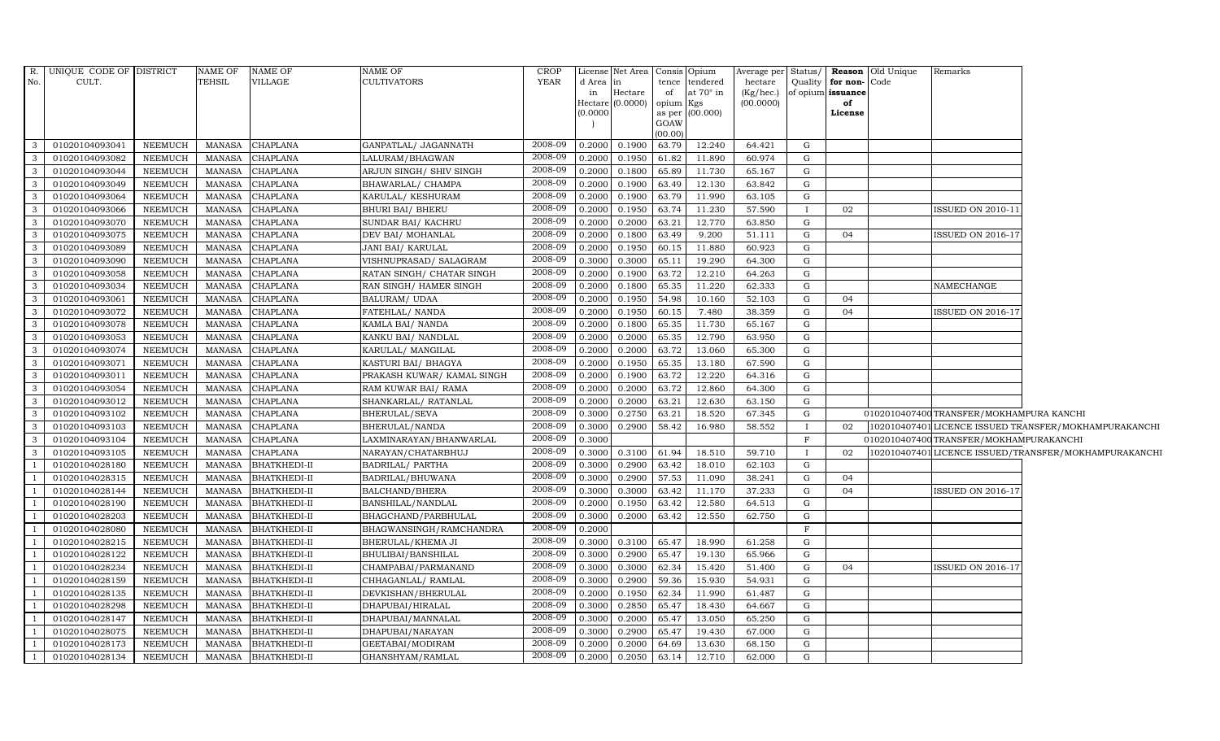| R. No. | UNIQUE CODE OF CULT. | DISTRICT | NAME OF TEHSIL | NAME OF VILLAGE | NAME OF CULTIVATORS | CROP YEAR | License d Area in Hectare (0.0000) | Net Area in Hectare (0.0000) | Consis tence of opium as per GOAW (00.00) | Opium tendered at 70° in Kgs (00.000) | Average per hectare (Kg/hec.) (00.0000) | Status/ Quality of opium | Reason for non-issuance of License | Old Unique Code | Remarks |
|---|---|---|---|---|---|---|---|---|---|---|---|---|---|---|---|
| 3 | 01020104093041 | NEEMUCH | MANASA | CHAPLANA | GANPATLAL/ JAGANNATH | 2008-09 | 0.2000 | 0.1900 | 63.79 | 12.240 | 64.421 | G | | | |
| 3 | 01020104093082 | NEEMUCH | MANASA | CHAPLANA | LALURAM/BHAGWAN | 2008-09 | 0.2000 | 0.1950 | 61.82 | 11.890 | 60.974 | G | | | |
| 3 | 01020104093044 | NEEMUCH | MANASA | CHAPLANA | ARJUN SINGH/ SHIV SINGH | 2008-09 | 0.2000 | 0.1800 | 65.89 | 11.730 | 65.167 | G | | | |
| 3 | 01020104093049 | NEEMUCH | MANASA | CHAPLANA | BHAWARLAL/ CHAMPA | 2008-09 | 0.2000 | 0.1900 | 63.49 | 12.130 | 63.842 | G | | | |
| 3 | 01020104093064 | NEEMUCH | MANASA | CHAPLANA | KARULAL/ KESHURAM | 2008-09 | 0.2000 | 0.1900 | 63.79 | 11.990 | 63.105 | G | | | |
| 3 | 01020104093066 | NEEMUCH | MANASA | CHAPLANA | BHURI BAI/ BHERU | 2008-09 | 0.2000 | 0.1950 | 63.74 | 11.230 | 57.590 | I | 02 | | ISSUED ON 2010-11 |
| 3 | 01020104093070 | NEEMUCH | MANASA | CHAPLANA | SUNDAR BAI/ KACHRU | 2008-09 | 0.2000 | 0.2000 | 63.21 | 12.770 | 63.850 | G | | | |
| 3 | 01020104093075 | NEEMUCH | MANASA | CHAPLANA | DEV BAI/ MOHANLAL | 2008-09 | 0.2000 | 0.1800 | 63.49 | 9.200 | 51.111 | G | 04 | | ISSUED ON 2016-17 |
| 3 | 01020104093089 | NEEMUCH | MANASA | CHAPLANA | JANI BAI/ KARULAL | 2008-09 | 0.2000 | 0.1950 | 60.15 | 11.880 | 60.923 | G | | | |
| 3 | 01020104093090 | NEEMUCH | MANASA | CHAPLANA | VISHNUPRASAD/ SALAGRAM | 2008-09 | 0.3000 | 0.3000 | 65.11 | 19.290 | 64.300 | G | | | |
| 3 | 01020104093058 | NEEMUCH | MANASA | CHAPLANA | RATAN SINGH/ CHATAR SINGH | 2008-09 | 0.2000 | 0.1900 | 63.72 | 12.210 | 64.263 | G | | | |
| 3 | 01020104093034 | NEEMUCH | MANASA | CHAPLANA | RAN SINGH/ HAMER SINGH | 2008-09 | 0.2000 | 0.1800 | 65.35 | 11.220 | 62.333 | G | | | NAMECHANGE |
| 3 | 01020104093061 | NEEMUCH | MANASA | CHAPLANA | BALURAM/ UDAA | 2008-09 | 0.2000 | 0.1950 | 54.98 | 10.160 | 52.103 | G | 04 | | |
| 3 | 01020104093072 | NEEMUCH | MANASA | CHAPLANA | FATEHLAL/ NANDA | 2008-09 | 0.2000 | 0.1950 | 60.15 | 7.480 | 38.359 | G | 04 | | ISSUED ON 2016-17 |
| 3 | 01020104093078 | NEEMUCH | MANASA | CHAPLANA | KAMLA BAI/ NANDA | 2008-09 | 0.2000 | 0.1800 | 65.35 | 11.730 | 65.167 | G | | | |
| 3 | 01020104093053 | NEEMUCH | MANASA | CHAPLANA | KANKU BAI/ NANDLAL | 2008-09 | 0.2000 | 0.2000 | 65.35 | 12.790 | 63.950 | G | | | |
| 3 | 01020104093074 | NEEMUCH | MANASA | CHAPLANA | KARULAL/ MANGILAL | 2008-09 | 0.2000 | 0.2000 | 63.72 | 13.060 | 65.300 | G | | | |
| 3 | 01020104093071 | NEEMUCH | MANASA | CHAPLANA | KASTURI BAI/ BHAGYA | 2008-09 | 0.2000 | 0.1950 | 65.35 | 13.180 | 67.590 | G | | | |
| 3 | 01020104093011 | NEEMUCH | MANASA | CHAPLANA | PRAKASH KUWAR/ KAMAL SINGH | 2008-09 | 0.2000 | 0.1900 | 63.72 | 12.220 | 64.316 | G | | | |
| 3 | 01020104093054 | NEEMUCH | MANASA | CHAPLANA | RAM KUWAR BAI/ RAMA | 2008-09 | 0.2000 | 0.2000 | 63.72 | 12.860 | 64.300 | G | | | |
| 3 | 01020104093012 | NEEMUCH | MANASA | CHAPLANA | SHANKARLAL/ RATANLAL | 2008-09 | 0.2000 | 0.2000 | 63.21 | 12.630 | 63.150 | G | | | |
| 3 | 01020104093102 | NEEMUCH | MANASA | CHAPLANA | BHERULAL/SEVA | 2008-09 | 0.3000 | 0.2750 | 63.21 | 18.520 | 67.345 | G | | 01020104074000 | TRANSFER/MOKHAMPURA KANCHI |
| 3 | 01020104093103 | NEEMUCH | MANASA | CHAPLANA | BHERULAL/NANDA | 2008-09 | 0.3000 | 0.2900 | 58.42 | 16.980 | 58.552 | I | 02 | 01020104074001 | LICENCE ISSUED TRANSFER/MOKHAMPURAKANCHI |
| 3 | 01020104093104 | NEEMUCH | MANASA | CHAPLANA | LAXMINARAYAN/BHANWARLAL | 2008-09 | 0.3000 | | | | | F | | 01020104074000 | TRANSFER/MOKHAMPURAKANCHI |
| 3 | 01020104093105 | NEEMUCH | MANASA | CHAPLANA | NARAYAN/CHATARBHUJ | 2008-09 | 0.3000 | 0.3100 | 61.94 | 18.510 | 59.710 | I | 02 | 01020104074001 | LICENCE ISSUED/TRANSFER/MOKHAMPURAKANCHI |
| 1 | 01020104028180 | NEEMUCH | MANASA | BHATKHEDI-II | BADRILAL/ PARTHA | 2008-09 | 0.3000 | 0.2900 | 63.42 | 18.010 | 62.103 | G | | | |
| 1 | 01020104028315 | NEEMUCH | MANASA | BHATKHEDI-II | BADRILAL/BHUWANA | 2008-09 | 0.3000 | 0.2900 | 57.53 | 11.090 | 38.241 | G | 04 | | |
| 1 | 01020104028144 | NEEMUCH | MANASA | BHATKHEDI-II | BALCHAND/BHERA | 2008-09 | 0.3000 | 0.3000 | 63.42 | 11.170 | 37.233 | G | 04 | | ISSUED ON 2016-17 |
| 1 | 01020104028190 | NEEMUCH | MANASA | BHATKHEDI-II | BANSHILAL/NANDLAL | 2008-09 | 0.2000 | 0.1950 | 63.42 | 12.580 | 64.513 | G | | | |
| 1 | 01020104028203 | NEEMUCH | MANASA | BHATKHEDI-II | BHAGCHAND/PARBHULAL | 2008-09 | 0.3000 | 0.2000 | 63.42 | 12.550 | 62.750 | G | | | |
| 1 | 01020104028080 | NEEMUCH | MANASA | BHATKHEDI-II | BHAGWANSINGH/RAMCHANDRA | 2008-09 | 0.2000 | | | | | F | | | |
| 1 | 01020104028215 | NEEMUCH | MANASA | BHATKHEDI-II | BHERULAL/KHEMA JI | 2008-09 | 0.3000 | 0.3100 | 65.47 | 18.990 | 61.258 | G | | | |
| 1 | 01020104028122 | NEEMUCH | MANASA | BHATKHEDI-II | BHULIBAI/BANSHILAL | 2008-09 | 0.3000 | 0.2900 | 65.47 | 19.130 | 65.966 | G | | | |
| 1 | 01020104028234 | NEEMUCH | MANASA | BHATKHEDI-II | CHAMPABAI/PARMANAND | 2008-09 | 0.3000 | 0.3000 | 62.34 | 15.420 | 51.400 | G | 04 | | ISSUED ON 2016-17 |
| 1 | 01020104028159 | NEEMUCH | MANASA | BHATKHEDI-II | CHHAGANLAL/ RAMLAL | 2008-09 | 0.3000 | 0.2900 | 59.36 | 15.930 | 54.931 | G | | | |
| 1 | 01020104028135 | NEEMUCH | MANASA | BHATKHEDI-II | DEVKISHAN/BHERULAL | 2008-09 | 0.2000 | 0.1950 | 62.34 | 11.990 | 61.487 | G | | | |
| 1 | 01020104028298 | NEEMUCH | MANASA | BHATKHEDI-II | DHAPUBAI/HIRALAL | 2008-09 | 0.3000 | 0.2850 | 65.47 | 18.430 | 64.667 | G | | | |
| 1 | 01020104028147 | NEEMUCH | MANASA | BHATKHEDI-II | DHAPUBAI/MANNALAL | 2008-09 | 0.3000 | 0.2000 | 65.47 | 13.050 | 65.250 | G | | | |
| 1 | 01020104028075 | NEEMUCH | MANASA | BHATKHEDI-II | DHAPUBAI/NARAYAN | 2008-09 | 0.3000 | 0.2900 | 65.47 | 19.430 | 67.000 | G | | | |
| 1 | 01020104028173 | NEEMUCH | MANASA | BHATKHEDI-II | GEETABAI/MODIRAM | 2008-09 | 0.2000 | 0.2000 | 64.69 | 13.630 | 68.150 | G | | | |
| 1 | 01020104028134 | NEEMUCH | MANASA | BHATKHEDI-II | GHANSHYAM/RAMLAL | 2008-09 | 0.2000 | 0.2050 | 63.14 | 12.710 | 62.000 | G | | | |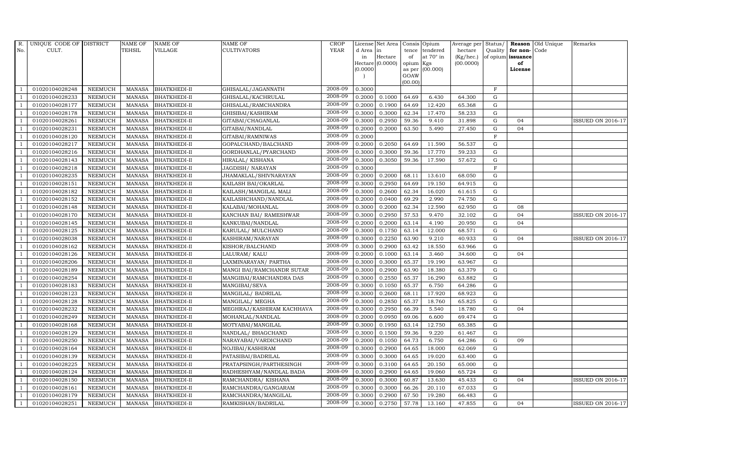| R. No. | UNIQUE CODE OF CULT. | DISTRICT | NAME OF TEHSIL | NAME OF VILLAGE | NAME OF CULTIVATORS | CROP YEAR | License d Area in Hectare (0.0000) | Net Area in Hectare (0.0000) | Consis tence of opium as per GOAW (00.00) | Opium tendered at 70° in Kgs (00.000) | Average per hectare (Kg/hec.) (00.0000) | Status/ Quality of opium | Reason for non-issuance of License | Old Unique Code | Remarks |
|---|---|---|---|---|---|---|---|---|---|---|---|---|---|---|---|
| 1 | 01020104028248 | NEEMUCH | MANASA | BHATKHEDI-II | GHISALAL/JAGANNATH | 2008-09 | 0.3000 | | | | | F | | | |
| 1 | 01020104028233 | NEEMUCH | MANASA | BHATKHEDI-II | GHISALAL/KACHRULAL | 2008-09 | 0.2000 | 0.1000 | 64.69 | 6.430 | 64.300 | G | | | |
| 1 | 01020104028177 | NEEMUCH | MANASA | BHATKHEDI-II | GHISALAL/RAMCHANDRA | 2008-09 | 0.2000 | 0.1900 | 64.69 | 12.420 | 65.368 | G | | | |
| 1 | 01020104028178 | NEEMUCH | MANASA | BHATKHEDI-II | GHISIBAI/KASHIRAM | 2008-09 | 0.3000 | 0.3000 | 62.34 | 17.470 | 58.233 | G | | | |
| 1 | 01020104028261 | NEEMUCH | MANASA | BHATKHEDI-II | GITABAI/CHAGANLAL | 2008-09 | 0.3000 | 0.2950 | 59.36 | 9.410 | 31.898 | G | 04 | | ISSUED ON 2016-17 |
| 1 | 01020104028231 | NEEMUCH | MANASA | BHATKHEDI-II | GITABAI/NANDLAL | 2008-09 | 0.2000 | 0.2000 | 63.50 | 5.490 | 27.450 | G | 04 | | |
| 1 | 01020104028120 | NEEMUCH | MANASA | BHATKHEDI-II | GITABAI/RAMNIWAS | 2008-09 | 0.2000 | | | | | F | | | |
| 1 | 01020104028217 | NEEMUCH | MANASA | BHATKHEDI-II | GOPALCHAND/BALCHAND | 2008-09 | 0.2000 | 0.2050 | 64.69 | 11.590 | 56.537 | G | | | |
| 1 | 01020104028216 | NEEMUCH | MANASA | BHATKHEDI-II | GORDHANLAL/PYARCHAND | 2008-09 | 0.3000 | 0.3000 | 59.36 | 17.770 | 59.233 | G | | | |
| 1 | 01020104028143 | NEEMUCH | MANASA | BHATKHEDI-II | HIRALAL/ KISHANA | 2008-09 | 0.3000 | 0.3050 | 59.36 | 17.590 | 57.672 | G | | | |
| 1 | 01020104028218 | NEEMUCH | MANASA | BHATKHEDI-II | JAGDISH/ NARAYAN | 2008-09 | 0.3000 | | | | | F | | | |
| 1 | 01020104028235 | NEEMUCH | MANASA | BHATKHEDI-II | JHAMAKLAL/SHIVNARAYAN | 2008-09 | 0.2000 | 0.2000 | 68.11 | 13.610 | 68.050 | G | | | |
| 1 | 01020104028151 | NEEMUCH | MANASA | BHATKHEDI-II | KAILASH BAI/OKARLAL | 2008-09 | 0.3000 | 0.2950 | 64.69 | 19.150 | 64.915 | G | | | |
| 1 | 01020104028182 | NEEMUCH | MANASA | BHATKHEDI-II | KAILASH/MANGILAL MALI | 2008-09 | 0.3000 | 0.2600 | 62.34 | 16.020 | 61.615 | G | | | |
| 1 | 01020104028152 | NEEMUCH | MANASA | BHATKHEDI-II | KAILASHCHAND/NANDLAL | 2008-09 | 0.2000 | 0.0400 | 69.29 | 2.990 | 74.750 | G | | | |
| 1 | 01020104028148 | NEEMUCH | MANASA | BHATKHEDI-II | KALABAI/MOHANLAL | 2008-09 | 0.3000 | 0.2000 | 62.34 | 12.590 | 62.950 | G | 08 | | |
| 1 | 01020104028170 | NEEMUCH | MANASA | BHATKHEDI-II | KANCHAN BAI/ RAMESHWAR | 2008-09 | 0.3000 | 0.2950 | 57.53 | 9.470 | 32.102 | G | 04 | | ISSUED ON 2016-17 |
| 1 | 01020104028145 | NEEMUCH | MANASA | BHATKHEDI-II | KANKUBAI/NANDLAL | 2008-09 | 0.2000 | 0.2000 | 63.14 | 4.190 | 20.950 | G | 04 | | |
| 1 | 01020104028125 | NEEMUCH | MANASA | BHATKHEDI-II | KARULAL/ MULCHAND | 2008-09 | 0.3000 | 0.1750 | 63.14 | 12.000 | 68.571 | G | | | |
| 1 | 01020104028038 | NEEMUCH | MANASA | BHATKHEDI-II | KASHIRAM/NARAYAN | 2008-09 | 0.3000 | 0.2250 | 63.90 | 9.210 | 40.933 | G | 04 | | ISSUED ON 2016-17 |
| 1 | 01020104028162 | NEEMUCH | MANASA | BHATKHEDI-II | KISHOR/BALCHAND | 2008-09 | 0.3000 | 0.2900 | 63.42 | 18.550 | 63.966 | G | | | |
| 1 | 01020104028126 | NEEMUCH | MANASA | BHATKHEDI-II | LALURAM/ KALU | 2008-09 | 0.2000 | 0.1000 | 63.14 | 3.460 | 34.600 | G | 04 | | |
| 1 | 01020104028206 | NEEMUCH | MANASA | BHATKHEDI-II | LAXMINARAYAN/ PARTHA | 2008-09 | 0.3000 | 0.3000 | 65.37 | 19.190 | 63.967 | G | | | |
| 1 | 01020104028189 | NEEMUCH | MANASA | BHATKHEDI-II | MANGI BAI/RAMCHANDR SUTAR | 2008-09 | 0.3000 | 0.2900 | 63.90 | 18.380 | 63.379 | G | | | |
| 1 | 01020104028254 | NEEMUCH | MANASA | BHATKHEDI-II | MANGIBAI/RAMCHANDRA DAS | 2008-09 | 0.3000 | 0.2550 | 65.37 | 16.290 | 63.882 | G | | | |
| 1 | 01020104028183 | NEEMUCH | MANASA | BHATKHEDI-II | MANGIBAI/SEVA | 2008-09 | 0.3000 | 0.1050 | 65.37 | 6.750 | 64.286 | G | | | |
| 1 | 01020104028123 | NEEMUCH | MANASA | BHATKHEDI-II | MANGILAL/ BADRILAL | 2008-09 | 0.3000 | 0.2600 | 68.11 | 17.920 | 68.923 | G | | | |
| 1 | 01020104028128 | NEEMUCH | MANASA | BHATKHEDI-II | MANGILAL/ MEGHA | 2008-09 | 0.3000 | 0.2850 | 65.37 | 18.760 | 65.825 | G | | | |
| 1 | 01020104028232 | NEEMUCH | MANASA | BHATKHEDI-II | MEGHRAJ/KASHIRAM KACHHAVA | 2008-09 | 0.3000 | 0.2950 | 66.39 | 5.540 | 18.780 | G | 04 | | |
| 1 | 01020104028249 | NEEMUCH | MANASA | BHATKHEDI-II | MOHANLAL/NANDLAL | 2008-09 | 0.2000 | 0.0950 | 69.06 | 6.600 | 69.474 | G | | | |
| 1 | 01020104028168 | NEEMUCH | MANASA | BHATKHEDI-II | MOTYABAI/MANGILAL | 2008-09 | 0.3000 | 0.1950 | 63.14 | 12.750 | 65.385 | G | | | |
| 1 | 01020104028129 | NEEMUCH | MANASA | BHATKHEDI-II | NANDLAL/ BHAGCHAND | 2008-09 | 0.3000 | 0.1500 | 59.36 | 9.220 | 61.467 | G | | | |
| 1 | 01020104028250 | NEEMUCH | MANASA | BHATKHEDI-II | NARAYABAI/VARDICHAND | 2008-09 | 0.2000 | 0.1050 | 64.73 | 6.750 | 64.286 | G | 09 | | |
| 1 | 01020104028164 | NEEMUCH | MANASA | BHATKHEDI-II | NOJIBAI/KASHIRAM | 2008-09 | 0.3000 | 0.2900 | 64.65 | 18.000 | 62.069 | G | | | |
| 1 | 01020104028139 | NEEMUCH | MANASA | BHATKHEDI-II | PATASIBAI/BADRILAL | 2008-09 | 0.3000 | 0.3000 | 64.65 | 19.020 | 63.400 | G | | | |
| 1 | 01020104028225 | NEEMUCH | MANASA | BHATKHEDI-II | PRATAPSINGH/PARTHESINGH | 2008-09 | 0.3000 | 0.3100 | 64.65 | 20.150 | 65.000 | G | | | |
| 1 | 01020104028124 | NEEMUCH | MANASA | BHATKHEDI-II | RADHESHYAM/NANDLAL BADA | 2008-09 | 0.3000 | 0.2900 | 64.65 | 19.060 | 65.724 | G | | | |
| 1 | 01020104028150 | NEEMUCH | MANASA | BHATKHEDI-II | RAMCHANDRA/ KISHANA | 2008-09 | 0.3000 | 0.3000 | 60.87 | 13.630 | 45.433 | G | 04 | | ISSUED ON 2016-17 |
| 1 | 01020104028161 | NEEMUCH | MANASA | BHATKHEDI-II | RAMCHANDRA/GANGARAM | 2008-09 | 0.3000 | 0.3000 | 66.26 | 20.110 | 67.033 | G | | | |
| 1 | 01020104028179 | NEEMUCH | MANASA | BHATKHEDI-II | RAMCHANDRA/MANGILAL | 2008-09 | 0.3000 | 0.2900 | 67.50 | 19.280 | 66.483 | G | | | |
| 1 | 01020104028251 | NEEMUCH | MANASA | BHATKHEDI-II | RAMKISHAN/BADRILAL | 2008-09 | 0.3000 | 0.2750 | 57.78 | 13.160 | 47.855 | G | 04 | | ISSUED ON 2016-17 |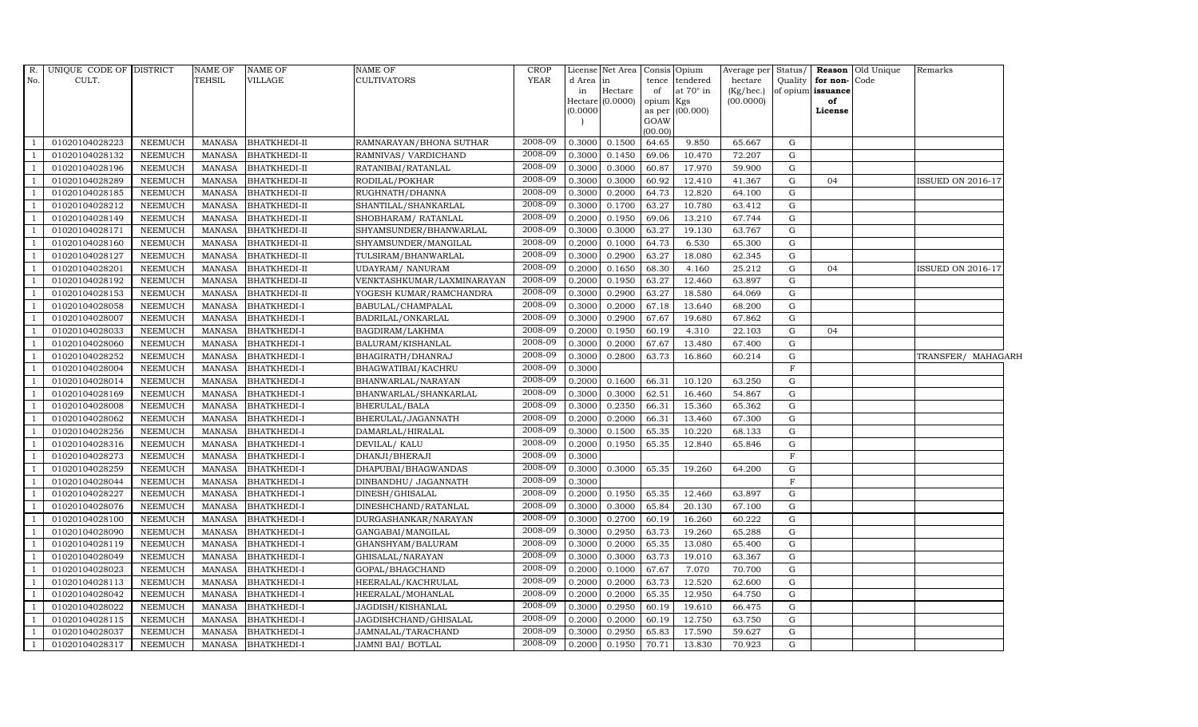| R. No. | UNIQUE CODE OF CULT. | DISTRICT | NAME OF TEHSIL | NAME OF VILLAGE | NAME OF CULTIVATORS | CROP YEAR | License d Area in Hectare (0.0000) | Net Area in Hectare (0.0000) | Consis tence of opium as per GOAW (00.00) | Opium tendered at 70° in Kgs (00.000) | Average per hectare (Kg/hec.) (00.0000) | Status/ Quality of opium | Reason for non-issuance of License | Old Unique Code | Remarks |
|---|---|---|---|---|---|---|---|---|---|---|---|---|---|---|---|
| 1 | 01020104028223 | NEEMUCH | MANASA | BHATKHEDI-II | RAMNARAYAN/BHONA SUTHAR | 2008-09 | 0.3000 | 0.1500 | 64.65 | 9.850 | 65.667 | G | | | |
| 1 | 01020104028132 | NEEMUCH | MANASA | BHATKHEDI-II | RAMNIVAS/ VARDICHAND | 2008-09 | 0.3000 | 0.1450 | 69.06 | 10.470 | 72.207 | G | | | |
| 1 | 01020104028196 | NEEMUCH | MANASA | BHATKHEDI-II | RATANIBAI/RATANLAL | 2008-09 | 0.3000 | 0.3000 | 60.87 | 17.970 | 59.900 | G | | | |
| 1 | 01020104028289 | NEEMUCH | MANASA | BHATKHEDI-II | RODILAL/POKHAR | 2008-09 | 0.3000 | 0.3000 | 60.92 | 12.410 | 41.367 | G | 04 | | ISSUED ON 2016-17 |
| 1 | 01020104028185 | NEEMUCH | MANASA | BHATKHEDI-II | RUGHNATH/DHANNA | 2008-09 | 0.3000 | 0.2000 | 64.73 | 12.820 | 64.100 | G | | | |
| 1 | 01020104028212 | NEEMUCH | MANASA | BHATKHEDI-II | SHANTILAL/SHANKARLAL | 2008-09 | 0.3000 | 0.1700 | 63.27 | 10.780 | 63.412 | G | | | |
| 1 | 01020104028149 | NEEMUCH | MANASA | BHATKHEDI-II | SHOBHARAM/ RATANLAL | 2008-09 | 0.2000 | 0.1950 | 69.06 | 13.210 | 67.744 | G | | | |
| 1 | 01020104028171 | NEEMUCH | MANASA | BHATKHEDI-II | SHYAMSUNDER/BHANWARLAL | 2008-09 | 0.3000 | 0.3000 | 63.27 | 19.130 | 63.767 | G | | | |
| 1 | 01020104028160 | NEEMUCH | MANASA | BHATKHEDI-II | SHYAMSUNDER/MANGILAL | 2008-09 | 0.2000 | 0.1000 | 64.73 | 6.530 | 65.300 | G | | | |
| 1 | 01020104028127 | NEEMUCH | MANASA | BHATKHEDI-II | TULSIRAM/BHANWARLAL | 2008-09 | 0.3000 | 0.2900 | 63.27 | 18.080 | 62.345 | G | | | |
| 1 | 01020104028201 | NEEMUCH | MANASA | BHATKHEDI-II | UDAYRAM/ NANURAM | 2008-09 | 0.2000 | 0.1650 | 68.30 | 4.160 | 25.212 | G | 04 | | ISSUED ON 2016-17 |
| 1 | 01020104028192 | NEEMUCH | MANASA | BHATKHEDI-II | VENKTASHKUMAR/LAXMINARAYAN | 2008-09 | 0.2000 | 0.1950 | 63.27 | 12.460 | 63.897 | G | | | |
| 1 | 01020104028153 | NEEMUCH | MANASA | BHATKHEDI-II | YOGESH KUMAR/RAMCHANDRA | 2008-09 | 0.3000 | 0.2900 | 63.27 | 18.580 | 64.069 | G | | | |
| 1 | 01020104028058 | NEEMUCH | MANASA | BHATKHEDI-I | BABULAL/CHAMPALAL | 2008-09 | 0.3000 | 0.2000 | 67.18 | 13.640 | 68.200 | G | | | |
| 1 | 01020104028007 | NEEMUCH | MANASA | BHATKHEDI-I | BADRILAL/ONKARLAL | 2008-09 | 0.3000 | 0.2900 | 67.67 | 19.680 | 67.862 | G | | | |
| 1 | 01020104028033 | NEEMUCH | MANASA | BHATKHEDI-I | BAGDIRAM/LAKHMA | 2008-09 | 0.2000 | 0.1950 | 60.19 | 4.310 | 22.103 | G | 04 | | |
| 1 | 01020104028060 | NEEMUCH | MANASA | BHATKHEDI-I | BALURAM/KISHANLAL | 2008-09 | 0.3000 | 0.2000 | 67.67 | 13.480 | 67.400 | G | | | |
| 1 | 01020104028252 | NEEMUCH | MANASA | BHATKHEDI-I | BHAGIRATH/DHANRAJ | 2008-09 | 0.3000 | 0.2800 | 63.73 | 16.860 | 60.214 | G | | | TRANSFER/ MAHAGARH |
| 1 | 01020104028004 | NEEMUCH | MANASA | BHATKHEDI-I | BHAGWATIBAI/KACHRU | 2008-09 | 0.3000 | | | | | F | | | |
| 1 | 01020104028014 | NEEMUCH | MANASA | BHATKHEDI-I | BHANWARLAL/NARAYAN | 2008-09 | 0.2000 | 0.1600 | 66.31 | 10.120 | 63.250 | G | | | |
| 1 | 01020104028169 | NEEMUCH | MANASA | BHATKHEDI-I | BHANWARLAL/SHANKARLAL | 2008-09 | 0.3000 | 0.3000 | 62.51 | 16.460 | 54.867 | G | | | |
| 1 | 01020104028008 | NEEMUCH | MANASA | BHATKHEDI-I | BHERULAL/BALA | 2008-09 | 0.3000 | 0.2350 | 66.31 | 15.360 | 65.362 | G | | | |
| 1 | 01020104028062 | NEEMUCH | MANASA | BHATKHEDI-I | BHERULAL/JAGANNATH | 2008-09 | 0.2000 | 0.2000 | 66.31 | 13.460 | 67.300 | G | | | |
| 1 | 01020104028256 | NEEMUCH | MANASA | BHATKHEDI-I | DAMARLAL/HIRALAL | 2008-09 | 0.3000 | 0.1500 | 65.35 | 10.220 | 68.133 | G | | | |
| 1 | 01020104028316 | NEEMUCH | MANASA | BHATKHEDI-I | DEVILAL/ KALU | 2008-09 | 0.2000 | 0.1950 | 65.35 | 12.840 | 65.846 | G | | | |
| 1 | 01020104028273 | NEEMUCH | MANASA | BHATKHEDI-I | DHANJI/BHERAJI | 2008-09 | 0.3000 | | | | | F | | | |
| 1 | 01020104028259 | NEEMUCH | MANASA | BHATKHEDI-I | DHAPUBAI/BHAGWANDAS | 2008-09 | 0.3000 | 0.3000 | 65.35 | 19.260 | 64.200 | G | | | |
| 1 | 01020104028044 | NEEMUCH | MANASA | BHATKHEDI-I | DINBANDHU/ JAGANNATH | 2008-09 | 0.3000 | | | | | F | | | |
| 1 | 01020104028227 | NEEMUCH | MANASA | BHATKHEDI-I | DINESH/GHISALAL | 2008-09 | 0.2000 | 0.1950 | 65.35 | 12.460 | 63.897 | G | | | |
| 1 | 01020104028076 | NEEMUCH | MANASA | BHATKHEDI-I | DINESHCHAND/RATANLAL | 2008-09 | 0.3000 | 0.3000 | 65.84 | 20.130 | 67.100 | G | | | |
| 1 | 01020104028100 | NEEMUCH | MANASA | BHATKHEDI-I | DURGASHANKAR/NARAYAN | 2008-09 | 0.3000 | 0.2700 | 60.19 | 16.260 | 60.222 | G | | | |
| 1 | 01020104028090 | NEEMUCH | MANASA | BHATKHEDI-I | GANGABAI/MANGILAL | 2008-09 | 0.3000 | 0.2950 | 63.73 | 19.260 | 65.288 | G | | | |
| 1 | 01020104028119 | NEEMUCH | MANASA | BHATKHEDI-I | GHANSHYAM/BALURAM | 2008-09 | 0.3000 | 0.2000 | 65.35 | 13.080 | 65.400 | G | | | |
| 1 | 01020104028049 | NEEMUCH | MANASA | BHATKHEDI-I | GHISALAL/NARAYAN | 2008-09 | 0.3000 | 0.3000 | 63.73 | 19.010 | 63.367 | G | | | |
| 1 | 01020104028023 | NEEMUCH | MANASA | BHATKHEDI-I | GOPAL/BHAGCHAND | 2008-09 | 0.2000 | 0.1000 | 67.67 | 7.070 | 70.700 | G | | | |
| 1 | 01020104028113 | NEEMUCH | MANASA | BHATKHEDI-I | HEERALAL/KACHRULAL | 2008-09 | 0.2000 | 0.2000 | 63.73 | 12.520 | 62.600 | G | | | |
| 1 | 01020104028042 | NEEMUCH | MANASA | BHATKHEDI-I | HEERALAL/MOHANLAL | 2008-09 | 0.2000 | 0.2000 | 65.35 | 12.950 | 64.750 | G | | | |
| 1 | 01020104028022 | NEEMUCH | MANASA | BHATKHEDI-I | JAGDISH/KISHANLAL | 2008-09 | 0.3000 | 0.2950 | 60.19 | 19.610 | 66.475 | G | | | |
| 1 | 01020104028115 | NEEMUCH | MANASA | BHATKHEDI-I | JAGDISHCHAND/GHISALAL | 2008-09 | 0.2000 | 0.2000 | 60.19 | 12.750 | 63.750 | G | | | |
| 1 | 01020104028037 | NEEMUCH | MANASA | BHATKHEDI-I | JAMNALAL/TARACHAND | 2008-09 | 0.3000 | 0.2950 | 65.83 | 17.590 | 59.627 | G | | | |
| 1 | 01020104028317 | NEEMUCH | MANASA | BHATKHEDI-I | JAMNI BAI/ BOTLAL | 2008-09 | 0.2000 | 0.1950 | 70.71 | 13.830 | 70.923 | G | | | |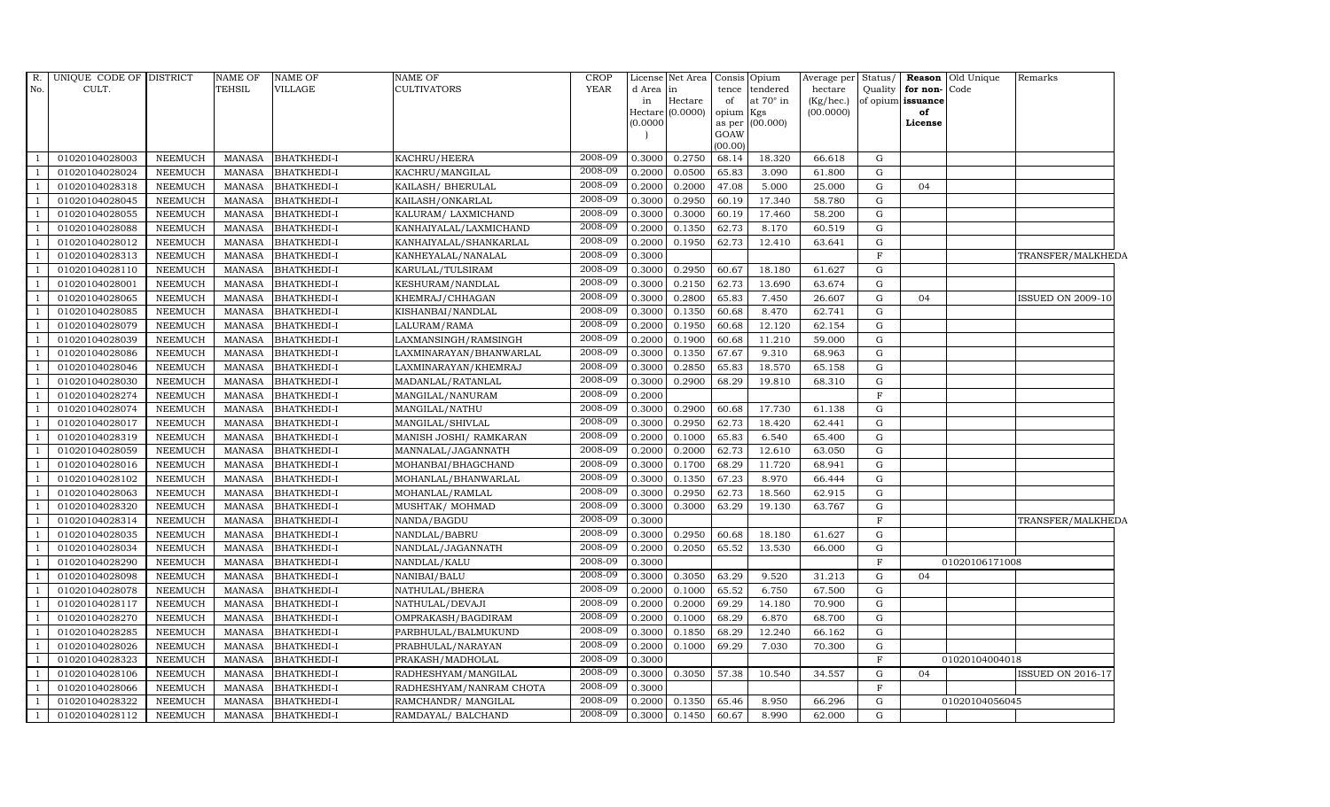| R. No. | UNIQUE CODE OF CULT. | DISTRICT | NAME OF TEHSIL | NAME OF VILLAGE | NAME OF CULTIVATORS | CROP YEAR | License d Area in Hectare (0.0000) | Net Area in Hectare (0.0000) | Consis tence of opium as per GOAW (00.00) | Opium tendered at 70° in Kgs (00.000) | Average per hectare (Kg/hec.) (00.0000) | Status/ Quality of opium | Reason for non-issuance of License | Old Unique Code | Remarks |
|---|---|---|---|---|---|---|---|---|---|---|---|---|---|---|---|
| 1 | 01020104028003 | NEEMUCH | MANASA | BHATKHEDI-I | KACHRU/HEERA | 2008-09 | 0.3000 | 0.2750 | 68.14 | 18.320 | 66.618 | G | | | |
| 1 | 01020104028024 | NEEMUCH | MANASA | BHATKHEDI-I | KACHRU/MANGILAL | 2008-09 | 0.2000 | 0.0500 | 65.83 | 3.090 | 61.800 | G | | | |
| 1 | 01020104028318 | NEEMUCH | MANASA | BHATKHEDI-I | KAILASH/ BHERULAL | 2008-09 | 0.2000 | 0.2000 | 47.08 | 5.000 | 25.000 | G | 04 | | |
| 1 | 01020104028045 | NEEMUCH | MANASA | BHATKHEDI-I | KAILASH/ONKARLAL | 2008-09 | 0.3000 | 0.2950 | 60.19 | 17.340 | 58.780 | G | | | |
| 1 | 01020104028055 | NEEMUCH | MANASA | BHATKHEDI-I | KALURAM/ LAXMICHAND | 2008-09 | 0.3000 | 0.3000 | 60.19 | 17.460 | 58.200 | G | | | |
| 1 | 01020104028088 | NEEMUCH | MANASA | BHATKHEDI-I | KANHAIYALAL/LAXMICHAND | 2008-09 | 0.2000 | 0.1350 | 62.73 | 8.170 | 60.519 | G | | | |
| 1 | 01020104028012 | NEEMUCH | MANASA | BHATKHEDI-I | KANHAIYALAL/SHANKARLAL | 2008-09 | 0.2000 | 0.1950 | 62.73 | 12.410 | 63.641 | G | | | |
| 1 | 01020104028313 | NEEMUCH | MANASA | BHATKHEDI-I | KANHEYALAL/NANALAL | 2008-09 | 0.3000 | | | | | F | | | TRANSFER/MALKHEDA |
| 1 | 01020104028110 | NEEMUCH | MANASA | BHATKHEDI-I | KARULAL/TULSIRAM | 2008-09 | 0.3000 | 0.2950 | 60.67 | 18.180 | 61.627 | G | | | |
| 1 | 01020104028001 | NEEMUCH | MANASA | BHATKHEDI-I | KESHURAM/NANDLAL | 2008-09 | 0.3000 | 0.2150 | 62.73 | 13.690 | 63.674 | G | | | |
| 1 | 01020104028065 | NEEMUCH | MANASA | BHATKHEDI-I | KHEMRAJ/CHHAGAN | 2008-09 | 0.3000 | 0.2800 | 65.83 | 7.450 | 26.607 | G | 04 | | ISSUED ON 2009-10 |
| 1 | 01020104028085 | NEEMUCH | MANASA | BHATKHEDI-I | KISHANBAI/NANDLAL | 2008-09 | 0.3000 | 0.1350 | 60.68 | 8.470 | 62.741 | G | | | |
| 1 | 01020104028079 | NEEMUCH | MANASA | BHATKHEDI-I | LALURAM/RAMA | 2008-09 | 0.2000 | 0.1950 | 60.68 | 12.120 | 62.154 | G | | | |
| 1 | 01020104028039 | NEEMUCH | MANASA | BHATKHEDI-I | LAXMANSINGH/RAMSINGH | 2008-09 | 0.2000 | 0.1900 | 60.68 | 11.210 | 59.000 | G | | | |
| 1 | 01020104028086 | NEEMUCH | MANASA | BHATKHEDI-I | LAXMINARAYAN/BHANWARLAL | 2008-09 | 0.3000 | 0.1350 | 67.67 | 9.310 | 68.963 | G | | | |
| 1 | 01020104028046 | NEEMUCH | MANASA | BHATKHEDI-I | LAXMINARAYAN/KHEMRAJ | 2008-09 | 0.3000 | 0.2850 | 65.83 | 18.570 | 65.158 | G | | | |
| 1 | 01020104028030 | NEEMUCH | MANASA | BHATKHEDI-I | MADANLAL/RATANLAL | 2008-09 | 0.3000 | 0.2900 | 68.29 | 19.810 | 68.310 | G | | | |
| 1 | 01020104028274 | NEEMUCH | MANASA | BHATKHEDI-I | MANGILAL/NANURAM | 2008-09 | 0.2000 | | | | | F | | | |
| 1 | 01020104028074 | NEEMUCH | MANASA | BHATKHEDI-I | MANGILAL/NATHU | 2008-09 | 0.3000 | 0.2900 | 60.68 | 17.730 | 61.138 | G | | | |
| 1 | 01020104028017 | NEEMUCH | MANASA | BHATKHEDI-I | MANGILAL/SHIVLAL | 2008-09 | 0.3000 | 0.2950 | 62.73 | 18.420 | 62.441 | G | | | |
| 1 | 01020104028319 | NEEMUCH | MANASA | BHATKHEDI-I | MANISH JOSHI/ RAMKARAN | 2008-09 | 0.2000 | 0.1000 | 65.83 | 6.540 | 65.400 | G | | | |
| 1 | 01020104028059 | NEEMUCH | MANASA | BHATKHEDI-I | MANNALAL/JAGANNATH | 2008-09 | 0.2000 | 0.2000 | 62.73 | 12.610 | 63.050 | G | | | |
| 1 | 01020104028016 | NEEMUCH | MANASA | BHATKHEDI-I | MOHANBAI/BHAGCHAND | 2008-09 | 0.3000 | 0.1700 | 68.29 | 11.720 | 68.941 | G | | | |
| 1 | 01020104028102 | NEEMUCH | MANASA | BHATKHEDI-I | MOHANLAL/BHANWARLAL | 2008-09 | 0.3000 | 0.1350 | 67.23 | 8.970 | 66.444 | G | | | |
| 1 | 01020104028063 | NEEMUCH | MANASA | BHATKHEDI-I | MOHANLAL/RAMLAL | 2008-09 | 0.3000 | 0.2950 | 62.73 | 18.560 | 62.915 | G | | | |
| 1 | 01020104028320 | NEEMUCH | MANASA | BHATKHEDI-I | MUSHTAK/ MOHMAD | 2008-09 | 0.3000 | 0.3000 | 63.29 | 19.130 | 63.767 | G | | | |
| 1 | 01020104028314 | NEEMUCH | MANASA | BHATKHEDI-I | NANDA/BAGDU | 2008-09 | 0.3000 | | | | | F | | | TRANSFER/MALKHEDA |
| 1 | 01020104028035 | NEEMUCH | MANASA | BHATKHEDI-I | NANDLAL/BABRU | 2008-09 | 0.3000 | 0.2950 | 60.68 | 18.180 | 61.627 | G | | | |
| 1 | 01020104028034 | NEEMUCH | MANASA | BHATKHEDI-I | NANDLAL/JAGANNATH | 2008-09 | 0.2000 | 0.2050 | 65.52 | 13.530 | 66.000 | G | | | |
| 1 | 01020104028290 | NEEMUCH | MANASA | BHATKHEDI-I | NANDLAL/KALU | 2008-09 | 0.3000 | | | | | F | | 01020106171008 | |
| 1 | 01020104028098 | NEEMUCH | MANASA | BHATKHEDI-I | NANIBAI/BALU | 2008-09 | 0.3000 | 0.3050 | 63.29 | 9.520 | 31.213 | G | 04 | | |
| 1 | 01020104028078 | NEEMUCH | MANASA | BHATKHEDI-I | NATHULAL/BHERA | 2008-09 | 0.2000 | 0.1000 | 65.52 | 6.750 | 67.500 | G | | | |
| 1 | 01020104028117 | NEEMUCH | MANASA | BHATKHEDI-I | NATHULAL/DEVAJI | 2008-09 | 0.2000 | 0.2000 | 69.29 | 14.180 | 70.900 | G | | | |
| 1 | 01020104028270 | NEEMUCH | MANASA | BHATKHEDI-I | OMPRAKASH/BAGDIRAM | 2008-09 | 0.2000 | 0.1000 | 68.29 | 6.870 | 68.700 | G | | | |
| 1 | 01020104028285 | NEEMUCH | MANASA | BHATKHEDI-I | PARBHULAL/BALMUKUND | 2008-09 | 0.3000 | 0.1850 | 68.29 | 12.240 | 66.162 | G | | | |
| 1 | 01020104028026 | NEEMUCH | MANASA | BHATKHEDI-I | PRABHULAL/NARAYAN | 2008-09 | 0.2000 | 0.1000 | 69.29 | 7.030 | 70.300 | G | | | |
| 1 | 01020104028323 | NEEMUCH | MANASA | BHATKHEDI-I | PRAKASH/MADHOLAL | 2008-09 | 0.3000 | | | | | F | | 01020104004018 | |
| 1 | 01020104028106 | NEEMUCH | MANASA | BHATKHEDI-I | RADHESHYAM/MANGILAL | 2008-09 | 0.3000 | 0.3050 | 57.38 | 10.540 | 34.557 | G | 04 | | ISSUED ON 2016-17 |
| 1 | 01020104028066 | NEEMUCH | MANASA | BHATKHEDI-I | RADHESHYAM/NANRAM CHOTA | 2008-09 | 0.3000 | | | | | F | | | |
| 1 | 01020104028322 | NEEMUCH | MANASA | BHATKHEDI-I | RAMCHANDR/ MANGILAL | 2008-09 | 0.2000 | 0.1350 | 65.46 | 8.950 | 66.296 | G | | 01020104056045 | |
| 1 | 01020104028112 | NEEMUCH | MANASA | BHATKHEDI-I | RAMDAYAL/ BALCHAND | 2008-09 | 0.3000 | 0.1450 | 60.67 | 8.990 | 62.000 | G | | | |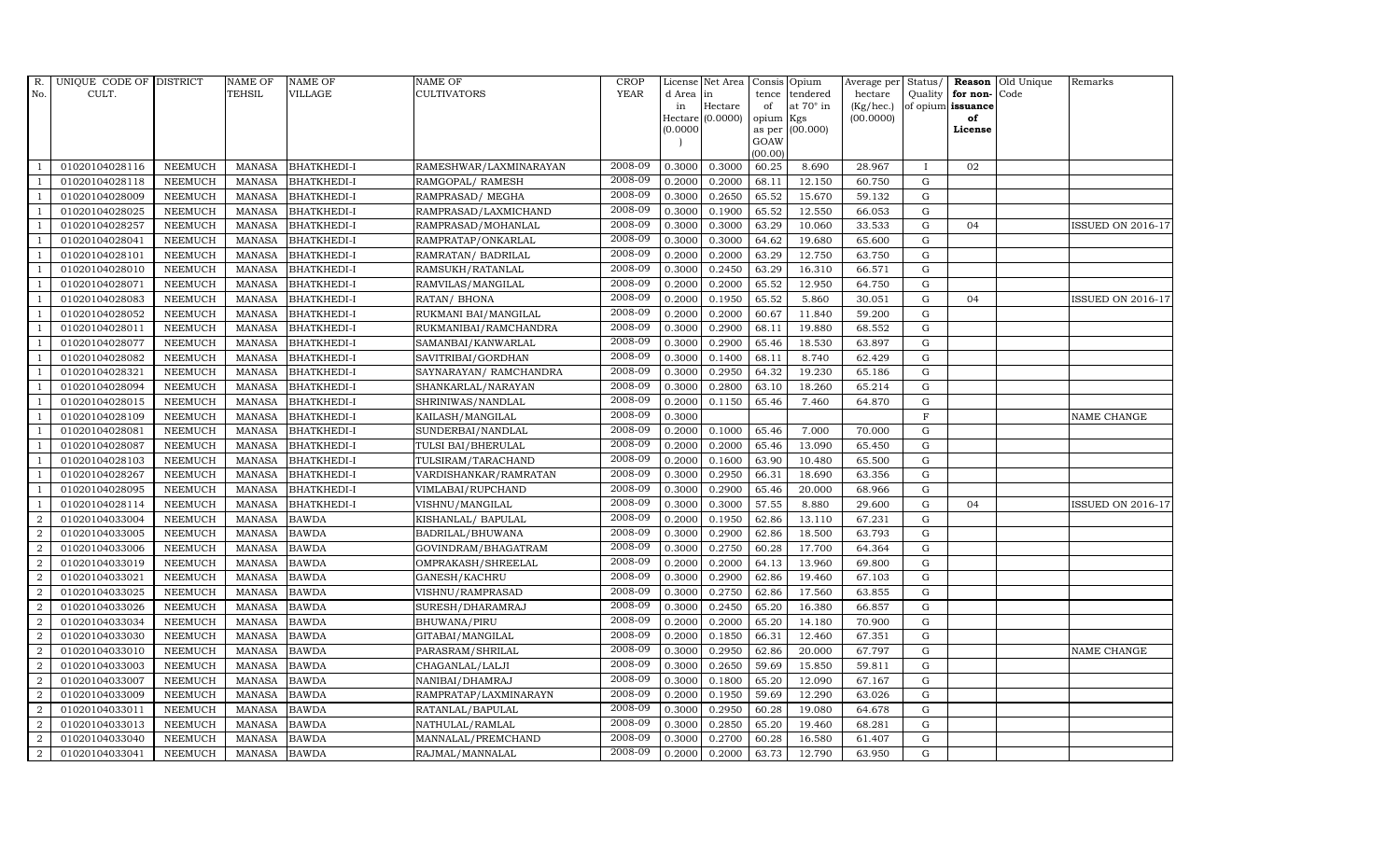| R. No. | UNIQUE CODE OF CULT. | DISTRICT | NAME OF TEHSIL | NAME OF VILLAGE | NAME OF CULTIVATORS | CROP YEAR | License d Area in Hectare (0.0000) | Net Area in Hectare (0.0000) | Consis tence of opium as per GOAW (00.00) | Opium tendered at 70° in Kgs (00.000) | Average per hectare (Kg/hec.) (00.0000) | Status/ Quality of opium | Reason for non-issuance of License | Old Unique Code | Remarks |
|---|---|---|---|---|---|---|---|---|---|---|---|---|---|---|---|
| 1 | 01020104028116 | NEEMUCH | MANASA | BHATKHEDI-I | RAMESHWAR/LAXMINARAYAN | 2008-09 | 0.3000 | 0.3000 | 60.25 | 8.690 | 28.967 | I | 02 | | |
| 1 | 01020104028118 | NEEMUCH | MANASA | BHATKHEDI-I | RAMGOPAL/ RAMESH | 2008-09 | 0.2000 | 0.2000 | 68.11 | 12.150 | 60.750 | G | | | |
| 1 | 01020104028009 | NEEMUCH | MANASA | BHATKHEDI-I | RAMPRASAD/ MEGHA | 2008-09 | 0.3000 | 0.2650 | 65.52 | 15.670 | 59.132 | G | | | |
| 1 | 01020104028025 | NEEMUCH | MANASA | BHATKHEDI-I | RAMPRASAD/LAXMICHAND | 2008-09 | 0.3000 | 0.1900 | 65.52 | 12.550 | 66.053 | G | | | |
| 1 | 01020104028257 | NEEMUCH | MANASA | BHATKHEDI-I | RAMPRASAD/MOHANLAL | 2008-09 | 0.3000 | 0.3000 | 63.29 | 10.060 | 33.533 | G | 04 | | ISSUED ON 2016-17 |
| 1 | 01020104028041 | NEEMUCH | MANASA | BHATKHEDI-I | RAMPRATAP/ONKARLAL | 2008-09 | 0.3000 | 0.3000 | 64.62 | 19.680 | 65.600 | G | | | |
| 1 | 01020104028101 | NEEMUCH | MANASA | BHATKHEDI-I | RAMRATAN/ BADRILAL | 2008-09 | 0.2000 | 0.2000 | 63.29 | 12.750 | 63.750 | G | | | |
| 1 | 01020104028010 | NEEMUCH | MANASA | BHATKHEDI-I | RAMSUKH/RATANLAL | 2008-09 | 0.3000 | 0.2450 | 63.29 | 16.310 | 66.571 | G | | | |
| 1 | 01020104028071 | NEEMUCH | MANASA | BHATKHEDI-I | RAMVILAS/MANGILAL | 2008-09 | 0.2000 | 0.2000 | 65.52 | 12.950 | 64.750 | G | | | |
| 1 | 01020104028083 | NEEMUCH | MANASA | BHATKHEDI-I | RATAN/ BHONA | 2008-09 | 0.2000 | 0.1950 | 65.52 | 5.860 | 30.051 | G | 04 | | ISSUED ON 2016-17 |
| 1 | 01020104028052 | NEEMUCH | MANASA | BHATKHEDI-I | RUKMANI BAI/MANGILAL | 2008-09 | 0.2000 | 0.2000 | 60.67 | 11.840 | 59.200 | G | | | |
| 1 | 01020104028011 | NEEMUCH | MANASA | BHATKHEDI-I | RUKMANIBAI/RAMCHANDRA | 2008-09 | 0.3000 | 0.2900 | 68.11 | 19.880 | 68.552 | G | | | |
| 1 | 01020104028077 | NEEMUCH | MANASA | BHATKHEDI-I | SAMANBAI/KANWARLAL | 2008-09 | 0.3000 | 0.2900 | 65.46 | 18.530 | 63.897 | G | | | |
| 1 | 01020104028082 | NEEMUCH | MANASA | BHATKHEDI-I | SAVITRIBAI/GORDHAN | 2008-09 | 0.3000 | 0.1400 | 68.11 | 8.740 | 62.429 | G | | | |
| 1 | 01020104028321 | NEEMUCH | MANASA | BHATKHEDI-I | SAYNARAYAN/ RAMCHANDRA | 2008-09 | 0.3000 | 0.2950 | 64.32 | 19.230 | 65.186 | G | | | |
| 1 | 01020104028094 | NEEMUCH | MANASA | BHATKHEDI-I | SHANKARLAL/NARAYAN | 2008-09 | 0.3000 | 0.2800 | 63.10 | 18.260 | 65.214 | G | | | |
| 1 | 01020104028015 | NEEMUCH | MANASA | BHATKHEDI-I | SHRINIWAS/NANDLAL | 2008-09 | 0.2000 | 0.1150 | 65.46 | 7.460 | 64.870 | G | | | |
| 1 | 01020104028109 | NEEMUCH | MANASA | BHATKHEDI-I | KAILASH/MANGILAL | 2008-09 | 0.3000 | | | | | F | | | NAME CHANGE |
| 1 | 01020104028081 | NEEMUCH | MANASA | BHATKHEDI-I | SUNDERBAI/NANDLAL | 2008-09 | 0.2000 | 0.1000 | 65.46 | 7.000 | 70.000 | G | | | |
| 1 | 01020104028087 | NEEMUCH | MANASA | BHATKHEDI-I | TULSI BAI/BHERULAL | 2008-09 | 0.2000 | 0.2000 | 65.46 | 13.090 | 65.450 | G | | | |
| 1 | 01020104028103 | NEEMUCH | MANASA | BHATKHEDI-I | TULSIRAM/TARACHAND | 2008-09 | 0.2000 | 0.1600 | 63.90 | 10.480 | 65.500 | G | | | |
| 1 | 01020104028267 | NEEMUCH | MANASA | BHATKHEDI-I | VARDISHANKAR/RAMRATAN | 2008-09 | 0.3000 | 0.2950 | 66.31 | 18.690 | 63.356 | G | | | |
| 1 | 01020104028095 | NEEMUCH | MANASA | BHATKHEDI-I | VIMLABAI/RUPCHAND | 2008-09 | 0.3000 | 0.2900 | 65.46 | 20.000 | 68.966 | G | | | |
| 1 | 01020104028114 | NEEMUCH | MANASA | BHATKHEDI-I | VISHNU/MANGILAL | 2008-09 | 0.3000 | 0.3000 | 57.55 | 8.880 | 29.600 | G | 04 | | ISSUED ON 2016-17 |
| 2 | 01020104033004 | NEEMUCH | MANASA | BAWDA | KISHANLAL/ BAPULAL | 2008-09 | 0.2000 | 0.1950 | 62.86 | 13.110 | 67.231 | G | | | |
| 2 | 01020104033005 | NEEMUCH | MANASA | BAWDA | BADRILAL/BHUWANA | 2008-09 | 0.3000 | 0.2900 | 62.86 | 18.500 | 63.793 | G | | | |
| 2 | 01020104033006 | NEEMUCH | MANASA | BAWDA | GOVINDRAM/BHAGATRAM | 2008-09 | 0.3000 | 0.2750 | 60.28 | 17.700 | 64.364 | G | | | |
| 2 | 01020104033019 | NEEMUCH | MANASA | BAWDA | OMPRAKASH/SHREELAL | 2008-09 | 0.2000 | 0.2000 | 64.13 | 13.960 | 69.800 | G | | | |
| 2 | 01020104033021 | NEEMUCH | MANASA | BAWDA | GANESH/KACHRU | 2008-09 | 0.3000 | 0.2900 | 62.86 | 19.460 | 67.103 | G | | | |
| 2 | 01020104033025 | NEEMUCH | MANASA | BAWDA | VISHNU/RAMPRASAD | 2008-09 | 0.3000 | 0.2750 | 62.86 | 17.560 | 63.855 | G | | | |
| 2 | 01020104033026 | NEEMUCH | MANASA | BAWDA | SURESH/DHARAMRAJ | 2008-09 | 0.3000 | 0.2450 | 65.20 | 16.380 | 66.857 | G | | | |
| 2 | 01020104033034 | NEEMUCH | MANASA | BAWDA | BHUWANA/PIRU | 2008-09 | 0.2000 | 0.2000 | 65.20 | 14.180 | 70.900 | G | | | |
| 2 | 01020104033030 | NEEMUCH | MANASA | BAWDA | GITABAI/MANGILAL | 2008-09 | 0.2000 | 0.1850 | 66.31 | 12.460 | 67.351 | G | | | |
| 2 | 01020104033010 | NEEMUCH | MANASA | BAWDA | PARASRAM/SHRILAL | 2008-09 | 0.3000 | 0.2950 | 62.86 | 20.000 | 67.797 | G | | | NAME CHANGE |
| 2 | 01020104033003 | NEEMUCH | MANASA | BAWDA | CHAGANLAL/LALJI | 2008-09 | 0.3000 | 0.2650 | 59.69 | 15.850 | 59.811 | G | | | |
| 2 | 01020104033007 | NEEMUCH | MANASA | BAWDA | NANIBAI/DHAMRAJ | 2008-09 | 0.3000 | 0.1800 | 65.20 | 12.090 | 67.167 | G | | | |
| 2 | 01020104033009 | NEEMUCH | MANASA | BAWDA | RAMPRATAP/LAXMINARAYN | 2008-09 | 0.2000 | 0.1950 | 59.69 | 12.290 | 63.026 | G | | | |
| 2 | 01020104033011 | NEEMUCH | MANASA | BAWDA | RATANLAL/BAPULAL | 2008-09 | 0.3000 | 0.2950 | 60.28 | 19.080 | 64.678 | G | | | |
| 2 | 01020104033013 | NEEMUCH | MANASA | BAWDA | NATHULAL/RAMLAL | 2008-09 | 0.3000 | 0.2850 | 65.20 | 19.460 | 68.281 | G | | | |
| 2 | 01020104033040 | NEEMUCH | MANASA | BAWDA | MANNALAL/PREMCHAND | 2008-09 | 0.3000 | 0.2700 | 60.28 | 16.580 | 61.407 | G | | | |
| 2 | 01020104033041 | NEEMUCH | MANASA | BAWDA | RAJMAL/MANNALAL | 2008-09 | 0.2000 | 0.2000 | 63.73 | 12.790 | 63.950 | G | | | |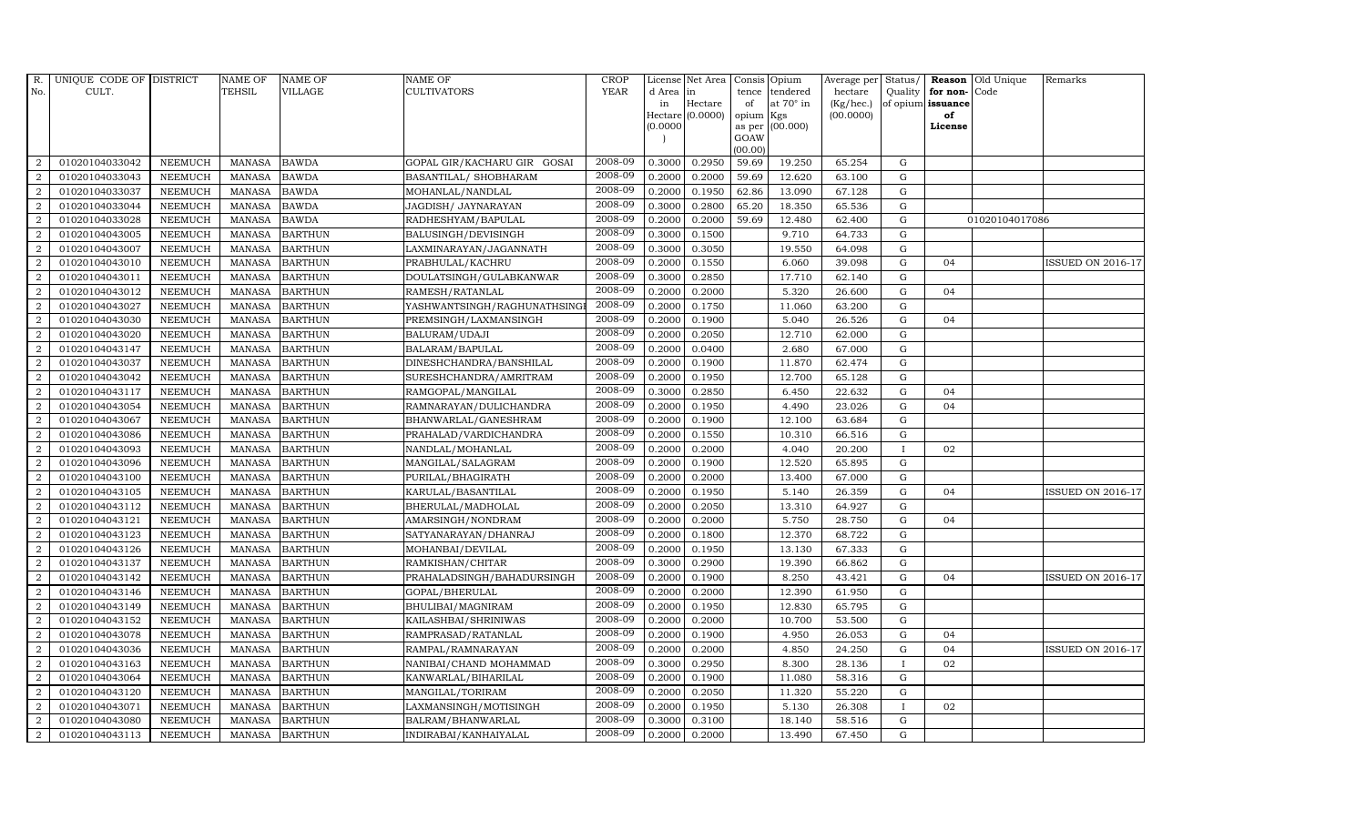| R. No. | UNIQUE CODE OF CULT. | DISTRICT | NAME OF TEHSIL | NAME OF VILLAGE | NAME OF CULTIVATORS | CROP YEAR | License d Area in Hectare (0.0000) | Net Area in Hectare (0.0000) | Consis tence of opium as per GOAW (00.00) | Opium tendered at 70° in Kgs (00.000) | Average per hectare (Kg/hec.) (00.0000) | Status/ Quality of opium | Reason for non-issuance of License | Old Unique Code | Remarks |
|---|---|---|---|---|---|---|---|---|---|---|---|---|---|---|---|
| 2 | 01020104033042 | NEEMUCH | MANASA | BAWDA | GOPAL GIR/KACHARU GIR GOSAI | 2008-09 | 0.3000 | 0.2950 | 59.69 | 19.250 | 65.254 | G | | | |
| 2 | 01020104033043 | NEEMUCH | MANASA | BAWDA | BASANTILAL/ SHOBHARAM | 2008-09 | 0.2000 | 0.2000 | 59.69 | 12.620 | 63.100 | G | | | |
| 2 | 01020104033037 | NEEMUCH | MANASA | BAWDA | MOHANLAL/NANDLAL | 2008-09 | 0.2000 | 0.1950 | 62.86 | 13.090 | 67.128 | G | | | |
| 2 | 01020104033044 | NEEMUCH | MANASA | BAWDA | JAGDISH/ JAYNARAYAN | 2008-09 | 0.3000 | 0.2800 | 65.20 | 18.350 | 65.536 | G | | | |
| 2 | 01020104033028 | NEEMUCH | MANASA | BAWDA | RADHESHYAM/BAPULAL | 2008-09 | 0.2000 | 0.2000 | 59.69 | 12.480 | 62.400 | G | | 01020104017086 | |
| 2 | 01020104043005 | NEEMUCH | MANASA | BARTHUN | BALUSINGH/DEVISINGH | 2008-09 | 0.3000 | 0.1500 | | 9.710 | 64.733 | G | | | |
| 2 | 01020104043007 | NEEMUCH | MANASA | BARTHUN | LAXMINARAYAN/JAGANNATH | 2008-09 | 0.3000 | 0.3050 | | 19.550 | 64.098 | G | | | |
| 2 | 01020104043010 | NEEMUCH | MANASA | BARTHUN | PRABHULAL/KACHRU | 2008-09 | 0.2000 | 0.1550 | | 6.060 | 39.098 | G | 04 | | ISSUED ON 2016-17 |
| 2 | 01020104043011 | NEEMUCH | MANASA | BARTHUN | DOULATSINGH/GULABKANWAR | 2008-09 | 0.3000 | 0.2850 | | 17.710 | 62.140 | G | | | |
| 2 | 01020104043012 | NEEMUCH | MANASA | BARTHUN | RAMESH/RATANLAL | 2008-09 | 0.2000 | 0.2000 | | 5.320 | 26.600 | G | 04 | | |
| 2 | 01020104043027 | NEEMUCH | MANASA | BARTHUN | YASHWANTSINGH/RAGHUNATHSINGH | 2008-09 | 0.2000 | 0.1750 | | 11.060 | 63.200 | G | | | |
| 2 | 01020104043030 | NEEMUCH | MANASA | BARTHUN | PREMSINGH/LAXMANSINGH | 2008-09 | 0.2000 | 0.1900 | | 5.040 | 26.526 | G | 04 | | |
| 2 | 01020104043020 | NEEMUCH | MANASA | BARTHUN | BALURAM/UDAJI | 2008-09 | 0.2000 | 0.2050 | | 12.710 | 62.000 | G | | | |
| 2 | 01020104043147 | NEEMUCH | MANASA | BARTHUN | BALARAM/BAPULAL | 2008-09 | 0.2000 | 0.0400 | | 2.680 | 67.000 | G | | | |
| 2 | 01020104043037 | NEEMUCH | MANASA | BARTHUN | DINESHCHANDRA/BANSHILAL | 2008-09 | 0.2000 | 0.1900 | | 11.870 | 62.474 | G | | | |
| 2 | 01020104043042 | NEEMUCH | MANASA | BARTHUN | SURESHCHANDRA/AMRITRAM | 2008-09 | 0.2000 | 0.1950 | | 12.700 | 65.128 | G | | | |
| 2 | 01020104043117 | NEEMUCH | MANASA | BARTHUN | RAMGOPAL/MANGILAL | 2008-09 | 0.3000 | 0.2850 | | 6.450 | 22.632 | G | 04 | | |
| 2 | 01020104043054 | NEEMUCH | MANASA | BARTHUN | RAMNARAYAN/DULICHANDRA | 2008-09 | 0.2000 | 0.1950 | | 4.490 | 23.026 | G | 04 | | |
| 2 | 01020104043067 | NEEMUCH | MANASA | BARTHUN | BHANWARLAL/GANESHRAM | 2008-09 | 0.2000 | 0.1900 | | 12.100 | 63.684 | G | | | |
| 2 | 01020104043086 | NEEMUCH | MANASA | BARTHUN | PRAHALAD/VARDICHANDRA | 2008-09 | 0.2000 | 0.1550 | | 10.310 | 66.516 | G | | | |
| 2 | 01020104043093 | NEEMUCH | MANASA | BARTHUN | NANDLAL/MOHANLAL | 2008-09 | 0.2000 | 0.2000 | | 4.040 | 20.200 | I | 02 | | |
| 2 | 01020104043096 | NEEMUCH | MANASA | BARTHUN | MANGILAL/SALAGRAM | 2008-09 | 0.2000 | 0.1900 | | 12.520 | 65.895 | G | | | |
| 2 | 01020104043100 | NEEMUCH | MANASA | BARTHUN | PURILAL/BHAGIRATH | 2008-09 | 0.2000 | 0.2000 | | 13.400 | 67.000 | G | | | |
| 2 | 01020104043105 | NEEMUCH | MANASA | BARTHUN | KARULAL/BASANTILAL | 2008-09 | 0.2000 | 0.1950 | | 5.140 | 26.359 | G | 04 | | ISSUED ON 2016-17 |
| 2 | 01020104043112 | NEEMUCH | MANASA | BARTHUN | BHERULAL/MADHOLAL | 2008-09 | 0.2000 | 0.2050 | | 13.310 | 64.927 | G | | | |
| 2 | 01020104043121 | NEEMUCH | MANASA | BARTHUN | AMARSINGH/NONDRAM | 2008-09 | 0.2000 | 0.2000 | | 5.750 | 28.750 | G | 04 | | |
| 2 | 01020104043123 | NEEMUCH | MANASA | BARTHUN | SATYANARAYAN/DHANRAJ | 2008-09 | 0.2000 | 0.1800 | | 12.370 | 68.722 | G | | | |
| 2 | 01020104043126 | NEEMUCH | MANASA | BARTHUN | MOHANBAI/DEVILAL | 2008-09 | 0.2000 | 0.1950 | | 13.130 | 67.333 | G | | | |
| 2 | 01020104043137 | NEEMUCH | MANASA | BARTHUN | RAMKISHAN/CHITAR | 2008-09 | 0.3000 | 0.2900 | | 19.390 | 66.862 | G | | | |
| 2 | 01020104043142 | NEEMUCH | MANASA | BARTHUN | PRAHALADSINGH/BAHADURSINGH | 2008-09 | 0.2000 | 0.1900 | | 8.250 | 43.421 | G | 04 | | ISSUED ON 2016-17 |
| 2 | 01020104043146 | NEEMUCH | MANASA | BARTHUN | GOPAL/BHERULAL | 2008-09 | 0.2000 | 0.2000 | | 12.390 | 61.950 | G | | | |
| 2 | 01020104043149 | NEEMUCH | MANASA | BARTHUN | BHULIBAI/MAGNIRAM | 2008-09 | 0.2000 | 0.1950 | | 12.830 | 65.795 | G | | | |
| 2 | 01020104043152 | NEEMUCH | MANASA | BARTHUN | KAILASHBAI/SHRINIWAS | 2008-09 | 0.2000 | 0.2000 | | 10.700 | 53.500 | G | | | |
| 2 | 01020104043078 | NEEMUCH | MANASA | BARTHUN | RAMPRASAD/RATANLAL | 2008-09 | 0.2000 | 0.1900 | | 4.950 | 26.053 | G | 04 | | |
| 2 | 01020104043036 | NEEMUCH | MANASA | BARTHUN | RAMPAL/RAMNARAYAN | 2008-09 | 0.2000 | 0.2000 | | 4.850 | 24.250 | G | 04 | | ISSUED ON 2016-17 |
| 2 | 01020104043163 | NEEMUCH | MANASA | BARTHUN | NANIBAI/CHAND MOHAMMAD | 2008-09 | 0.3000 | 0.2950 | | 8.300 | 28.136 | I | 02 | | |
| 2 | 01020104043064 | NEEMUCH | MANASA | BARTHUN | KANWARLAL/BIHARILAL | 2008-09 | 0.2000 | 0.1900 | | 11.080 | 58.316 | G | | | |
| 2 | 01020104043120 | NEEMUCH | MANASA | BARTHUN | MANGILAL/TORIRAM | 2008-09 | 0.2000 | 0.2050 | | 11.320 | 55.220 | G | | | |
| 2 | 01020104043071 | NEEMUCH | MANASA | BARTHUN | LAXMANSINGH/MOTISINGH | 2008-09 | 0.2000 | 0.1950 | | 5.130 | 26.308 | I | 02 | | |
| 2 | 01020104043080 | NEEMUCH | MANASA | BARTHUN | BALRAM/BHANWARLAL | 2008-09 | 0.3000 | 0.3100 | | 18.140 | 58.516 | G | | | |
| 2 | 01020104043113 | NEEMUCH | MANASA | BARTHUN | INDIRABAI/KANHAIYALAL | 2008-09 | 0.2000 | 0.2000 | | 13.490 | 67.450 | G | | | |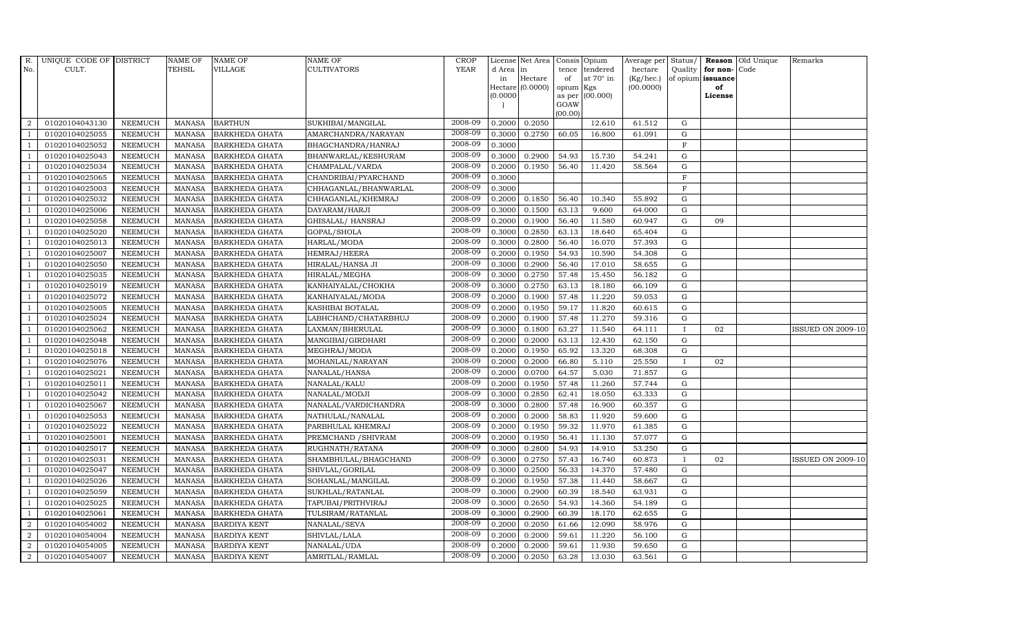| R. No. | UNIQUE CODE OF CULT. | DISTRICT | NAME OF TEHSIL | NAME OF VILLAGE | NAME OF CULTIVATORS | CROP YEAR | License d Area in Hectare (0.0000) | Net Area in Hectare (0.0000) | Consis tence of opium as per GOAW (00.00) | Opium tendered at 70° in Kgs (00.000) | Average per hectare (Kg/hec.) (00.0000) | Status/ Quality of opium | Reason for non-issuance of License | Old Unique Code | Remarks |
|---|---|---|---|---|---|---|---|---|---|---|---|---|---|---|---|
| 2 | 01020104043130 | NEEMUCH | MANASA | BARTHUN | SUKHIBAI/MANGILAL | 2008-09 | 0.2000 | 0.2050 | | 12.610 | 61.512 | G | | | |
| 1 | 01020104025055 | NEEMUCH | MANASA | BARKHEDA GHATA | AMARCHANDRA/NARAYAN | 2008-09 | 0.3000 | 0.2750 | 60.05 | 16.800 | 61.091 | G | | | |
| 1 | 01020104025052 | NEEMUCH | MANASA | BARKHEDA GHATA | BHAGCHANDRA/HANRAJ | 2008-09 | 0.3000 | | | | | F | | | |
| 1 | 01020104025043 | NEEMUCH | MANASA | BARKHEDA GHATA | BHANWARLAL/KESHURAM | 2008-09 | 0.3000 | 0.2900 | 54.93 | 15.730 | 54.241 | G | | | |
| 1 | 01020104025034 | NEEMUCH | MANASA | BARKHEDA GHATA | CHAMPALAL/VARDA | 2008-09 | 0.2000 | 0.1950 | 56.40 | 11.420 | 58.564 | G | | | |
| 1 | 01020104025065 | NEEMUCH | MANASA | BARKHEDA GHATA | CHANDRIBAI/PYARCHAND | 2008-09 | 0.3000 | | | | | F | | | |
| 1 | 01020104025003 | NEEMUCH | MANASA | BARKHEDA GHATA | CHHAGANLAL/BHANWARLAL | 2008-09 | 0.3000 | | | | | F | | | |
| 1 | 01020104025032 | NEEMUCH | MANASA | BARKHEDA GHATA | CHHAGANLAL/KHEMRAJ | 2008-09 | 0.2000 | 0.1850 | 56.40 | 10.340 | 55.892 | G | | | |
| 1 | 01020104025006 | NEEMUCH | MANASA | BARKHEDA GHATA | DAYARAM/HARJI | 2008-09 | 0.3000 | 0.1500 | 63.13 | 9.600 | 64.000 | G | | | |
| 1 | 01020104025058 | NEEMUCH | MANASA | BARKHEDA GHATA | GHISALAL/ HANSRAJ | 2008-09 | 0.2000 | 0.1900 | 56.40 | 11.580 | 60.947 | G | 09 | | |
| 1 | 01020104025020 | NEEMUCH | MANASA | BARKHEDA GHATA | GOPAL/SHOLA | 2008-09 | 0.3000 | 0.2850 | 63.13 | 18.640 | 65.404 | G | | | |
| 1 | 01020104025013 | NEEMUCH | MANASA | BARKHEDA GHATA | HARLAL/MODA | 2008-09 | 0.3000 | 0.2800 | 56.40 | 16.070 | 57.393 | G | | | |
| 1 | 01020104025007 | NEEMUCH | MANASA | BARKHEDA GHATA | HEMRAJ/HEERA | 2008-09 | 0.2000 | 0.1950 | 54.93 | 10.590 | 54.308 | G | | | |
| 1 | 01020104025050 | NEEMUCH | MANASA | BARKHEDA GHATA | HIRALAL/HANSA JI | 2008-09 | 0.3000 | 0.2900 | 56.40 | 17.010 | 58.655 | G | | | |
| 1 | 01020104025035 | NEEMUCH | MANASA | BARKHEDA GHATA | HIRALAL/MEGHA | 2008-09 | 0.3000 | 0.2750 | 57.48 | 15.450 | 56.182 | G | | | |
| 1 | 01020104025019 | NEEMUCH | MANASA | BARKHEDA GHATA | KANHAIYALAL/CHOKHA | 2008-09 | 0.3000 | 0.2750 | 63.13 | 18.180 | 66.109 | G | | | |
| 1 | 01020104025072 | NEEMUCH | MANASA | BARKHEDA GHATA | KANHAIYALAL/MODA | 2008-09 | 0.2000 | 0.1900 | 57.48 | 11.220 | 59.053 | G | | | |
| 1 | 01020104025005 | NEEMUCH | MANASA | BARKHEDA GHATA | KASHIBAI BOTALAL | 2008-09 | 0.2000 | 0.1950 | 59.17 | 11.820 | 60.615 | G | | | |
| 1 | 01020104025024 | NEEMUCH | MANASA | BARKHEDA GHATA | LABHCHAND/CHATARBHUJ | 2008-09 | 0.2000 | 0.1900 | 57.48 | 11.270 | 59.316 | G | | | |
| 1 | 01020104025062 | NEEMUCH | MANASA | BARKHEDA GHATA | LAXMAN/BHERULAL | 2008-09 | 0.3000 | 0.1800 | 63.27 | 11.540 | 64.111 | I | 02 | | ISSUED ON 2009-10 |
| 1 | 01020104025048 | NEEMUCH | MANASA | BARKHEDA GHATA | MANGIBAI/GIRDHARI | 2008-09 | 0.2000 | 0.2000 | 63.13 | 12.430 | 62.150 | G | | | |
| 1 | 01020104025018 | NEEMUCH | MANASA | BARKHEDA GHATA | MEGHRAJ/MODA | 2008-09 | 0.2000 | 0.1950 | 65.92 | 13.320 | 68.308 | G | | | |
| 1 | 01020104025076 | NEEMUCH | MANASA | BARKHEDA GHATA | MOHANLAL/NARAYAN | 2008-09 | 0.2000 | 0.2000 | 66.80 | 5.110 | 25.550 | I | 02 | | |
| 1 | 01020104025021 | NEEMUCH | MANASA | BARKHEDA GHATA | NANALAL/HANSA | 2008-09 | 0.2000 | 0.0700 | 64.57 | 5.030 | 71.857 | G | | | |
| 1 | 01020104025011 | NEEMUCH | MANASA | BARKHEDA GHATA | NANALAL/KALU | 2008-09 | 0.2000 | 0.1950 | 57.48 | 11.260 | 57.744 | G | | | |
| 1 | 01020104025042 | NEEMUCH | MANASA | BARKHEDA GHATA | NANALAL/MODJI | 2008-09 | 0.3000 | 0.2850 | 62.41 | 18.050 | 63.333 | G | | | |
| 1 | 01020104025067 | NEEMUCH | MANASA | BARKHEDA GHATA | NANALAL/VARDICHANDRA | 2008-09 | 0.3000 | 0.2800 | 57.48 | 16.900 | 60.357 | G | | | |
| 1 | 01020104025053 | NEEMUCH | MANASA | BARKHEDA GHATA | NATHULAL/NANALAL | 2008-09 | 0.2000 | 0.2000 | 58.83 | 11.920 | 59.600 | G | | | |
| 1 | 01020104025022 | NEEMUCH | MANASA | BARKHEDA GHATA | PARBHULAL KHEMRAJ | 2008-09 | 0.2000 | 0.1950 | 59.32 | 11.970 | 61.385 | G | | | |
| 1 | 01020104025001 | NEEMUCH | MANASA | BARKHEDA GHATA | PREMCHAND /SHIVRAM | 2008-09 | 0.2000 | 0.1950 | 56.41 | 11.130 | 57.077 | G | | | |
| 1 | 01020104025017 | NEEMUCH | MANASA | BARKHEDA GHATA | RUGHNATH/RATANA | 2008-09 | 0.3000 | 0.2800 | 54.93 | 14.910 | 53.250 | G | | | |
| 1 | 01020104025031 | NEEMUCH | MANASA | BARKHEDA GHATA | SHAMBHULAL/BHAGCHAND | 2008-09 | 0.3000 | 0.2750 | 57.43 | 16.740 | 60.873 | I | 02 | | ISSUED ON 2009-10 |
| 1 | 01020104025047 | NEEMUCH | MANASA | BARKHEDA GHATA | SHIVLAL/GORILAL | 2008-09 | 0.3000 | 0.2500 | 56.33 | 14.370 | 57.480 | G | | | |
| 1 | 01020104025026 | NEEMUCH | MANASA | BARKHEDA GHATA | SOHANLAL/MANGILAL | 2008-09 | 0.2000 | 0.1950 | 57.38 | 11.440 | 58.667 | G | | | |
| 1 | 01020104025059 | NEEMUCH | MANASA | BARKHEDA GHATA | SUKHLAL/RATANLAL | 2008-09 | 0.3000 | 0.2900 | 60.39 | 18.540 | 63.931 | G | | | |
| 1 | 01020104025025 | NEEMUCH | MANASA | BARKHEDA GHATA | TAPUBAI/PRITHVIRAJ | 2008-09 | 0.3000 | 0.2650 | 54.93 | 14.360 | 54.189 | G | | | |
| 1 | 01020104025061 | NEEMUCH | MANASA | BARKHEDA GHATA | TULSIRAM/RATANLAL | 2008-09 | 0.3000 | 0.2900 | 60.39 | 18.170 | 62.655 | G | | | |
| 2 | 01020104054002 | NEEMUCH | MANASA | BARDIYA KENT | NANALAL/SEVA | 2008-09 | 0.2000 | 0.2050 | 61.66 | 12.090 | 58.976 | G | | | |
| 2 | 01020104054004 | NEEMUCH | MANASA | BARDIYA KENT | SHIVLAL/LALA | 2008-09 | 0.2000 | 0.2000 | 59.61 | 11.220 | 56.100 | G | | | |
| 2 | 01020104054005 | NEEMUCH | MANASA | BARDIYA KENT | NANALAL/UDA | 2008-09 | 0.2000 | 0.2000 | 59.61 | 11.930 | 59.650 | G | | | |
| 2 | 01020104054007 | NEEMUCH | MANASA | BARDIYA KENT | AMRITLAL/RAMLAL | 2008-09 | 0.2000 | 0.2050 | 63.28 | 13.030 | 63.561 | G | | | |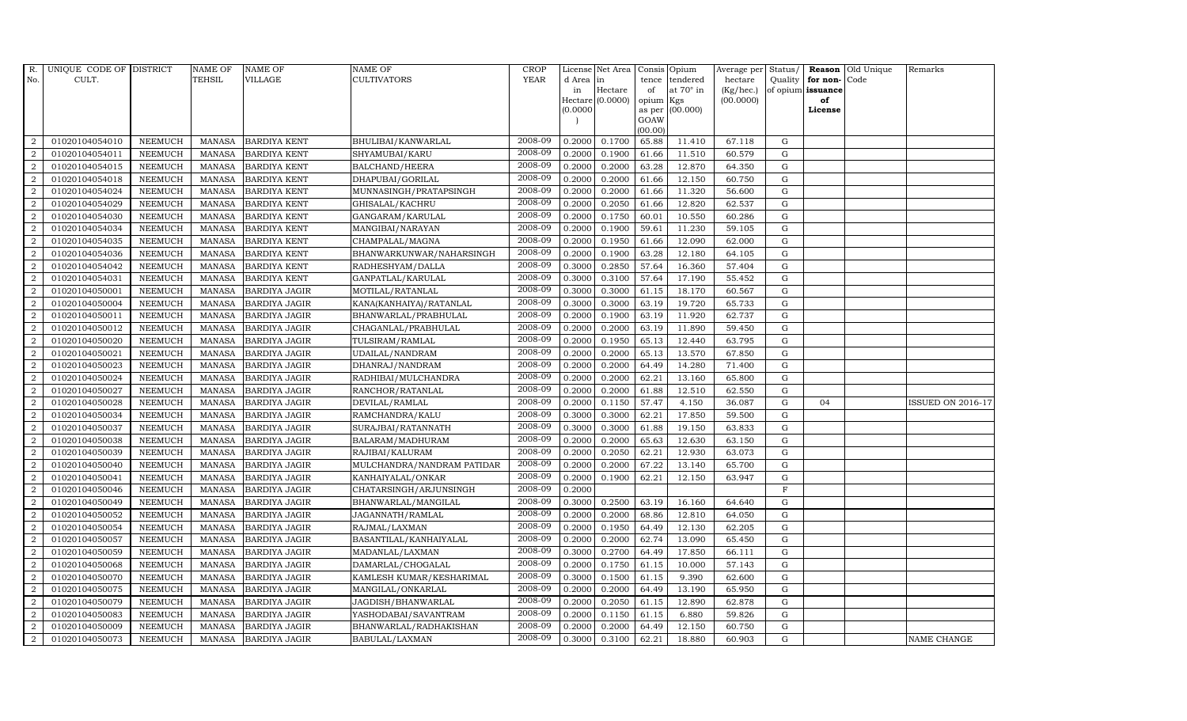| R. No. | UNIQUE CODE OF CULT. | DISTRICT | NAME OF TEHSIL | NAME OF VILLAGE | NAME OF CULTIVATORS | CROP YEAR | License d Area in Hectare (0.0000) | Net Area in Hectare (0.0000) | Consis tence of opium as per GOAW (00.00) | Opium tendered at 70° in Kgs (00.000) | Average per hectare (Kg/hec.) (00.0000) | Status/ Quality of opium | Reason for non-issuance of License | Old Unique Code | Remarks |
|---|---|---|---|---|---|---|---|---|---|---|---|---|---|---|---|
| 2 | 01020104054010 | NEEMUCH | MANASA | BARDIYA KENT | BHULIBAI/KANWARLAL | 2008-09 | 0.2000 | 0.1700 | 65.88 | 11.410 | 67.118 | G | | | |
| 2 | 01020104054011 | NEEMUCH | MANASA | BARDIYA KENT | SHYAMUBAI/KARU | 2008-09 | 0.2000 | 0.1900 | 61.66 | 11.510 | 60.579 | G | | | |
| 2 | 01020104054015 | NEEMUCH | MANASA | BARDIYA KENT | BALCHAND/HEERA | 2008-09 | 0.2000 | 0.2000 | 63.28 | 12.870 | 64.350 | G | | | |
| 2 | 01020104054018 | NEEMUCH | MANASA | BARDIYA KENT | DHAPUBAI/GORILAL | 2008-09 | 0.2000 | 0.2000 | 61.66 | 12.150 | 60.750 | G | | | |
| 2 | 01020104054024 | NEEMUCH | MANASA | BARDIYA KENT | MUNNASINGH/PRATAPSINGH | 2008-09 | 0.2000 | 0.2000 | 61.66 | 11.320 | 56.600 | G | | | |
| 2 | 01020104054029 | NEEMUCH | MANASA | BARDIYA KENT | GHISALAL/KACHRU | 2008-09 | 0.2000 | 0.2050 | 61.66 | 12.820 | 62.537 | G | | | |
| 2 | 01020104054030 | NEEMUCH | MANASA | BARDIYA KENT | GANGARAM/KARULAL | 2008-09 | 0.2000 | 0.1750 | 60.01 | 10.550 | 60.286 | G | | | |
| 2 | 01020104054034 | NEEMUCH | MANASA | BARDIYA KENT | MANGIBAI/NARAYAN | 2008-09 | 0.2000 | 0.1900 | 59.61 | 11.230 | 59.105 | G | | | |
| 2 | 01020104054035 | NEEMUCH | MANASA | BARDIYA KENT | CHAMPALAL/MAGNA | 2008-09 | 0.2000 | 0.1950 | 61.66 | 12.090 | 62.000 | G | | | |
| 2 | 01020104054036 | NEEMUCH | MANASA | BARDIYA KENT | BHANWARKUNWAR/NAHARSINGH | 2008-09 | 0.2000 | 0.1900 | 63.28 | 12.180 | 64.105 | G | | | |
| 2 | 01020104054042 | NEEMUCH | MANASA | BARDIYA KENT | RADHESHYAM/DALLA | 2008-09 | 0.3000 | 0.2850 | 57.64 | 16.360 | 57.404 | G | | | |
| 2 | 01020104054031 | NEEMUCH | MANASA | BARDIYA KENT | GANPATLAL/KARULAL | 2008-09 | 0.3000 | 0.3100 | 57.64 | 17.190 | 55.452 | G | | | |
| 2 | 01020104050001 | NEEMUCH | MANASA | BARDIYA JAGIR | MOTILAL/RATANLAL | 2008-09 | 0.3000 | 0.3000 | 61.15 | 18.170 | 60.567 | G | | | |
| 2 | 01020104050004 | NEEMUCH | MANASA | BARDIYA JAGIR | KANA(KANHAIYA)/RATANLAL | 2008-09 | 0.3000 | 0.3000 | 63.19 | 19.720 | 65.733 | G | | | |
| 2 | 01020104050011 | NEEMUCH | MANASA | BARDIYA JAGIR | BHANWARLAL/PRABHULAL | 2008-09 | 0.2000 | 0.1900 | 63.19 | 11.920 | 62.737 | G | | | |
| 2 | 01020104050012 | NEEMUCH | MANASA | BARDIYA JAGIR | CHAGANLAL/PRABHULAL | 2008-09 | 0.2000 | 0.2000 | 63.19 | 11.890 | 59.450 | G | | | |
| 2 | 01020104050020 | NEEMUCH | MANASA | BARDIYA JAGIR | TULSIRAM/RAMLAL | 2008-09 | 0.2000 | 0.1950 | 65.13 | 12.440 | 63.795 | G | | | |
| 2 | 01020104050021 | NEEMUCH | MANASA | BARDIYA JAGIR | UDAILAL/NANDRAM | 2008-09 | 0.2000 | 0.2000 | 65.13 | 13.570 | 67.850 | G | | | |
| 2 | 01020104050023 | NEEMUCH | MANASA | BARDIYA JAGIR | DHANRAJ/NANDRAM | 2008-09 | 0.2000 | 0.2000 | 64.49 | 14.280 | 71.400 | G | | | |
| 2 | 01020104050024 | NEEMUCH | MANASA | BARDIYA JAGIR | RADHIBAI/MULCHANDRA | 2008-09 | 0.2000 | 0.2000 | 62.21 | 13.160 | 65.800 | G | | | |
| 2 | 01020104050027 | NEEMUCH | MANASA | BARDIYA JAGIR | RANCHOR/RATANLAL | 2008-09 | 0.2000 | 0.2000 | 61.88 | 12.510 | 62.550 | G | | | |
| 2 | 01020104050028 | NEEMUCH | MANASA | BARDIYA JAGIR | DEVILAL/RAMLAL | 2008-09 | 0.2000 | 0.1150 | 57.47 | 4.150 | 36.087 | G | 04 | | ISSUED ON 2016-17 |
| 2 | 01020104050034 | NEEMUCH | MANASA | BARDIYA JAGIR | RAMCHANDRA/KALU | 2008-09 | 0.3000 | 0.3000 | 62.21 | 17.850 | 59.500 | G | | | |
| 2 | 01020104050037 | NEEMUCH | MANASA | BARDIYA JAGIR | SURAJBAI/RATANNATH | 2008-09 | 0.3000 | 0.3000 | 61.88 | 19.150 | 63.833 | G | | | |
| 2 | 01020104050038 | NEEMUCH | MANASA | BARDIYA JAGIR | BALARAM/MADHURAM | 2008-09 | 0.2000 | 0.2000 | 65.63 | 12.630 | 63.150 | G | | | |
| 2 | 01020104050039 | NEEMUCH | MANASA | BARDIYA JAGIR | RAJIBAI/KALURAM | 2008-09 | 0.2000 | 0.2050 | 62.21 | 12.930 | 63.073 | G | | | |
| 2 | 01020104050040 | NEEMUCH | MANASA | BARDIYA JAGIR | MULCHANDRA/NANDRAM PATIDAR | 2008-09 | 0.2000 | 0.2000 | 67.22 | 13.140 | 65.700 | G | | | |
| 2 | 01020104050041 | NEEMUCH | MANASA | BARDIYA JAGIR | KANHAIYALAL/ONKAR | 2008-09 | 0.2000 | 0.1900 | 62.21 | 12.150 | 63.947 | G | | | |
| 2 | 01020104050046 | NEEMUCH | MANASA | BARDIYA JAGIR | CHATARSINGH/ARJUNSINGH | 2008-09 | 0.2000 | | | | | F | | | |
| 2 | 01020104050049 | NEEMUCH | MANASA | BARDIYA JAGIR | BHANWARLAL/MANGILAL | 2008-09 | 0.3000 | 0.2500 | 63.19 | 16.160 | 64.640 | G | | | |
| 2 | 01020104050052 | NEEMUCH | MANASA | BARDIYA JAGIR | JAGANNATH/RAMLAL | 2008-09 | 0.2000 | 0.2000 | 68.86 | 12.810 | 64.050 | G | | | |
| 2 | 01020104050054 | NEEMUCH | MANASA | BARDIYA JAGIR | RAJMAL/LAXMAN | 2008-09 | 0.2000 | 0.1950 | 64.49 | 12.130 | 62.205 | G | | | |
| 2 | 01020104050057 | NEEMUCH | MANASA | BARDIYA JAGIR | BASANTILAL/KANHAIYALAL | 2008-09 | 0.2000 | 0.2000 | 62.74 | 13.090 | 65.450 | G | | | |
| 2 | 01020104050059 | NEEMUCH | MANASA | BARDIYA JAGIR | MADANLAL/LAXMAN | 2008-09 | 0.3000 | 0.2700 | 64.49 | 17.850 | 66.111 | G | | | |
| 2 | 01020104050068 | NEEMUCH | MANASA | BARDIYA JAGIR | DAMARLAL/CHOGALAL | 2008-09 | 0.2000 | 0.1750 | 61.15 | 10.000 | 57.143 | G | | | |
| 2 | 01020104050070 | NEEMUCH | MANASA | BARDIYA JAGIR | KAMLESH KUMAR/KESHARIMAL | 2008-09 | 0.3000 | 0.1500 | 61.15 | 9.390 | 62.600 | G | | | |
| 2 | 01020104050075 | NEEMUCH | MANASA | BARDIYA JAGIR | MANGILAL/ONKARLAL | 2008-09 | 0.2000 | 0.2000 | 64.49 | 13.190 | 65.950 | G | | | |
| 2 | 01020104050079 | NEEMUCH | MANASA | BARDIYA JAGIR | JAGDISH/BHANWARLAL | 2008-09 | 0.2000 | 0.2050 | 61.15 | 12.890 | 62.878 | G | | | |
| 2 | 01020104050083 | NEEMUCH | MANASA | BARDIYA JAGIR | YASHODABAI/SAVANTRAM | 2008-09 | 0.2000 | 0.1150 | 61.15 | 6.880 | 59.826 | G | | | |
| 2 | 01020104050009 | NEEMUCH | MANASA | BARDIYA JAGIR | BHANWARLAL/RADHAKISHAN | 2008-09 | 0.2000 | 0.2000 | 64.49 | 12.150 | 60.750 | G | | | |
| 2 | 01020104050073 | NEEMUCH | MANASA | BARDIYA JAGIR | BABULAL/LAXMAN | 2008-09 | 0.3000 | 0.3100 | 62.21 | 18.880 | 60.903 | G | | | NAME CHANGE |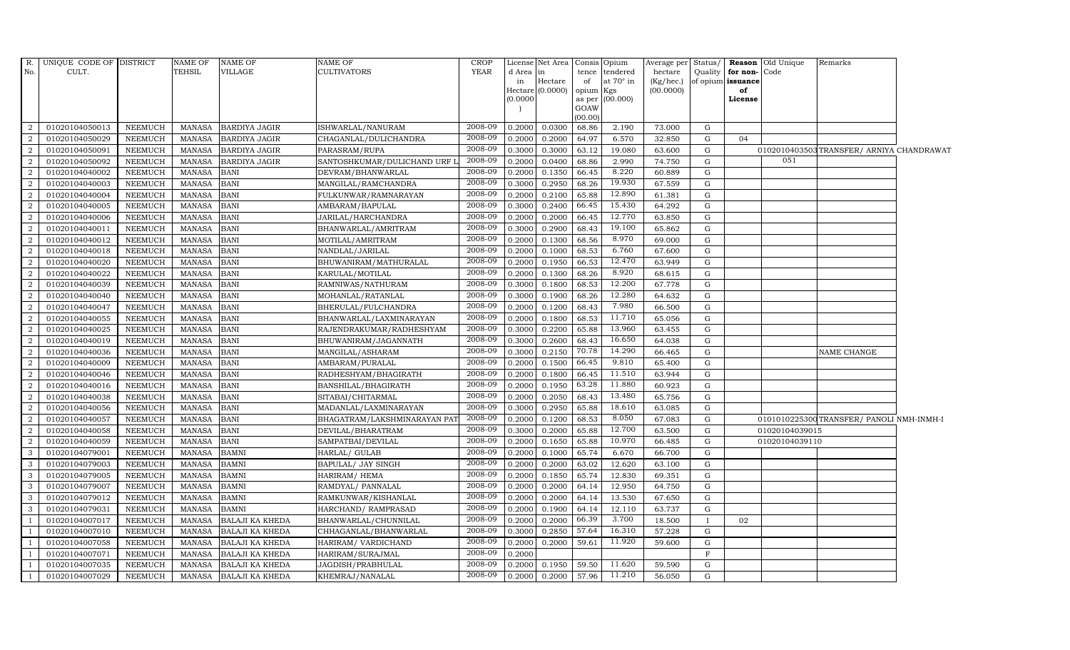| R. No. | UNIQUE CODE OF CULT. | DISTRICT | NAME OF TEHSIL | NAME OF VILLAGE | NAME OF CULTIVATORS | CROP YEAR | License d Area in Hectare (0.0000) | Net Area in Hectare (0.0000) | Consis tence of opium as per GOAW (00.00) | Opium tendered at 70° in Kgs (00.000) | Average per hectare (Kg/hec.) (00.0000) | Status/ Quality of opium | Reason for non-issuance of License | Old Unique Code | Remarks |
|---|---|---|---|---|---|---|---|---|---|---|---|---|---|---|---|
| 2 | 01020104050013 | NEEMUCH | MANASA | BARDIYA JAGIR | ISHWARLAL/NANURAM | 2008-09 | 0.2000 | 0.0300 | 68.86 | 2.190 | 73.000 | G | | | |
| 2 | 01020104050029 | NEEMUCH | MANASA | BARDIYA JAGIR | CHAGANLAL/DULICHANDRA | 2008-09 | 0.2000 | 0.2000 | 64.97 | 6.570 | 32.850 | G | 04 | | |
| 2 | 01020104050091 | NEEMUCH | MANASA | BARDIYA JAGIR | PARASRAM/RUPA | 2008-09 | 0.3000 | 0.3000 | 63.12 | 19.080 | 63.600 | G | | 01020104035030 | TRANSFER/ ARNIYA CHANDRAWAT |
| 2 | 01020104050092 | NEEMUCH | MANASA | BARDIYA JAGIR | SANTOSHKUMAR/DULICHAND URF L | 2008-09 | 0.2000 | 0.0400 | 68.86 | 2.990 | 74.750 | G | | 051 | |
| 2 | 01020104040002 | NEEMUCH | MANASA | BANI | DEVRAM/BHANWARLAL | 2008-09 | 0.2000 | 0.1350 | 66.45 | 8.220 | 60.889 | G | | | |
| 2 | 01020104040003 | NEEMUCH | MANASA | BANI | MANGILAL/RAMCHANDRA | 2008-09 | 0.3000 | 0.2950 | 68.26 | 19.930 | 67.559 | G | | | |
| 2 | 01020104040004 | NEEMUCH | MANASA | BANI | FULKUNWAR/RAMNARAYAN | 2008-09 | 0.2000 | 0.2100 | 65.88 | 12.890 | 61.381 | G | | | |
| 2 | 01020104040005 | NEEMUCH | MANASA | BANI | AMBARAM/BAPULAL | 2008-09 | 0.3000 | 0.2400 | 66.45 | 15.430 | 64.292 | G | | | |
| 2 | 01020104040006 | NEEMUCH | MANASA | BANI | JARILAL/HARCHANDRA | 2008-09 | 0.2000 | 0.2000 | 66.45 | 12.770 | 63.850 | G | | | |
| 2 | 01020104040011 | NEEMUCH | MANASA | BANI | BHANWARLAL/AMRITRAM | 2008-09 | 0.3000 | 0.2900 | 68.43 | 19.100 | 65.862 | G | | | |
| 2 | 01020104040012 | NEEMUCH | MANASA | BANI | MOTILAL/AMRITRAM | 2008-09 | 0.2000 | 0.1300 | 68.56 | 8.970 | 69.000 | G | | | |
| 2 | 01020104040018 | NEEMUCH | MANASA | BANI | NANDLAL/JARILAL | 2008-09 | 0.2000 | 0.1000 | 68.53 | 6.760 | 67.600 | G | | | |
| 2 | 01020104040020 | NEEMUCH | MANASA | BANI | BHUWANIRAM/MATHURALAL | 2008-09 | 0.2000 | 0.1950 | 66.53 | 12.470 | 63.949 | G | | | |
| 2 | 01020104040022 | NEEMUCH | MANASA | BANI | KARULAL/MOTILAL | 2008-09 | 0.2000 | 0.1300 | 68.26 | 8.920 | 68.615 | G | | | |
| 2 | 01020104040039 | NEEMUCH | MANASA | BANI | RAMNIWAS/NATHURAM | 2008-09 | 0.3000 | 0.1800 | 68.53 | 12.200 | 67.778 | G | | | |
| 2 | 01020104040040 | NEEMUCH | MANASA | BANI | MOHANLAL/RATANLAL | 2008-09 | 0.3000 | 0.1900 | 68.26 | 12.280 | 64.632 | G | | | |
| 2 | 01020104040047 | NEEMUCH | MANASA | BANI | BHERULAL/FULCHANDRA | 2008-09 | 0.2000 | 0.1200 | 68.43 | 7.980 | 66.500 | G | | | |
| 2 | 01020104040055 | NEEMUCH | MANASA | BANI | BHANWARLAL/LAXMINARAYAN | 2008-09 | 0.2000 | 0.1800 | 68.53 | 11.710 | 65.056 | G | | | |
| 2 | 01020104040025 | NEEMUCH | MANASA | BANI | RAJENDRAKUMAR/RADHESHYAM | 2008-09 | 0.3000 | 0.2200 | 65.88 | 13.960 | 63.455 | G | | | |
| 2 | 01020104040019 | NEEMUCH | MANASA | BANI | BHUWANIRAM/JAGANNATH | 2008-09 | 0.3000 | 0.2600 | 68.43 | 16.650 | 64.038 | G | | | |
| 2 | 01020104040036 | NEEMUCH | MANASA | BANI | MANGILAL/ASHARAM | 2008-09 | 0.3000 | 0.2150 | 70.78 | 14.290 | 66.465 | G | | | NAME CHANGE |
| 2 | 01020104040009 | NEEMUCH | MANASA | BANI | AMBARAM/PURALAL | 2008-09 | 0.2000 | 0.1500 | 66.45 | 9.810 | 65.400 | G | | | |
| 2 | 01020104040046 | NEEMUCH | MANASA | BANI | RADHESHYAM/BHAGIRATH | 2008-09 | 0.2000 | 0.1800 | 66.45 | 11.510 | 63.944 | G | | | |
| 2 | 01020104040016 | NEEMUCH | MANASA | BANI | BANSHILAL/BHAGIRATH | 2008-09 | 0.2000 | 0.1950 | 63.28 | 11.880 | 60.923 | G | | | |
| 2 | 01020104040038 | NEEMUCH | MANASA | BANI | SITABAI/CHITARMAL | 2008-09 | 0.2000 | 0.2050 | 68.43 | 13.480 | 65.756 | G | | | |
| 2 | 01020104040056 | NEEMUCH | MANASA | BANI | MADANLAL/LAXMINARAYAN | 2008-09 | 0.3000 | 0.2950 | 65.88 | 18.610 | 63.085 | G | | | |
| 2 | 01020104040057 | NEEMUCH | MANASA | BANI | BHAGATRAM/LAKSHMINARAYAN PAT | 2008-09 | 0.2000 | 0.1200 | 68.53 | 8.050 | 67.083 | G | | 01010102253000 | TRANSFER/ PANOLI NMH-INMH-I |
| 2 | 01020104040058 | NEEMUCH | MANASA | BANI | DEVILAL/BHARATRAM | 2008-09 | 0.3000 | 0.2000 | 65.88 | 12.700 | 63.500 | G | | 01020104039015 | |
| 2 | 01020104040059 | NEEMUCH | MANASA | BANI | SAMPATBAI/DEVILAL | 2008-09 | 0.2000 | 0.1650 | 65.88 | 10.970 | 66.485 | G | | 01020104039110 | |
| 3 | 01020104079001 | NEEMUCH | MANASA | BAMNI | HARLAL/ GULAB | 2008-09 | 0.2000 | 0.1000 | 65.74 | 6.670 | 66.700 | G | | | |
| 3 | 01020104079003 | NEEMUCH | MANASA | BAMNI | BAPULAL/ JAY SINGH | 2008-09 | 0.2000 | 0.2000 | 63.02 | 12.620 | 63.100 | G | | | |
| 3 | 01020104079005 | NEEMUCH | MANASA | BAMNI | HARIRAM/ HEMA | 2008-09 | 0.2000 | 0.1850 | 65.74 | 12.830 | 69.351 | G | | | |
| 3 | 01020104079007 | NEEMUCH | MANASA | BAMNI | RAMDYAL/ PANNALAL | 2008-09 | 0.2000 | 0.2000 | 64.14 | 12.950 | 64.750 | G | | | |
| 3 | 01020104079012 | NEEMUCH | MANASA | BAMNI | RAMKUNWAR/KISHANLAL | 2008-09 | 0.2000 | 0.2000 | 64.14 | 13.530 | 67.650 | G | | | |
| 3 | 01020104079031 | NEEMUCH | MANASA | BAMNI | HARCHAND/ RAMPRASAD | 2008-09 | 0.2000 | 0.1900 | 64.14 | 12.110 | 63.737 | G | | | |
| 1 | 01020104007017 | NEEMUCH | MANASA | BALAJI KA KHEDA | BHANWARLAL/CHUNNILAL | 2008-09 | 0.2000 | 0.2000 | 66.39 | 3.700 | 18.500 | I | 02 | | |
| 1 | 01020104007010 | NEEMUCH | MANASA | BALAJI KA KHEDA | CHHAGANLAL/BHANWARLAL | 2008-09 | 0.3000 | 0.2850 | 57.64 | 16.310 | 57.228 | G | | | |
| 1 | 01020104007058 | NEEMUCH | MANASA | BALAJI KA KHEDA | HARIRAM/ VARDICHAND | 2008-09 | 0.2000 | 0.2000 | 59.61 | 11.920 | 59.600 | G | | | |
| 1 | 01020104007071 | NEEMUCH | MANASA | BALAJI KA KHEDA | HARIRAM/SURAJMAL | 2008-09 | 0.2000 | | | | | F | | | |
| 1 | 01020104007035 | NEEMUCH | MANASA | BALAJI KA KHEDA | JAGDISH/PRABHULAL | 2008-09 | 0.2000 | 0.1950 | 59.50 | 11.620 | 59.590 | G | | | |
| 1 | 01020104007029 | NEEMUCH | MANASA | BALAJI KA KHEDA | KHEMRAJ/NANALAL | 2008-09 | 0.2000 | 0.2000 | 57.96 | 11.210 | 56.050 | G | | | |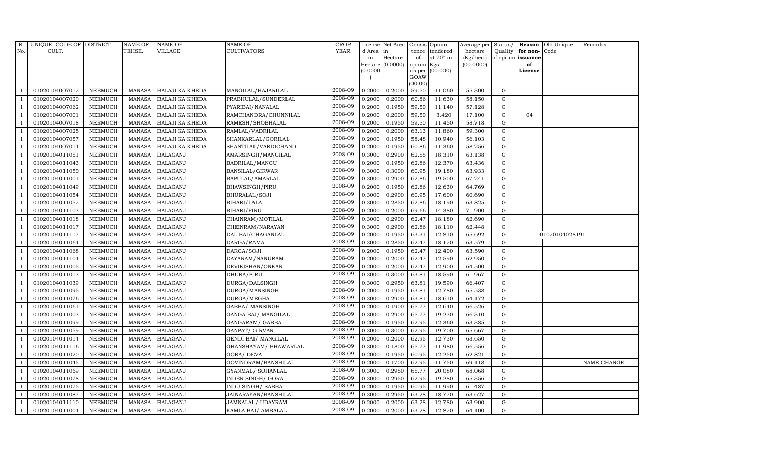| R. No. | UNIQUE CODE OF CULT. | DISTRICT | NAME OF TEHSIL | NAME OF VILLAGE | NAME OF CULTIVATORS | CROP YEAR | License d Area in Hectare (0.0000) | Net Area in Hectare (0.0000) | Consis tence of opium as per GOAW (00.00) | Opium tendered at 70° in Kgs (00.000) | Average per hectare (Kg/hec.) (00.0000) | Status/ Quality of opium | Reason for non-issuance of License | Old Unique Code | Remarks |
|---|---|---|---|---|---|---|---|---|---|---|---|---|---|---|---|
| 1 | 01020104007012 | NEEMUCH | MANASA | BALAJI KA KHEDA | MANGILAL/HAJARILAL | 2008-09 | 0.2000 | 0.2000 | 59.50 | 11.060 | 55.300 | G | | | |
| 1 | 01020104007020 | NEEMUCH | MANASA | BALAJI KA KHEDA | PRABHULAL/SUNDERLAL | 2008-09 | 0.2000 | 0.2000 | 60.86 | 11.630 | 58.150 | G | | | |
| 1 | 01020104007062 | NEEMUCH | MANASA | BALAJI KA KHEDA | PYARIBAI/NANALAL | 2008-09 | 0.2000 | 0.1950 | 59.50 | 11.140 | 57.128 | G | | | |
| 1 | 01020104007001 | NEEMUCH | MANASA | BALAJI KA KHEDA | RAMCHANDRA/CHUNNILAL | 2008-09 | 0.2000 | 0.2000 | 59.50 | 3.420 | 17.100 | G | 04 | | |
| 1 | 01020104007018 | NEEMUCH | MANASA | BALAJI KA KHEDA | RAMESH/SHOBHALAL | 2008-09 | 0.2000 | 0.1950 | 59.50 | 11.450 | 58.718 | G | | | |
| 1 | 01020104007025 | NEEMUCH | MANASA | BALAJI KA KHEDA | RAMLAL/VADRILAL | 2008-09 | 0.2000 | 0.2000 | 63.13 | 11.860 | 59.300 | G | | | |
| 1 | 01020104007057 | NEEMUCH | MANASA | BALAJI KA KHEDA | SHANKARLAL/GORILAL | 2008-09 | 0.2000 | 0.1950 | 58.48 | 10.940 | 56.103 | G | | | |
| 1 | 01020104007014 | NEEMUCH | MANASA | BALAJI KA KHEDA | SHANTILAL/VARDICHAND | 2008-09 | 0.2000 | 0.1950 | 60.86 | 11.360 | 58.256 | G | | | |
| 1 | 01020104011051 | NEEMUCH | MANASA | BALAGANJ | AMARSINGH/MANGILAL | 2008-09 | 0.3000 | 0.2900 | 62.55 | 18.310 | 63.138 | G | | | |
| 1 | 01020104011043 | NEEMUCH | MANASA | BALAGANJ | BADRILAL/MANGU | 2008-09 | 0.2000 | 0.1950 | 62.86 | 12.370 | 63.436 | G | | | |
| 1 | 01020104011050 | NEEMUCH | MANASA | BALAGANJ | BANSILAL/GIRWAR | 2008-09 | 0.3000 | 0.3000 | 60.95 | 19.180 | 63.933 | G | | | |
| 1 | 01020104011001 | NEEMUCH | MANASA | BALAGANJ | BAPULAL/AMARLAL | 2008-09 | 0.3000 | 0.2900 | 62.86 | 19.500 | 67.241 | G | | | |
| 1 | 01020104011049 | NEEMUCH | MANASA | BALAGANJ | BHAWSINGH/PIRU | 2008-09 | 0.2000 | 0.1950 | 62.86 | 12.630 | 64.769 | G | | | |
| 1 | 01020104011054 | NEEMUCH | MANASA | BALAGANJ | BHURALAL/SOJI | 2008-09 | 0.3000 | 0.2900 | 60.95 | 17.600 | 60.690 | G | | | |
| 1 | 01020104011052 | NEEMUCH | MANASA | BALAGANJ | BIHARI/LALA | 2008-09 | 0.3000 | 0.2850 | 62.86 | 18.190 | 63.825 | G | | | |
| 1 | 01020104011103 | NEEMUCH | MANASA | BALAGANJ | BIHARI/PIRU | 2008-09 | 0.2000 | 0.2000 | 69.66 | 14.380 | 71.900 | G | | | |
| 1 | 01020104011018 | NEEMUCH | MANASA | BALAGANJ | CHAINRAM/MOTILAL | 2008-09 | 0.3000 | 0.2900 | 62.47 | 18.180 | 62.690 | G | | | |
| 1 | 01020104011017 | NEEMUCH | MANASA | BALAGANJ | CHEINRAM/NARAYAN | 2008-09 | 0.3000 | 0.2900 | 62.86 | 18.110 | 62.448 | G | | | |
| 1 | 01020104011117 | NEEMUCH | MANASA | BALAGANJ | DALIBAI/CHAGANLAL | 2008-09 | 0.2000 | 0.1950 | 63.31 | 12.810 | 65.692 | G | | 01020104028191 | |
| 1 | 01020104011064 | NEEMUCH | MANASA | BALAGANJ | DARGA/RAMA | 2008-09 | 0.3000 | 0.2850 | 62.47 | 18.120 | 63.579 | G | | | |
| 1 | 01020104011068 | NEEMUCH | MANASA | BALAGANJ | DARGA/SOJI | 2008-09 | 0.2000 | 0.1950 | 62.47 | 12.400 | 63.590 | G | | | |
| 1 | 01020104011104 | NEEMUCH | MANASA | BALAGANJ | DAYARAM/NANURAM | 2008-09 | 0.2000 | 0.2000 | 62.47 | 12.590 | 62.950 | G | | | |
| 1 | 01020104011005 | NEEMUCH | MANASA | BALAGANJ | DEVIKISHAN/ONKAR | 2008-09 | 0.2000 | 0.2000 | 62.47 | 12.900 | 64.500 | G | | | |
| 1 | 01020104011013 | NEEMUCH | MANASA | BALAGANJ | DHURA/PIRU | 2008-09 | 0.3000 | 0.3000 | 63.81 | 18.590 | 61.967 | G | | | |
| 1 | 01020104011039 | NEEMUCH | MANASA | BALAGANJ | DURGA/DALSINGH | 2008-09 | 0.3000 | 0.2950 | 63.81 | 19.590 | 66.407 | G | | | |
| 1 | 01020104011095 | NEEMUCH | MANASA | BALAGANJ | DURGA/MANSINGH | 2008-09 | 0.2000 | 0.1950 | 63.81 | 12.780 | 65.538 | G | | | |
| 1 | 01020104011076 | NEEMUCH | MANASA | BALAGANJ | DURGA/MEGHA | 2008-09 | 0.3000 | 0.2900 | 63.81 | 18.610 | 64.172 | G | | | |
| 1 | 01020104011061 | NEEMUCH | MANASA | BALAGANJ | GABBA/ MANSINGH | 2008-09 | 0.2000 | 0.1900 | 65.77 | 12.640 | 66.526 | G | | | |
| 1 | 01020104011003 | NEEMUCH | MANASA | BALAGANJ | GANGA BAI/ MANGILAL | 2008-09 | 0.3000 | 0.2900 | 65.77 | 19.230 | 66.310 | G | | | |
| 1 | 01020104011099 | NEEMUCH | MANASA | BALAGANJ | GANGARAM/ GABBA | 2008-09 | 0.2000 | 0.1950 | 62.95 | 12.360 | 63.385 | G | | | |
| 1 | 01020104011059 | NEEMUCH | MANASA | BALAGANJ | GANPAT/ GIRVAR | 2008-09 | 0.3000 | 0.3000 | 62.95 | 19.700 | 65.667 | G | | | |
| 1 | 01020104011014 | NEEMUCH | MANASA | BALAGANJ | GENDI BAI/ MANGILAL | 2008-09 | 0.2000 | 0.2000 | 62.95 | 12.730 | 63.650 | G | | | |
| 1 | 01020104011116 | NEEMUCH | MANASA | BALAGANJ | GHANSHAYAM/ BHAWARLAL | 2008-09 | 0.3000 | 0.1800 | 65.77 | 11.980 | 66.556 | G | | | |
| 1 | 01020104011020 | NEEMUCH | MANASA | BALAGANJ | GORA/ DEVA | 2008-09 | 0.2000 | 0.1950 | 60.95 | 12.250 | 62.821 | G | | | |
| 1 | 01020104011045 | NEEMUCH | MANASA | BALAGANJ | GOVINDRAM/BANSHILAL | 2008-09 | 0.2000 | 0.1700 | 62.95 | 11.750 | 69.118 | G | | | NAME CHANGE |
| 1 | 01020104011069 | NEEMUCH | MANASA | BALAGANJ | GYANMAL/ SOHANLAL | 2008-09 | 0.3000 | 0.2950 | 65.77 | 20.080 | 68.068 | G | | | |
| 1 | 01020104011078 | NEEMUCH | MANASA | BALAGANJ | INDER SINGH/ GORA | 2008-09 | 0.3000 | 0.2950 | 62.95 | 19.280 | 65.356 | G | | | |
| 1 | 01020104011075 | NEEMUCH | MANASA | BALAGANJ | INDU SINGH/ SABBA | 2008-09 | 0.2000 | 0.1950 | 60.95 | 11.990 | 61.487 | G | | | |
| 1 | 01020104011087 | NEEMUCH | MANASA | BALAGANJ | JAINARAYAN/BANSHILAL | 2008-09 | 0.3000 | 0.2950 | 63.28 | 18.770 | 63.627 | G | | | |
| 1 | 01020104011110 | NEEMUCH | MANASA | BALAGANJ | JAMNALAL/ UDAYRAM | 2008-09 | 0.2000 | 0.2000 | 63.28 | 12.780 | 63.900 | G | | | |
| 1 | 01020104011004 | NEEMUCH | MANASA | BALAGANJ | KAMLA BAI/ AMBALAL | 2008-09 | 0.2000 | 0.2000 | 63.28 | 12.820 | 64.100 | G | | | |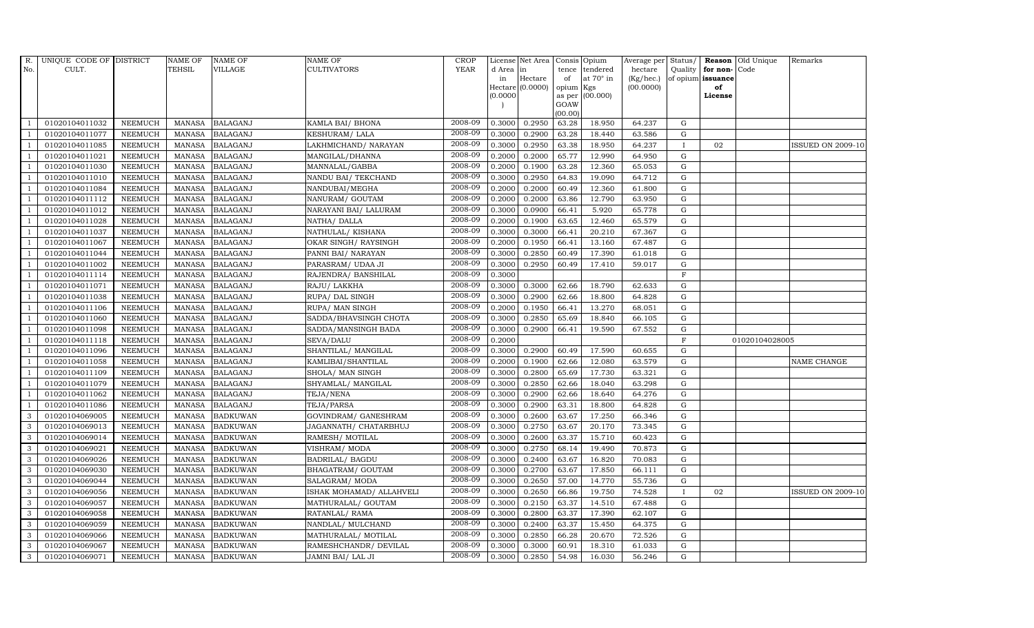| R. No. | UNIQUE CODE OF CULT. | DISTRICT | NAME OF TEHSIL | NAME OF VILLAGE | NAME OF CULTIVATORS | CROP YEAR | License d Area in Hectare (0.0000) | Net Area in Hectare (0.0000) | Consis tence of opium as per GOAW (00.00) | Opium tendered at 70° in Kgs (00.000) | Average per hectare (Kg/hec.) (00.0000) | Status/ Quality of opium | Reason for non-issuance of License | Old Unique Code | Remarks |
|---|---|---|---|---|---|---|---|---|---|---|---|---|---|---|---|
| 1 | 01020104011032 | NEEMUCH | MANASA | BALAGANJ | KAMLA BAI/ BHONA | 2008-09 | 0.3000 | 0.2950 | 63.28 | 18.950 | 64.237 | G | | | |
| 1 | 01020104011077 | NEEMUCH | MANASA | BALAGANJ | KESHURAM/ LALA | 2008-09 | 0.3000 | 0.2900 | 63.28 | 18.440 | 63.586 | G | | | |
| 1 | 01020104011085 | NEEMUCH | MANASA | BALAGANJ | LAKHMICHAND/ NARAYAN | 2008-09 | 0.3000 | 0.2950 | 63.38 | 18.950 | 64.237 | I | 02 | | ISSUED ON 2009-10 |
| 1 | 01020104011021 | NEEMUCH | MANASA | BALAGANJ | MANGILAL/DHANNA | 2008-09 | 0.2000 | 0.2000 | 65.77 | 12.990 | 64.950 | G | | | |
| 1 | 01020104011030 | NEEMUCH | MANASA | BALAGANJ | MANNALAL/GABBA | 2008-09 | 0.2000 | 0.1900 | 63.28 | 12.360 | 65.053 | G | | | |
| 1 | 01020104011010 | NEEMUCH | MANASA | BALAGANJ | NANDU BAI/ TEKCHAND | 2008-09 | 0.3000 | 0.2950 | 64.83 | 19.090 | 64.712 | G | | | |
| 1 | 01020104011084 | NEEMUCH | MANASA | BALAGANJ | NANDUBAI/MEGHA | 2008-09 | 0.2000 | 0.2000 | 60.49 | 12.360 | 61.800 | G | | | |
| 1 | 01020104011112 | NEEMUCH | MANASA | BALAGANJ | NANURAM/ GOUTAM | 2008-09 | 0.2000 | 0.2000 | 63.86 | 12.790 | 63.950 | G | | | |
| 1 | 01020104011012 | NEEMUCH | MANASA | BALAGANJ | NARAYANI BAI/ LALURAM | 2008-09 | 0.3000 | 0.0900 | 66.41 | 5.920 | 65.778 | G | | | |
| 1 | 01020104011028 | NEEMUCH | MANASA | BALAGANJ | NATHA/ DALLA | 2008-09 | 0.2000 | 0.1900 | 63.65 | 12.460 | 65.579 | G | | | |
| 1 | 01020104011037 | NEEMUCH | MANASA | BALAGANJ | NATHULAL/ KISHANA | 2008-09 | 0.3000 | 0.3000 | 66.41 | 20.210 | 67.367 | G | | | |
| 1 | 01020104011067 | NEEMUCH | MANASA | BALAGANJ | OKAR SINGH/ RAYSINGH | 2008-09 | 0.2000 | 0.1950 | 66.41 | 13.160 | 67.487 | G | | | |
| 1 | 01020104011044 | NEEMUCH | MANASA | BALAGANJ | PANNI BAI/ NARAYAN | 2008-09 | 0.3000 | 0.2850 | 60.49 | 17.390 | 61.018 | G | | | |
| 1 | 01020104011002 | NEEMUCH | MANASA | BALAGANJ | PARASRAM/ UDAA JI | 2008-09 | 0.3000 | 0.2950 | 60.49 | 17.410 | 59.017 | G | | | |
| 1 | 01020104011114 | NEEMUCH | MANASA | BALAGANJ | RAJENDRA/ BANSHILAL | 2008-09 | 0.3000 | | | | | F | | | |
| 1 | 01020104011071 | NEEMUCH | MANASA | BALAGANJ | RAJU/ LAKKHA | 2008-09 | 0.3000 | 0.3000 | 62.66 | 18.790 | 62.633 | G | | | |
| 1 | 01020104011038 | NEEMUCH | MANASA | BALAGANJ | RUPA/ DAL SINGH | 2008-09 | 0.3000 | 0.2900 | 62.66 | 18.800 | 64.828 | G | | | |
| 1 | 01020104011106 | NEEMUCH | MANASA | BALAGANJ | RUPA/ MAN SINGH | 2008-09 | 0.2000 | 0.1950 | 66.41 | 13.270 | 68.051 | G | | | |
| 1 | 01020104011060 | NEEMUCH | MANASA | BALAGANJ | SADDA/BHAVSINGH CHOTA | 2008-09 | 0.3000 | 0.2850 | 65.69 | 18.840 | 66.105 | G | | | |
| 1 | 01020104011098 | NEEMUCH | MANASA | BALAGANJ | SADDA/MANSINGH BADA | 2008-09 | 0.3000 | 0.2900 | 66.41 | 19.590 | 67.552 | G | | | |
| 1 | 01020104011118 | NEEMUCH | MANASA | BALAGANJ | SEVA/DALU | 2008-09 | 0.2000 | | | | | F | | 01020104028005 | |
| 1 | 01020104011096 | NEEMUCH | MANASA | BALAGANJ | SHANTILAL/ MANGILAL | 2008-09 | 0.3000 | 0.2900 | 60.49 | 17.590 | 60.655 | G | | | |
| 1 | 01020104011058 | NEEMUCH | MANASA | BALAGANJ | KAMLIBAI/SHANTILAL | 2008-09 | 0.2000 | 0.1900 | 62.66 | 12.080 | 63.579 | G | | | NAME CHANGE |
| 1 | 01020104011109 | NEEMUCH | MANASA | BALAGANJ | SHOLA/ MAN SINGH | 2008-09 | 0.3000 | 0.2800 | 65.69 | 17.730 | 63.321 | G | | | |
| 1 | 01020104011079 | NEEMUCH | MANASA | BALAGANJ | SHYAMLAL/ MANGILAL | 2008-09 | 0.3000 | 0.2850 | 62.66 | 18.040 | 63.298 | G | | | |
| 1 | 01020104011062 | NEEMUCH | MANASA | BALAGANJ | TEJA/NENA | 2008-09 | 0.3000 | 0.2900 | 62.66 | 18.640 | 64.276 | G | | | |
| 1 | 01020104011086 | NEEMUCH | MANASA | BALAGANJ | TEJA/PARSA | 2008-09 | 0.3000 | 0.2900 | 63.31 | 18.800 | 64.828 | G | | | |
| 3 | 01020104069005 | NEEMUCH | MANASA | BADKUWAN | GOVINDRAM/ GANESHRAM | 2008-09 | 0.3000 | 0.2600 | 63.67 | 17.250 | 66.346 | G | | | |
| 3 | 01020104069013 | NEEMUCH | MANASA | BADKUWAN | JAGANNATH/ CHATARBHUJ | 2008-09 | 0.3000 | 0.2750 | 63.67 | 20.170 | 73.345 | G | | | |
| 3 | 01020104069014 | NEEMUCH | MANASA | BADKUWAN | RAMESH/ MOTILAL | 2008-09 | 0.3000 | 0.2600 | 63.37 | 15.710 | 60.423 | G | | | |
| 3 | 01020104069021 | NEEMUCH | MANASA | BADKUWAN | VISHRAM/ MODA | 2008-09 | 0.3000 | 0.2750 | 68.14 | 19.490 | 70.873 | G | | | |
| 3 | 01020104069026 | NEEMUCH | MANASA | BADKUWAN | BADRILAL/ BAGDU | 2008-09 | 0.3000 | 0.2400 | 63.67 | 16.820 | 70.083 | G | | | |
| 3 | 01020104069030 | NEEMUCH | MANASA | BADKUWAN | BHAGATRAM/ GOUTAM | 2008-09 | 0.3000 | 0.2700 | 63.67 | 17.850 | 66.111 | G | | | |
| 3 | 01020104069044 | NEEMUCH | MANASA | BADKUWAN | SALAGRAM/ MODA | 2008-09 | 0.3000 | 0.2650 | 57.00 | 14.770 | 55.736 | G | | | |
| 3 | 01020104069056 | NEEMUCH | MANASA | BADKUWAN | ISHAK MOHAMAD/ ALLAHVELI | 2008-09 | 0.3000 | 0.2650 | 66.86 | 19.750 | 74.528 | I | 02 | | ISSUED ON 2009-10 |
| 3 | 01020104069057 | NEEMUCH | MANASA | BADKUWAN | MATHURALAL/ GOUTAM | 2008-09 | 0.3000 | 0.2150 | 63.37 | 14.510 | 67.488 | G | | | |
| 3 | 01020104069058 | NEEMUCH | MANASA | BADKUWAN | RATANLAL/ RAMA | 2008-09 | 0.3000 | 0.2800 | 63.37 | 17.390 | 62.107 | G | | | |
| 3 | 01020104069059 | NEEMUCH | MANASA | BADKUWAN | NANDLAL/ MULCHAND | 2008-09 | 0.3000 | 0.2400 | 63.37 | 15.450 | 64.375 | G | | | |
| 3 | 01020104069066 | NEEMUCH | MANASA | BADKUWAN | MATHURALAL/ MOTILAL | 2008-09 | 0.3000 | 0.2850 | 66.28 | 20.670 | 72.526 | G | | | |
| 3 | 01020104069067 | NEEMUCH | MANASA | BADKUWAN | RAMESHCHANDR/ DEVILAL | 2008-09 | 0.3000 | 0.3000 | 60.91 | 18.310 | 61.033 | G | | | |
| 3 | 01020104069071 | NEEMUCH | MANASA | BADKUWAN | JAMNI BAI/ LAL JI | 2008-09 | 0.3000 | 0.2850 | 54.98 | 16.030 | 56.246 | G | | | |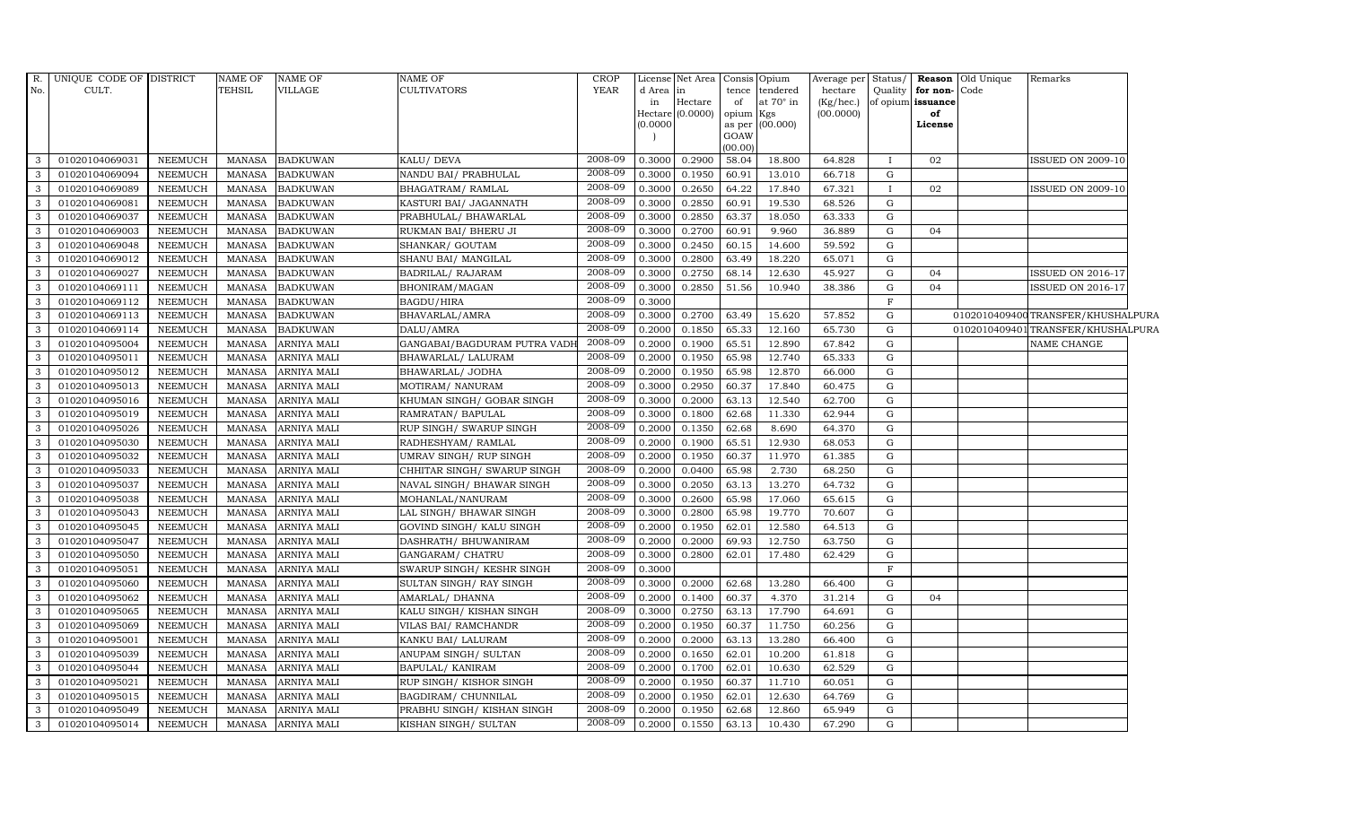| R. No. | UNIQUE CODE OF CULT. | DISTRICT | NAME OF TEHSIL | NAME OF VILLAGE | NAME OF CULTIVATORS | CROP YEAR | License d Area in Hectare (0.0000) | Net Area in Hectare (0.0000) | Consis tence of opium as per GOAW (00.00) | Opium tendered at 70° in Kgs (00.000) | Average per hectare (Kg/hec.) (00.0000) | Status/ Quality of opium | Reason for non-issuance of License | Old Unique Code | Remarks |
|---|---|---|---|---|---|---|---|---|---|---|---|---|---|---|---|
| 3 | 01020104069031 | NEEMUCH | MANASA | BADKUWAN | KALU/ DEVA | 2008-09 | 0.3000 | 0.2900 | 58.04 | 18.800 | 64.828 | I | 02 | | ISSUED ON 2009-10 |
| 3 | 01020104069094 | NEEMUCH | MANASA | BADKUWAN | NANDU BAI/ PRABHULAL | 2008-09 | 0.3000 | 0.1950 | 60.91 | 13.010 | 66.718 | G | | | |
| 3 | 01020104069089 | NEEMUCH | MANASA | BADKUWAN | BHAGATRAM/ RAMLAL | 2008-09 | 0.3000 | 0.2650 | 64.22 | 17.840 | 67.321 | I | 02 | | ISSUED ON 2009-10 |
| 3 | 01020104069081 | NEEMUCH | MANASA | BADKUWAN | KASTURI BAI/ JAGANNATH | 2008-09 | 0.3000 | 0.2850 | 60.91 | 19.530 | 68.526 | G | | | |
| 3 | 01020104069037 | NEEMUCH | MANASA | BADKUWAN | PRABHULAL/ BHAWARLAL | 2008-09 | 0.3000 | 0.2850 | 63.37 | 18.050 | 63.333 | G | | | |
| 3 | 01020104069003 | NEEMUCH | MANASA | BADKUWAN | RUKMAN BAI/ BHERU JI | 2008-09 | 0.3000 | 0.2700 | 60.91 | 9.960 | 36.889 | G | 04 | | |
| 3 | 01020104069048 | NEEMUCH | MANASA | BADKUWAN | SHANKAR/ GOUTAM | 2008-09 | 0.3000 | 0.2450 | 60.15 | 14.600 | 59.592 | G | | | |
| 3 | 01020104069012 | NEEMUCH | MANASA | BADKUWAN | SHANU BAI/ MANGILAL | 2008-09 | 0.3000 | 0.2800 | 63.49 | 18.220 | 65.071 | G | | | |
| 3 | 01020104069027 | NEEMUCH | MANASA | BADKUWAN | BADRILAL/ RAJARAM | 2008-09 | 0.3000 | 0.2750 | 68.14 | 12.630 | 45.927 | G | 04 | | ISSUED ON 2016-17 |
| 3 | 01020104069111 | NEEMUCH | MANASA | BADKUWAN | BHONIRAM/MAGAN | 2008-09 | 0.3000 | 0.2850 | 51.56 | 10.940 | 38.386 | G | 04 | | ISSUED ON 2016-17 |
| 3 | 01020104069112 | NEEMUCH | MANASA | BADKUWAN | BAGDU/HIRA | 2008-09 | 0.3000 | | | | | F | | | |
| 3 | 01020104069113 | NEEMUCH | MANASA | BADKUWAN | BHAVARLAL/AMRA | 2008-09 | 0.3000 | 0.2700 | 63.49 | 15.620 | 57.852 | G | | 01020104094000 | TRANSFER/KHUSHALPURA |
| 3 | 01020104069114 | NEEMUCH | MANASA | BADKUWAN | DALU/AMRA | 2008-09 | 0.2000 | 0.1850 | 65.33 | 12.160 | 65.730 | G | | 01020104094001 | TRANSFER/KHUSHALPURA |
| 3 | 01020104095004 | NEEMUCH | MANASA | ARNIYA MALI | GANGABAI/BAGDURAM PUTRA VADH | 2008-09 | 0.2000 | 0.1900 | 65.51 | 12.890 | 67.842 | G | | | NAME CHANGE |
| 3 | 01020104095011 | NEEMUCH | MANASA | ARNIYA MALI | BHAWARLAL/ LALURAM | 2008-09 | 0.2000 | 0.1950 | 65.98 | 12.740 | 65.333 | G | | | |
| 3 | 01020104095012 | NEEMUCH | MANASA | ARNIYA MALI | BHAWARLAL/ JODHA | 2008-09 | 0.2000 | 0.1950 | 65.98 | 12.870 | 66.000 | G | | | |
| 3 | 01020104095013 | NEEMUCH | MANASA | ARNIYA MALI | MOTIRAM/ NANURAM | 2008-09 | 0.3000 | 0.2950 | 60.37 | 17.840 | 60.475 | G | | | |
| 3 | 01020104095016 | NEEMUCH | MANASA | ARNIYA MALI | KHUMAN SINGH/ GOBAR SINGH | 2008-09 | 0.3000 | 0.2000 | 63.13 | 12.540 | 62.700 | G | | | |
| 3 | 01020104095019 | NEEMUCH | MANASA | ARNIYA MALI | RAMRATAN/ BAPULAL | 2008-09 | 0.3000 | 0.1800 | 62.68 | 11.330 | 62.944 | G | | | |
| 3 | 01020104095026 | NEEMUCH | MANASA | ARNIYA MALI | RUP SINGH/ SWARUP SINGH | 2008-09 | 0.2000 | 0.1350 | 62.68 | 8.690 | 64.370 | G | | | |
| 3 | 01020104095030 | NEEMUCH | MANASA | ARNIYA MALI | RADHESHYAM/ RAMLAL | 2008-09 | 0.2000 | 0.1900 | 65.51 | 12.930 | 68.053 | G | | | |
| 3 | 01020104095032 | NEEMUCH | MANASA | ARNIYA MALI | UMRAV SINGH/ RUP SINGH | 2008-09 | 0.2000 | 0.1950 | 60.37 | 11.970 | 61.385 | G | | | |
| 3 | 01020104095033 | NEEMUCH | MANASA | ARNIYA MALI | CHHITAR SINGH/ SWARUP SINGH | 2008-09 | 0.2000 | 0.0400 | 65.98 | 2.730 | 68.250 | G | | | |
| 3 | 01020104095037 | NEEMUCH | MANASA | ARNIYA MALI | NAVAL SINGH/ BHAWAR SINGH | 2008-09 | 0.3000 | 0.2050 | 63.13 | 13.270 | 64.732 | G | | | |
| 3 | 01020104095038 | NEEMUCH | MANASA | ARNIYA MALI | MOHANLAL/NANURAM | 2008-09 | 0.3000 | 0.2600 | 65.98 | 17.060 | 65.615 | G | | | |
| 3 | 01020104095043 | NEEMUCH | MANASA | ARNIYA MALI | LAL SINGH/ BHAWAR SINGH | 2008-09 | 0.3000 | 0.2800 | 65.98 | 19.770 | 70.607 | G | | | |
| 3 | 01020104095045 | NEEMUCH | MANASA | ARNIYA MALI | GOVIND SINGH/ KALU SINGH | 2008-09 | 0.2000 | 0.1950 | 62.01 | 12.580 | 64.513 | G | | | |
| 3 | 01020104095047 | NEEMUCH | MANASA | ARNIYA MALI | DASHRATH/ BHUWANIRAM | 2008-09 | 0.2000 | 0.2000 | 69.93 | 12.750 | 63.750 | G | | | |
| 3 | 01020104095050 | NEEMUCH | MANASA | ARNIYA MALI | GANGARAM/ CHATRU | 2008-09 | 0.3000 | 0.2800 | 62.01 | 17.480 | 62.429 | G | | | |
| 3 | 01020104095051 | NEEMUCH | MANASA | ARNIYA MALI | SWARUP SINGH/ KESHR SINGH | 2008-09 | 0.3000 | | | | | F | | | |
| 3 | 01020104095060 | NEEMUCH | MANASA | ARNIYA MALI | SULTAN SINGH/ RAY SINGH | 2008-09 | 0.3000 | 0.2000 | 62.68 | 13.280 | 66.400 | G | | | |
| 3 | 01020104095062 | NEEMUCH | MANASA | ARNIYA MALI | AMARLAL/ DHANNA | 2008-09 | 0.2000 | 0.1400 | 60.37 | 4.370 | 31.214 | G | 04 | | |
| 3 | 01020104095065 | NEEMUCH | MANASA | ARNIYA MALI | KALU SINGH/ KISHAN SINGH | 2008-09 | 0.3000 | 0.2750 | 63.13 | 17.790 | 64.691 | G | | | |
| 3 | 01020104095069 | NEEMUCH | MANASA | ARNIYA MALI | VILAS BAI/ RAMCHANDR | 2008-09 | 0.2000 | 0.1950 | 60.37 | 11.750 | 60.256 | G | | | |
| 3 | 01020104095001 | NEEMUCH | MANASA | ARNIYA MALI | KANKU BAI/ LALURAM | 2008-09 | 0.2000 | 0.2000 | 63.13 | 13.280 | 66.400 | G | | | |
| 3 | 01020104095039 | NEEMUCH | MANASA | ARNIYA MALI | ANUPAM SINGH/ SULTAN | 2008-09 | 0.2000 | 0.1650 | 62.01 | 10.200 | 61.818 | G | | | |
| 3 | 01020104095044 | NEEMUCH | MANASA | ARNIYA MALI | BAPULAL/ KANIRAM | 2008-09 | 0.2000 | 0.1700 | 62.01 | 10.630 | 62.529 | G | | | |
| 3 | 01020104095021 | NEEMUCH | MANASA | ARNIYA MALI | RUP SINGH/ KISHOR SINGH | 2008-09 | 0.2000 | 0.1950 | 60.37 | 11.710 | 60.051 | G | | | |
| 3 | 01020104095015 | NEEMUCH | MANASA | ARNIYA MALI | BAGDIRAM/ CHUNNILAL | 2008-09 | 0.2000 | 0.1950 | 62.01 | 12.630 | 64.769 | G | | | |
| 3 | 01020104095049 | NEEMUCH | MANASA | ARNIYA MALI | PRABHU SINGH/ KISHAN SINGH | 2008-09 | 0.2000 | 0.1950 | 62.68 | 12.860 | 65.949 | G | | | |
| 3 | 01020104095014 | NEEMUCH | MANASA | ARNIYA MALI | KISHAN SINGH/ SULTAN | 2008-09 | 0.2000 | 0.1550 | 63.13 | 10.430 | 67.290 | G | | | |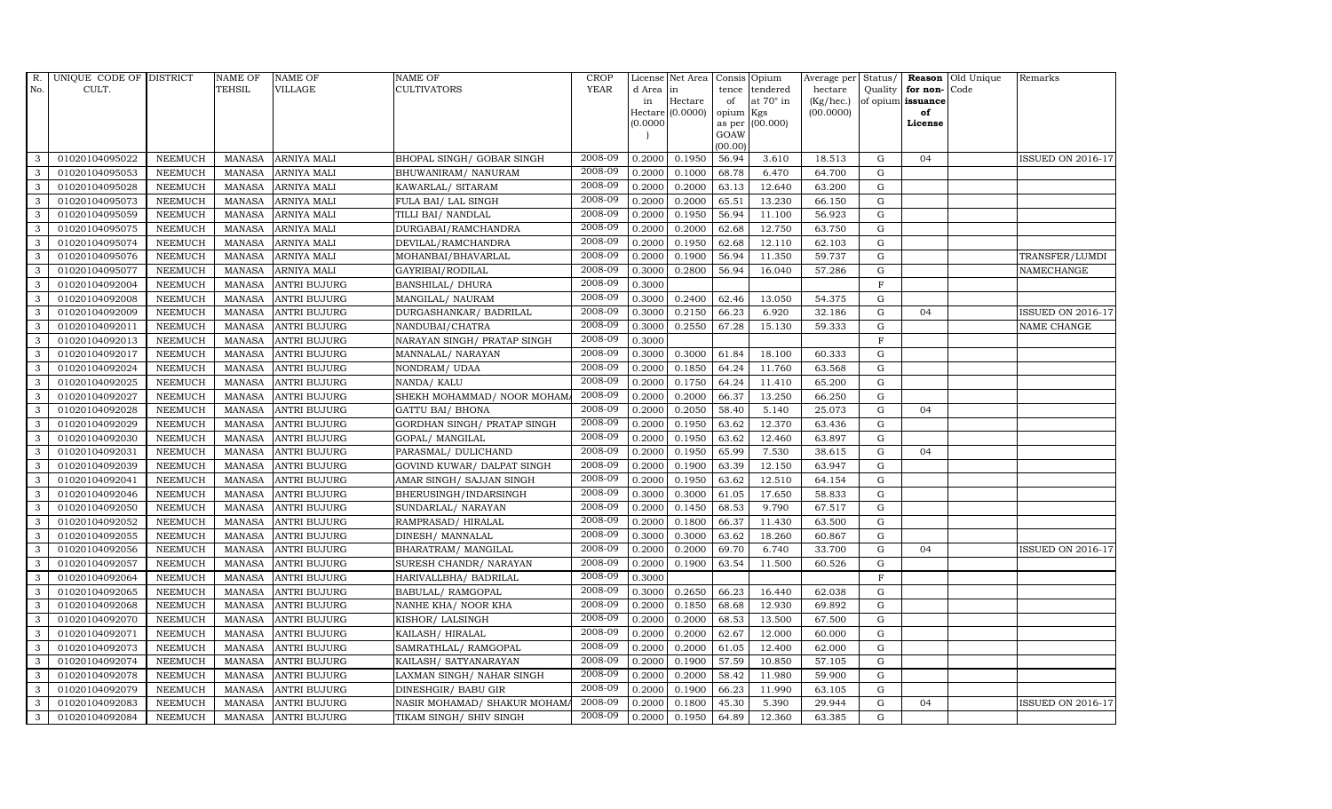| R. No. | UNIQUE CODE OF CULT. | DISTRICT | NAME OF TEHSIL | NAME OF VILLAGE | NAME OF CULTIVATORS | CROP YEAR | License d Area in Hectare (0.0000) | Net Area in Hectare (0.0000) | Consis tence of opium as per GOAW (00.00) | Opium tendered at 70° in Kgs (00.000) | Average per hectare (Kg/hec.) (00.0000) | Status/ Quality of opium | Reason for non-issuance of License | Old Unique Code | Remarks |
|---|---|---|---|---|---|---|---|---|---|---|---|---|---|---|---|
| 3 | 01020104095022 | NEEMUCH | MANASA | ARNIYA MALI | BHOPAL SINGH/ GOBAR SINGH | 2008-09 | 0.2000 | 0.1950 | 56.94 | 3.610 | 18.513 | G | 04 | | ISSUED ON 2016-17 |
| 3 | 01020104095053 | NEEMUCH | MANASA | ARNIYA MALI | BHUWANIRAM/ NANURAM | 2008-09 | 0.2000 | 0.1000 | 68.78 | 6.470 | 64.700 | G | | | |
| 3 | 01020104095028 | NEEMUCH | MANASA | ARNIYA MALI | KAWARLAL/ SITARAM | 2008-09 | 0.2000 | 0.2000 | 63.13 | 12.640 | 63.200 | G | | | |
| 3 | 01020104095073 | NEEMUCH | MANASA | ARNIYA MALI | FULA BAI/ LAL SINGH | 2008-09 | 0.2000 | 0.2000 | 65.51 | 13.230 | 66.150 | G | | | |
| 3 | 01020104095059 | NEEMUCH | MANASA | ARNIYA MALI | TILLI BAI/ NANDLAL | 2008-09 | 0.2000 | 0.1950 | 56.94 | 11.100 | 56.923 | G | | | |
| 3 | 01020104095075 | NEEMUCH | MANASA | ARNIYA MALI | DURGABAI/RAMCHANDRA | 2008-09 | 0.2000 | 0.2000 | 62.68 | 12.750 | 63.750 | G | | | |
| 3 | 01020104095074 | NEEMUCH | MANASA | ARNIYA MALI | DEVILAL/RAMCHANDRA | 2008-09 | 0.2000 | 0.1950 | 62.68 | 12.110 | 62.103 | G | | | |
| 3 | 01020104095076 | NEEMUCH | MANASA | ARNIYA MALI | MOHANBAI/BHAVARLAL | 2008-09 | 0.2000 | 0.1900 | 56.94 | 11.350 | 59.737 | G | | | TRANSFER/LUMDI |
| 3 | 01020104095077 | NEEMUCH | MANASA | ARNIYA MALI | GAYRIBAI/RODILAL | 2008-09 | 0.3000 | 0.2800 | 56.94 | 16.040 | 57.286 | G | | | NAMECHANGE |
| 3 | 01020104092004 | NEEMUCH | MANASA | ANTRI BUJURG | BANSHILAL/ DHURA | 2008-09 | 0.3000 | | | | | F | | | |
| 3 | 01020104092008 | NEEMUCH | MANASA | ANTRI BUJURG | MANGILAL/ NAURAM | 2008-09 | 0.3000 | 0.2400 | 62.46 | 13.050 | 54.375 | G | | | |
| 3 | 01020104092009 | NEEMUCH | MANASA | ANTRI BUJURG | DURGASHANKAR/ BADRILAL | 2008-09 | 0.3000 | 0.2150 | 66.23 | 6.920 | 32.186 | G | 04 | | ISSUED ON 2016-17 |
| 3 | 01020104092011 | NEEMUCH | MANASA | ANTRI BUJURG | NANDUBAI/CHATRA | 2008-09 | 0.3000 | 0.2550 | 67.28 | 15.130 | 59.333 | G | | | NAME CHANGE |
| 3 | 01020104092013 | NEEMUCH | MANASA | ANTRI BUJURG | NARAYAN SINGH/ PRATAP SINGH | 2008-09 | 0.3000 | | | | | F | | | |
| 3 | 01020104092017 | NEEMUCH | MANASA | ANTRI BUJURG | MANNALAL/ NARAYAN | 2008-09 | 0.3000 | 0.3000 | 61.84 | 18.100 | 60.333 | G | | | |
| 3 | 01020104092024 | NEEMUCH | MANASA | ANTRI BUJURG | NONDRAM/ UDAA | 2008-09 | 0.2000 | 0.1850 | 64.24 | 11.760 | 63.568 | G | | | |
| 3 | 01020104092025 | NEEMUCH | MANASA | ANTRI BUJURG | NANDA/ KALU | 2008-09 | 0.2000 | 0.1750 | 64.24 | 11.410 | 65.200 | G | | | |
| 3 | 01020104092027 | NEEMUCH | MANASA | ANTRI BUJURG | SHEKH MOHAMMAD/ NOOR MOHAM | 2008-09 | 0.2000 | 0.2000 | 66.37 | 13.250 | 66.250 | G | | | |
| 3 | 01020104092028 | NEEMUCH | MANASA | ANTRI BUJURG | GATTU BAI/ BHONA | 2008-09 | 0.2000 | 0.2050 | 58.40 | 5.140 | 25.073 | G | 04 | | |
| 3 | 01020104092029 | NEEMUCH | MANASA | ANTRI BUJURG | GORDHAN SINGH/ PRATAP SINGH | 2008-09 | 0.2000 | 0.1950 | 63.62 | 12.370 | 63.436 | G | | | |
| 3 | 01020104092030 | NEEMUCH | MANASA | ANTRI BUJURG | GOPAL/ MANGILAL | 2008-09 | 0.2000 | 0.1950 | 63.62 | 12.460 | 63.897 | G | | | |
| 3 | 01020104092031 | NEEMUCH | MANASA | ANTRI BUJURG | PARASMAL/ DULICHAND | 2008-09 | 0.2000 | 0.1950 | 65.99 | 7.530 | 38.615 | G | 04 | | |
| 3 | 01020104092039 | NEEMUCH | MANASA | ANTRI BUJURG | GOVIND KUWAR/ DALPAT SINGH | 2008-09 | 0.2000 | 0.1900 | 63.39 | 12.150 | 63.947 | G | | | |
| 3 | 01020104092041 | NEEMUCH | MANASA | ANTRI BUJURG | AMAR SINGH/ SAJJAN SINGH | 2008-09 | 0.2000 | 0.1950 | 63.62 | 12.510 | 64.154 | G | | | |
| 3 | 01020104092046 | NEEMUCH | MANASA | ANTRI BUJURG | BHERUSINGH/INDARSINGH | 2008-09 | 0.3000 | 0.3000 | 61.05 | 17.650 | 58.833 | G | | | |
| 3 | 01020104092050 | NEEMUCH | MANASA | ANTRI BUJURG | SUNDARLAL/ NARAYAN | 2008-09 | 0.2000 | 0.1450 | 68.53 | 9.790 | 67.517 | G | | | |
| 3 | 01020104092052 | NEEMUCH | MANASA | ANTRI BUJURG | RAMPRASAD/ HIRALAL | 2008-09 | 0.2000 | 0.1800 | 66.37 | 11.430 | 63.500 | G | | | |
| 3 | 01020104092055 | NEEMUCH | MANASA | ANTRI BUJURG | DINESH/ MANNALAL | 2008-09 | 0.3000 | 0.3000 | 63.62 | 18.260 | 60.867 | G | | | |
| 3 | 01020104092056 | NEEMUCH | MANASA | ANTRI BUJURG | BHARATRAM/ MANGILAL | 2008-09 | 0.2000 | 0.2000 | 69.70 | 6.740 | 33.700 | G | 04 | | ISSUED ON 2016-17 |
| 3 | 01020104092057 | NEEMUCH | MANASA | ANTRI BUJURG | SURESH CHANDR/ NARAYAN | 2008-09 | 0.2000 | 0.1900 | 63.54 | 11.500 | 60.526 | G | | | |
| 3 | 01020104092064 | NEEMUCH | MANASA | ANTRI BUJURG | HARIVALLBHA/ BADRILAL | 2008-09 | 0.3000 | | | | | F | | | |
| 3 | 01020104092065 | NEEMUCH | MANASA | ANTRI BUJURG | BABULAL/ RAMGOPAL | 2008-09 | 0.3000 | 0.2650 | 66.23 | 16.440 | 62.038 | G | | | |
| 3 | 01020104092068 | NEEMUCH | MANASA | ANTRI BUJURG | NANHE KHA/ NOOR KHA | 2008-09 | 0.2000 | 0.1850 | 68.68 | 12.930 | 69.892 | G | | | |
| 3 | 01020104092070 | NEEMUCH | MANASA | ANTRI BUJURG | KISHOR/ LALSINGH | 2008-09 | 0.2000 | 0.2000 | 68.53 | 13.500 | 67.500 | G | | | |
| 3 | 01020104092071 | NEEMUCH | MANASA | ANTRI BUJURG | KAILASH/ HIRALAL | 2008-09 | 0.2000 | 0.2000 | 62.67 | 12.000 | 60.000 | G | | | |
| 3 | 01020104092073 | NEEMUCH | MANASA | ANTRI BUJURG | SAMRATHLAL/ RAMGOPAL | 2008-09 | 0.2000 | 0.2000 | 61.05 | 12.400 | 62.000 | G | | | |
| 3 | 01020104092074 | NEEMUCH | MANASA | ANTRI BUJURG | KAILASH/ SATYANARAYAN | 2008-09 | 0.2000 | 0.1900 | 57.59 | 10.850 | 57.105 | G | | | |
| 3 | 01020104092078 | NEEMUCH | MANASA | ANTRI BUJURG | LAXMAN SINGH/ NAHAR SINGH | 2008-09 | 0.2000 | 0.2000 | 58.42 | 11.980 | 59.900 | G | | | |
| 3 | 01020104092079 | NEEMUCH | MANASA | ANTRI BUJURG | DINESHGIR/ BABU GIR | 2008-09 | 0.2000 | 0.1900 | 66.23 | 11.990 | 63.105 | G | | | |
| 3 | 01020104092083 | NEEMUCH | MANASA | ANTRI BUJURG | NASIR MOHAMAD/ SHAKUR MOHAM | 2008-09 | 0.2000 | 0.1800 | 45.30 | 5.390 | 29.944 | G | 04 | | ISSUED ON 2016-17 |
| 3 | 01020104092084 | NEEMUCH | MANASA | ANTRI BUJURG | TIKAM SINGH/ SHIV SINGH | 2008-09 | 0.2000 | 0.1950 | 64.89 | 12.360 | 63.385 | G | | | |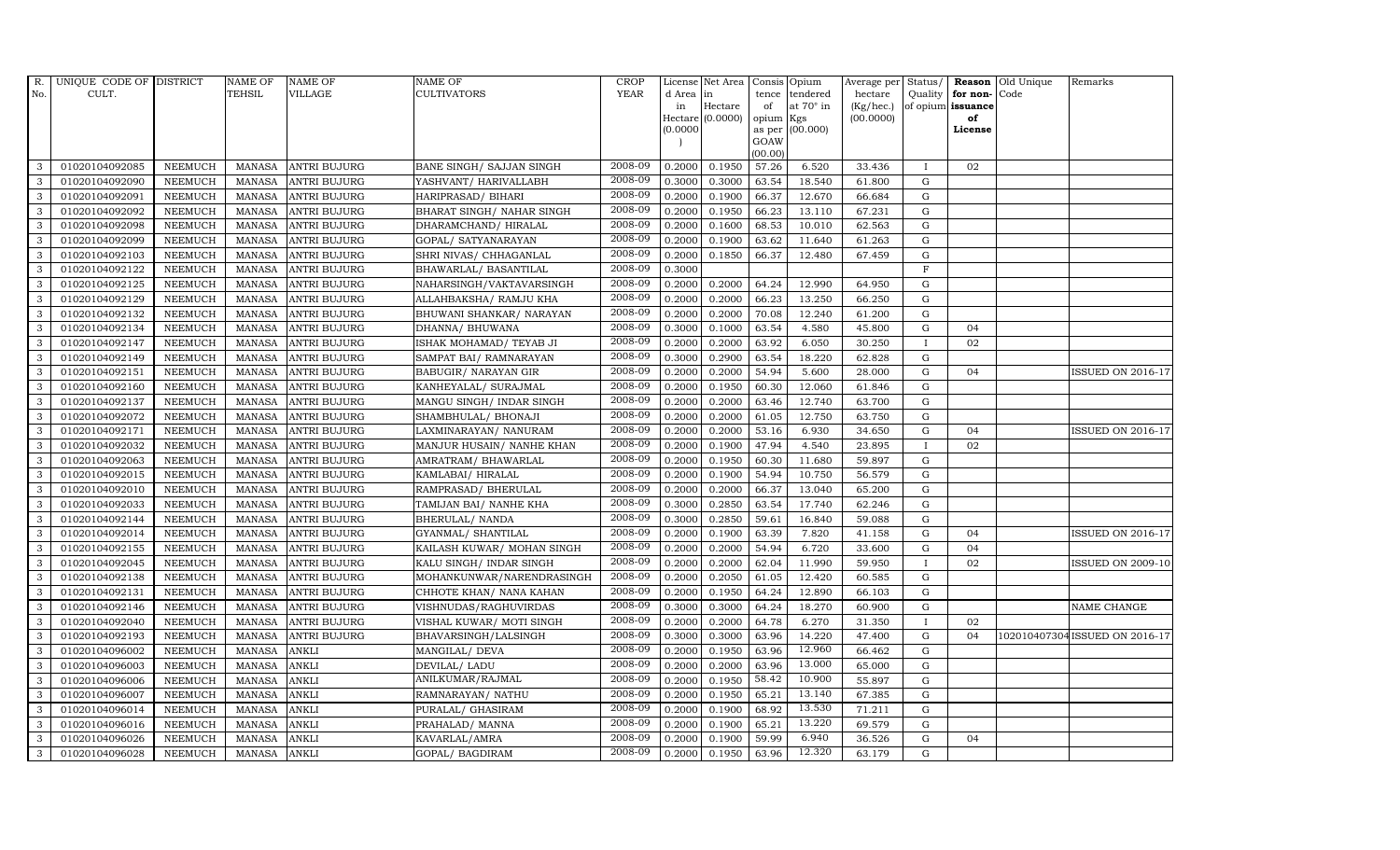| R. No. | UNIQUE CODE OF CULT. | DISTRICT | NAME OF TEHSIL | NAME OF VILLAGE | NAME OF CULTIVATORS | CROP YEAR | License d Area in Hectare (0.0000) | Net Area in Hectare (0.0000) | Consis tence of opium as per GOAW (00.00) | Opium tendered at 70° in Kgs (00.000) | Average per hectare (Kg/hec.) (00.0000) | Status/ Quality of opium | Reason for non-issuance of License | Old Unique Code | Remarks |
|---|---|---|---|---|---|---|---|---|---|---|---|---|---|---|---|
| 3 | 01020104092085 | NEEMUCH | MANASA | ANTRI BUJURG | BANE SINGH/ SAJJAN SINGH | 2008-09 | 0.2000 | 0.1950 | 57.26 | 6.520 | 33.436 | I | 02 | | |
| 3 | 01020104092090 | NEEMUCH | MANASA | ANTRI BUJURG | YASHVANT/ HARIVALLABH | 2008-09 | 0.3000 | 0.3000 | 63.54 | 18.540 | 61.800 | G | | | |
| 3 | 01020104092091 | NEEMUCH | MANASA | ANTRI BUJURG | HARIPRASAD/ BIHARI | 2008-09 | 0.2000 | 0.1900 | 66.37 | 12.670 | 66.684 | G | | | |
| 3 | 01020104092092 | NEEMUCH | MANASA | ANTRI BUJURG | BHARAT SINGH/ NAHAR SINGH | 2008-09 | 0.2000 | 0.1950 | 66.23 | 13.110 | 67.231 | G | | | |
| 3 | 01020104092098 | NEEMUCH | MANASA | ANTRI BUJURG | DHARAMCHAND/ HIRALAL | 2008-09 | 0.2000 | 0.1600 | 68.53 | 10.010 | 62.563 | G | | | |
| 3 | 01020104092099 | NEEMUCH | MANASA | ANTRI BUJURG | GOPAL/ SATYANARAYAN | 2008-09 | 0.2000 | 0.1900 | 63.62 | 11.640 | 61.263 | G | | | |
| 3 | 01020104092103 | NEEMUCH | MANASA | ANTRI BUJURG | SHRI NIVAS/ CHHAGANLAL | 2008-09 | 0.2000 | 0.1850 | 66.37 | 12.480 | 67.459 | G | | | |
| 3 | 01020104092122 | NEEMUCH | MANASA | ANTRI BUJURG | BHAWARLAL/ BASANTILAL | 2008-09 | 0.3000 | | | | | F | | | |
| 3 | 01020104092125 | NEEMUCH | MANASA | ANTRI BUJURG | NAHARSINGH/VAKTAVARSINGH | 2008-09 | 0.2000 | 0.2000 | 64.24 | 12.990 | 64.950 | G | | | |
| 3 | 01020104092129 | NEEMUCH | MANASA | ANTRI BUJURG | ALLAHBAKSHA/ RAMJU KHA | 2008-09 | 0.2000 | 0.2000 | 66.23 | 13.250 | 66.250 | G | | | |
| 3 | 01020104092132 | NEEMUCH | MANASA | ANTRI BUJURG | BHUWANI SHANKAR/ NARAYAN | 2008-09 | 0.2000 | 0.2000 | 70.08 | 12.240 | 61.200 | G | | | |
| 3 | 01020104092134 | NEEMUCH | MANASA | ANTRI BUJURG | DHANNA/ BHUWANA | 2008-09 | 0.3000 | 0.1000 | 63.54 | 4.580 | 45.800 | G | 04 | | |
| 3 | 01020104092147 | NEEMUCH | MANASA | ANTRI BUJURG | ISHAK MOHAMAD/ TEYAB JI | 2008-09 | 0.2000 | 0.2000 | 63.92 | 6.050 | 30.250 | I | 02 | | |
| 3 | 01020104092149 | NEEMUCH | MANASA | ANTRI BUJURG | SAMPAT BAI/ RAMNARAYAN | 2008-09 | 0.3000 | 0.2900 | 63.54 | 18.220 | 62.828 | G | | | |
| 3 | 01020104092151 | NEEMUCH | MANASA | ANTRI BUJURG | BABUGIR/ NARAYAN GIR | 2008-09 | 0.2000 | 0.2000 | 54.94 | 5.600 | 28.000 | G | 04 | | ISSUED ON 2016-17 |
| 3 | 01020104092160 | NEEMUCH | MANASA | ANTRI BUJURG | KANHEYALAL/ SURAJMAL | 2008-09 | 0.2000 | 0.1950 | 60.30 | 12.060 | 61.846 | G | | | |
| 3 | 01020104092137 | NEEMUCH | MANASA | ANTRI BUJURG | MANGU SINGH/ INDAR SINGH | 2008-09 | 0.2000 | 0.2000 | 63.46 | 12.740 | 63.700 | G | | | |
| 3 | 01020104092072 | NEEMUCH | MANASA | ANTRI BUJURG | SHAMBHULAL/ BHONAJI | 2008-09 | 0.2000 | 0.2000 | 61.05 | 12.750 | 63.750 | G | | | |
| 3 | 01020104092171 | NEEMUCH | MANASA | ANTRI BUJURG | LAXMINARAYAN/ NANURAM | 2008-09 | 0.2000 | 0.2000 | 53.16 | 6.930 | 34.650 | G | 04 | | ISSUED ON 2016-17 |
| 3 | 01020104092032 | NEEMUCH | MANASA | ANTRI BUJURG | MANJUR HUSAIN/ NANHE KHAN | 2008-09 | 0.2000 | 0.1900 | 47.94 | 4.540 | 23.895 | I | 02 | | |
| 3 | 01020104092063 | NEEMUCH | MANASA | ANTRI BUJURG | AMRATRAM/ BHAWARLAL | 2008-09 | 0.2000 | 0.1950 | 60.30 | 11.680 | 59.897 | G | | | |
| 3 | 01020104092015 | NEEMUCH | MANASA | ANTRI BUJURG | KAMLABAI/ HIRALAL | 2008-09 | 0.2000 | 0.1900 | 54.94 | 10.750 | 56.579 | G | | | |
| 3 | 01020104092010 | NEEMUCH | MANASA | ANTRI BUJURG | RAMPRASAD/ BHERULAL | 2008-09 | 0.2000 | 0.2000 | 66.37 | 13.040 | 65.200 | G | | | |
| 3 | 01020104092033 | NEEMUCH | MANASA | ANTRI BUJURG | TAMIJAN BAI/ NANHE KHA | 2008-09 | 0.3000 | 0.2850 | 63.54 | 17.740 | 62.246 | G | | | |
| 3 | 01020104092144 | NEEMUCH | MANASA | ANTRI BUJURG | BHERULAL/ NANDA | 2008-09 | 0.3000 | 0.2850 | 59.61 | 16.840 | 59.088 | G | | | |
| 3 | 01020104092014 | NEEMUCH | MANASA | ANTRI BUJURG | GYANMAL/ SHANTILAL | 2008-09 | 0.2000 | 0.1900 | 63.39 | 7.820 | 41.158 | G | 04 | | ISSUED ON 2016-17 |
| 3 | 01020104092155 | NEEMUCH | MANASA | ANTRI BUJURG | KAILASH KUWAR/ MOHAN SINGH | 2008-09 | 0.2000 | 0.2000 | 54.94 | 6.720 | 33.600 | G | 04 | | |
| 3 | 01020104092045 | NEEMUCH | MANASA | ANTRI BUJURG | KALU SINGH/ INDAR SINGH | 2008-09 | 0.2000 | 0.2000 | 62.04 | 11.990 | 59.950 | I | 02 | | ISSUED ON 2009-10 |
| 3 | 01020104092138 | NEEMUCH | MANASA | ANTRI BUJURG | MOHANKUNWAR/NARENDRASINGH | 2008-09 | 0.2000 | 0.2050 | 61.05 | 12.420 | 60.585 | G | | | |
| 3 | 01020104092131 | NEEMUCH | MANASA | ANTRI BUJURG | CHHOTE KHAN/ NANA KAHAN | 2008-09 | 0.2000 | 0.1950 | 64.24 | 12.890 | 66.103 | G | | | |
| 3 | 01020104092146 | NEEMUCH | MANASA | ANTRI BUJURG | VISHNUDAS/RAGHUVIRDAS | 2008-09 | 0.3000 | 0.3000 | 64.24 | 18.270 | 60.900 | G | | | NAME CHANGE |
| 3 | 01020104092040 | NEEMUCH | MANASA | ANTRI BUJURG | VISHAL KUWAR/ MOTI SINGH | 2008-09 | 0.2000 | 0.2000 | 64.78 | 6.270 | 31.350 | I | 02 | | |
| 3 | 01020104092193 | NEEMUCH | MANASA | ANTRI BUJURG | BHAVARSINGH/LALSINGH | 2008-09 | 0.3000 | 0.3000 | 63.96 | 14.220 | 47.400 | G | 04 | 1020104073​04 | ISSUED ON 2016-17 |
| 3 | 01020104096002 | NEEMUCH | MANASA | ANKLI | MANGILAL/ DEVA | 2008-09 | 0.2000 | 0.1950 | 63.96 | 12.960 | 66.462 | G | | | |
| 3 | 01020104096003 | NEEMUCH | MANASA | ANKLI | DEVILAL/ LADU | 2008-09 | 0.2000 | 0.2000 | 63.96 | 13.000 | 65.000 | G | | | |
| 3 | 01020104096006 | NEEMUCH | MANASA | ANKLI | ANILKUMAR/RAJMAL | 2008-09 | 0.2000 | 0.1950 | 58.42 | 10.900 | 55.897 | G | | | |
| 3 | 01020104096007 | NEEMUCH | MANASA | ANKLI | RAMNARAYAN/ NATHU | 2008-09 | 0.2000 | 0.1950 | 65.21 | 13.140 | 67.385 | G | | | |
| 3 | 01020104096014 | NEEMUCH | MANASA | ANKLI | PURALAL/ GHASIRAM | 2008-09 | 0.2000 | 0.1900 | 68.92 | 13.530 | 71.211 | G | | | |
| 3 | 01020104096016 | NEEMUCH | MANASA | ANKLI | PRAHALAD/ MANNA | 2008-09 | 0.2000 | 0.1900 | 65.21 | 13.220 | 69.579 | G | | | |
| 3 | 01020104096026 | NEEMUCH | MANASA | ANKLI | KAVARLAL/AMRA | 2008-09 | 0.2000 | 0.1900 | 59.99 | 6.940 | 36.526 | G | 04 | | |
| 3 | 01020104096028 | NEEMUCH | MANASA | ANKLI | GOPAL/ BAGDIRAM | 2008-09 | 0.2000 | 0.1950 | 63.96 | 12.320 | 63.179 | G | | | |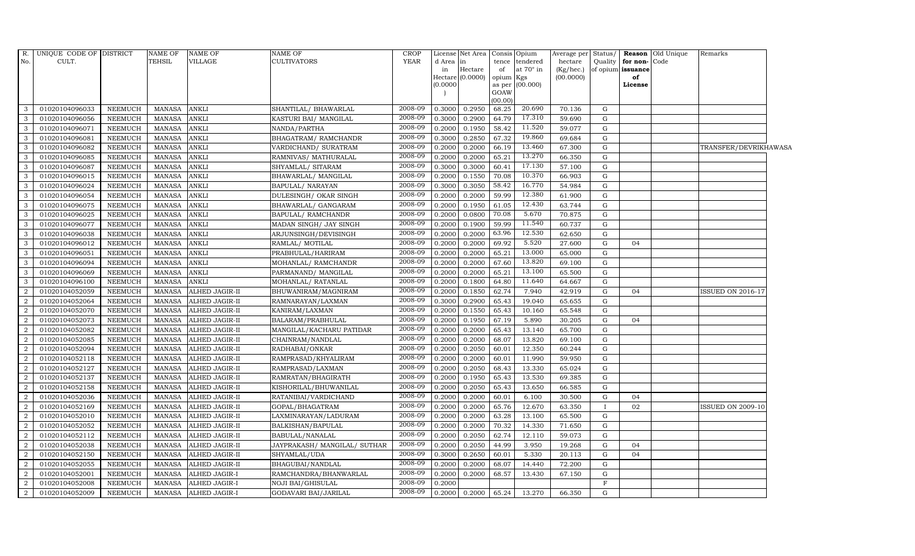| R. No. | UNIQUE CODE OF CULT. | DISTRICT | NAME OF TEHSIL | NAME OF VILLAGE | NAME OF CULTIVATORS | CROP YEAR | License d Area in Hectare (0.0000) | Net Area in Hectare (0.0000) | Consis tence of opium as per GOAW (00.00) | Opium tendered at 70° in Kgs (00.000) | Average per hectare (Kg/hec.) (00.0000) | Status/ Quality of opium | Reason for non-issuance of License | Old Unique Code | Remarks |
|---|---|---|---|---|---|---|---|---|---|---|---|---|---|---|---|
| 3 | 01020104096033 | NEEMUCH | MANASA | ANKLI | SHANTILAL/ BHAWARLAL | 2008-09 | 0.3000 | 0.2950 | 68.25 | 20.690 | 70.136 | G | | | |
| 3 | 01020104096056 | NEEMUCH | MANASA | ANKLI | KASTURI BAI/ MANGILAL | 2008-09 | 0.3000 | 0.2900 | 64.79 | 17.310 | 59.690 | G | | | |
| 3 | 01020104096071 | NEEMUCH | MANASA | ANKLI | NANDA/PARTHA | 2008-09 | 0.2000 | 0.1950 | 58.42 | 11.520 | 59.077 | G | | | |
| 3 | 01020104096081 | NEEMUCH | MANASA | ANKLI | BHAGATRAM/ RAMCHANDR | 2008-09 | 0.3000 | 0.2850 | 67.32 | 19.860 | 69.684 | G | | | |
| 3 | 01020104096082 | NEEMUCH | MANASA | ANKLI | VARDICHAND/ SURATRAM | 2008-09 | 0.2000 | 0.2000 | 66.19 | 13.460 | 67.300 | G | | | TRANSFER/DEVRIKHAWASA |
| 3 | 01020104096085 | NEEMUCH | MANASA | ANKLI | RAMNIVAS/ MATHURALAL | 2008-09 | 0.2000 | 0.2000 | 65.21 | 13.270 | 66.350 | G | | | |
| 3 | 01020104096087 | NEEMUCH | MANASA | ANKLI | SHYAMLAL/ SITARAM | 2008-09 | 0.3000 | 0.3000 | 60.41 | 17.130 | 57.100 | G | | | |
| 3 | 01020104096015 | NEEMUCH | MANASA | ANKLI | BHAWARLAL/ MANGILAL | 2008-09 | 0.2000 | 0.1550 | 70.08 | 10.370 | 66.903 | G | | | |
| 3 | 01020104096024 | NEEMUCH | MANASA | ANKLI | BAPULAL/ NARAYAN | 2008-09 | 0.3000 | 0.3050 | 58.42 | 16.770 | 54.984 | G | | | |
| 3 | 01020104096054 | NEEMUCH | MANASA | ANKLI | DULESINGH/ OKAR SINGH | 2008-09 | 0.2000 | 0.2000 | 59.99 | 12.380 | 61.900 | G | | | |
| 3 | 01020104096075 | NEEMUCH | MANASA | ANKLI | BHAWARLAL/ GANGARAM | 2008-09 | 0.2000 | 0.1950 | 61.05 | 12.430 | 63.744 | G | | | |
| 3 | 01020104096025 | NEEMUCH | MANASA | ANKLI | BAPULAL/ RAMCHANDR | 2008-09 | 0.2000 | 0.0800 | 70.08 | 5.670 | 70.875 | G | | | |
| 3 | 01020104096077 | NEEMUCH | MANASA | ANKLI | MADAN SINGH/ JAY SINGH | 2008-09 | 0.2000 | 0.1900 | 59.99 | 11.540 | 60.737 | G | | | |
| 3 | 01020104096038 | NEEMUCH | MANASA | ANKLI | ARJUNSINGH/DEVISINGH | 2008-09 | 0.2000 | 0.2000 | 63.96 | 12.530 | 62.650 | G | | | |
| 3 | 01020104096012 | NEEMUCH | MANASA | ANKLI | RAMLAL/ MOTILAL | 2008-09 | 0.2000 | 0.2000 | 69.92 | 5.520 | 27.600 | G | 04 | | |
| 3 | 01020104096051 | NEEMUCH | MANASA | ANKLI | PRABHULAL/HARIRAM | 2008-09 | 0.2000 | 0.2000 | 65.21 | 13.000 | 65.000 | G | | | |
| 3 | 01020104096094 | NEEMUCH | MANASA | ANKLI | MOHANLAL/ RAMCHANDR | 2008-09 | 0.2000 | 0.2000 | 67.60 | 13.820 | 69.100 | G | | | |
| 3 | 01020104096069 | NEEMUCH | MANASA | ANKLI | PARMANAND/ MANGILAL | 2008-09 | 0.2000 | 0.2000 | 65.21 | 13.100 | 65.500 | G | | | |
| 3 | 01020104096100 | NEEMUCH | MANASA | ANKLI | MOHANLAL/ RATANLAL | 2008-09 | 0.2000 | 0.1800 | 64.80 | 11.640 | 64.667 | G | | | |
| 2 | 01020104052059 | NEEMUCH | MANASA | ALHED JAGIR-II | BHUWANIRAM/MAGNIRAM | 2008-09 | 0.2000 | 0.1850 | 62.74 | 7.940 | 42.919 | G | 04 | | ISSUED ON 2016-17 |
| 2 | 01020104052064 | NEEMUCH | MANASA | ALHED JAGIR-II | RAMNARAYAN/LAXMAN | 2008-09 | 0.3000 | 0.2900 | 65.43 | 19.040 | 65.655 | G | | | |
| 2 | 01020104052070 | NEEMUCH | MANASA | ALHED JAGIR-II | KANIRAM/LAXMAN | 2008-09 | 0.2000 | 0.1550 | 65.43 | 10.160 | 65.548 | G | | | |
| 2 | 01020104052073 | NEEMUCH | MANASA | ALHED JAGIR-II | BALARAM/PRABHULAL | 2008-09 | 0.2000 | 0.1950 | 67.19 | 5.890 | 30.205 | G | 04 | | |
| 2 | 01020104052082 | NEEMUCH | MANASA | ALHED JAGIR-II | MANGILAL/KACHARU PATIDAR | 2008-09 | 0.2000 | 0.2000 | 65.43 | 13.140 | 65.700 | G | | | |
| 2 | 01020104052085 | NEEMUCH | MANASA | ALHED JAGIR-II | CHAINRAM/NANDLAL | 2008-09 | 0.2000 | 0.2000 | 68.07 | 13.820 | 69.100 | G | | | |
| 2 | 01020104052094 | NEEMUCH | MANASA | ALHED JAGIR-II | RADHABAI/ONKAR | 2008-09 | 0.2000 | 0.2050 | 60.01 | 12.350 | 60.244 | G | | | |
| 2 | 01020104052118 | NEEMUCH | MANASA | ALHED JAGIR-II | RAMPRASAD/KHYALIRAM | 2008-09 | 0.2000 | 0.2000 | 60.01 | 11.990 | 59.950 | G | | | |
| 2 | 01020104052127 | NEEMUCH | MANASA | ALHED JAGIR-II | RAMPRASAD/LAXMAN | 2008-09 | 0.2000 | 0.2050 | 68.43 | 13.330 | 65.024 | G | | | |
| 2 | 01020104052137 | NEEMUCH | MANASA | ALHED JAGIR-II | RAMRATAN/BHAGIRATH | 2008-09 | 0.2000 | 0.1950 | 65.43 | 13.530 | 69.385 | G | | | |
| 2 | 01020104052158 | NEEMUCH | MANASA | ALHED JAGIR-II | KISHORILAL/BHUWANILAL | 2008-09 | 0.2000 | 0.2050 | 65.43 | 13.650 | 66.585 | G | | | |
| 2 | 01020104052036 | NEEMUCH | MANASA | ALHED JAGIR-II | RATANIBAI/VARDICHAND | 2008-09 | 0.2000 | 0.2000 | 60.01 | 6.100 | 30.500 | G | 04 | | |
| 2 | 01020104052169 | NEEMUCH | MANASA | ALHED JAGIR-II | GOPAL/BHAGATRAM | 2008-09 | 0.2000 | 0.2000 | 65.76 | 12.670 | 63.350 | I | 02 | | ISSUED ON 2009-10 |
| 2 | 01020104052010 | NEEMUCH | MANASA | ALHED JAGIR-II | LAXMINARAYAN/LADURAM | 2008-09 | 0.2000 | 0.2000 | 63.28 | 13.100 | 65.500 | G | | | |
| 2 | 01020104052052 | NEEMUCH | MANASA | ALHED JAGIR-II | BALKISHAN/BAPULAL | 2008-09 | 0.2000 | 0.2000 | 70.32 | 14.330 | 71.650 | G | | | |
| 2 | 01020104052112 | NEEMUCH | MANASA | ALHED JAGIR-II | BABULAL/NANALAL | 2008-09 | 0.2000 | 0.2050 | 62.74 | 12.110 | 59.073 | G | | | |
| 2 | 01020104052038 | NEEMUCH | MANASA | ALHED JAGIR-II | JAYPRAKASH/ MANGILAL/ SUTHAR | 2008-09 | 0.2000 | 0.2050 | 44.99 | 3.950 | 19.268 | G | 04 | | |
| 2 | 01020104052150 | NEEMUCH | MANASA | ALHED JAGIR-II | SHYAMLAL/UDA | 2008-09 | 0.3000 | 0.2650 | 60.01 | 5.330 | 20.113 | G | 04 | | |
| 2 | 01020104052055 | NEEMUCH | MANASA | ALHED JAGIR-II | BHAGUBAI/NANDLAL | 2008-09 | 0.2000 | 0.2000 | 68.07 | 14.440 | 72.200 | G | | | |
| 2 | 01020104052001 | NEEMUCH | MANASA | ALHED JAGIR-I | RAMCHANDRA/BHANWARLAL | 2008-09 | 0.2000 | 0.2000 | 68.57 | 13.430 | 67.150 | G | | | |
| 2 | 01020104052008 | NEEMUCH | MANASA | ALHED JAGIR-I | NOJI BAI/GHISULAL | 2008-09 | 0.2000 | | | | | F | | | |
| 2 | 01020104052009 | NEEMUCH | MANASA | ALHED JAGIR-I | GODAVARI BAI/JARILAL | 2008-09 | 0.2000 | 0.2000 | 65.24 | 13.270 | 66.350 | G | | | |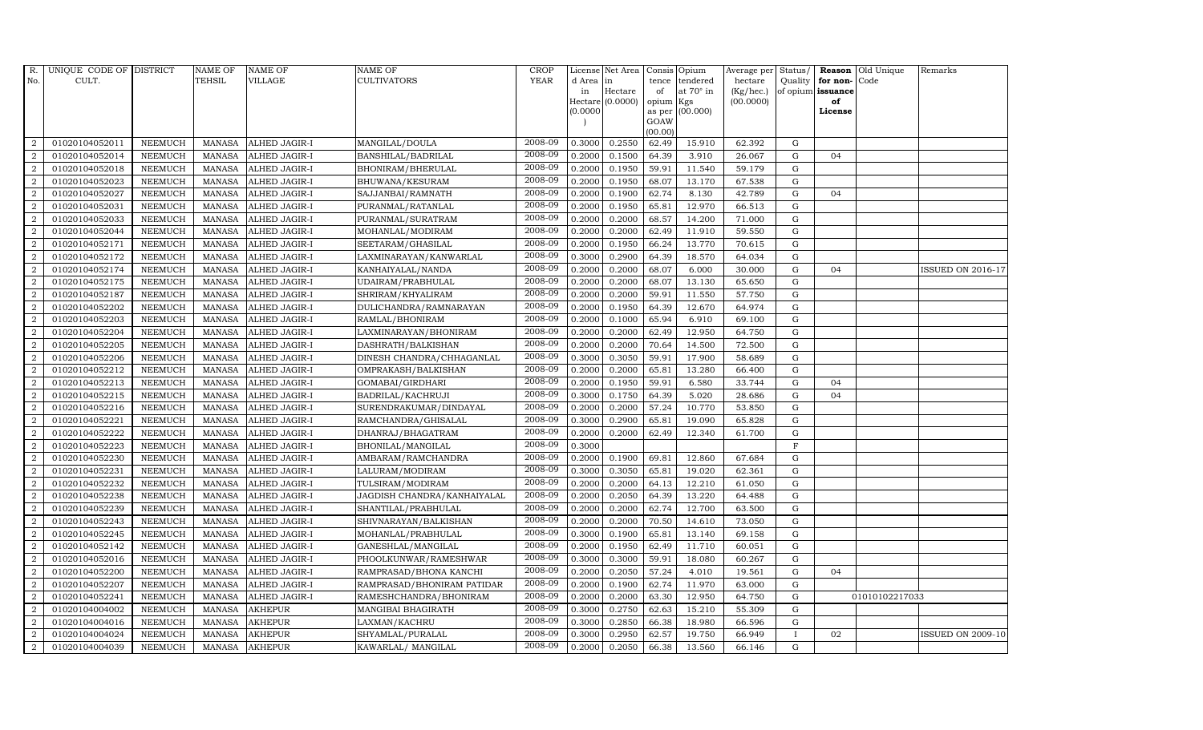| R. No. | UNIQUE CODE OF CULT. | DISTRICT | NAME OF TEHSIL | NAME OF VILLAGE | NAME OF CULTIVATORS | CROP YEAR | License d Area in Hectare (0.0000) | Net Area in Hectare (0.0000) | Consis tence of opium as per GOAW (00.00) | Opium tendered at 70° in Kgs (00.000) | Average per hectare (Kg/hec.) (00.0000) | Status/ Quality of opium | Reason for non-issuance of License | Old Unique Code | Remarks |
|---|---|---|---|---|---|---|---|---|---|---|---|---|---|---|---|
| 2 | 01020104052011 | NEEMUCH | MANASA | ALHED JAGIR-I | MANGILAL/DOULA | 2008-09 | 0.3000 | 0.2550 | 62.49 | 15.910 | 62.392 | G | | | |
| 2 | 01020104052014 | NEEMUCH | MANASA | ALHED JAGIR-I | BANSHILAL/BADRILAL | 2008-09 | 0.2000 | 0.1500 | 64.39 | 3.910 | 26.067 | G | 04 | | |
| 2 | 01020104052018 | NEEMUCH | MANASA | ALHED JAGIR-I | BHONIRAM/BHERULAL | 2008-09 | 0.2000 | 0.1950 | 59.91 | 11.540 | 59.179 | G | | | |
| 2 | 01020104052023 | NEEMUCH | MANASA | ALHED JAGIR-I | BHUWANA/KESURAM | 2008-09 | 0.2000 | 0.1950 | 68.07 | 13.170 | 67.538 | G | | | |
| 2 | 01020104052027 | NEEMUCH | MANASA | ALHED JAGIR-I | SAJJANBAI/RAMNATH | 2008-09 | 0.2000 | 0.1900 | 62.74 | 8.130 | 42.789 | G | 04 | | |
| 2 | 01020104052031 | NEEMUCH | MANASA | ALHED JAGIR-I | PURANMAL/RATANLAL | 2008-09 | 0.2000 | 0.1950 | 65.81 | 12.970 | 66.513 | G | | | |
| 2 | 01020104052033 | NEEMUCH | MANASA | ALHED JAGIR-I | PURANMAL/SURATRAM | 2008-09 | 0.2000 | 0.2000 | 68.57 | 14.200 | 71.000 | G | | | |
| 2 | 01020104052044 | NEEMUCH | MANASA | ALHED JAGIR-I | MOHANLAL/MODIRAM | 2008-09 | 0.2000 | 0.2000 | 62.49 | 11.910 | 59.550 | G | | | |
| 2 | 01020104052171 | NEEMUCH | MANASA | ALHED JAGIR-I | SEETARAM/GHASILAL | 2008-09 | 0.2000 | 0.1950 | 66.24 | 13.770 | 70.615 | G | | | |
| 2 | 01020104052172 | NEEMUCH | MANASA | ALHED JAGIR-I | LAXMINARAYAN/KANWARLAL | 2008-09 | 0.3000 | 0.2900 | 64.39 | 18.570 | 64.034 | G | | | |
| 2 | 01020104052174 | NEEMUCH | MANASA | ALHED JAGIR-I | KANHAIYALAL/NANDA | 2008-09 | 0.2000 | 0.2000 | 68.07 | 6.000 | 30.000 | G | 04 | | ISSUED ON 2016-17 |
| 2 | 01020104052175 | NEEMUCH | MANASA | ALHED JAGIR-I | UDAIRAM/PRABHULAL | 2008-09 | 0.2000 | 0.2000 | 68.07 | 13.130 | 65.650 | G | | | |
| 2 | 01020104052187 | NEEMUCH | MANASA | ALHED JAGIR-I | SHRIRAM/KHYALIRAM | 2008-09 | 0.2000 | 0.2000 | 59.91 | 11.550 | 57.750 | G | | | |
| 2 | 01020104052202 | NEEMUCH | MANASA | ALHED JAGIR-I | DULICHANDRA/RAMNARAYAN | 2008-09 | 0.2000 | 0.1950 | 64.39 | 12.670 | 64.974 | G | | | |
| 2 | 01020104052203 | NEEMUCH | MANASA | ALHED JAGIR-I | RAMLAL/BHONIRAM | 2008-09 | 0.2000 | 0.1000 | 65.94 | 6.910 | 69.100 | G | | | |
| 2 | 01020104052204 | NEEMUCH | MANASA | ALHED JAGIR-I | LAXMINARAYAN/BHONIRAM | 2008-09 | 0.2000 | 0.2000 | 62.49 | 12.950 | 64.750 | G | | | |
| 2 | 01020104052205 | NEEMUCH | MANASA | ALHED JAGIR-I | DASHRATH/BALKISHAN | 2008-09 | 0.2000 | 0.2000 | 70.64 | 14.500 | 72.500 | G | | | |
| 2 | 01020104052206 | NEEMUCH | MANASA | ALHED JAGIR-I | DINESH CHANDRA/CHHAGANLAL | 2008-09 | 0.3000 | 0.3050 | 59.91 | 17.900 | 58.689 | G | | | |
| 2 | 01020104052212 | NEEMUCH | MANASA | ALHED JAGIR-I | OMPRAKASH/BALKISHAN | 2008-09 | 0.2000 | 0.2000 | 65.81 | 13.280 | 66.400 | G | | | |
| 2 | 01020104052213 | NEEMUCH | MANASA | ALHED JAGIR-I | GOMABAI/GIRDHARI | 2008-09 | 0.2000 | 0.1950 | 59.91 | 6.580 | 33.744 | G | 04 | | |
| 2 | 01020104052215 | NEEMUCH | MANASA | ALHED JAGIR-I | BADRILAL/KACHRUJI | 2008-09 | 0.3000 | 0.1750 | 64.39 | 5.020 | 28.686 | G | 04 | | |
| 2 | 01020104052216 | NEEMUCH | MANASA | ALHED JAGIR-I | SURENDRAKUMAR/DINDAYAL | 2008-09 | 0.2000 | 0.2000 | 57.24 | 10.770 | 53.850 | G | | | |
| 2 | 01020104052221 | NEEMUCH | MANASA | ALHED JAGIR-I | RAMCHANDRA/GHISALAL | 2008-09 | 0.3000 | 0.2900 | 65.81 | 19.090 | 65.828 | G | | | |
| 2 | 01020104052222 | NEEMUCH | MANASA | ALHED JAGIR-I | DHANRAJ/BHAGATRAM | 2008-09 | 0.2000 | 0.2000 | 62.49 | 12.340 | 61.700 | G | | | |
| 2 | 01020104052223 | NEEMUCH | MANASA | ALHED JAGIR-I | BHONILAL/MANGILAL | 2008-09 | 0.3000 | | | | | F | | | |
| 2 | 01020104052230 | NEEMUCH | MANASA | ALHED JAGIR-I | AMBARAM/RAMCHANDRA | 2008-09 | 0.2000 | 0.1900 | 69.81 | 12.860 | 67.684 | G | | | |
| 2 | 01020104052231 | NEEMUCH | MANASA | ALHED JAGIR-I | LALURAM/MODIRAM | 2008-09 | 0.3000 | 0.3050 | 65.81 | 19.020 | 62.361 | G | | | |
| 2 | 01020104052232 | NEEMUCH | MANASA | ALHED JAGIR-I | TULSIRAM/MODIRAM | 2008-09 | 0.2000 | 0.2000 | 64.13 | 12.210 | 61.050 | G | | | |
| 2 | 01020104052238 | NEEMUCH | MANASA | ALHED JAGIR-I | JAGDISH CHANDRA/KANHAIYALAL | 2008-09 | 0.2000 | 0.2050 | 64.39 | 13.220 | 64.488 | G | | | |
| 2 | 01020104052239 | NEEMUCH | MANASA | ALHED JAGIR-I | SHANTILAL/PRABHULAL | 2008-09 | 0.2000 | 0.2000 | 62.74 | 12.700 | 63.500 | G | | | |
| 2 | 01020104052243 | NEEMUCH | MANASA | ALHED JAGIR-I | SHIVNARAYAN/BALKISHAN | 2008-09 | 0.2000 | 0.2000 | 70.50 | 14.610 | 73.050 | G | | | |
| 2 | 01020104052245 | NEEMUCH | MANASA | ALHED JAGIR-I | MOHANLAL/PRABHULAL | 2008-09 | 0.3000 | 0.1900 | 65.81 | 13.140 | 69.158 | G | | | |
| 2 | 01020104052142 | NEEMUCH | MANASA | ALHED JAGIR-I | GANESHLAL/MANGILAL | 2008-09 | 0.2000 | 0.1950 | 62.49 | 11.710 | 60.051 | G | | | |
| 2 | 01020104052016 | NEEMUCH | MANASA | ALHED JAGIR-I | PHOOLKUNWAR/RAMESHWAR | 2008-09 | 0.3000 | 0.3000 | 59.91 | 18.080 | 60.267 | G | | | |
| 2 | 01020104052200 | NEEMUCH | MANASA | ALHED JAGIR-I | RAMPRASAD/BHONA KANCHI | 2008-09 | 0.2000 | 0.2050 | 57.24 | 4.010 | 19.561 | G | 04 | | |
| 2 | 01020104052207 | NEEMUCH | MANASA | ALHED JAGIR-I | RAMPRASAD/BHONIRAM PATIDAR | 2008-09 | 0.2000 | 0.1900 | 62.74 | 11.970 | 63.000 | G | | | |
| 2 | 01020104052241 | NEEMUCH | MANASA | ALHED JAGIR-I | RAMESHCHANDRA/BHONIRAM | 2008-09 | 0.2000 | 0.2000 | 63.30 | 12.950 | 64.750 | G | | 01010102217033 | |
| 2 | 01020104004002 | NEEMUCH | MANASA | AKHEPUR | MANGIBAI BHAGIRATH | 2008-09 | 0.3000 | 0.2750 | 62.63 | 15.210 | 55.309 | G | | | |
| 2 | 01020104004016 | NEEMUCH | MANASA | AKHEPUR | LAXMAN/KACHRU | 2008-09 | 0.3000 | 0.2850 | 66.38 | 18.980 | 66.596 | G | | | |
| 2 | 01020104004024 | NEEMUCH | MANASA | AKHEPUR | SHYAMLAL/PURALAL | 2008-09 | 0.3000 | 0.2950 | 62.57 | 19.750 | 66.949 | I | 02 | | ISSUED ON 2009-10 |
| 2 | 01020104004039 | NEEMUCH | MANASA | AKHEPUR | KAWARLAL/ MANGILAL | 2008-09 | 0.2000 | 0.2050 | 66.38 | 13.560 | 66.146 | G | | | |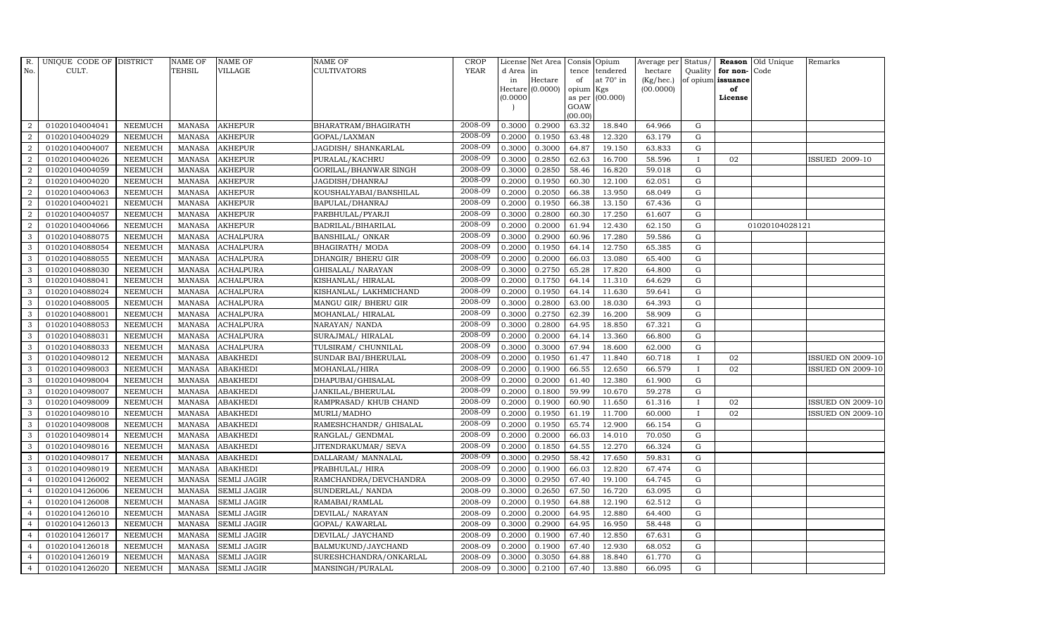| R. No. | UNIQUE CODE OF CULT. | DISTRICT | NAME OF TEHSIL | NAME OF VILLAGE | NAME OF CULTIVATORS | CROP YEAR | License d Area in Hectare (0.0000) | Net Area in Hectare (0.0000) | Consis tence of opium as per GOAW (00.00) | Opium tendered at 70° in Kgs (00.000) | Average per hectare (Kg/hec.) (00.0000) | Status/ Quality of opium | Reason for non- issuance of License | Old Unique Code | Remarks |
|---|---|---|---|---|---|---|---|---|---|---|---|---|---|---|---|
| 2 | 01020104004041 | NEEMUCH | MANASA | AKHEPUR | BHARATRAM/BHAGIRATH | 2008-09 | 0.3000 | 0.2900 | 63.32 | 18.840 | 64.966 | G | | | |
| 2 | 01020104004029 | NEEMUCH | MANASA | AKHEPUR | GOPAL/LAXMAN | 2008-09 | 0.2000 | 0.1950 | 63.48 | 12.320 | 63.179 | G | | | |
| 2 | 01020104004007 | NEEMUCH | MANASA | AKHEPUR | JAGDISH/ SHANKARLAL | 2008-09 | 0.3000 | 0.3000 | 64.87 | 19.150 | 63.833 | G | | | |
| 2 | 01020104004026 | NEEMUCH | MANASA | AKHEPUR | PURALAL/KACHRU | 2008-09 | 0.3000 | 0.2850 | 62.63 | 16.700 | 58.596 | I | 02 | | ISSUED 2009-10 |
| 2 | 01020104004059 | NEEMUCH | MANASA | AKHEPUR | GORILAL/BHANWAR SINGH | 2008-09 | 0.3000 | 0.2850 | 58.46 | 16.820 | 59.018 | G | | | |
| 2 | 01020104004020 | NEEMUCH | MANASA | AKHEPUR | JAGDISH/DHANRAJ | 2008-09 | 0.2000 | 0.1950 | 60.30 | 12.100 | 62.051 | G | | | |
| 2 | 01020104004063 | NEEMUCH | MANASA | AKHEPUR | KOUSHALYABAI/BANSHILAL | 2008-09 | 0.2000 | 0.2050 | 66.38 | 13.950 | 68.049 | G | | | |
| 2 | 01020104004021 | NEEMUCH | MANASA | AKHEPUR | BAPULAL/DHANRAJ | 2008-09 | 0.2000 | 0.1950 | 66.38 | 13.150 | 67.436 | G | | | |
| 2 | 01020104004057 | NEEMUCH | MANASA | AKHEPUR | PARBHULAL/PYARJI | 2008-09 | 0.3000 | 0.2800 | 60.30 | 17.250 | 61.607 | G | | | |
| 2 | 01020104004066 | NEEMUCH | MANASA | AKHEPUR | BADRILAL/BIHARILAL | 2008-09 | 0.2000 | 0.2000 | 61.94 | 12.430 | 62.150 | G | | 01020104028121 | |
| 3 | 01020104088075 | NEEMUCH | MANASA | ACHALPURA | BANSHILAL/ ONKAR | 2008-09 | 0.3000 | 0.2900 | 60.96 | 17.280 | 59.586 | G | | | |
| 3 | 01020104088054 | NEEMUCH | MANASA | ACHALPURA | BHAGIRATH/ MODA | 2008-09 | 0.2000 | 0.1950 | 64.14 | 12.750 | 65.385 | G | | | |
| 3 | 01020104088055 | NEEMUCH | MANASA | ACHALPURA | DHANGIR/ BHERU GIR | 2008-09 | 0.2000 | 0.2000 | 66.03 | 13.080 | 65.400 | G | | | |
| 3 | 01020104088030 | NEEMUCH | MANASA | ACHALPURA | GHISALAL/ NARAYAN | 2008-09 | 0.3000 | 0.2750 | 65.28 | 17.820 | 64.800 | G | | | |
| 3 | 01020104088041 | NEEMUCH | MANASA | ACHALPURA | KISHANLAL/ HIRALAL | 2008-09 | 0.2000 | 0.1750 | 64.14 | 11.310 | 64.629 | G | | | |
| 3 | 01020104088024 | NEEMUCH | MANASA | ACHALPURA | KISHANLAL/ LAKHMICHAND | 2008-09 | 0.2000 | 0.1950 | 64.14 | 11.630 | 59.641 | G | | | |
| 3 | 01020104088005 | NEEMUCH | MANASA | ACHALPURA | MANGU GIR/ BHERU GIR | 2008-09 | 0.3000 | 0.2800 | 63.00 | 18.030 | 64.393 | G | | | |
| 3 | 01020104088001 | NEEMUCH | MANASA | ACHALPURA | MOHANLAL/ HIRALAL | 2008-09 | 0.3000 | 0.2750 | 62.39 | 16.200 | 58.909 | G | | | |
| 3 | 01020104088053 | NEEMUCH | MANASA | ACHALPURA | NARAYAN/ NANDA | 2008-09 | 0.3000 | 0.2800 | 64.95 | 18.850 | 67.321 | G | | | |
| 3 | 01020104088031 | NEEMUCH | MANASA | ACHALPURA | SURAJMAL/ HIRALAL | 2008-09 | 0.2000 | 0.2000 | 64.14 | 13.360 | 66.800 | G | | | |
| 3 | 01020104088033 | NEEMUCH | MANASA | ACHALPURA | TULSIRAM/ CHUNNILAL | 2008-09 | 0.3000 | 0.3000 | 67.94 | 18.600 | 62.000 | G | | | |
| 3 | 01020104098012 | NEEMUCH | MANASA | ABAKHEDI | SUNDAR BAI/BHERULAL | 2008-09 | 0.2000 | 0.1950 | 61.47 | 11.840 | 60.718 | I | 02 | | ISSUED ON 2009-10 |
| 3 | 01020104098003 | NEEMUCH | MANASA | ABAKHEDI | MOHANLAL/HIRA | 2008-09 | 0.2000 | 0.1900 | 66.55 | 12.650 | 66.579 | I | 02 | | ISSUED ON 2009-10 |
| 3 | 01020104098004 | NEEMUCH | MANASA | ABAKHEDI | DHAPUBAI/GHISALAL | 2008-09 | 0.2000 | 0.2000 | 61.40 | 12.380 | 61.900 | G | | | |
| 3 | 01020104098007 | NEEMUCH | MANASA | ABAKHEDI | JANKILAL/BHERULAL | 2008-09 | 0.2000 | 0.1800 | 59.99 | 10.670 | 59.278 | G | | | |
| 3 | 01020104098009 | NEEMUCH | MANASA | ABAKHEDI | RAMPRASAD/ KHUB CHAND | 2008-09 | 0.2000 | 0.1900 | 60.90 | 11.650 | 61.316 | I | 02 | | ISSUED ON 2009-10 |
| 3 | 01020104098010 | NEEMUCH | MANASA | ABAKHEDI | MURLI/MADHO | 2008-09 | 0.2000 | 0.1950 | 61.19 | 11.700 | 60.000 | I | 02 | | ISSUED ON 2009-10 |
| 3 | 01020104098008 | NEEMUCH | MANASA | ABAKHEDI | RAMESHCHANDR/ GHISALAL | 2008-09 | 0.2000 | 0.1950 | 65.74 | 12.900 | 66.154 | G | | | |
| 3 | 01020104098014 | NEEMUCH | MANASA | ABAKHEDI | RANGLAL/ GENDMAL | 2008-09 | 0.2000 | 0.2000 | 66.03 | 14.010 | 70.050 | G | | | |
| 3 | 01020104098016 | NEEMUCH | MANASA | ABAKHEDI | JITENDRAKUMAR/ SEVA | 2008-09 | 0.2000 | 0.1850 | 64.55 | 12.270 | 66.324 | G | | | |
| 3 | 01020104098017 | NEEMUCH | MANASA | ABAKHEDI | DALLARAM/ MANNALAL | 2008-09 | 0.3000 | 0.2950 | 58.42 | 17.650 | 59.831 | G | | | |
| 3 | 01020104098019 | NEEMUCH | MANASA | ABAKHEDI | PRABHULAL/ HIRA | 2008-09 | 0.2000 | 0.1900 | 66.03 | 12.820 | 67.474 | G | | | |
| 4 | 01020104126002 | NEEMUCH | MANASA | SEMLI JAGIR | RAMCHANDRA/DEVCHANDRA | 2008-09 | 0.3000 | 0.2950 | 67.40 | 19.100 | 64.745 | G | | | |
| 4 | 01020104126006 | NEEMUCH | MANASA | SEMLI JAGIR | SUNDERLAL/ NANDA | 2008-09 | 0.3000 | 0.2650 | 67.50 | 16.720 | 63.095 | G | | | |
| 4 | 01020104126008 | NEEMUCH | MANASA | SEMLI JAGIR | RAMABAI/RAMLAL | 2008-09 | 0.2000 | 0.1950 | 64.88 | 12.190 | 62.512 | G | | | |
| 4 | 01020104126010 | NEEMUCH | MANASA | SEMLI JAGIR | DEVILAL/ NARAYAN | 2008-09 | 0.2000 | 0.2000 | 64.95 | 12.880 | 64.400 | G | | | |
| 4 | 01020104126013 | NEEMUCH | MANASA | SEMLI JAGIR | GOPAL/ KAWARLAL | 2008-09 | 0.3000 | 0.2900 | 64.95 | 16.950 | 58.448 | G | | | |
| 4 | 01020104126017 | NEEMUCH | MANASA | SEMLI JAGIR | DEVILAL/ JAYCHAND | 2008-09 | 0.2000 | 0.1900 | 67.40 | 12.850 | 67.631 | G | | | |
| 4 | 01020104126018 | NEEMUCH | MANASA | SEMLI JAGIR | BALMUKUND/JAYCHAND | 2008-09 | 0.2000 | 0.1900 | 67.40 | 12.930 | 68.052 | G | | | |
| 4 | 01020104126019 | NEEMUCH | MANASA | SEMLI JAGIR | SURESHCHANDRA/ONKARLAL | 2008-09 | 0.3000 | 0.3050 | 64.88 | 18.840 | 61.770 | G | | | |
| 4 | 01020104126020 | NEEMUCH | MANASA | SEMLI JAGIR | MANSINGH/PURALAL | 2008-09 | 0.3000 | 0.2100 | 67.40 | 13.880 | 66.095 | G | | | |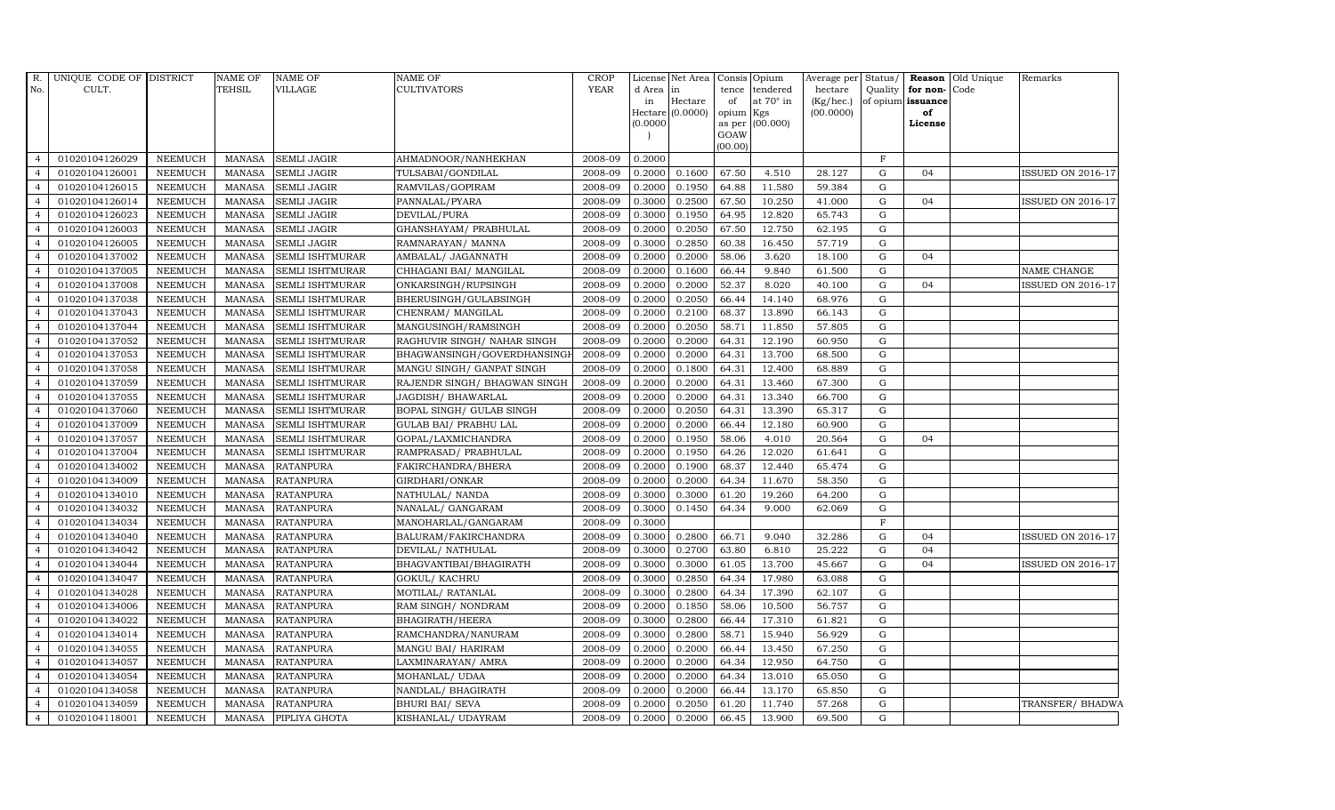| R. No. | UNIQUE CODE OF CULT. | DISTRICT | NAME OF TEHSIL | NAME OF VILLAGE | NAME OF CULTIVATORS | CROP YEAR | License d Area in Hectare (0.0000) | Net Area in Hectare (0.0000) | Consis tence of opium as per GOAW (00.00) | Opium tendered at 70° in Kgs (00.000) | Average per hectare (Kg/hec.) (00.0000) | Status/ Quality of opium | Reason for non-issuance of License | Old Unique Code | Remarks |
|---|---|---|---|---|---|---|---|---|---|---|---|---|---|---|---|
| 4 | 01020104126029 | NEEMUCH | MANASA | SEMLI JAGIR | AHMADNOOR/NANHEKHAN | 2008-09 | 0.2000 | | | | | F | | | |
| 4 | 01020104126001 | NEEMUCH | MANASA | SEMLI JAGIR | TULSABAI/GONDILAL | 2008-09 | 0.2000 | 0.1600 | 67.50 | 4.510 | 28.127 | G | 04 | | ISSUED ON 2016-17 |
| 4 | 01020104126015 | NEEMUCH | MANASA | SEMLI JAGIR | RAMVILAS/GOPIRAM | 2008-09 | 0.2000 | 0.1950 | 64.88 | 11.580 | 59.384 | G | | | |
| 4 | 01020104126014 | NEEMUCH | MANASA | SEMLI JAGIR | PANNALAL/PYARA | 2008-09 | 0.3000 | 0.2500 | 67.50 | 10.250 | 41.000 | G | 04 | | ISSUED ON 2016-17 |
| 4 | 01020104126023 | NEEMUCH | MANASA | SEMLI JAGIR | DEVILAL/PURA | 2008-09 | 0.3000 | 0.1950 | 64.95 | 12.820 | 65.743 | G | | | |
| 4 | 01020104126003 | NEEMUCH | MANASA | SEMLI JAGIR | GHANSHAYAM/ PRABHULAL | 2008-09 | 0.2000 | 0.2050 | 67.50 | 12.750 | 62.195 | G | | | |
| 4 | 01020104126005 | NEEMUCH | MANASA | SEMLI JAGIR | RAMNARAYAN/ MANNA | 2008-09 | 0.3000 | 0.2850 | 60.38 | 16.450 | 57.719 | G | | | |
| 4 | 01020104137002 | NEEMUCH | MANASA | SEMLI ISHTMURAR | AMBALAL/ JAGANNATH | 2008-09 | 0.2000 | 0.2000 | 58.06 | 3.620 | 18.100 | G | 04 | | |
| 4 | 01020104137005 | NEEMUCH | MANASA | SEMLI ISHTMURAR | CHHAGANI BAI/ MANGILAL | 2008-09 | 0.2000 | 0.1600 | 66.44 | 9.840 | 61.500 | G | | | NAME CHANGE |
| 4 | 01020104137008 | NEEMUCH | MANASA | SEMLI ISHTMURAR | ONKARSINGH/RUPSINGH | 2008-09 | 0.2000 | 0.2000 | 52.37 | 8.020 | 40.100 | G | 04 | | ISSUED ON 2016-17 |
| 4 | 01020104137038 | NEEMUCH | MANASA | SEMLI ISHTMURAR | BHERUSINGH/GULABSINGH | 2008-09 | 0.2000 | 0.2050 | 66.44 | 14.140 | 68.976 | G | | | |
| 4 | 01020104137043 | NEEMUCH | MANASA | SEMLI ISHTMURAR | CHENRAM/ MANGILAL | 2008-09 | 0.2000 | 0.2100 | 68.37 | 13.890 | 66.143 | G | | | |
| 4 | 01020104137044 | NEEMUCH | MANASA | SEMLI ISHTMURAR | MANGUSINGH/RAMSINGH | 2008-09 | 0.2000 | 0.2050 | 58.71 | 11.850 | 57.805 | G | | | |
| 4 | 01020104137052 | NEEMUCH | MANASA | SEMLI ISHTMURAR | RAGHUVIR SINGH/ NAHAR SINGH | 2008-09 | 0.2000 | 0.2000 | 64.31 | 12.190 | 60.950 | G | | | |
| 4 | 01020104137053 | NEEMUCH | MANASA | SEMLI ISHTMURAR | BHAGWANSINGH/GOVERDHANSINGH | 2008-09 | 0.2000 | 0.2000 | 64.31 | 13.700 | 68.500 | G | | | |
| 4 | 01020104137058 | NEEMUCH | MANASA | SEMLI ISHTMURAR | MANGU SINGH/ GANPAT SINGH | 2008-09 | 0.2000 | 0.1800 | 64.31 | 12.400 | 68.889 | G | | | |
| 4 | 01020104137059 | NEEMUCH | MANASA | SEMLI ISHTMURAR | RAJENDR SINGH/ BHAGWAN SINGH | 2008-09 | 0.2000 | 0.2000 | 64.31 | 13.460 | 67.300 | G | | | |
| 4 | 01020104137055 | NEEMUCH | MANASA | SEMLI ISHTMURAR | JAGDISH/ BHAWARLAL | 2008-09 | 0.2000 | 0.2000 | 64.31 | 13.340 | 66.700 | G | | | |
| 4 | 01020104137060 | NEEMUCH | MANASA | SEMLI ISHTMURAR | BOPAL SINGH/ GULAB SINGH | 2008-09 | 0.2000 | 0.2050 | 64.31 | 13.390 | 65.317 | G | | | |
| 4 | 01020104137009 | NEEMUCH | MANASA | SEMLI ISHTMURAR | GULAB BAI/ PRABHU LAL | 2008-09 | 0.2000 | 0.2000 | 66.44 | 12.180 | 60.900 | G | | | |
| 4 | 01020104137057 | NEEMUCH | MANASA | SEMLI ISHTMURAR | GOPAL/LAXMICHANDRA | 2008-09 | 0.2000 | 0.1950 | 58.06 | 4.010 | 20.564 | G | 04 | | |
| 4 | 01020104137004 | NEEMUCH | MANASA | SEMLI ISHTMURAR | RAMPRASAD/ PRABHULAL | 2008-09 | 0.2000 | 0.1950 | 64.26 | 12.020 | 61.641 | G | | | |
| 4 | 01020104134002 | NEEMUCH | MANASA | RATANPURA | FAKIRCHANDRA/BHERA | 2008-09 | 0.2000 | 0.1900 | 68.37 | 12.440 | 65.474 | G | | | |
| 4 | 01020104134009 | NEEMUCH | MANASA | RATANPURA | GIRDHARI/ONKAR | 2008-09 | 0.2000 | 0.2000 | 64.34 | 11.670 | 58.350 | G | | | |
| 4 | 01020104134010 | NEEMUCH | MANASA | RATANPURA | NATHULAL/ NANDA | 2008-09 | 0.3000 | 0.3000 | 61.20 | 19.260 | 64.200 | G | | | |
| 4 | 01020104134032 | NEEMUCH | MANASA | RATANPURA | NANALAL/ GANGARAM | 2008-09 | 0.3000 | 0.1450 | 64.34 | 9.000 | 62.069 | G | | | |
| 4 | 01020104134034 | NEEMUCH | MANASA | RATANPURA | MANOHARLAL/GANGARAM | 2008-09 | 0.3000 | | | | | F | | | |
| 4 | 01020104134040 | NEEMUCH | MANASA | RATANPURA | BALURAM/FAKIRCHANDRA | 2008-09 | 0.3000 | 0.2800 | 66.71 | 9.040 | 32.286 | G | 04 | | ISSUED ON 2016-17 |
| 4 | 01020104134042 | NEEMUCH | MANASA | RATANPURA | DEVILAL/ NATHULAL | 2008-09 | 0.3000 | 0.2700 | 63.80 | 6.810 | 25.222 | G | 04 | | |
| 4 | 01020104134044 | NEEMUCH | MANASA | RATANPURA | BHAGVANTIBAI/BHAGIRATH | 2008-09 | 0.3000 | 0.3000 | 61.05 | 13.700 | 45.667 | G | 04 | | ISSUED ON 2016-17 |
| 4 | 01020104134047 | NEEMUCH | MANASA | RATANPURA | GOKUL/ KACHRU | 2008-09 | 0.3000 | 0.2850 | 64.34 | 17.980 | 63.088 | G | | | |
| 4 | 01020104134028 | NEEMUCH | MANASA | RATANPURA | MOTILAL/ RATANLAL | 2008-09 | 0.3000 | 0.2800 | 64.34 | 17.390 | 62.107 | G | | | |
| 4 | 01020104134006 | NEEMUCH | MANASA | RATANPURA | RAM SINGH/ NONDRAM | 2008-09 | 0.2000 | 0.1850 | 58.06 | 10.500 | 56.757 | G | | | |
| 4 | 01020104134022 | NEEMUCH | MANASA | RATANPURA | BHAGIRATH/HEERA | 2008-09 | 0.3000 | 0.2800 | 66.44 | 17.310 | 61.821 | G | | | |
| 4 | 01020104134014 | NEEMUCH | MANASA | RATANPURA | RAMCHANDRA/NANURAM | 2008-09 | 0.3000 | 0.2800 | 58.71 | 15.940 | 56.929 | G | | | |
| 4 | 01020104134055 | NEEMUCH | MANASA | RATANPURA | MANGU BAI/ HARIRAM | 2008-09 | 0.2000 | 0.2000 | 66.44 | 13.450 | 67.250 | G | | | |
| 4 | 01020104134057 | NEEMUCH | MANASA | RATANPURA | LAXMINARAYAN/ AMRA | 2008-09 | 0.2000 | 0.2000 | 64.34 | 12.950 | 64.750 | G | | | |
| 4 | 01020104134054 | NEEMUCH | MANASA | RATANPURA | MOHANLAL/ UDAA | 2008-09 | 0.2000 | 0.2000 | 64.34 | 13.010 | 65.050 | G | | | |
| 4 | 01020104134058 | NEEMUCH | MANASA | RATANPURA | NANDLAL/ BHAGIRATH | 2008-09 | 0.2000 | 0.2000 | 66.44 | 13.170 | 65.850 | G | | | |
| 4 | 01020104134059 | NEEMUCH | MANASA | RATANPURA | BHURI BAI/ SEVA | 2008-09 | 0.2000 | 0.2050 | 61.20 | 11.740 | 57.268 | G | | | TRANSFER/ BHADWA |
| 4 | 01020104118001 | NEEMUCH | MANASA | PIPLIYA GHOTA | KISHANLAL/ UDAYRAM | 2008-09 | 0.2000 | 0.2000 | 66.45 | 13.900 | 69.500 | G | | | |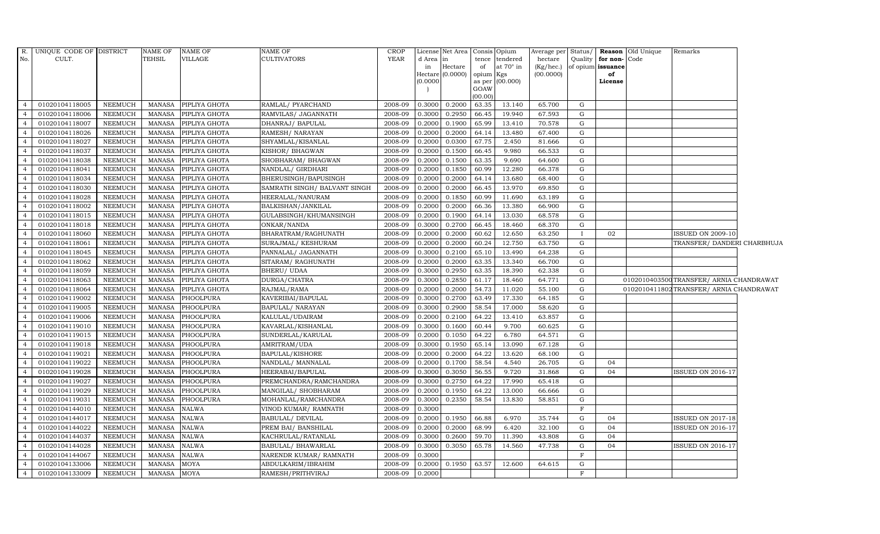| R. No. | UNIQUE CODE OF CULT. | DISTRICT | NAME OF TEHSIL | NAME OF VILLAGE | NAME OF CULTIVATORS | CROP YEAR | License d Area in Hectare (0.0000) | Net Area in Hectare (0.0000) | Consis tence of opium as per GOAW (00.00) | Opium tendered at 70° in Kgs (00.000) | Average per hectare (Kg/hec.) (00.0000) | Status/ Quality of opium | Reason for non-issuance of License | Old Unique Code | Remarks |
|---|---|---|---|---|---|---|---|---|---|---|---|---|---|---|---|
| 4 | 01020104118005 | NEEMUCH | MANASA | PIPLIYA GHOTA | RAMLAL/ PYARCHAND | 2008-09 | 0.3000 | 0.2000 | 63.35 | 13.140 | 65.700 | G | | | |
| 4 | 01020104118006 | NEEMUCH | MANASA | PIPLIYA GHOTA | RAMVILAS/ JAGANNATH | 2008-09 | 0.3000 | 0.2950 | 66.45 | 19.940 | 67.593 | G | | | |
| 4 | 01020104118007 | NEEMUCH | MANASA | PIPLIYA GHOTA | DHANRAJ/ BAPULAL | 2008-09 | 0.2000 | 0.1900 | 65.99 | 13.410 | 70.578 | G | | | |
| 4 | 01020104118026 | NEEMUCH | MANASA | PIPLIYA GHOTA | RAMESH/ NARAYAN | 2008-09 | 0.2000 | 0.2000 | 64.14 | 13.480 | 67.400 | G | | | |
| 4 | 01020104118027 | NEEMUCH | MANASA | PIPLIYA GHOTA | SHYAMLAL/KISANLAL | 2008-09 | 0.2000 | 0.0300 | 67.75 | 2.450 | 81.666 | G | | | |
| 4 | 01020104118037 | NEEMUCH | MANASA | PIPLIYA GHOTA | KISHOR/ BHAGWAN | 2008-09 | 0.2000 | 0.1500 | 66.45 | 9.980 | 66.533 | G | | | |
| 4 | 01020104118038 | NEEMUCH | MANASA | PIPLIYA GHOTA | SHOBHARAM/ BHAGWAN | 2008-09 | 0.2000 | 0.1500 | 63.35 | 9.690 | 64.600 | G | | | |
| 4 | 01020104118041 | NEEMUCH | MANASA | PIPLIYA GHOTA | NANDLAL/ GIRDHARI | 2008-09 | 0.2000 | 0.1850 | 60.99 | 12.280 | 66.378 | G | | | |
| 4 | 01020104118034 | NEEMUCH | MANASA | PIPLIYA GHOTA | BHERUSINGH/BAPUSINGH | 2008-09 | 0.2000 | 0.2000 | 64.14 | 13.680 | 68.400 | G | | | |
| 4 | 01020104118030 | NEEMUCH | MANASA | PIPLIYA GHOTA | SAMRATH SINGH/ BALVANT SINGH | 2008-09 | 0.2000 | 0.2000 | 66.45 | 13.970 | 69.850 | G | | | |
| 4 | 01020104118028 | NEEMUCH | MANASA | PIPLIYA GHOTA | HEERALAL/NANURAM | 2008-09 | 0.2000 | 0.1850 | 60.99 | 11.690 | 63.189 | G | | | |
| 4 | 01020104118002 | NEEMUCH | MANASA | PIPLIYA GHOTA | BALKISHAN/JANKILAL | 2008-09 | 0.2000 | 0.2000 | 66.36 | 13.380 | 66.900 | G | | | |
| 4 | 01020104118015 | NEEMUCH | MANASA | PIPLIYA GHOTA | GULABSINGH/KHUMANSINGH | 2008-09 | 0.2000 | 0.1900 | 64.14 | 13.030 | 68.578 | G | | | |
| 4 | 01020104118018 | NEEMUCH | MANASA | PIPLIYA GHOTA | ONKAR/NANDA | 2008-09 | 0.3000 | 0.2700 | 66.45 | 18.460 | 68.370 | G | | | |
| 4 | 01020104118060 | NEEMUCH | MANASA | PIPLIYA GHOTA | BHARATRAM/RAGHUNATH | 2008-09 | 0.2000 | 0.2000 | 60.62 | 12.650 | 63.250 | I | 02 | | ISSUED ON 2009-10 |
| 4 | 01020104118061 | NEEMUCH | MANASA | PIPLIYA GHOTA | SURAJMAL/ KESHURAM | 2008-09 | 0.2000 | 0.2000 | 60.24 | 12.750 | 63.750 | G | | | TRANSFER/ DANDERI CHARBHUJA |
| 4 | 01020104118045 | NEEMUCH | MANASA | PIPLIYA GHOTA | PANNALAL/ JAGANNATH | 2008-09 | 0.3000 | 0.2100 | 65.10 | 13.490 | 64.238 | G | | | |
| 4 | 01020104118062 | NEEMUCH | MANASA | PIPLIYA GHOTA | SITARAM/ RAGHUNATH | 2008-09 | 0.2000 | 0.2000 | 63.35 | 13.340 | 66.700 | G | | | |
| 4 | 01020104118059 | NEEMUCH | MANASA | PIPLIYA GHOTA | BHERU/ UDAA | 2008-09 | 0.3000 | 0.2950 | 63.35 | 18.390 | 62.338 | G | | | |
| 4 | 01020104118063 | NEEMUCH | MANASA | PIPLIYA GHOTA | DURGA/CHATRA | 2008-09 | 0.3000 | 0.2850 | 61.17 | 18.460 | 64.771 | G | | 01020104035000 | TRANSFER/ ARNIA CHANDRAWAT |
| 4 | 01020104118064 | NEEMUCH | MANASA | PIPLIYA GHOTA | RAJMAL/RAMA | 2008-09 | 0.2000 | 0.2000 | 54.73 | 11.020 | 55.100 | G | | 01020104118020 | TRANSFER/ ARNIA CHANDRAWAT |
| 4 | 01020104119002 | NEEMUCH | MANASA | PHOOLPURA | KAVERIBAI/BAPULAL | 2008-09 | 0.3000 | 0.2700 | 63.49 | 17.330 | 64.185 | G | | | |
| 4 | 01020104119005 | NEEMUCH | MANASA | PHOOLPURA | BAPULAL/ NARAYAN | 2008-09 | 0.3000 | 0.2900 | 58.54 | 17.000 | 58.620 | G | | | |
| 4 | 01020104119006 | NEEMUCH | MANASA | PHOOLPURA | KALULAL/UDAIRAM | 2008-09 | 0.2000 | 0.2100 | 64.22 | 13.410 | 63.857 | G | | | |
| 4 | 01020104119010 | NEEMUCH | MANASA | PHOOLPURA | KAVARLAL/KISHANLAL | 2008-09 | 0.3000 | 0.1600 | 60.44 | 9.700 | 60.625 | G | | | |
| 4 | 01020104119015 | NEEMUCH | MANASA | PHOOLPURA | SUNDERLAL/KARULAL | 2008-09 | 0.2000 | 0.1050 | 64.22 | 6.780 | 64.571 | G | | | |
| 4 | 01020104119018 | NEEMUCH | MANASA | PHOOLPURA | AMRITRAM/UDA | 2008-09 | 0.3000 | 0.1950 | 65.14 | 13.090 | 67.128 | G | | | |
| 4 | 01020104119021 | NEEMUCH | MANASA | PHOOLPURA | BAPULAL/KISHORE | 2008-09 | 0.2000 | 0.2000 | 64.22 | 13.620 | 68.100 | G | | | |
| 4 | 01020104119022 | NEEMUCH | MANASA | PHOOLPURA | NANDLAL/ MANNALAL | 2008-09 | 0.2000 | 0.1700 | 58.54 | 4.540 | 26.705 | G | 04 | | |
| 4 | 01020104119028 | NEEMUCH | MANASA | PHOOLPURA | HEERABAI/BAPULAL | 2008-09 | 0.3000 | 0.3050 | 56.55 | 9.720 | 31.868 | G | 04 | | ISSUED ON 2016-17 |
| 4 | 01020104119027 | NEEMUCH | MANASA | PHOOLPURA | PREMCHANDRA/RAMCHANDRA | 2008-09 | 0.3000 | 0.2750 | 64.22 | 17.990 | 65.418 | G | | | |
| 4 | 01020104119029 | NEEMUCH | MANASA | PHOOLPURA | MANGILAL/ SHOBHARAM | 2008-09 | 0.2000 | 0.1950 | 64.22 | 13.000 | 66.666 | G | | | |
| 4 | 01020104119031 | NEEMUCH | MANASA | PHOOLPURA | MOHANLAL/RAMCHANDRA | 2008-09 | 0.3000 | 0.2350 | 58.54 | 13.830 | 58.851 | G | | | |
| 4 | 01020104144010 | NEEMUCH | MANASA | NALWA | VINOD KUMAR/ RAMNATH | 2008-09 | 0.3000 | | | | | F | | | |
| 4 | 01020104144017 | NEEMUCH | MANASA | NALWA | BABULAL/ DEVILAL | 2008-09 | 0.2000 | 0.1950 | 66.88 | 6.970 | 35.744 | G | 04 | | ISSUED ON 2017-18 |
| 4 | 01020104144022 | NEEMUCH | MANASA | NALWA | PREM BAI/ BANSHILAL | 2008-09 | 0.2000 | 0.2000 | 68.99 | 6.420 | 32.100 | G | 04 | | ISSUED ON 2016-17 |
| 4 | 01020104144037 | NEEMUCH | MANASA | NALWA | KACHRULAL/RATANLAL | 2008-09 | 0.3000 | 0.2600 | 59.70 | 11.390 | 43.808 | G | 04 | | |
| 4 | 01020104144028 | NEEMUCH | MANASA | NALWA | BABULAL/ BHAWARLAL | 2008-09 | 0.3000 | 0.3050 | 65.78 | 14.560 | 47.738 | G | 04 | | ISSUED ON 2016-17 |
| 4 | 01020104144067 | NEEMUCH | MANASA | NALWA | NARENDR KUMAR/ RAMNATH | 2008-09 | 0.3000 | | | | | F | | | |
| 4 | 01020104133006 | NEEMUCH | MANASA | MOYA | ABDULKARIM/IBRAHIM | 2008-09 | 0.2000 | 0.1950 | 63.57 | 12.600 | 64.615 | G | | | |
| 4 | 01020104133009 | NEEMUCH | MANASA | MOYA | RAMESH/PRITHVIRAJ | 2008-09 | 0.2000 | | | | | F | | | |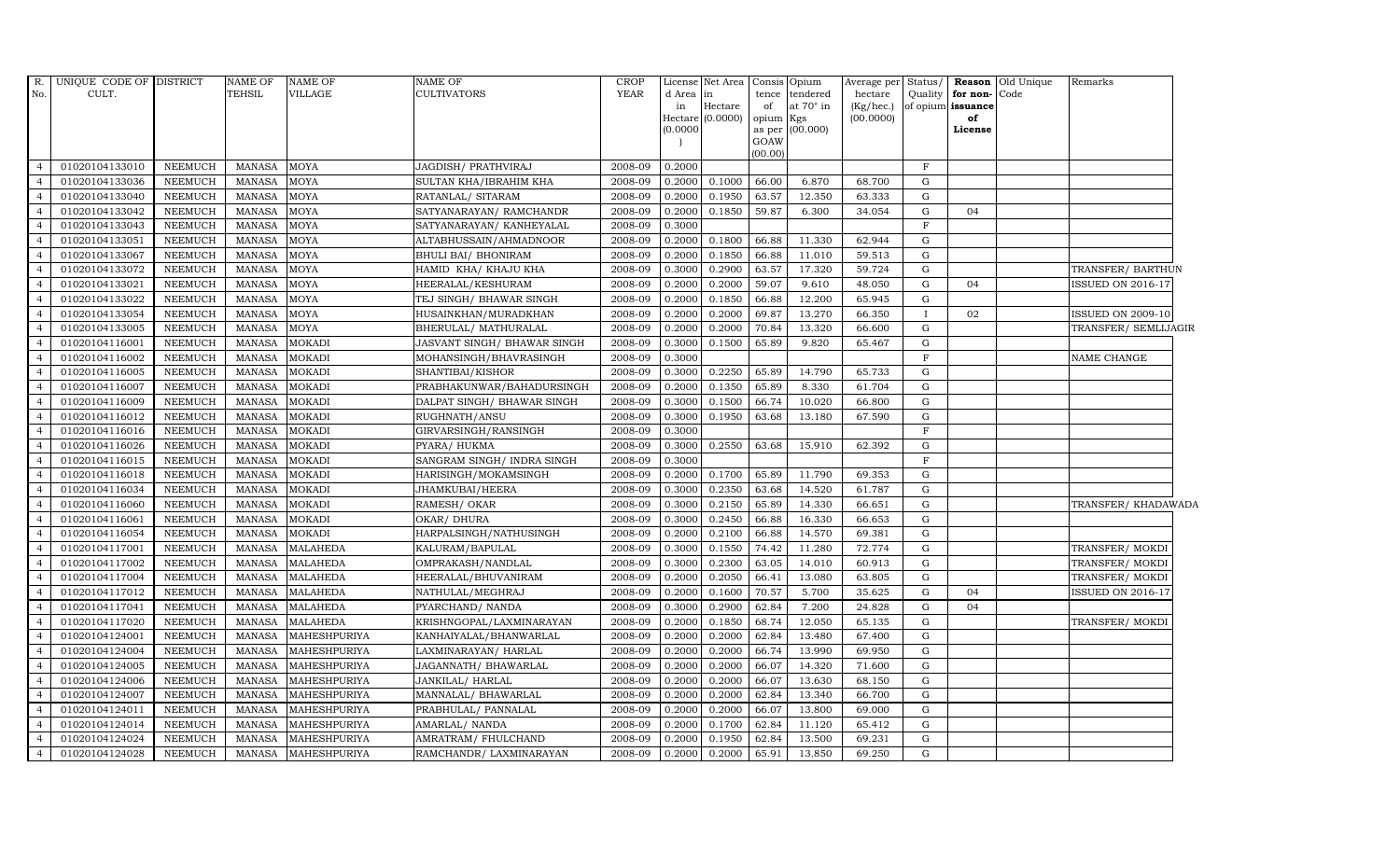| R. No. | UNIQUE CODE OF CULT. | DISTRICT | NAME OF TEHSIL | NAME OF VILLAGE | NAME OF CULTIVATORS | CROP YEAR | License d Area in Hectare (0.0000) | Net Area in Hectare (0.0000) | Consis tence of opium as per GOAW (00.00) | Opium tendered at 70° in Kgs (00.000) | Average per hectare (Kg/hec.) (00.0000) | Status/ Quality of opium | Reason for non-issuance of License | Old Unique Code | Remarks |
|---|---|---|---|---|---|---|---|---|---|---|---|---|---|---|---|
| 4 | 01020104133010 | NEEMUCH | MANASA | MOYA | JAGDISH/ PRATHVIRAJ | 2008-09 | 0.2000 | | | | | F | | | |
| 4 | 01020104133036 | NEEMUCH | MANASA | MOYA | SULTAN KHA/IBRAHIM KHA | 2008-09 | 0.2000 | 0.1000 | 66.00 | 6.870 | 68.700 | G | | | |
| 4 | 01020104133040 | NEEMUCH | MANASA | MOYA | RATANLAL/ SITARAM | 2008-09 | 0.2000 | 0.1950 | 63.57 | 12.350 | 63.333 | G | | | |
| 4 | 01020104133042 | NEEMUCH | MANASA | MOYA | SATYANARAYAN/ RAMCHANDR | 2008-09 | 0.2000 | 0.1850 | 59.87 | 6.300 | 34.054 | G | 04 | | |
| 4 | 01020104133043 | NEEMUCH | MANASA | MOYA | SATYANARAYAN/ KANHEYALAL | 2008-09 | 0.3000 | | | | | F | | | |
| 4 | 01020104133051 | NEEMUCH | MANASA | MOYA | ALTABHUSSAIN/AHMADNOOR | 2008-09 | 0.2000 | 0.1800 | 66.88 | 11.330 | 62.944 | G | | | |
| 4 | 01020104133067 | NEEMUCH | MANASA | MOYA | BHULI BAI/ BHONIRAM | 2008-09 | 0.2000 | 0.1850 | 66.88 | 11.010 | 59.513 | G | | | |
| 4 | 01020104133072 | NEEMUCH | MANASA | MOYA | HAMID KHA/ KHAJU KHA | 2008-09 | 0.3000 | 0.2900 | 63.57 | 17.320 | 59.724 | G | | | TRANSFER/ BARTHUN |
| 4 | 01020104133021 | NEEMUCH | MANASA | MOYA | HEERALAL/KESHURAM | 2008-09 | 0.2000 | 0.2000 | 59.07 | 9.610 | 48.050 | G | 04 | | ISSUED ON 2016-17 |
| 4 | 01020104133022 | NEEMUCH | MANASA | MOYA | TEJ SINGH/ BHAWAR SINGH | 2008-09 | 0.2000 | 0.1850 | 66.88 | 12.200 | 65.945 | G | | | |
| 4 | 01020104133054 | NEEMUCH | MANASA | MOYA | HUSAINKHAN/MURADKHAN | 2008-09 | 0.2000 | 0.2000 | 69.87 | 13.270 | 66.350 | I | 02 | | ISSUED ON 2009-10 |
| 4 | 01020104133005 | NEEMUCH | MANASA | MOYA | BHERULAL/ MATHURALAL | 2008-09 | 0.2000 | 0.2000 | 70.84 | 13.320 | 66.600 | G | | | TRANSFER/ SEMLIJAGIR |
| 4 | 01020104116001 | NEEMUCH | MANASA | MOKADI | JASVANT SINGH/ BHAWAR SINGH | 2008-09 | 0.3000 | 0.1500 | 65.89 | 9.820 | 65.467 | G | | | |
| 4 | 01020104116002 | NEEMUCH | MANASA | MOKADI | MOHANSINGH/BHAVRASINGH | 2008-09 | 0.3000 | | | | | F | | | NAME CHANGE |
| 4 | 01020104116005 | NEEMUCH | MANASA | MOKADI | SHANTIBAI/KISHOR | 2008-09 | 0.3000 | 0.2250 | 65.89 | 14.790 | 65.733 | G | | | |
| 4 | 01020104116007 | NEEMUCH | MANASA | MOKADI | PRABHAKUNWAR/BAHADURSINGH | 2008-09 | 0.2000 | 0.1350 | 65.89 | 8.330 | 61.704 | G | | | |
| 4 | 01020104116009 | NEEMUCH | MANASA | MOKADI | DALPAT SINGH/ BHAWAR SINGH | 2008-09 | 0.3000 | 0.1500 | 66.74 | 10.020 | 66.800 | G | | | |
| 4 | 01020104116012 | NEEMUCH | MANASA | MOKADI | RUGHNATH/ANSU | 2008-09 | 0.3000 | 0.1950 | 63.68 | 13.180 | 67.590 | G | | | |
| 4 | 01020104116016 | NEEMUCH | MANASA | MOKADI | GIRVARSINGH/RANSINGH | 2008-09 | 0.3000 | | | | | F | | | |
| 4 | 01020104116026 | NEEMUCH | MANASA | MOKADI | PYARA/ HUKMA | 2008-09 | 0.3000 | 0.2550 | 63.68 | 15.910 | 62.392 | G | | | |
| 4 | 01020104116015 | NEEMUCH | MANASA | MOKADI | SANGRAM SINGH/ INDRA SINGH | 2008-09 | 0.3000 | | | | | F | | | |
| 4 | 01020104116018 | NEEMUCH | MANASA | MOKADI | HARISINGH/MOKAMSINGH | 2008-09 | 0.2000 | 0.1700 | 65.89 | 11.790 | 69.353 | G | | | |
| 4 | 01020104116034 | NEEMUCH | MANASA | MOKADI | JHAMKUBAI/HEERA | 2008-09 | 0.3000 | 0.2350 | 63.68 | 14.520 | 61.787 | G | | | |
| 4 | 01020104116060 | NEEMUCH | MANASA | MOKADI | RAMESH/ OKAR | 2008-09 | 0.3000 | 0.2150 | 65.89 | 14.330 | 66.651 | G | | | TRANSFER/ KHADAWADA |
| 4 | 01020104116061 | NEEMUCH | MANASA | MOKADI | OKAR/ DHURA | 2008-09 | 0.3000 | 0.2450 | 66.88 | 16.330 | 66.653 | G | | | |
| 4 | 01020104116054 | NEEMUCH | MANASA | MOKADI | HARPALSINGH/NATHUSINGH | 2008-09 | 0.2000 | 0.2100 | 66.88 | 14.570 | 69.381 | G | | | |
| 4 | 01020104117001 | NEEMUCH | MANASA | MALAHEDA | KALURAM/BAPULAL | 2008-09 | 0.3000 | 0.1550 | 74.42 | 11.280 | 72.774 | G | | | TRANSFER/ MOKDI |
| 4 | 01020104117002 | NEEMUCH | MANASA | MALAHEDA | OMPRAKASH/NANDLAL | 2008-09 | 0.3000 | 0.2300 | 63.05 | 14.010 | 60.913 | G | | | TRANSFER/ MOKDI |
| 4 | 01020104117004 | NEEMUCH | MANASA | MALAHEDA | HEERALAL/BHUVANIRAM | 2008-09 | 0.2000 | 0.2050 | 66.41 | 13.080 | 63.805 | G | | | TRANSFER/ MOKDI |
| 4 | 01020104117012 | NEEMUCH | MANASA | MALAHEDA | NATHULAL/MEGHRAJ | 2008-09 | 0.2000 | 0.1600 | 70.57 | 5.700 | 35.625 | G | 04 | | ISSUED ON 2016-17 |
| 4 | 01020104117041 | NEEMUCH | MANASA | MALAHEDA | PYARCHAND/ NANDA | 2008-09 | 0.3000 | 0.2900 | 62.84 | 7.200 | 24.828 | G | 04 | | |
| 4 | 01020104117020 | NEEMUCH | MANASA | MALAHEDA | KRISHNGOPAL/LAXMINARAYAN | 2008-09 | 0.2000 | 0.1850 | 68.74 | 12.050 | 65.135 | G | | | TRANSFER/ MOKDI |
| 4 | 01020104124001 | NEEMUCH | MANASA | MAHESHPURIYA | KANHAIYALAL/BHANWARLAL | 2008-09 | 0.2000 | 0.2000 | 62.84 | 13.480 | 67.400 | G | | | |
| 4 | 01020104124004 | NEEMUCH | MANASA | MAHESHPURIYA | LAXMINARAYAN/ HARLAL | 2008-09 | 0.2000 | 0.2000 | 66.74 | 13.990 | 69.950 | G | | | |
| 4 | 01020104124005 | NEEMUCH | MANASA | MAHESHPURIYA | JAGANNATH/ BHAWARLAL | 2008-09 | 0.2000 | 0.2000 | 66.07 | 14.320 | 71.600 | G | | | |
| 4 | 01020104124006 | NEEMUCH | MANASA | MAHESHPURIYA | JANKILAL/ HARLAL | 2008-09 | 0.2000 | 0.2000 | 66.07 | 13.630 | 68.150 | G | | | |
| 4 | 01020104124007 | NEEMUCH | MANASA | MAHESHPURIYA | MANNALAL/ BHAWARLAL | 2008-09 | 0.2000 | 0.2000 | 62.84 | 13.340 | 66.700 | G | | | |
| 4 | 01020104124011 | NEEMUCH | MANASA | MAHESHPURIYA | PRABHULAL/ PANNALAL | 2008-09 | 0.2000 | 0.2000 | 66.07 | 13.800 | 69.000 | G | | | |
| 4 | 01020104124014 | NEEMUCH | MANASA | MAHESHPURIYA | AMARLAL/ NANDA | 2008-09 | 0.2000 | 0.1700 | 62.84 | 11.120 | 65.412 | G | | | |
| 4 | 01020104124024 | NEEMUCH | MANASA | MAHESHPURIYA | AMRATRAM/ FHULCHAND | 2008-09 | 0.2000 | 0.1950 | 62.84 | 13.500 | 69.231 | G | | | |
| 4 | 01020104124028 | NEEMUCH | MANASA | MAHESHPURIYA | RAMCHANDR/ LAXMINARAYAN | 2008-09 | 0.2000 | 0.2000 | 65.91 | 13.850 | 69.250 | G | | | |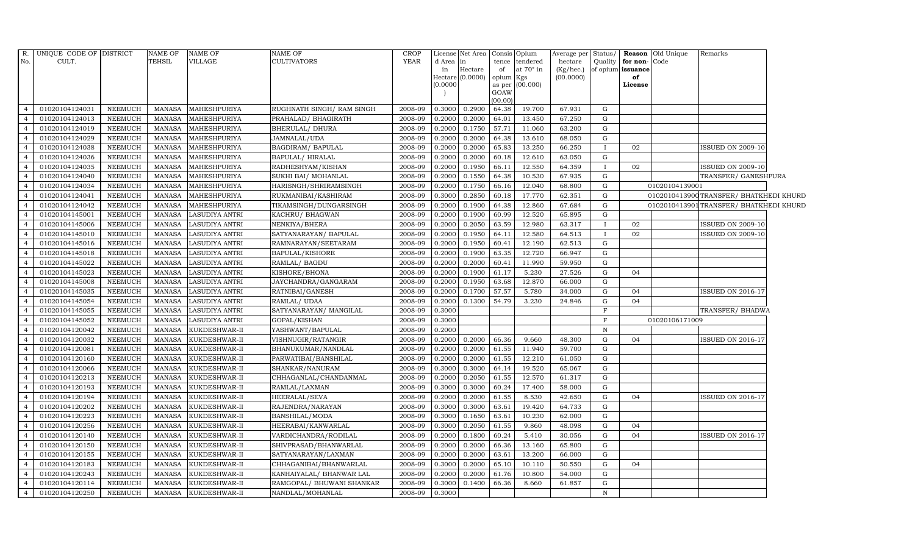| R. No. | UNIQUE CODE OF CULT. | DISTRICT | NAME OF TEHSIL | NAME OF VILLAGE | NAME OF CULTIVATORS | CROP YEAR | License d Area in Hectare (0.0000) | Net Area in Hectare (0.0000) | Consis tence of opium as per GOAW (00.00) | Opium tendered at 70° in Kgs (00.000) | Average per hectare (Kg/hec.) (00.0000) | Status/ Quality of opium | Reason for non-issuance of License | Old Unique Code | Remarks |
|---|---|---|---|---|---|---|---|---|---|---|---|---|---|---|---|
| 4 | 01020104124031 | NEEMUCH | MANASA | MAHESHPURIYA | RUGHNATH SINGH/ RAM SINGH | 2008-09 | 0.3000 | 0.2900 | 64.38 | 19.700 | 67.931 | G | | | |
| 4 | 01020104124013 | NEEMUCH | MANASA | MAHESHPURIYA | PRAHALAD/ BHAGIRATH | 2008-09 | 0.2000 | 0.2000 | 64.01 | 13.450 | 67.250 | G | | | |
| 4 | 01020104124019 | NEEMUCH | MANASA | MAHESHPURIYA | BHERULAL/ DHURA | 2008-09 | 0.2000 | 0.1750 | 57.71 | 11.060 | 63.200 | G | | | |
| 4 | 01020104124029 | NEEMUCH | MANASA | MAHESHPURIYA | JAMNALAL/UDA | 2008-09 | 0.2000 | 0.2000 | 64.38 | 13.610 | 68.050 | G | | | |
| 4 | 01020104124038 | NEEMUCH | MANASA | MAHESHPURIYA | BAGDIRAM/ BAPULAL | 2008-09 | 0.2000 | 0.2000 | 65.83 | 13.250 | 66.250 | I | 02 | | ISSUED ON 2009-10 |
| 4 | 01020104124036 | NEEMUCH | MANASA | MAHESHPURIYA | BAPULAL/ HIRALAL | 2008-09 | 0.2000 | 0.2000 | 60.18 | 12.610 | 63.050 | G | | | |
| 4 | 01020104124035 | NEEMUCH | MANASA | MAHESHPURIYA | RADHESHYAM/KISHAN | 2008-09 | 0.2000 | 0.1950 | 66.11 | 12.550 | 64.359 | I | 02 | | ISSUED ON 2009-10 |
| 4 | 01020104124040 | NEEMUCH | MANASA | MAHESHPURIYA | SUKHI BAI/ MOHANLAL | 2008-09 | 0.2000 | 0.1550 | 64.38 | 10.530 | 67.935 | G | | | TRANSFER/ GANESHPURA |
| 4 | 01020104124034 | NEEMUCH | MANASA | MAHESHPURIYA | HARISNGH/SHRIRAMSINGH | 2008-09 | 0.2000 | 0.1750 | 66.16 | 12.040 | 68.800 | G | | 01020104139001 | |
| 4 | 01020104124041 | NEEMUCH | MANASA | MAHESHPURIYA | RUKMANIBAI/KASHIRAM | 2008-09 | 0.3000 | 0.2850 | 60.18 | 17.770 | 62.351 | G | | 01020104139006 | TRANSFER/ BHATKHEDI KHURD |
| 4 | 01020104124042 | NEEMUCH | MANASA | MAHESHPURIYA | TIKAMSINGH/DUNGARSINGH | 2008-09 | 0.2000 | 0.1900 | 64.38 | 12.860 | 67.684 | G | | 01020104139011 | TRANSFER/ BHATKHEDI KHURD |
| 4 | 01020104145001 | NEEMUCH | MANASA | LASUDIYA ANTRI | KACHRU/ BHAGWAN | 2008-09 | 0.2000 | 0.1900 | 60.99 | 12.520 | 65.895 | G | | | |
| 4 | 01020104145006 | NEEMUCH | MANASA | LASUDIYA ANTRI | NENKIYA/BHERA | 2008-09 | 0.2000 | 0.2050 | 63.59 | 12.980 | 63.317 | I | 02 | | ISSUED ON 2009-10 |
| 4 | 01020104145010 | NEEMUCH | MANASA | LASUDIYA ANTRI | SATYANARAYAN/ BAPULAL | 2008-09 | 0.2000 | 0.1950 | 64.11 | 12.580 | 64.513 | I | 02 | | ISSUED ON 2009-10 |
| 4 | 01020104145016 | NEEMUCH | MANASA | LASUDIYA ANTRI | RAMNARAYAN/SEETARAM | 2008-09 | 0.2000 | 0.1950 | 60.41 | 12.190 | 62.513 | G | | | |
| 4 | 01020104145018 | NEEMUCH | MANASA | LASUDIYA ANTRI | BAPULAL/KISHORE | 2008-09 | 0.2000 | 0.1900 | 63.35 | 12.720 | 66.947 | G | | | |
| 4 | 01020104145022 | NEEMUCH | MANASA | LASUDIYA ANTRI | RAMLAL/ BAGDU | 2008-09 | 0.2000 | 0.2000 | 60.41 | 11.990 | 59.950 | G | | | |
| 4 | 01020104145023 | NEEMUCH | MANASA | LASUDIYA ANTRI | KISHORE/BHONA | 2008-09 | 0.2000 | 0.1900 | 61.17 | 5.230 | 27.526 | G | 04 | | |
| 4 | 01020104145008 | NEEMUCH | MANASA | LASUDIYA ANTRI | JAYCHANDRA/GANGARAM | 2008-09 | 0.2000 | 0.1950 | 63.68 | 12.870 | 66.000 | G | | | |
| 4 | 01020104145035 | NEEMUCH | MANASA | LASUDIYA ANTRI | RATNIBAI/GANESH | 2008-09 | 0.2000 | 0.1700 | 57.57 | 5.780 | 34.000 | G | 04 | | ISSUED ON 2016-17 |
| 4 | 01020104145054 | NEEMUCH | MANASA | LASUDIYA ANTRI | RAMLAL/ UDAA | 2008-09 | 0.2000 | 0.1300 | 54.79 | 3.230 | 24.846 | G | 04 | | |
| 4 | 01020104145055 | NEEMUCH | MANASA | LASUDIYA ANTRI | SATYANARAYAN/ MANGILAL | 2008-09 | 0.3000 | | | | | F | | | TRANSFER/ BHADWA |
| 4 | 01020104145052 | NEEMUCH | MANASA | LASUDIYA ANTRI | GOPAL/KISHAN | 2008-09 | 0.3000 | | | | | F | | 01020106171009 | |
| 4 | 01020104120042 | NEEMUCH | MANASA | KUKDESHWAR-II | YASHWANT/BAPULAL | 2008-09 | 0.2000 | | | | | N | | | |
| 4 | 01020104120032 | NEEMUCH | MANASA | KUKDESHWAR-II | VISHNUGIR/RATANGIR | 2008-09 | 0.2000 | 0.2000 | 66.36 | 9.660 | 48.300 | G | 04 | | ISSUED ON 2016-17 |
| 4 | 01020104120081 | NEEMUCH | MANASA | KUKDESHWAR-II | BHANUKUMAR/NANDLAL | 2008-09 | 0.2000 | 0.2000 | 61.55 | 11.940 | 59.700 | G | | | |
| 4 | 01020104120160 | NEEMUCH | MANASA | KUKDESHWAR-II | PARWATIBAI/BANSHILAL | 2008-09 | 0.2000 | 0.2000 | 61.55 | 12.210 | 61.050 | G | | | |
| 4 | 01020104120066 | NEEMUCH | MANASA | KUKDESHWAR-II | SHANKAR/NANURAM | 2008-09 | 0.3000 | 0.3000 | 64.14 | 19.520 | 65.067 | G | | | |
| 4 | 01020104120213 | NEEMUCH | MANASA | KUKDESHWAR-II | CHHAGANLAL/CHANDANMAL | 2008-09 | 0.2000 | 0.2050 | 61.55 | 12.570 | 61.317 | G | | | |
| 4 | 01020104120193 | NEEMUCH | MANASA | KUKDESHWAR-II | RAMLAL/LAXMAN | 2008-09 | 0.3000 | 0.3000 | 60.24 | 17.400 | 58.000 | G | | | |
| 4 | 01020104120194 | NEEMUCH | MANASA | KUKDESHWAR-II | HEERALAL/SEVA | 2008-09 | 0.2000 | 0.2000 | 61.55 | 8.530 | 42.650 | G | 04 | | ISSUED ON 2016-17 |
| 4 | 01020104120202 | NEEMUCH | MANASA | KUKDESHWAR-II | RAJENDRA/NARAYAN | 2008-09 | 0.3000 | 0.3000 | 63.61 | 19.420 | 64.733 | G | | | |
| 4 | 01020104120223 | NEEMUCH | MANASA | KUKDESHWAR-II | BANSHILAL/MODA | 2008-09 | 0.3000 | 0.1650 | 63.61 | 10.230 | 62.000 | G | | | |
| 4 | 01020104120256 | NEEMUCH | MANASA | KUKDESHWAR-II | HEERABAI/KANWARLAL | 2008-09 | 0.3000 | 0.2050 | 61.55 | 9.860 | 48.098 | G | 04 | | |
| 4 | 01020104120140 | NEEMUCH | MANASA | KUKDESHWAR-II | VARDICHANDRA/RODILAL | 2008-09 | 0.2000 | 0.1800 | 60.24 | 5.410 | 30.056 | G | 04 | | ISSUED ON 2016-17 |
| 4 | 01020104120150 | NEEMUCH | MANASA | KUKDESHWAR-II | SHIVPRASAD/BHANWARLAL | 2008-09 | 0.2000 | 0.2000 | 66.36 | 13.160 | 65.800 | G | | | |
| 4 | 01020104120155 | NEEMUCH | MANASA | KUKDESHWAR-II | SATYANARAYAN/LAXMAN | 2008-09 | 0.2000 | 0.2000 | 63.61 | 13.200 | 66.000 | G | | | |
| 4 | 01020104120183 | NEEMUCH | MANASA | KUKDESHWAR-II | CHHAGANIBAI/BHANWARLAL | 2008-09 | 0.3000 | 0.2000 | 65.10 | 10.110 | 50.550 | G | 04 | | |
| 4 | 01020104120243 | NEEMUCH | MANASA | KUKDESHWAR-II | KANHAIYALAL/ BHANWAR LAL | 2008-09 | 0.2000 | 0.2000 | 61.76 | 10.800 | 54.000 | G | | | |
| 4 | 01020104120114 | NEEMUCH | MANASA | KUKDESHWAR-II | RAMGOPAL/ BHUWANI SHANKAR | 2008-09 | 0.3000 | 0.1400 | 66.36 | 8.660 | 61.857 | G | | | |
| 4 | 01020104120250 | NEEMUCH | MANASA | KUKDESHWAR-II | NANDLAL/MOHANLAL | 2008-09 | 0.3000 | | | | | N | | | |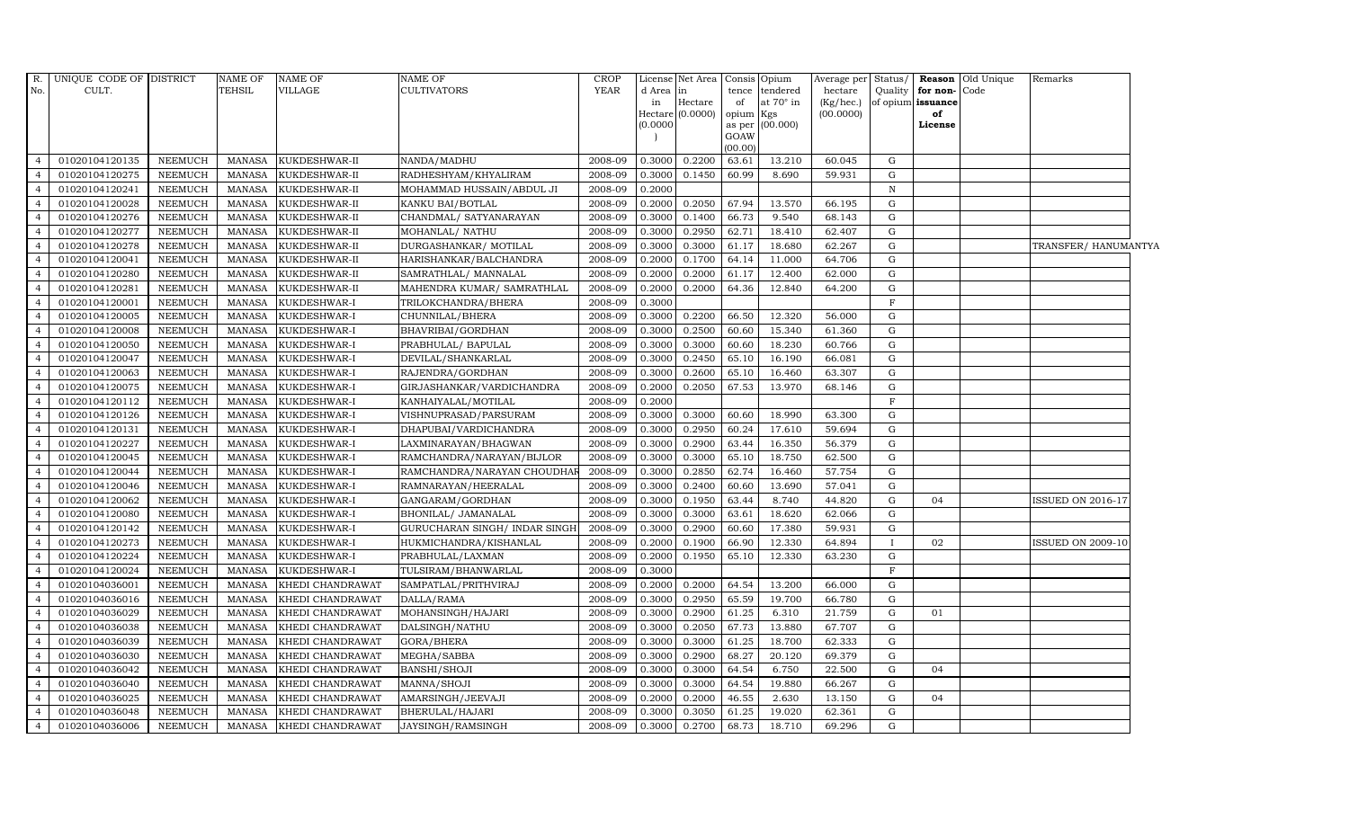| R. No. | UNIQUE CODE OF CULT. | DISTRICT | NAME OF TEHSIL | NAME OF VILLAGE | NAME OF CULTIVATORS | CROP YEAR | License d Area in Hectare (0.0000) | Net Area in Hectare (0.0000) | Consis tence of opium as per GOAW (00.00) | Opium tendered at 70° in Kgs (00.000) | Average per hectare (Kg/hec.) (00.0000) | Status/ Quality of opium | Reason for non- issuance of License | Old Unique Code | Remarks |
|---|---|---|---|---|---|---|---|---|---|---|---|---|---|---|---|
| 4 | 01020104120135 | NEEMUCH | MANASA | KUKDESHWAR-II | NANDA/MADHU | 2008-09 | 0.3000 | 0.2200 | 63.61 | 13.210 | 60.045 | G | | | |
| 4 | 01020104120275 | NEEMUCH | MANASA | KUKDESHWAR-II | RADHESHYAM/KHYALIRAM | 2008-09 | 0.3000 | 0.1450 | 60.99 | 8.690 | 59.931 | G | | | |
| 4 | 01020104120241 | NEEMUCH | MANASA | KUKDESHWAR-II | MOHAMMAD HUSSAIN/ABDUL JI | 2008-09 | 0.2000 | | | | | N | | | |
| 4 | 01020104120028 | NEEMUCH | MANASA | KUKDESHWAR-II | KANKU BAI/BOTLAL | 2008-09 | 0.2000 | 0.2050 | 67.94 | 13.570 | 66.195 | G | | | |
| 4 | 01020104120276 | NEEMUCH | MANASA | KUKDESHWAR-II | CHANDMAL/ SATYANARAYAN | 2008-09 | 0.3000 | 0.1400 | 66.73 | 9.540 | 68.143 | G | | | |
| 4 | 01020104120277 | NEEMUCH | MANASA | KUKDESHWAR-II | MOHANLAL/ NATHU | 2008-09 | 0.3000 | 0.2950 | 62.71 | 18.410 | 62.407 | G | | | |
| 4 | 01020104120278 | NEEMUCH | MANASA | KUKDESHWAR-II | DURGASHANKAR/ MOTILAL | 2008-09 | 0.3000 | 0.3000 | 61.17 | 18.680 | 62.267 | G | | | TRANSFER/ HANUMANTYA |
| 4 | 01020104120041 | NEEMUCH | MANASA | KUKDESHWAR-II | HARISHANKAR/BALCHANDRA | 2008-09 | 0.2000 | 0.1700 | 64.14 | 11.000 | 64.706 | G | | | |
| 4 | 01020104120280 | NEEMUCH | MANASA | KUKDESHWAR-II | SAMRATHLAL/ MANNALAL | 2008-09 | 0.2000 | 0.2000 | 61.17 | 12.400 | 62.000 | G | | | |
| 4 | 01020104120281 | NEEMUCH | MANASA | KUKDESHWAR-II | MAHENDRA KUMAR/ SAMRATHLAL | 2008-09 | 0.2000 | 0.2000 | 64.36 | 12.840 | 64.200 | G | | | |
| 4 | 01020104120001 | NEEMUCH | MANASA | KUKDESHWAR-I | TRILOKCHANDRA/BHERA | 2008-09 | 0.3000 | | | | | F | | | |
| 4 | 01020104120005 | NEEMUCH | MANASA | KUKDESHWAR-I | CHUNNILAL/BHERA | 2008-09 | 0.3000 | 0.2200 | 66.50 | 12.320 | 56.000 | G | | | |
| 4 | 01020104120008 | NEEMUCH | MANASA | KUKDESHWAR-I | BHAVRIBAI/GORDHAN | 2008-09 | 0.3000 | 0.2500 | 60.60 | 15.340 | 61.360 | G | | | |
| 4 | 01020104120050 | NEEMUCH | MANASA | KUKDESHWAR-I | PRABHULAL/ BAPULAL | 2008-09 | 0.3000 | 0.3000 | 60.60 | 18.230 | 60.766 | G | | | |
| 4 | 01020104120047 | NEEMUCH | MANASA | KUKDESHWAR-I | DEVILAL/SHANKARLAL | 2008-09 | 0.3000 | 0.2450 | 65.10 | 16.190 | 66.081 | G | | | |
| 4 | 01020104120063 | NEEMUCH | MANASA | KUKDESHWAR-I | RAJENDRA/GORDHAN | 2008-09 | 0.3000 | 0.2600 | 65.10 | 16.460 | 63.307 | G | | | |
| 4 | 01020104120075 | NEEMUCH | MANASA | KUKDESHWAR-I | GIRJASHANKAR/VARDICHANDRA | 2008-09 | 0.2000 | 0.2050 | 67.53 | 13.970 | 68.146 | G | | | |
| 4 | 01020104120112 | NEEMUCH | MANASA | KUKDESHWAR-I | KANHAIYALAL/MOTILAL | 2008-09 | 0.2000 | | | | | F | | | |
| 4 | 01020104120126 | NEEMUCH | MANASA | KUKDESHWAR-I | VISHNUPRASAD/PARSURAM | 2008-09 | 0.3000 | 0.3000 | 60.60 | 18.990 | 63.300 | G | | | |
| 4 | 01020104120131 | NEEMUCH | MANASA | KUKDESHWAR-I | DHAPUBAI/VARDICHANDRA | 2008-09 | 0.3000 | 0.2950 | 60.24 | 17.610 | 59.694 | G | | | |
| 4 | 01020104120227 | NEEMUCH | MANASA | KUKDESHWAR-I | LAXMINARAYAN/BHAGWAN | 2008-09 | 0.3000 | 0.2900 | 63.44 | 16.350 | 56.379 | G | | | |
| 4 | 01020104120045 | NEEMUCH | MANASA | KUKDESHWAR-I | RAMCHANDRA/NARAYAN/BIJLOR | 2008-09 | 0.3000 | 0.3000 | 65.10 | 18.750 | 62.500 | G | | | |
| 4 | 01020104120044 | NEEMUCH | MANASA | KUKDESHWAR-I | RAMCHANDRA/NARAYAN CHOUDHAR | 2008-09 | 0.3000 | 0.2850 | 62.74 | 16.460 | 57.754 | G | | | |
| 4 | 01020104120046 | NEEMUCH | MANASA | KUKDESHWAR-I | RAMNARAYAN/HEERALAL | 2008-09 | 0.3000 | 0.2400 | 60.60 | 13.690 | 57.041 | G | | | |
| 4 | 01020104120062 | NEEMUCH | MANASA | KUKDESHWAR-I | GANGARAM/GORDHAN | 2008-09 | 0.3000 | 0.1950 | 63.44 | 8.740 | 44.820 | G | 04 | | ISSUED ON 2016-17 |
| 4 | 01020104120080 | NEEMUCH | MANASA | KUKDESHWAR-I | BHONILAL/ JAMANALAL | 2008-09 | 0.3000 | 0.3000 | 63.61 | 18.620 | 62.066 | G | | | |
| 4 | 01020104120142 | NEEMUCH | MANASA | KUKDESHWAR-I | GURUCHARAN SINGH/ INDAR SINGH | 2008-09 | 0.3000 | 0.2900 | 60.60 | 17.380 | 59.931 | G | | | |
| 4 | 01020104120273 | NEEMUCH | MANASA | KUKDESHWAR-I | HUKMICHANDRA/KISHANLAL | 2008-09 | 0.2000 | 0.1900 | 66.90 | 12.330 | 64.894 | I | 02 | | ISSUED ON 2009-10 |
| 4 | 01020104120224 | NEEMUCH | MANASA | KUKDESHWAR-I | PRABHULAL/LAXMAN | 2008-09 | 0.2000 | 0.1950 | 65.10 | 12.330 | 63.230 | G | | | |
| 4 | 01020104120024 | NEEMUCH | MANASA | KUKDESHWAR-I | TULSIRAM/BHANWARLAL | 2008-09 | 0.3000 | | | | | F | | | |
| 4 | 01020104036001 | NEEMUCH | MANASA | KHEDI CHANDRAWAT | SAMPATLAL/PRITHVIRAJ | 2008-09 | 0.2000 | 0.2000 | 64.54 | 13.200 | 66.000 | G | | | |
| 4 | 01020104036016 | NEEMUCH | MANASA | KHEDI CHANDRAWAT | DALLA/RAMA | 2008-09 | 0.3000 | 0.2950 | 65.59 | 19.700 | 66.780 | G | | | |
| 4 | 01020104036029 | NEEMUCH | MANASA | KHEDI CHANDRAWAT | MOHANSINGH/HAJARI | 2008-09 | 0.3000 | 0.2900 | 61.25 | 6.310 | 21.759 | G | 01 | | |
| 4 | 01020104036038 | NEEMUCH | MANASA | KHEDI CHANDRAWAT | DALSINGH/NATHU | 2008-09 | 0.3000 | 0.2050 | 67.73 | 13.880 | 67.707 | G | | | |
| 4 | 01020104036039 | NEEMUCH | MANASA | KHEDI CHANDRAWAT | GORA/BHERA | 2008-09 | 0.3000 | 0.3000 | 61.25 | 18.700 | 62.333 | G | | | |
| 4 | 01020104036030 | NEEMUCH | MANASA | KHEDI CHANDRAWAT | MEGHA/SABBA | 2008-09 | 0.3000 | 0.2900 | 68.27 | 20.120 | 69.379 | G | | | |
| 4 | 01020104036042 | NEEMUCH | MANASA | KHEDI CHANDRAWAT | BANSHI/SHOJI | 2008-09 | 0.3000 | 0.3000 | 64.54 | 6.750 | 22.500 | G | 04 | | |
| 4 | 01020104036040 | NEEMUCH | MANASA | KHEDI CHANDRAWAT | MANNA/SHOJI | 2008-09 | 0.3000 | 0.3000 | 64.54 | 19.880 | 66.267 | G | | | |
| 4 | 01020104036025 | NEEMUCH | MANASA | KHEDI CHANDRAWAT | AMARSINGH/JEEVAJI | 2008-09 | 0.2000 | 0.2000 | 46.55 | 2.630 | 13.150 | G | 04 | | |
| 4 | 01020104036048 | NEEMUCH | MANASA | KHEDI CHANDRAWAT | BHERULAL/HAJARI | 2008-09 | 0.3000 | 0.3050 | 61.25 | 19.020 | 62.361 | G | | | |
| 4 | 01020104036006 | NEEMUCH | MANASA | KHEDI CHANDRAWAT | JAYSINGH/RAMSINGH | 2008-09 | 0.3000 | 0.2700 | 68.73 | 18.710 | 69.296 | G | | | |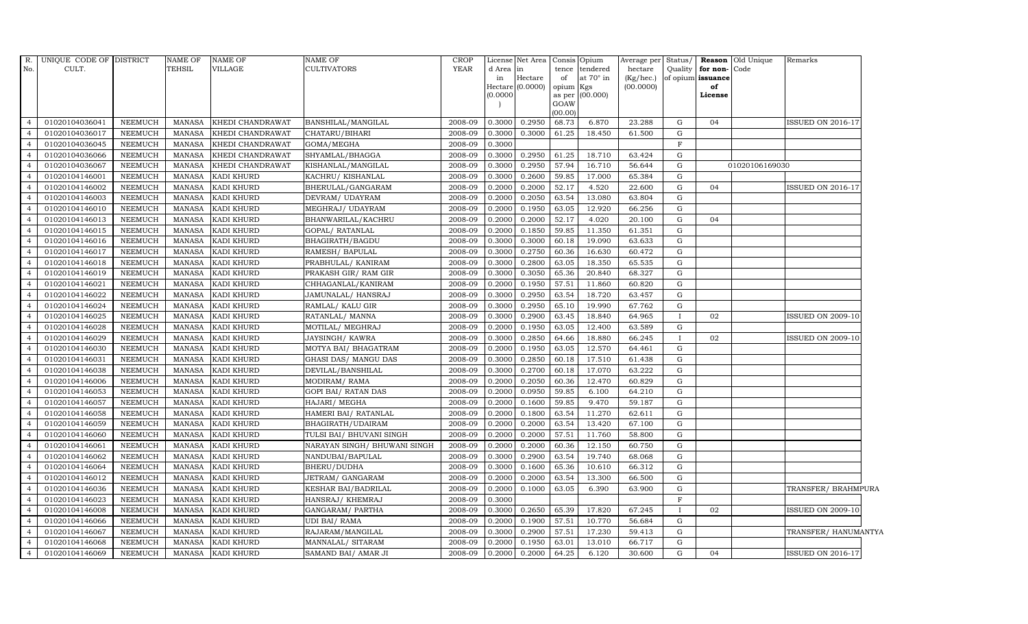| R. No. | UNIQUE CODE OF CULT. | DISTRICT | NAME OF TEHSIL | NAME OF VILLAGE | NAME OF CULTIVATORS | CROP YEAR | License d Area in Hectare (0.0000) | Net Area in Hectare (0.0000) | Consis tence of opium as per GOAW (00.00) | Opium tendered at 70° in Kgs (00.000) | Average per hectare (Kg/hec.) (00.0000) | Status/ Quality of opium | Reason for non-issuance of License | Old Unique Code | Remarks |
|---|---|---|---|---|---|---|---|---|---|---|---|---|---|---|---|
| 4 | 01020104036041 | NEEMUCH | MANASA | KHEDI CHANDRAWAT | BANSHILAL/MANGILAL | 2008-09 | 0.3000 | 0.2950 | 68.73 | 6.870 | 23.288 | G | 04 | | ISSUED ON 2016-17 |
| 4 | 01020104036017 | NEEMUCH | MANASA | KHEDI CHANDRAWAT | CHATARU/BIHARI | 2008-09 | 0.3000 | 0.3000 | 61.25 | 18.450 | 61.500 | G | | | |
| 4 | 01020104036045 | NEEMUCH | MANASA | KHEDI CHANDRAWAT | GOMA/MEGHA | 2008-09 | 0.3000 | | | | | F | | | |
| 4 | 01020104036066 | NEEMUCH | MANASA | KHEDI CHANDRAWAT | SHYAMLAL/BHAGGA | 2008-09 | 0.3000 | 0.2950 | 61.25 | 18.710 | 63.424 | G | | | |
| 4 | 01020104036067 | NEEMUCH | MANASA | KHEDI CHANDRAWAT | KISHANLAL/MANGILAL | 2008-09 | 0.3000 | 0.2950 | 57.94 | 16.710 | 56.644 | G | | 01020106169030 | |
| 4 | 01020104146001 | NEEMUCH | MANASA | KADI KHURD | KACHRU/ KISHANLAL | 2008-09 | 0.3000 | 0.2600 | 59.85 | 17.000 | 65.384 | G | | | |
| 4 | 01020104146002 | NEEMUCH | MANASA | KADI KHURD | BHERULAL/GANGARAM | 2008-09 | 0.2000 | 0.2000 | 52.17 | 4.520 | 22.600 | G | 04 | | ISSUED ON 2016-17 |
| 4 | 01020104146003 | NEEMUCH | MANASA | KADI KHURD | DEVRAM/ UDAYRAM | 2008-09 | 0.2000 | 0.2050 | 63.54 | 13.080 | 63.804 | G | | | |
| 4 | 01020104146010 | NEEMUCH | MANASA | KADI KHURD | MEGHRAJ/ UDAYRAM | 2008-09 | 0.2000 | 0.1950 | 63.05 | 12.920 | 66.256 | G | | | |
| 4 | 01020104146013 | NEEMUCH | MANASA | KADI KHURD | BHANWARILAL/KACHRU | 2008-09 | 0.2000 | 0.2000 | 52.17 | 4.020 | 20.100 | G | 04 | | |
| 4 | 01020104146015 | NEEMUCH | MANASA | KADI KHURD | GOPAL/ RATANLAL | 2008-09 | 0.2000 | 0.1850 | 59.85 | 11.350 | 61.351 | G | | | |
| 4 | 01020104146016 | NEEMUCH | MANASA | KADI KHURD | BHAGIRATH/BAGDU | 2008-09 | 0.3000 | 0.3000 | 60.18 | 19.090 | 63.633 | G | | | |
| 4 | 01020104146017 | NEEMUCH | MANASA | KADI KHURD | RAMESH/ BAPULAL | 2008-09 | 0.3000 | 0.2750 | 60.36 | 16.630 | 60.472 | G | | | |
| 4 | 01020104146018 | NEEMUCH | MANASA | KADI KHURD | PRABHULAL/ KANIRAM | 2008-09 | 0.3000 | 0.2800 | 63.05 | 18.350 | 65.535 | G | | | |
| 4 | 01020104146019 | NEEMUCH | MANASA | KADI KHURD | PRAKASH GIR/ RAM GIR | 2008-09 | 0.3000 | 0.3050 | 65.36 | 20.840 | 68.327 | G | | | |
| 4 | 01020104146021 | NEEMUCH | MANASA | KADI KHURD | CHHAGANLAL/KANIRAM | 2008-09 | 0.2000 | 0.1950 | 57.51 | 11.860 | 60.820 | G | | | |
| 4 | 01020104146022 | NEEMUCH | MANASA | KADI KHURD | JAMUNALAL/ HANSRAJ | 2008-09 | 0.3000 | 0.2950 | 63.54 | 18.720 | 63.457 | G | | | |
| 4 | 01020104146024 | NEEMUCH | MANASA | KADI KHURD | RAMLAL/ KALU GIR | 2008-09 | 0.3000 | 0.2950 | 65.10 | 19.990 | 67.762 | G | | | |
| 4 | 01020104146025 | NEEMUCH | MANASA | KADI KHURD | RATANLAL/ MANNA | 2008-09 | 0.3000 | 0.2900 | 63.45 | 18.840 | 64.965 | I | 02 | | ISSUED ON 2009-10 |
| 4 | 01020104146028 | NEEMUCH | MANASA | KADI KHURD | MOTILAL/ MEGHRAJ | 2008-09 | 0.2000 | 0.1950 | 63.05 | 12.400 | 63.589 | G | | | |
| 4 | 01020104146029 | NEEMUCH | MANASA | KADI KHURD | JAYSINGH/ KAWRA | 2008-09 | 0.3000 | 0.2850 | 64.66 | 18.880 | 66.245 | I | 02 | | ISSUED ON 2009-10 |
| 4 | 01020104146030 | NEEMUCH | MANASA | KADI KHURD | MOTYA BAI/ BHAGATRAM | 2008-09 | 0.2000 | 0.1950 | 63.05 | 12.570 | 64.461 | G | | | |
| 4 | 01020104146031 | NEEMUCH | MANASA | KADI KHURD | GHASI DAS/ MANGU DAS | 2008-09 | 0.3000 | 0.2850 | 60.18 | 17.510 | 61.438 | G | | | |
| 4 | 01020104146038 | NEEMUCH | MANASA | KADI KHURD | DEVILAL/BANSHILAL | 2008-09 | 0.3000 | 0.2700 | 60.18 | 17.070 | 63.222 | G | | | |
| 4 | 01020104146006 | NEEMUCH | MANASA | KADI KHURD | MODIRAM/ RAMA | 2008-09 | 0.2000 | 0.2050 | 60.36 | 12.470 | 60.829 | G | | | |
| 4 | 01020104146053 | NEEMUCH | MANASA | KADI KHURD | GOPI BAI/ RATAN DAS | 2008-09 | 0.2000 | 0.0950 | 59.85 | 6.100 | 64.210 | G | | | |
| 4 | 01020104146057 | NEEMUCH | MANASA | KADI KHURD | HAJARI/ MEGHA | 2008-09 | 0.2000 | 0.1600 | 59.85 | 9.470 | 59.187 | G | | | |
| 4 | 01020104146058 | NEEMUCH | MANASA | KADI KHURD | HAMERI BAI/ RATANLAL | 2008-09 | 0.2000 | 0.1800 | 63.54 | 11.270 | 62.611 | G | | | |
| 4 | 01020104146059 | NEEMUCH | MANASA | KADI KHURD | BHAGIRATH/UDAIRAM | 2008-09 | 0.2000 | 0.2000 | 63.54 | 13.420 | 67.100 | G | | | |
| 4 | 01020104146060 | NEEMUCH | MANASA | KADI KHURD | TULSI BAI/ BHUVANI SINGH | 2008-09 | 0.2000 | 0.2000 | 57.51 | 11.760 | 58.800 | G | | | |
| 4 | 01020104146061 | NEEMUCH | MANASA | KADI KHURD | NARAYAN SINGH/ BHUWANI SINGH | 2008-09 | 0.2000 | 0.2000 | 60.36 | 12.150 | 60.750 | G | | | |
| 4 | 01020104146062 | NEEMUCH | MANASA | KADI KHURD | NANDUBAI/BAPULAL | 2008-09 | 0.3000 | 0.2900 | 63.54 | 19.740 | 68.068 | G | | | |
| 4 | 01020104146064 | NEEMUCH | MANASA | KADI KHURD | BHERU/DUDHA | 2008-09 | 0.3000 | 0.1600 | 65.36 | 10.610 | 66.312 | G | | | |
| 4 | 01020104146012 | NEEMUCH | MANASA | KADI KHURD | JETRAM/ GANGARAM | 2008-09 | 0.2000 | 0.2000 | 63.54 | 13.300 | 66.500 | G | | | |
| 4 | 01020104146036 | NEEMUCH | MANASA | KADI KHURD | KESHAR BAI/BADRILAL | 2008-09 | 0.2000 | 0.1000 | 63.05 | 6.390 | 63.900 | G | | | TRANSFER/ BRAHMPURA |
| 4 | 01020104146023 | NEEMUCH | MANASA | KADI KHURD | HANSRAJ/ KHEMRAJ | 2008-09 | 0.3000 | | | | | F | | | |
| 4 | 01020104146008 | NEEMUCH | MANASA | KADI KHURD | GANGARAM/ PARTHA | 2008-09 | 0.3000 | 0.2650 | 65.39 | 17.820 | 67.245 | I | 02 | | ISSUED ON 2009-10 |
| 4 | 01020104146066 | NEEMUCH | MANASA | KADI KHURD | UDI BAI/ RAMA | 2008-09 | 0.2000 | 0.1900 | 57.51 | 10.770 | 56.684 | G | | | |
| 4 | 01020104146067 | NEEMUCH | MANASA | KADI KHURD | RAJARAM/MANGILAL | 2008-09 | 0.3000 | 0.2900 | 57.51 | 17.230 | 59.413 | G | | | TRANSFER/ HANUMANTYA |
| 4 | 01020104146068 | NEEMUCH | MANASA | KADI KHURD | MANNALAL/ SITARAM | 2008-09 | 0.2000 | 0.1950 | 63.01 | 13.010 | 66.717 | G | | | |
| 4 | 01020104146069 | NEEMUCH | MANASA | KADI KHURD | SAMAND BAI/ AMAR JI | 2008-09 | 0.2000 | 0.2000 | 64.25 | 6.120 | 30.600 | G | 04 | | ISSUED ON 2016-17 |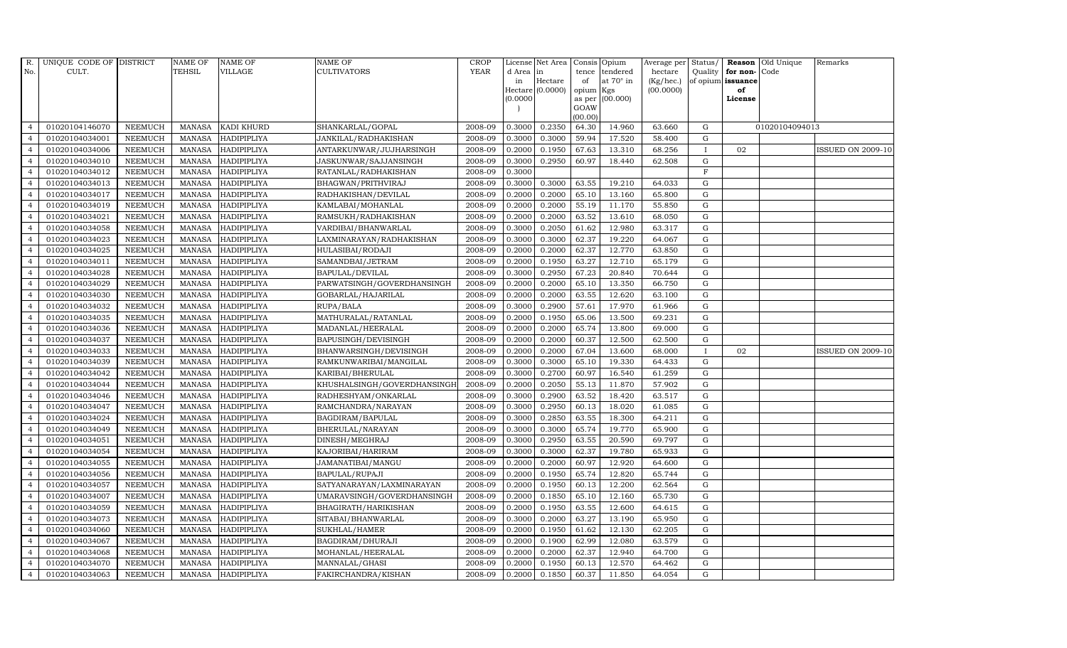| R. No. | UNIQUE CODE OF CULT. | DISTRICT | NAME OF TEHSIL | NAME OF VILLAGE | NAME OF CULTIVATORS | CROP YEAR | License d Area in Hectare (0.0000) | Net Area in Hectare (0.0000) | Consis tence of opium as per GOAW (00.00) | Opium tendered at 70° in Kgs (00.000) | Average per hectare (Kg/hec.) (00.0000) | Status/ Quality of opium | Reason for non-issuance of License | Old Unique Code | Remarks |
|---|---|---|---|---|---|---|---|---|---|---|---|---|---|---|---|
| 4 | 01020104146070 | NEEMUCH | MANASA | KADI KHURD | SHANKARLAL/GOPAL | 2008-09 | 0.3000 | 0.2350 | 64.30 | 14.960 | 63.660 | G | | 01020104094013 | |
| 4 | 01020104034001 | NEEMUCH | MANASA | HADIPIPLIYA | JANKILAL/RADHAKISHAN | 2008-09 | 0.3000 | 0.3000 | 59.94 | 17.520 | 58.400 | G | | | |
| 4 | 01020104034006 | NEEMUCH | MANASA | HADIPIPLIYA | ANTARKUNWAR/JUJHARSINGH | 2008-09 | 0.2000 | 0.1950 | 67.63 | 13.310 | 68.256 | I | 02 | | ISSUED ON 2009-10 |
| 4 | 01020104034010 | NEEMUCH | MANASA | HADIPIPLIYA | JASKUNWAR/SAJJANSINGH | 2008-09 | 0.3000 | 0.2950 | 60.97 | 18.440 | 62.508 | G | | | |
| 4 | 01020104034012 | NEEMUCH | MANASA | HADIPIPLIYA | RATANLAL/RADHAKISHAN | 2008-09 | 0.3000 | | | | | F | | | |
| 4 | 01020104034013 | NEEMUCH | MANASA | HADIPIPLIYA | BHAGWAN/PRITHVIRAJ | 2008-09 | 0.3000 | 0.3000 | 63.55 | 19.210 | 64.033 | G | | | |
| 4 | 01020104034017 | NEEMUCH | MANASA | HADIPIPLIYA | RADHAKISHAN/DEVILAL | 2008-09 | 0.2000 | 0.2000 | 65.10 | 13.160 | 65.800 | G | | | |
| 4 | 01020104034019 | NEEMUCH | MANASA | HADIPIPLIYA | KAMLABAI/MOHANLAL | 2008-09 | 0.2000 | 0.2000 | 55.19 | 11.170 | 55.850 | G | | | |
| 4 | 01020104034021 | NEEMUCH | MANASA | HADIPIPLIYA | RAMSUKH/RADHAKISHAN | 2008-09 | 0.2000 | 0.2000 | 63.52 | 13.610 | 68.050 | G | | | |
| 4 | 01020104034058 | NEEMUCH | MANASA | HADIPIPLIYA | VARDIBAI/BHANWARLAL | 2008-09 | 0.3000 | 0.2050 | 61.62 | 12.980 | 63.317 | G | | | |
| 4 | 01020104034023 | NEEMUCH | MANASA | HADIPIPLIYA | LAXMINARAYAN/RADHAKISHAN | 2008-09 | 0.3000 | 0.3000 | 62.37 | 19.220 | 64.067 | G | | | |
| 4 | 01020104034025 | NEEMUCH | MANASA | HADIPIPLIYA | HULASIBAI/RODAJI | 2008-09 | 0.2000 | 0.2000 | 62.37 | 12.770 | 63.850 | G | | | |
| 4 | 01020104034011 | NEEMUCH | MANASA | HADIPIPLIYA | SAMANDBAI/JETRAM | 2008-09 | 0.2000 | 0.1950 | 63.27 | 12.710 | 65.179 | G | | | |
| 4 | 01020104034028 | NEEMUCH | MANASA | HADIPIPLIYA | BAPULAL/DEVILAL | 2008-09 | 0.3000 | 0.2950 | 67.23 | 20.840 | 70.644 | G | | | |
| 4 | 01020104034029 | NEEMUCH | MANASA | HADIPIPLIYA | PARWATSINGH/GOVERDHANSINGH | 2008-09 | 0.2000 | 0.2000 | 65.10 | 13.350 | 66.750 | G | | | |
| 4 | 01020104034030 | NEEMUCH | MANASA | HADIPIPLIYA | GOBARLAL/HAJARILAL | 2008-09 | 0.2000 | 0.2000 | 63.55 | 12.620 | 63.100 | G | | | |
| 4 | 01020104034032 | NEEMUCH | MANASA | HADIPIPLIYA | RUPA/BALA | 2008-09 | 0.3000 | 0.2900 | 57.61 | 17.970 | 61.966 | G | | | |
| 4 | 01020104034035 | NEEMUCH | MANASA | HADIPIPLIYA | MATHURALAL/RATANLAL | 2008-09 | 0.2000 | 0.1950 | 65.06 | 13.500 | 69.231 | G | | | |
| 4 | 01020104034036 | NEEMUCH | MANASA | HADIPIPLIYA | MADANLAL/HEERALAL | 2008-09 | 0.2000 | 0.2000 | 65.74 | 13.800 | 69.000 | G | | | |
| 4 | 01020104034037 | NEEMUCH | MANASA | HADIPIPLIYA | BAPUSINGH/DEVISINGH | 2008-09 | 0.2000 | 0.2000 | 60.37 | 12.500 | 62.500 | G | | | |
| 4 | 01020104034033 | NEEMUCH | MANASA | HADIPIPLIYA | BHANWARSINGH/DEVISINGH | 2008-09 | 0.2000 | 0.2000 | 67.04 | 13.600 | 68.000 | I | 02 | | ISSUED ON 2009-10 |
| 4 | 01020104034039 | NEEMUCH | MANASA | HADIPIPLIYA | RAMKUNWARIBAI/MANGILAL | 2008-09 | 0.3000 | 0.3000 | 65.10 | 19.330 | 64.433 | G | | | |
| 4 | 01020104034042 | NEEMUCH | MANASA | HADIPIPLIYA | KARIBAI/BHERULAL | 2008-09 | 0.3000 | 0.2700 | 60.97 | 16.540 | 61.259 | G | | | |
| 4 | 01020104034044 | NEEMUCH | MANASA | HADIPIPLIYA | KHUSHALSINGH/GOVERDHANSINGH | 2008-09 | 0.2000 | 0.2050 | 55.13 | 11.870 | 57.902 | G | | | |
| 4 | 01020104034046 | NEEMUCH | MANASA | HADIPIPLIYA | RADHESHYAM/ONKARLAL | 2008-09 | 0.3000 | 0.2900 | 63.52 | 18.420 | 63.517 | G | | | |
| 4 | 01020104034047 | NEEMUCH | MANASA | HADIPIPLIYA | RAMCHANDRA/NARAYAN | 2008-09 | 0.3000 | 0.2950 | 60.13 | 18.020 | 61.085 | G | | | |
| 4 | 01020104034024 | NEEMUCH | MANASA | HADIPIPLIYA | BAGDIRAM/BAPULAL | 2008-09 | 0.3000 | 0.2850 | 63.55 | 18.300 | 64.211 | G | | | |
| 4 | 01020104034049 | NEEMUCH | MANASA | HADIPIPLIYA | BHERULAL/NARAYAN | 2008-09 | 0.3000 | 0.3000 | 65.74 | 19.770 | 65.900 | G | | | |
| 4 | 01020104034051 | NEEMUCH | MANASA | HADIPIPLIYA | DINESH/MEGHRAJ | 2008-09 | 0.3000 | 0.2950 | 63.55 | 20.590 | 69.797 | G | | | |
| 4 | 01020104034054 | NEEMUCH | MANASA | HADIPIPLIYA | KAJORIBAI/HARIRAM | 2008-09 | 0.3000 | 0.3000 | 62.37 | 19.780 | 65.933 | G | | | |
| 4 | 01020104034055 | NEEMUCH | MANASA | HADIPIPLIYA | JAMANATIBAI/MANGU | 2008-09 | 0.2000 | 0.2000 | 60.97 | 12.920 | 64.600 | G | | | |
| 4 | 01020104034056 | NEEMUCH | MANASA | HADIPIPLIYA | BAPULAL/RUPAJI | 2008-09 | 0.2000 | 0.1950 | 65.74 | 12.820 | 65.744 | G | | | |
| 4 | 01020104034057 | NEEMUCH | MANASA | HADIPIPLIYA | SATYANARAYAN/LAXMINARAYAN | 2008-09 | 0.2000 | 0.1950 | 60.13 | 12.200 | 62.564 | G | | | |
| 4 | 01020104034007 | NEEMUCH | MANASA | HADIPIPLIYA | UMARAVSINGH/GOVERDHANSINGH | 2008-09 | 0.2000 | 0.1850 | 65.10 | 12.160 | 65.730 | G | | | |
| 4 | 01020104034059 | NEEMUCH | MANASA | HADIPIPLIYA | BHAGIRATH/HARIKISHAN | 2008-09 | 0.2000 | 0.1950 | 63.55 | 12.600 | 64.615 | G | | | |
| 4 | 01020104034073 | NEEMUCH | MANASA | HADIPIPLIYA | SITABAI/BHANWARLAL | 2008-09 | 0.3000 | 0.2000 | 63.27 | 13.190 | 65.950 | G | | | |
| 4 | 01020104034060 | NEEMUCH | MANASA | HADIPIPLIYA | SUKHLAL/HAMER | 2008-09 | 0.2000 | 0.1950 | 61.62 | 12.130 | 62.205 | G | | | |
| 4 | 01020104034067 | NEEMUCH | MANASA | HADIPIPLIYA | BAGDIRAM/DHURAJI | 2008-09 | 0.2000 | 0.1900 | 62.99 | 12.080 | 63.579 | G | | | |
| 4 | 01020104034068 | NEEMUCH | MANASA | HADIPIPLIYA | MOHANLAL/HEERALAL | 2008-09 | 0.2000 | 0.2000 | 62.37 | 12.940 | 64.700 | G | | | |
| 4 | 01020104034070 | NEEMUCH | MANASA | HADIPIPLIYA | MANNALAL/GHASI | 2008-09 | 0.2000 | 0.1950 | 60.13 | 12.570 | 64.462 | G | | | |
| 4 | 01020104034063 | NEEMUCH | MANASA | HADIPIPLIYA | FAKIRCHANDRA/KISHAN | 2008-09 | 0.2000 | 0.1850 | 60.37 | 11.850 | 64.054 | G | | | |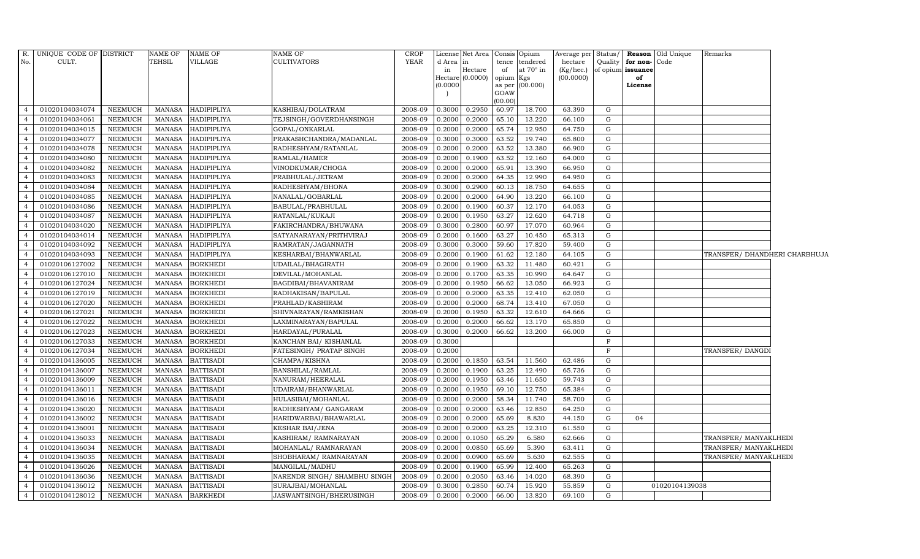| R. No. | UNIQUE CODE OF CULT. | DISTRICT | NAME OF TEHSIL | NAME OF VILLAGE | NAME OF CULTIVATORS | CROP YEAR | License d Area in Hectare (0.0000) | Net Area in Hectare (0.0000) | Consis tence of opium as per GOAW (00.00) | Opium tendered at 70° in Kgs (00.000) | Average per hectare (Kg/hec.) (00.0000) | Status/ Quality of opium | Reason for non-issuance of License | Old Unique Code | Remarks |
|---|---|---|---|---|---|---|---|---|---|---|---|---|---|---|---|
| 4 | 01020104034074 | NEEMUCH | MANASA | HADIPIPLIYA | KASHIBAI/DOLATRAM | 2008-09 | 0.3000 | 0.2950 | 60.97 | 18.700 | 63.390 | G | | | |
| 4 | 01020104034061 | NEEMUCH | MANASA | HADIPIPLIYA | TEJSINGH/GOVERDHANSINGH | 2008-09 | 0.2000 | 0.2000 | 65.10 | 13.220 | 66.100 | G | | | |
| 4 | 01020104034015 | NEEMUCH | MANASA | HADIPIPLIYA | GOPAL/ONKARLAL | 2008-09 | 0.2000 | 0.2000 | 65.74 | 12.950 | 64.750 | G | | | |
| 4 | 01020104034077 | NEEMUCH | MANASA | HADIPIPLIYA | PRAKASHCHANDRA/MADANLAL | 2008-09 | 0.3000 | 0.3000 | 63.52 | 19.740 | 65.800 | G | | | |
| 4 | 01020104034078 | NEEMUCH | MANASA | HADIPIPLIYA | RADHESHYAM/RATANLAL | 2008-09 | 0.2000 | 0.2000 | 63.52 | 13.380 | 66.900 | G | | | |
| 4 | 01020104034080 | NEEMUCH | MANASA | HADIPIPLIYA | RAMLAL/HAMER | 2008-09 | 0.2000 | 0.1900 | 63.52 | 12.160 | 64.000 | G | | | |
| 4 | 01020104034082 | NEEMUCH | MANASA | HADIPIPLIYA | VINODKUMAR/CHOGA | 2008-09 | 0.2000 | 0.2000 | 65.91 | 13.390 | 66.950 | G | | | |
| 4 | 01020104034083 | NEEMUCH | MANASA | HADIPIPLIYA | PRABHULAL/JETRAM | 2008-09 | 0.2000 | 0.2000 | 64.35 | 12.990 | 64.950 | G | | | |
| 4 | 01020104034084 | NEEMUCH | MANASA | HADIPIPLIYA | RADHESHYAM/BHONA | 2008-09 | 0.3000 | 0.2900 | 60.13 | 18.750 | 64.655 | G | | | |
| 4 | 01020104034085 | NEEMUCH | MANASA | HADIPIPLIYA | NANALAL/GOBARLAL | 2008-09 | 0.2000 | 0.2000 | 64.90 | 13.220 | 66.100 | G | | | |
| 4 | 01020104034086 | NEEMUCH | MANASA | HADIPIPLIYA | BABULAL/PRABHULAL | 2008-09 | 0.2000 | 0.1900 | 60.37 | 12.170 | 64.053 | G | | | |
| 4 | 01020104034087 | NEEMUCH | MANASA | HADIPIPLIYA | RATANLAL/KUKAJI | 2008-09 | 0.2000 | 0.1950 | 63.27 | 12.620 | 64.718 | G | | | |
| 4 | 01020104034020 | NEEMUCH | MANASA | HADIPIPLIYA | FAKIRCHANDRA/BHUWANA | 2008-09 | 0.3000 | 0.2800 | 60.97 | 17.070 | 60.964 | G | | | |
| 4 | 01020104034014 | NEEMUCH | MANASA | HADIPIPLIYA | SATYANARAYAN/PRITHVIRAJ | 2008-09 | 0.2000 | 0.1600 | 63.27 | 10.450 | 65.313 | G | | | |
| 4 | 01020104034092 | NEEMUCH | MANASA | HADIPIPLIYA | RAMRATAN/JAGANNATH | 2008-09 | 0.3000 | 0.3000 | 59.60 | 17.820 | 59.400 | G | | | |
| 4 | 01020104034093 | NEEMUCH | MANASA | HADIPIPLIYA | KESHARBAI/BHANWARLAL | 2008-09 | 0.2000 | 0.1900 | 61.62 | 12.180 | 64.105 | G | | | TRANSFER/ DHANDHERI CHARBHUJA |
| 4 | 01020106127002 | NEEMUCH | MANASA | BORKHEDI | UDAILAL/BHAGIRATH | 2008-09 | 0.2000 | 0.1900 | 63.32 | 11.480 | 60.421 | G | | | |
| 4 | 01020106127010 | NEEMUCH | MANASA | BORKHEDI | DEVILAL/MOHANLAL | 2008-09 | 0.2000 | 0.1700 | 63.35 | 10.990 | 64.647 | G | | | |
| 4 | 01020106127024 | NEEMUCH | MANASA | BORKHEDI | BAGDIBAI/BHAVANIRAM | 2008-09 | 0.2000 | 0.1950 | 66.62 | 13.050 | 66.923 | G | | | |
| 4 | 01020106127019 | NEEMUCH | MANASA | BORKHEDI | RADHAKISAN/BAPULAL | 2008-09 | 0.2000 | 0.2000 | 63.35 | 12.410 | 62.050 | G | | | |
| 4 | 01020106127020 | NEEMUCH | MANASA | BORKHEDI | PRAHLAD/KASHIRAM | 2008-09 | 0.2000 | 0.2000 | 68.74 | 13.410 | 67.050 | G | | | |
| 4 | 01020106127021 | NEEMUCH | MANASA | BORKHEDI | SHIVNARAYAN/RAMKISHAN | 2008-09 | 0.2000 | 0.1950 | 63.32 | 12.610 | 64.666 | G | | | |
| 4 | 01020106127022 | NEEMUCH | MANASA | BORKHEDI | LAXMINARAYAN/BAPULAL | 2008-09 | 0.2000 | 0.2000 | 66.62 | 13.170 | 65.850 | G | | | |
| 4 | 01020106127023 | NEEMUCH | MANASA | BORKHEDI | HARDAYAL/PURALAL | 2008-09 | 0.3000 | 0.2000 | 66.62 | 13.200 | 66.000 | G | | | |
| 4 | 01020106127033 | NEEMUCH | MANASA | BORKHEDI | KANCHAN BAI/ KISHANLAL | 2008-09 | 0.3000 | | | | | F | | | |
| 4 | 01020106127034 | NEEMUCH | MANASA | BORKHEDI | FATESINGH/ PRATAP SINGH | 2008-09 | 0.2000 | | | | | F | | | TRANSFER/ DANGDI |
| 4 | 01020104136005 | NEEMUCH | MANASA | BATTISADI | CHAMPA/KISHNA | 2008-09 | 0.2000 | 0.1850 | 63.54 | 11.560 | 62.486 | G | | | |
| 4 | 01020104136007 | NEEMUCH | MANASA | BATTISADI | BANSHILAL/RAMLAL | 2008-09 | 0.2000 | 0.1900 | 63.25 | 12.490 | 65.736 | G | | | |
| 4 | 01020104136009 | NEEMUCH | MANASA | BATTISADI | NANURAM/HEERALAL | 2008-09 | 0.2000 | 0.1950 | 63.46 | 11.650 | 59.743 | G | | | |
| 4 | 01020104136011 | NEEMUCH | MANASA | BATTISADI | UDAIRAM/BHANWARLAL | 2008-09 | 0.2000 | 0.1950 | 69.10 | 12.750 | 65.384 | G | | | |
| 4 | 01020104136016 | NEEMUCH | MANASA | BATTISADI | HULASIBAI/MOHANLAL | 2008-09 | 0.2000 | 0.2000 | 58.34 | 11.740 | 58.700 | G | | | |
| 4 | 01020104136020 | NEEMUCH | MANASA | BATTISADI | RADHESHYAM/ GANGARAM | 2008-09 | 0.2000 | 0.2000 | 63.46 | 12.850 | 64.250 | G | | | |
| 4 | 01020104136002 | NEEMUCH | MANASA | BATTISADI | HARIDWARBAI/BHAWARLAL | 2008-09 | 0.2000 | 0.2000 | 65.69 | 8.830 | 44.150 | G | 04 | | |
| 4 | 01020104136001 | NEEMUCH | MANASA | BATTISADI | KESHAR BAI/JENA | 2008-09 | 0.2000 | 0.2000 | 63.25 | 12.310 | 61.550 | G | | | |
| 4 | 01020104136033 | NEEMUCH | MANASA | BATTISADI | KASHIRAM/ RAMNARAYAN | 2008-09 | 0.2000 | 0.1050 | 65.29 | 6.580 | 62.666 | G | | | TRANSFER/ MANYAKLHEDI |
| 4 | 01020104136034 | NEEMUCH | MANASA | BATTISADI | MOHANLAL/ RAMNARAYAN | 2008-09 | 0.2000 | 0.0850 | 65.69 | 5.390 | 63.411 | G | | | TRANSFER/ MANYAKLHEDI |
| 4 | 01020104136035 | NEEMUCH | MANASA | BATTISADI | SHOBHARAM/ RAMNARAYAN | 2008-09 | 0.2000 | 0.0900 | 65.69 | 5.630 | 62.555 | G | | | TRANSFER/ MANYAKLHEDI |
| 4 | 01020104136026 | NEEMUCH | MANASA | BATTISADI | MANGILAL/MADHU | 2008-09 | 0.2000 | 0.1900 | 65.99 | 12.400 | 65.263 | G | | | |
| 4 | 01020104136036 | NEEMUCH | MANASA | BATTISADI | NARENDR SINGH/ SHAMBHU SINGH | 2008-09 | 0.2000 | 0.2050 | 63.46 | 14.020 | 68.390 | G | | | |
| 4 | 01020104136012 | NEEMUCH | MANASA | BATTISADI | SURAJBAI/MOHANLAL | 2008-09 | 0.3000 | 0.2850 | 60.74 | 15.920 | 55.859 | G | | 01020104139038 | |
| 4 | 01020104128012 | NEEMUCH | MANASA | BARKHEDI | JASWANTSINGH/BHERUSINGH | 2008-09 | 0.2000 | 0.2000 | 66.00 | 13.820 | 69.100 | G | | | |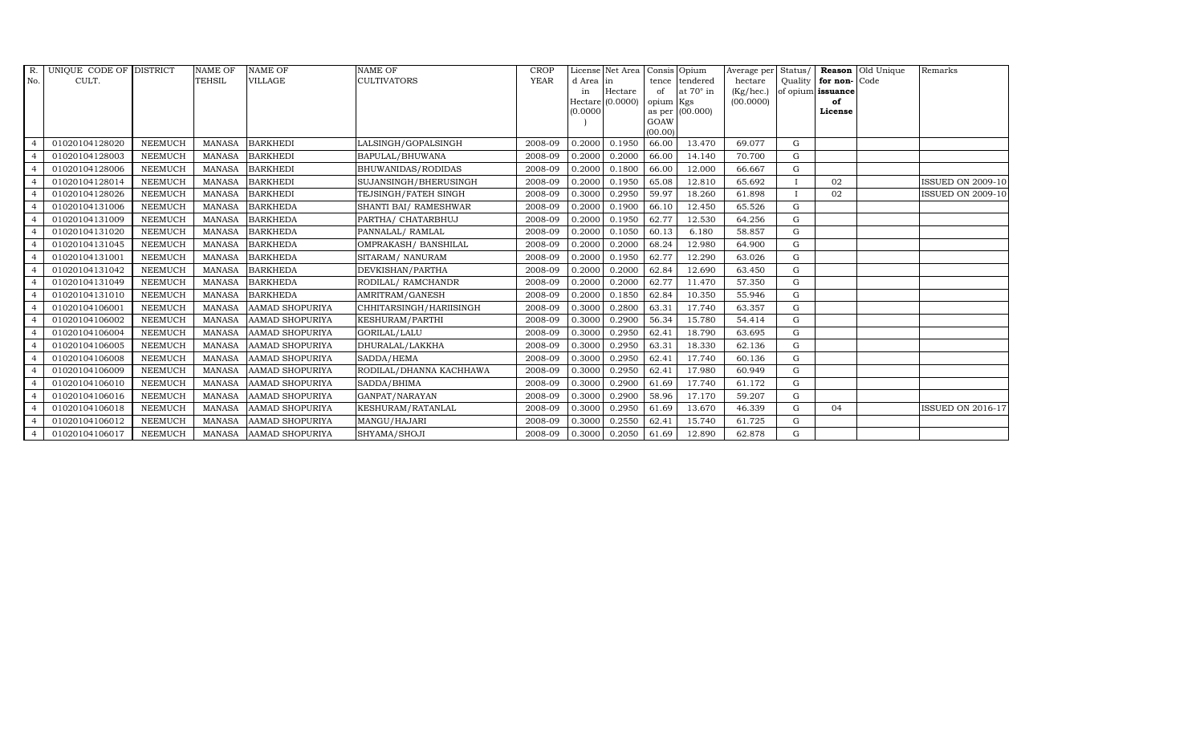| R. No. | UNIQUE CODE OF CULT. | DISTRICT | NAME OF TEHSIL | NAME OF VILLAGE | NAME OF CULTIVATORS | CROP YEAR | License d Area in Hectare (0.0000) | Net Area in Hectare (0.0000) | Consis tence of opium as per GOAW (00.00) | Opium tendered at 70° in Kgs (00.000) | Average per hectare (Kg/hec.) (00.0000) | Status/ Quality of opium | Reason for non-issuance of License | Old Unique Code | Remarks |
|---|---|---|---|---|---|---|---|---|---|---|---|---|---|---|---|
| 4 | 01020104128020 | NEEMUCH | MANASA | BARKHEDI | LALSINGH/GOPALSINGH | 2008-09 | 0.2000 | 0.1950 | 66.00 | 13.470 | 69.077 | G | | | |
| 4 | 01020104128003 | NEEMUCH | MANASA | BARKHEDI | BAPULAL/BHUWANA | 2008-09 | 0.2000 | 0.2000 | 66.00 | 14.140 | 70.700 | G | | | |
| 4 | 01020104128006 | NEEMUCH | MANASA | BARKHEDI | BHUWANIDAS/RODIDAS | 2008-09 | 0.2000 | 0.1800 | 66.00 | 12.000 | 66.667 | G | | | |
| 4 | 01020104128014 | NEEMUCH | MANASA | BARKHEDI | SUJANSINGH/BHERUSINGH | 2008-09 | 0.2000 | 0.1950 | 65.08 | 12.810 | 65.692 | I | 02 | | ISSUED ON 2009-10 |
| 4 | 01020104128026 | NEEMUCH | MANASA | BARKHEDI | TEJSINGH/FATEH SINGH | 2008-09 | 0.3000 | 0.2950 | 59.97 | 18.260 | 61.898 | I | 02 | | ISSUED ON 2009-10 |
| 4 | 01020104131006 | NEEMUCH | MANASA | BARKHEDA | SHANTI BAI/ RAMESHWAR | 2008-09 | 0.2000 | 0.1900 | 66.10 | 12.450 | 65.526 | G | | | |
| 4 | 01020104131009 | NEEMUCH | MANASA | BARKHEDA | PARTHA/ CHATARBHUJ | 2008-09 | 0.2000 | 0.1950 | 62.77 | 12.530 | 64.256 | G | | | |
| 4 | 01020104131020 | NEEMUCH | MANASA | BARKHEDA | PANNALAL/ RAMLAL | 2008-09 | 0.2000 | 0.1050 | 60.13 | 6.180 | 58.857 | G | | | |
| 4 | 01020104131045 | NEEMUCH | MANASA | BARKHEDA | OMPRAKASH/ BANSHILAL | 2008-09 | 0.2000 | 0.2000 | 68.24 | 12.980 | 64.900 | G | | | |
| 4 | 01020104131001 | NEEMUCH | MANASA | BARKHEDA | SITARAM/ NANURAM | 2008-09 | 0.2000 | 0.1950 | 62.77 | 12.290 | 63.026 | G | | | |
| 4 | 01020104131042 | NEEMUCH | MANASA | BARKHEDA | DEVKISHAN/PARTHA | 2008-09 | 0.2000 | 0.2000 | 62.84 | 12.690 | 63.450 | G | | | |
| 4 | 01020104131049 | NEEMUCH | MANASA | BARKHEDA | RODILAL/ RAMCHANDR | 2008-09 | 0.2000 | 0.2000 | 62.77 | 11.470 | 57.350 | G | | | |
| 4 | 01020104131010 | NEEMUCH | MANASA | BARKHEDA | AMRITRAM/GANESH | 2008-09 | 0.2000 | 0.1850 | 62.84 | 10.350 | 55.946 | G | | | |
| 4 | 01020104106001 | NEEMUCH | MANASA | AAMAD SHOPURIYA | CHHITARSINGH/HARIISINGH | 2008-09 | 0.3000 | 0.2800 | 63.31 | 17.740 | 63.357 | G | | | |
| 4 | 01020104106002 | NEEMUCH | MANASA | AAMAD SHOPURIYA | KESHURAM/PARTHI | 2008-09 | 0.3000 | 0.2900 | 56.34 | 15.780 | 54.414 | G | | | |
| 4 | 01020104106004 | NEEMUCH | MANASA | AAMAD SHOPURIYA | GORILAL/LALU | 2008-09 | 0.3000 | 0.2950 | 62.41 | 18.790 | 63.695 | G | | | |
| 4 | 01020104106005 | NEEMUCH | MANASA | AAMAD SHOPURIYA | DHURALAL/LAKKHA | 2008-09 | 0.3000 | 0.2950 | 63.31 | 18.330 | 62.136 | G | | | |
| 4 | 01020104106008 | NEEMUCH | MANASA | AAMAD SHOPURIYA | SADDA/HEMA | 2008-09 | 0.3000 | 0.2950 | 62.41 | 17.740 | 60.136 | G | | | |
| 4 | 01020104106009 | NEEMUCH | MANASA | AAMAD SHOPURIYA | RODILAL/DHANNA KACHHAWA | 2008-09 | 0.3000 | 0.2950 | 62.41 | 17.980 | 60.949 | G | | | |
| 4 | 01020104106010 | NEEMUCH | MANASA | AAMAD SHOPURIYA | SADDA/BHIMA | 2008-09 | 0.3000 | 0.2900 | 61.69 | 17.740 | 61.172 | G | | | |
| 4 | 01020104106016 | NEEMUCH | MANASA | AAMAD SHOPURIYA | GANPAT/NARAYAN | 2008-09 | 0.3000 | 0.2900 | 58.96 | 17.170 | 59.207 | G | | | |
| 4 | 01020104106018 | NEEMUCH | MANASA | AAMAD SHOPURIYA | KESHURAM/RATANLAL | 2008-09 | 0.3000 | 0.2950 | 61.69 | 13.670 | 46.339 | G | 04 | | ISSUED ON 2016-17 |
| 4 | 01020104106012 | NEEMUCH | MANASA | AAMAD SHOPURIYA | MANGU/HAJARI | 2008-09 | 0.3000 | 0.2550 | 62.41 | 15.740 | 61.725 | G | | | |
| 4 | 01020104106017 | NEEMUCH | MANASA | AAMAD SHOPURIYA | SHYAMA/SHOJI | 2008-09 | 0.3000 | 0.2050 | 61.69 | 12.890 | 62.878 | G | | | |